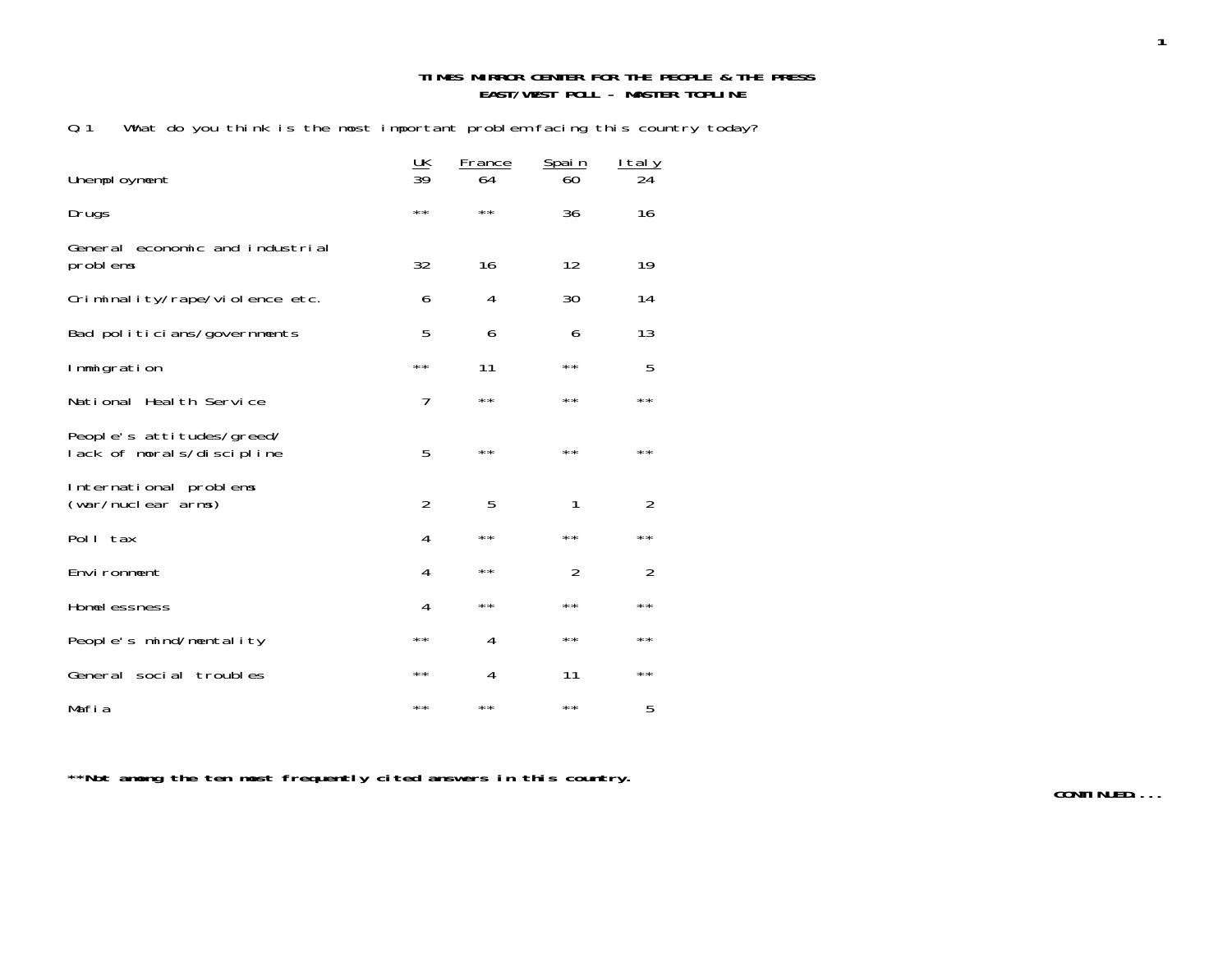**TIMES MIRROR CENTER FOR THE PEOPLE & THE PRESS**
**EAST/WEST POLL - MASTER TOPLINE**

Q.1 What do you think is the most important problem facing this country today?

| | UK | France | Spain | Italy |
|---|---|---|---|---|
| Unemployment | 39 | 64 | 60 | 24 |
| Drugs | ** | ** | 36 | 16 |
| General economic and industrial problems | 32 | 16 | 12 | 19 |
| Criminality/rape/violence etc. | 6 | 4 | 30 | 14 |
| Bad politicians/governments | 5 | 6 | 6 | 13 |
| Immigration | ** | 11 | ** | 5 |
| National Health Service | 7 | ** | ** | ** |
| People's attitudes/greed/ lack of morals/discipline | 5 | ** | ** | ** |
| International problems (war/nuclear arms) | 2 | 5 | 1 | 2 |
| Poll tax | 4 | ** | ** | ** |
| Environment | 4 | ** | 2 | 2 |
| Homelessness | 4 | ** | ** | ** |
| People's mind/mentality | ** | 4 | ** | ** |
| General social troubles | ** | 4 | 11 | ** |
| Mafia | ** | ** | ** | 5 |

**\*\*Not among the ten most frequently cited answers in this country.**

**CONTINUED....**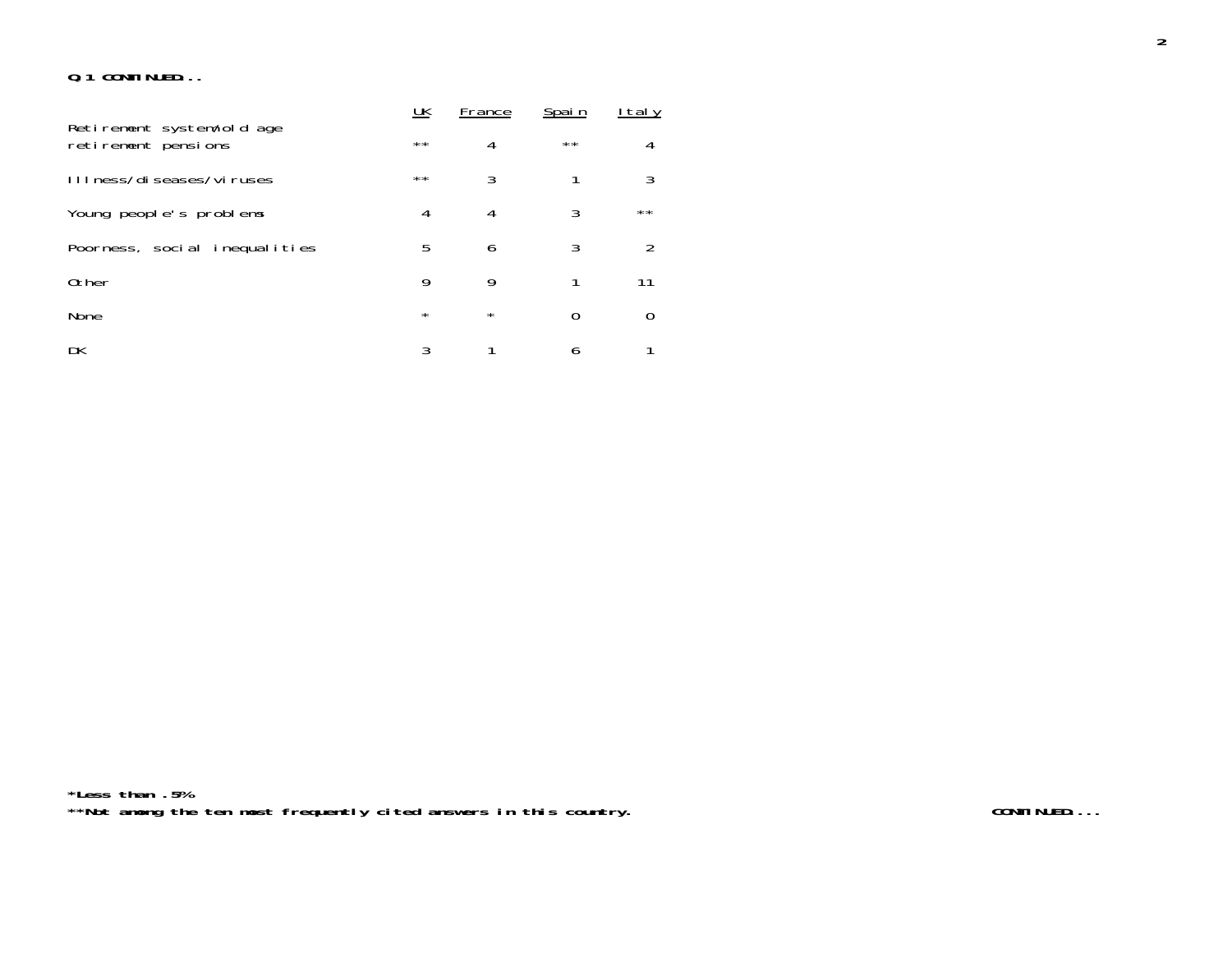**Q.1 CONTINUED...**

| | UK | France | Spain | Italy |
|---|---|---|---|---|
| Retirement system/old age retirement pensions | ** | 4 | ** | 4 |
| Illness/diseases/viruses | ** | 3 | 1 | 3 |
| Young people's problems | 4 | 4 | 3 | ** |
| Poorness, social inequalities | 5 | 6 | 3 | 2 |
| Other | 9 | 9 | 1 | 11 |
| None | * | * | 0 | 0 |
| DK | 3 | 1 | 6 | 1 |

**\*Less than .5%**

**\*\*Not among the ten most frequently cited answers in this country.**

**CONTINUED...**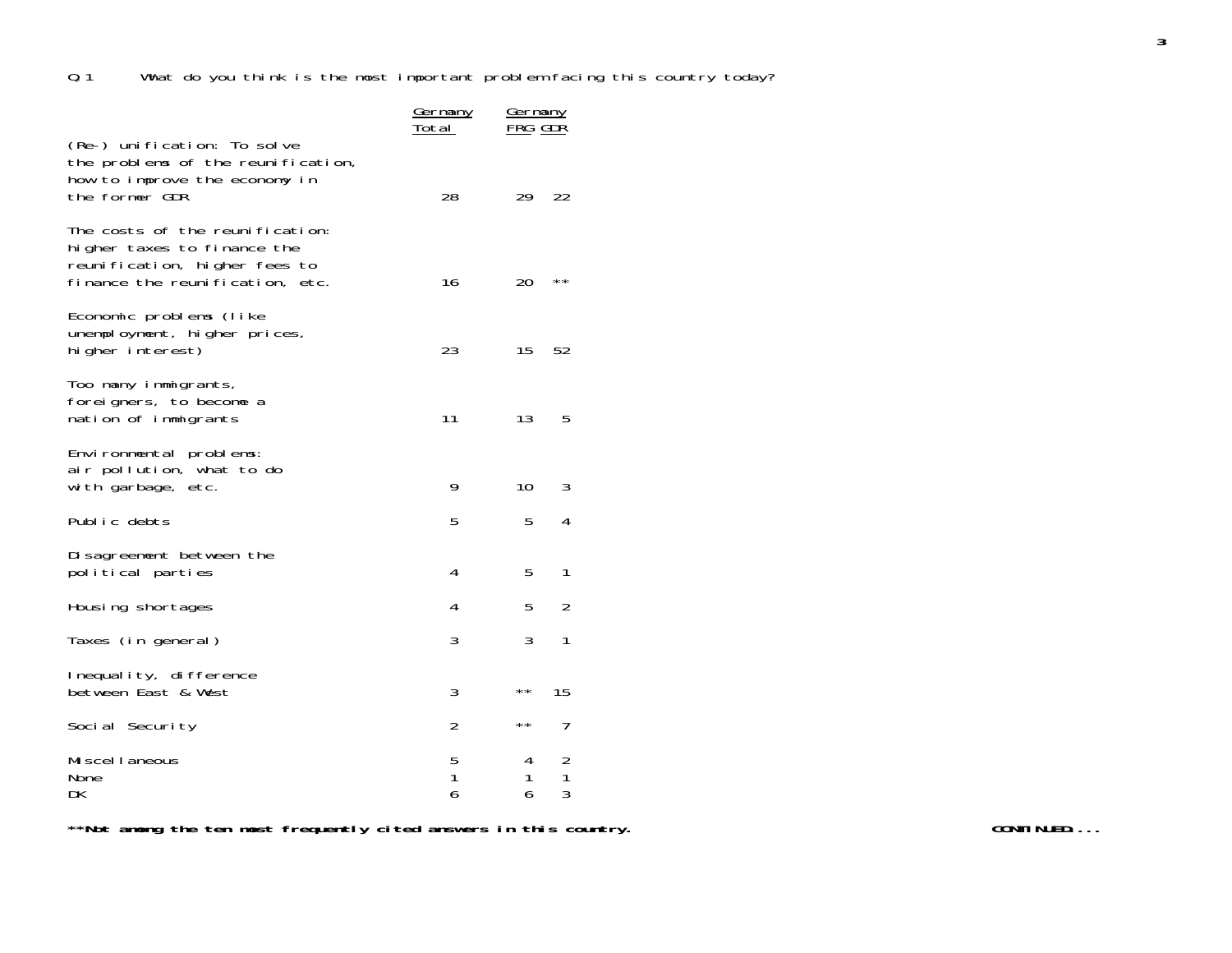Q 1 What do you think is the most important problem facing this country today?

| | Germany Total | Germany FRG | GDR |
|---|---|---|---|
| (Re-) unification: To solve the problems of the reunification, how to improve the economy in the former GDR | 28 | 29 | 22 |
| The costs of the reunification: higher taxes to finance the reunification, higher fees to finance the reunification, etc. | 16 | 20 | ** |
| Economic problems (like unemployment, higher prices, higher interest) | 23 | 15 | 52 |
| Too many immigrants, foreigners, to become a nation of immigrants | 11 | 13 | 5 |
| Environmental problems: air pollution, what to do with garbage, etc. | 9 | 10 | 3 |
| Public debts | 5 | 5 | 4 |
| Disagreement between the political parties | 4 | 5 | 1 |
| Housing shortages | 4 | 5 | 2 |
| Taxes (in general) | 3 | 3 | 1 |
| Inequality, difference between East & West | 3 | ** | 15 |
| Social Security | 2 | ** | 7 |
| Miscellaneous | 5 | 4 | 2 |
| None | 1 | 1 | 1 |
| DK | 6 | 6 | 3 |

**\*\*Not among the ten most frequently cited answers in this country.**

**CONTINUED....**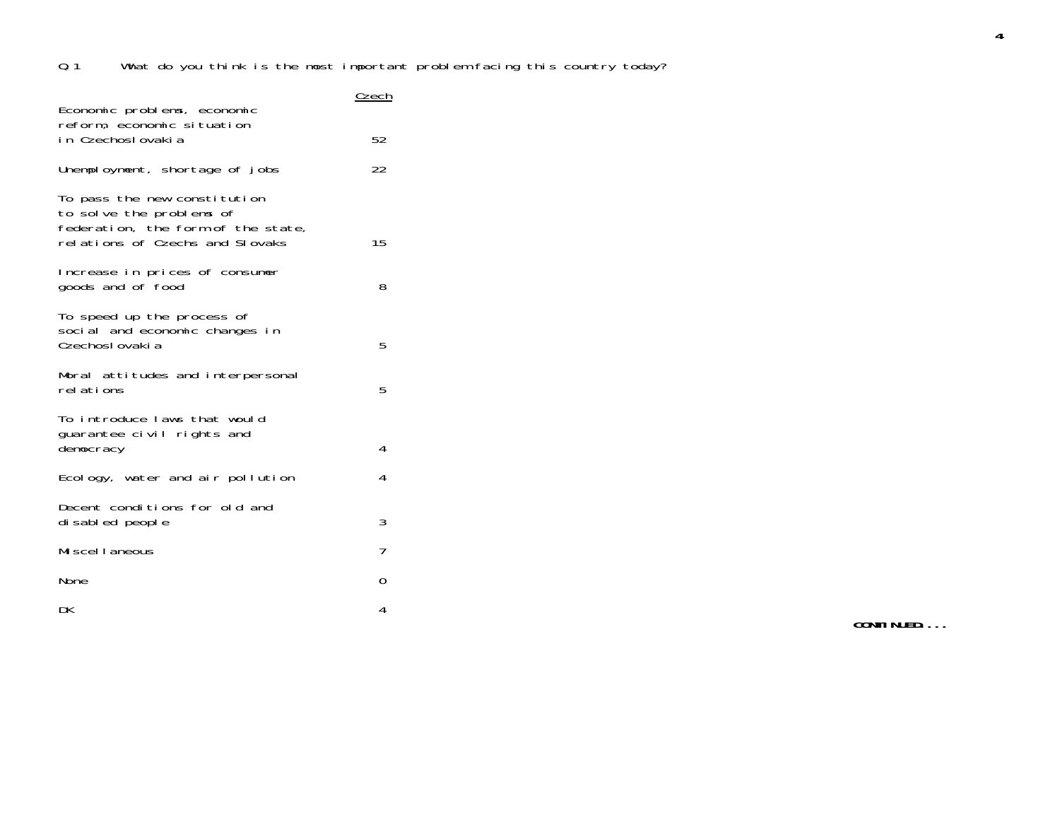Q.1 What do you think is the most important problem facing this country today?

| | Czech |
|---|---|
| Economic problems, economic reform, economic situation in Czechoslovakia | 52 |
| Unemployment, shortage of jobs | 22 |
| To pass the new constitution to solve the problems of federation, the form of the state, relations of Czechs and Slovaks | 15 |
| Increase in prices of consumer goods and of food | 8 |
| To speed up the process of social and economic changes in Czechoslovakia | 5 |
| Moral attitudes and interpersonal relations | 5 |
| To introduce laws that would guarantee civil rights and democracy | 4 |
| Ecology, water and air pollution | 4 |
| Decent conditions for old and disabled people | 3 |
| Miscellaneous | 7 |
| None | 0 |
| DK | 4 |

**CONTINUED....**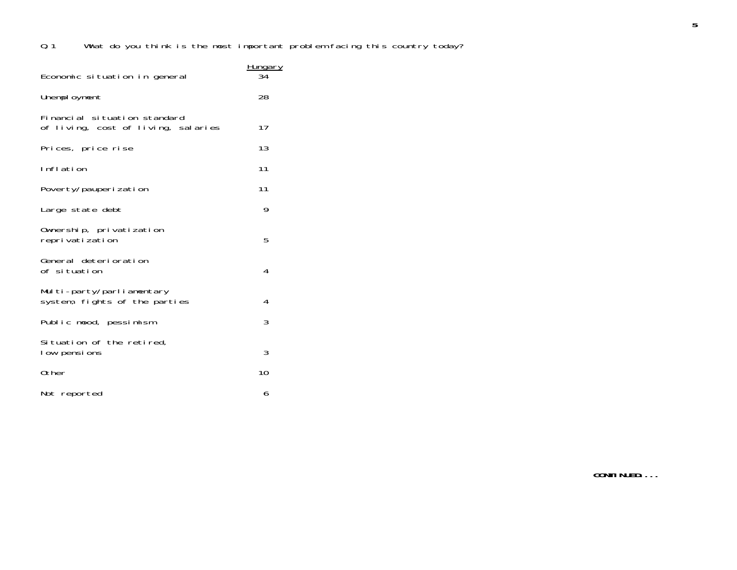Q 1 What do you think is the most important problem facing this country today?

| | Hungary |
|---|---|
| Economic situation in general | 34 |
| Unemployment | 28 |
| Financial situation standard of living, cost of living, salaries | 17 |
| Prices, price rise | 13 |
| Inflation | 11 |
| Poverty/pauperization | 11 |
| Large state debt | 9 |
| Ownership, privatization reprivatization | 5 |
| General deterioration of situation | 4 |
| Multi-party/parliamentary system, fights of the parties | 4 |
| Public mood, pessimism | 3 |
| Situation of the retired, low pensions | 3 |
| Other | 10 |
| Not reported | 6 |

**CONTINUED...**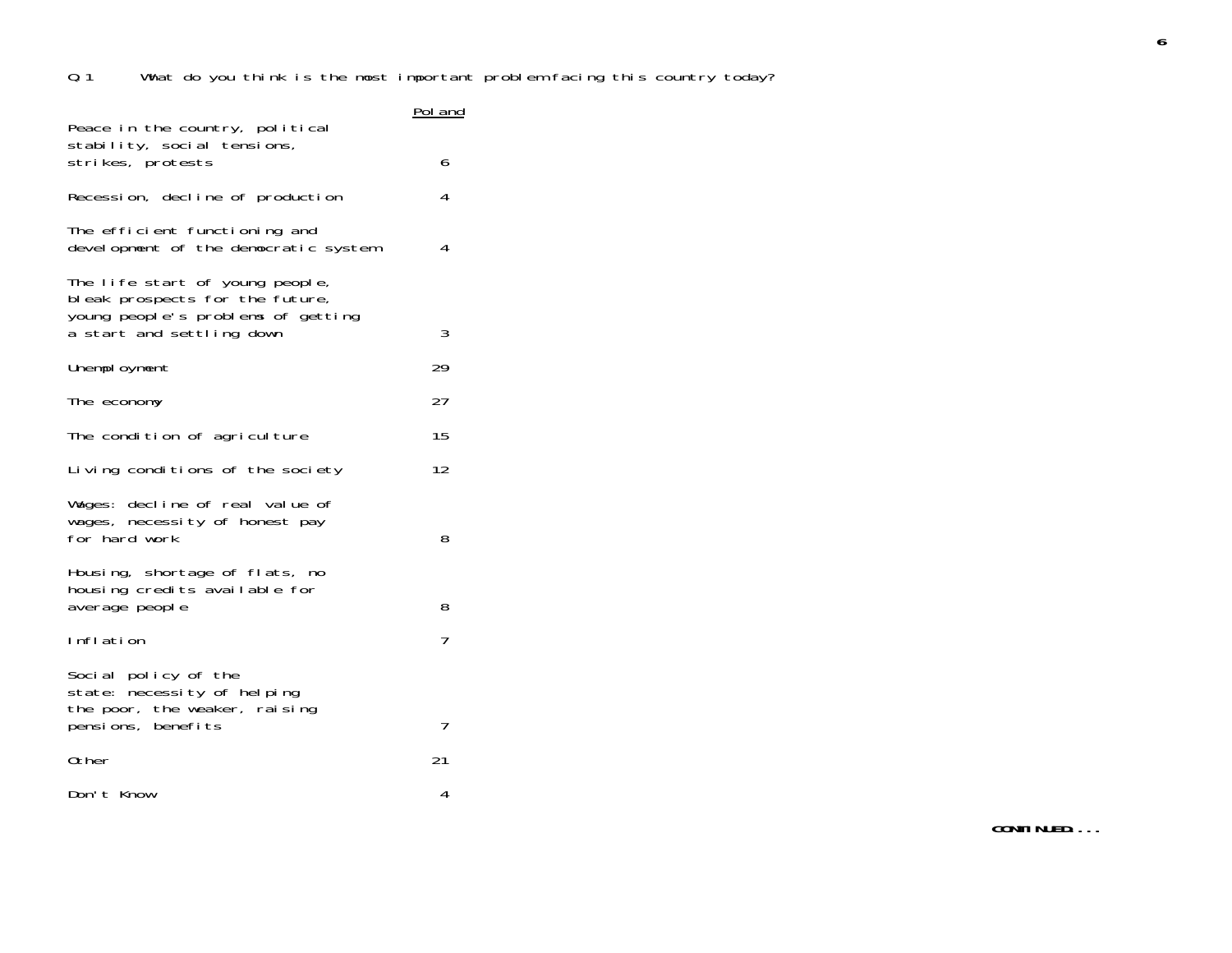Q.1 What do you think is the most important problem facing this country today?

| | Poland |
|---|---|
| Peace in the country, political stability, social tensions, strikes, protests | 6 |
| Recession, decline of production | 4 |
| The efficient functioning and development of the democratic system | 4 |
| The life start of young people, bleak prospects for the future, young people's problems of getting a start and settling down | 3 |
| Unemployment | 29 |
| The economy | 27 |
| The condition of agriculture | 15 |
| Living conditions of the society | 12 |
| Wages: decline of real value of wages, necessity of honest pay for hard work | 8 |
| Housing, shortage of flats, no housing credits available for average people | 8 |
| Inflation | 7 |
| Social policy of the state: necessity of helping the poor, the weaker, raising pensions, benefits | 7 |
| Other | 21 |
| Don't Know | 4 |

**CONTINUED...**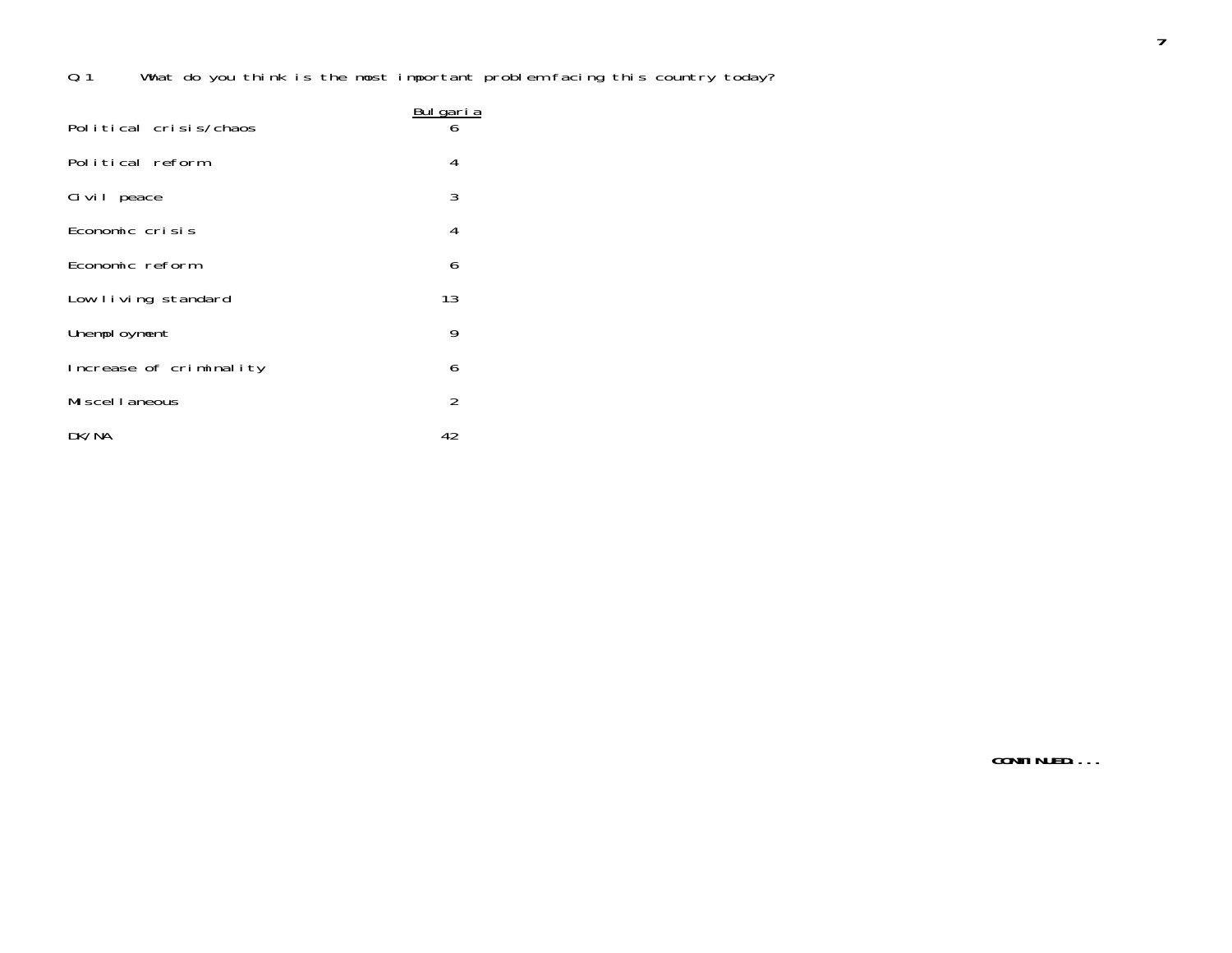Q.1 What do you think is the most important problem facing this country today?

| | Bulgaria |
|---|---|
| Political crisis/chaos | 6 |
| Political reform | 4 |
| Civil peace | 3 |
| Economic crisis | 4 |
| Economic reform | 6 |
| Low living standard | 13 |
| Unemployment | 9 |
| Increase of criminality | 6 |
| Miscellaneous | 2 |
| DK/NA | 42 |

CONTINUED....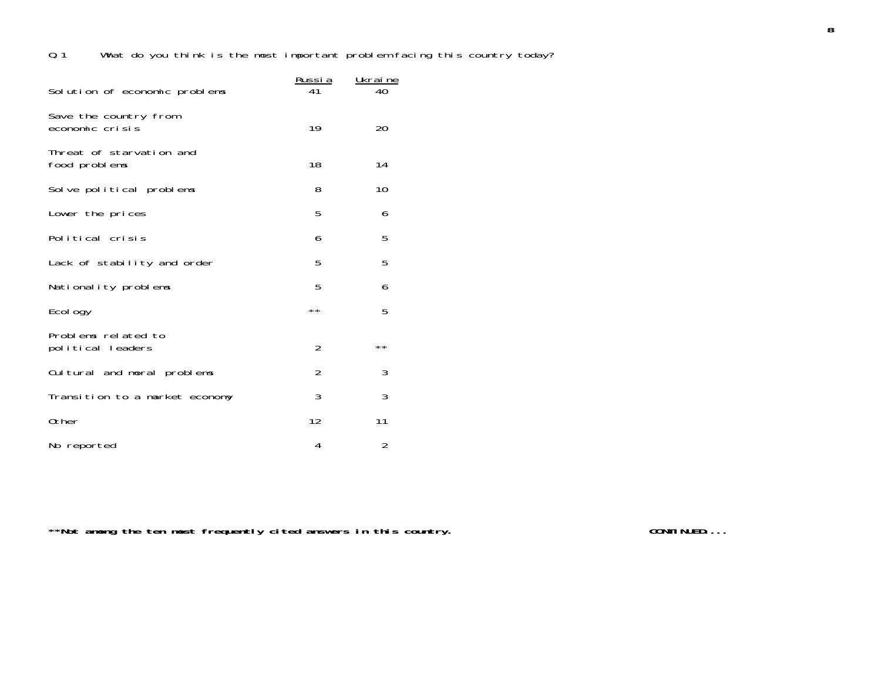Q 1 What do you think is the most important problem facing this country today?

| | Russia | Ukraine |
|---|---|---|
| Solution of economic problems | 41 | 40 |
| Save the country from economic crisis | 19 | 20 |
| Threat of starvation and food problems | 18 | 14 |
| Solve political problems | 8 | 10 |
| Lower the prices | 5 | 6 |
| Political crisis | 6 | 5 |
| Lack of stability and order | 5 | 5 |
| Nationality problems | 5 | 6 |
| Ecology | ** | 5 |
| Problems related to political leaders | 2 | ** |
| Cultural and moral problems | 2 | 3 |
| Transition to a market economy | 3 | 3 |
| Other | 12 | 11 |
| No reported | 4 | 2 |

**\*\*Not among the ten most frequently cited answers in this country.**

**CONTINUED....**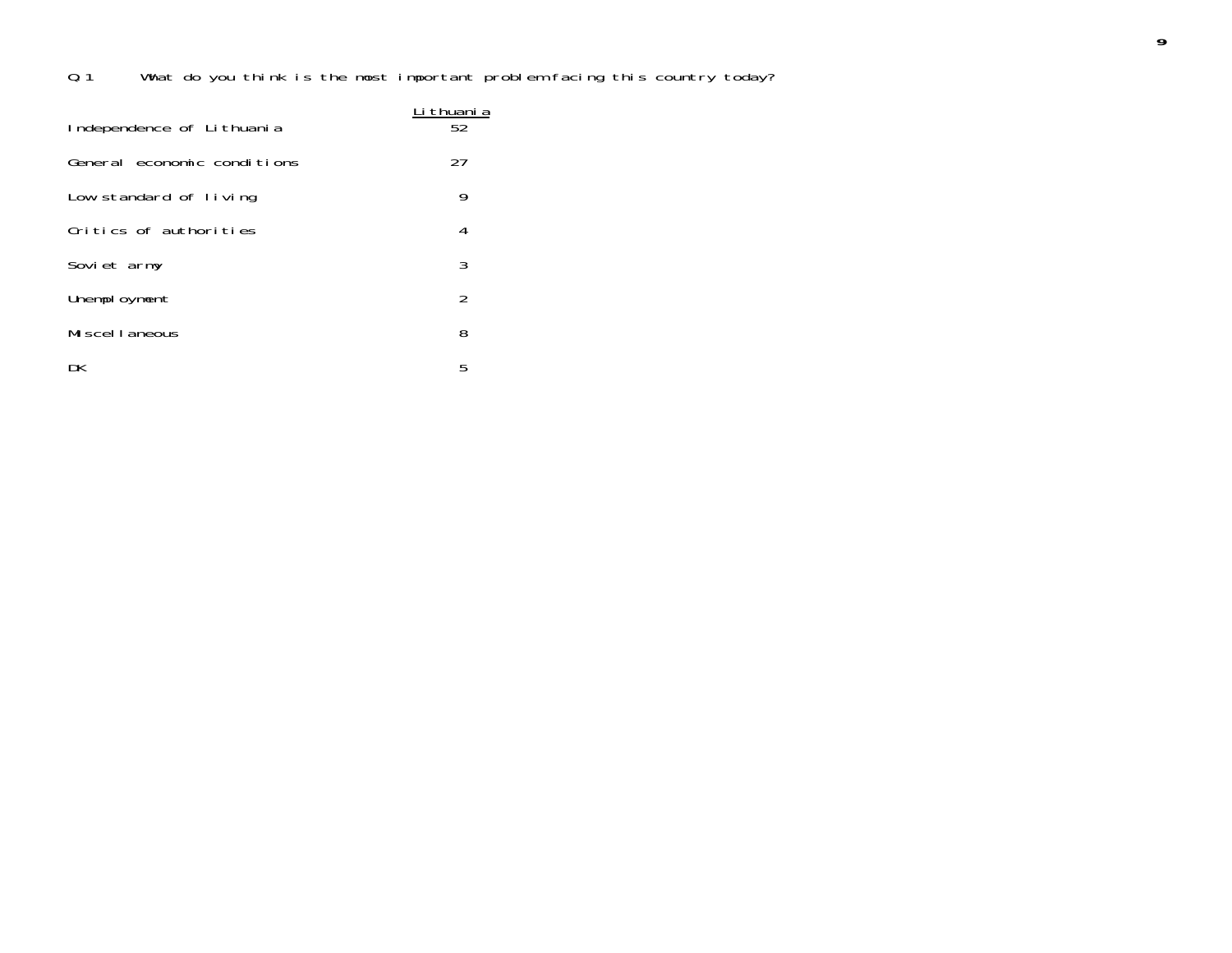Q 1 What do you think is the most important problem facing this country today?

| | Lithuania |
|---|---|
| Independence of Lithuania | 52 |
| General economic conditions | 27 |
| Low standard of living | 9 |
| Critics of authorities | 4 |
| Soviet army | 3 |
| Unemployment | 2 |
| Miscellaneous | 8 |
| DK | 5 |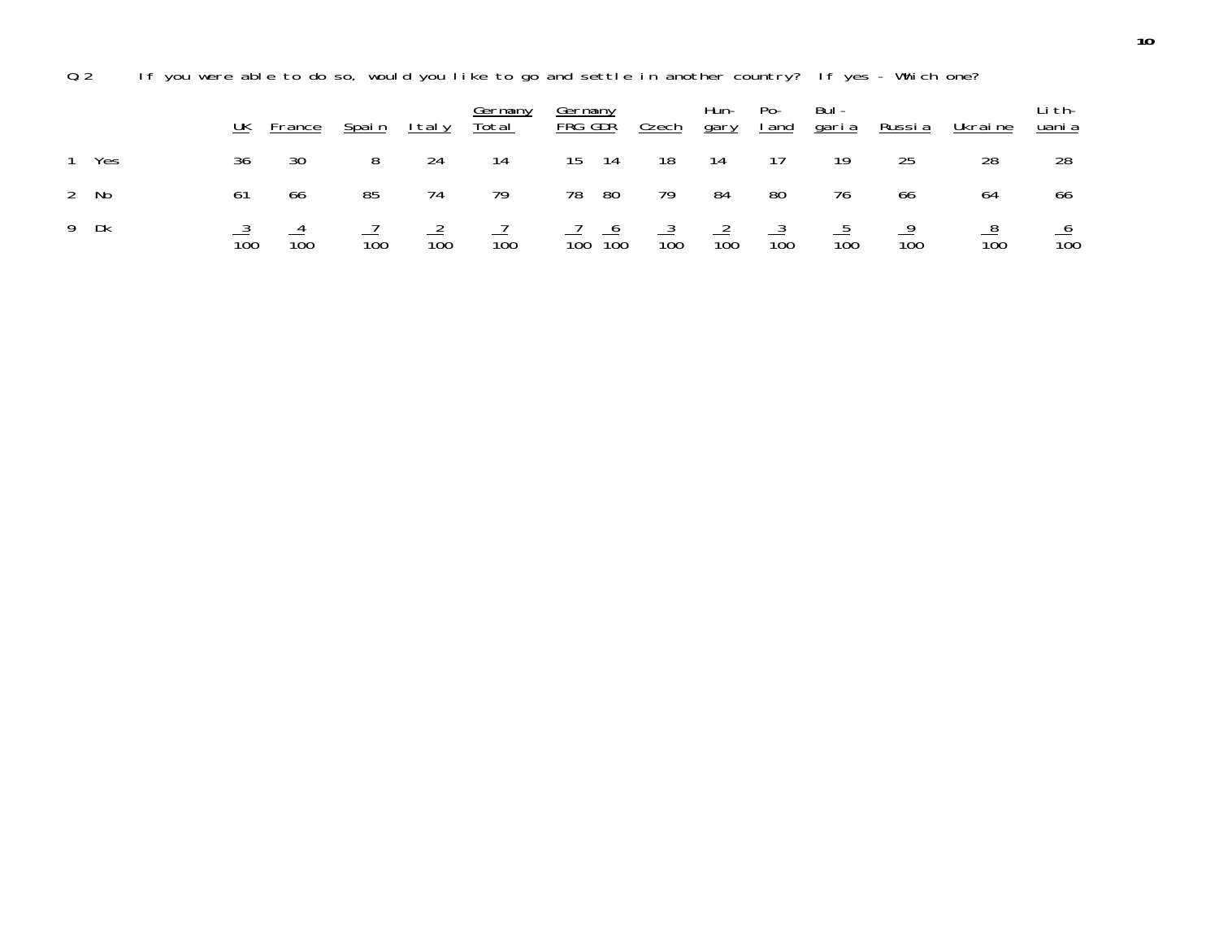Q.2 If you were able to do so, would you like to go and settle in another country? If yes - Which one?

| | | UK | France | Spain | Italy | Germany Total | Germany FRG | Germany GDR | Czech | Hungary | Poland | Bulgaria | Russia | Ukraine | Lithuania |
|---|---|---|---|---|---|---|---|---|---|---|---|---|---|---|---|
| 1 | Yes | 36 | 30 | 8 | 24 | 14 | 15 | 14 | 18 | 14 | 17 | 19 | 25 | 28 | 28 |
| 2 | No | 61 | 66 | 85 | 74 | 79 | 78 | 80 | 79 | 84 | 80 | 76 | 66 | 64 | 66 |
| 9 | Dk | 3 | 4 | 7 | 2 | 7 | 7 | 6 | 3 | 2 | 3 | 5 | 9 | 8 | 6 |
| | | 100 | 100 | 100 | 100 | 100 | 100 | 100 | 100 | 100 | 100 | 100 | 100 | 100 | 100 |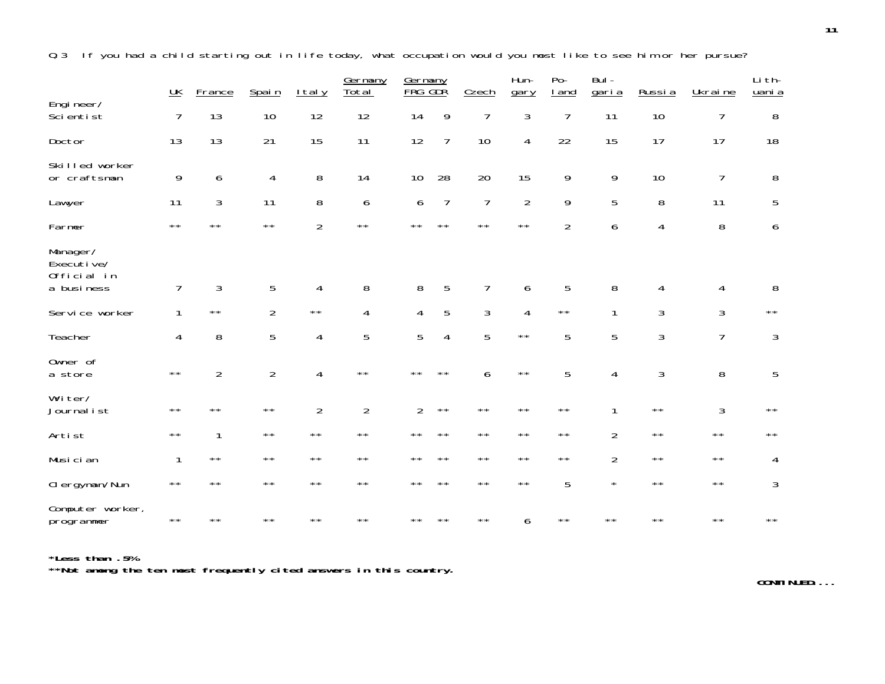Q 3  If you had a child starting out in life today, what occupation would you most like to see him or her pursue?

| | UK | France | Spain | Italy | Germany Total | Germany FRG | Germany GDR | Czech | Hungary | Poland | Bulgaria | Russia | Ukraine | Lithuania |
|---|---|---|---|---|---|---|---|---|---|---|---|---|---|---|
| Engineer/ Scientist | 7 | 13 | 10 | 12 | 12 | 14 | 9 | 7 | 3 | 7 | 11 | 10 | 7 | 8 |
| Doctor | 13 | 13 | 21 | 15 | 11 | 12 | 7 | 10 | 4 | 22 | 15 | 17 | 17 | 18 |
| Skilled worker or craftsman | 9 | 6 | 4 | 8 | 14 | 10 | 28 | 20 | 15 | 9 | 9 | 10 | 7 | 8 |
| Lawyer | 11 | 3 | 11 | 8 | 6 | 6 | 7 | 7 | 2 | 9 | 5 | 8 | 11 | 5 |
| Farmer | ** | ** | ** | 2 | ** | ** | ** | ** | ** | 2 | 6 | 4 | 8 | 6 |
| Manager/ Executive/ Official in a business | 7 | 3 | 5 | 4 | 8 | 8 | 5 | 7 | 6 | 5 | 8 | 4 | 4 | 8 |
| Service worker | 1 | ** | 2 | ** | 4 | 4 | 5 | 3 | 4 | ** | 1 | 3 | 3 | ** |
| Teacher | 4 | 8 | 5 | 4 | 5 | 5 | 4 | 5 | ** | 5 | 5 | 3 | 7 | 3 |
| Owner of a store | ** | 2 | 2 | 4 | ** | ** | ** | 6 | ** | 5 | 4 | 3 | 8 | 5 |
| Writer/ Journalist | ** | ** | ** | 2 | 2 | 2 | ** | ** | ** | ** | 1 | ** | 3 | ** |
| Artist | ** | 1 | ** | ** | ** | ** | ** | ** | ** | ** | 2 | ** | ** | ** |
| Musician | 1 | ** | ** | ** | ** | ** | ** | ** | ** | ** | 2 | ** | ** | 4 |
| Clergyman/Nun | ** | ** | ** | ** | ** | ** | ** | ** | ** | 5 | * | ** | ** | 3 |
| Computer worker, programmer | ** | ** | ** | ** | ** | ** | ** | ** | 6 | ** | ** | ** | ** | ** |

**\*Less than .5%**

**\*\*Not among the ten most frequently cited answers in this country.**

**CONTINUED...**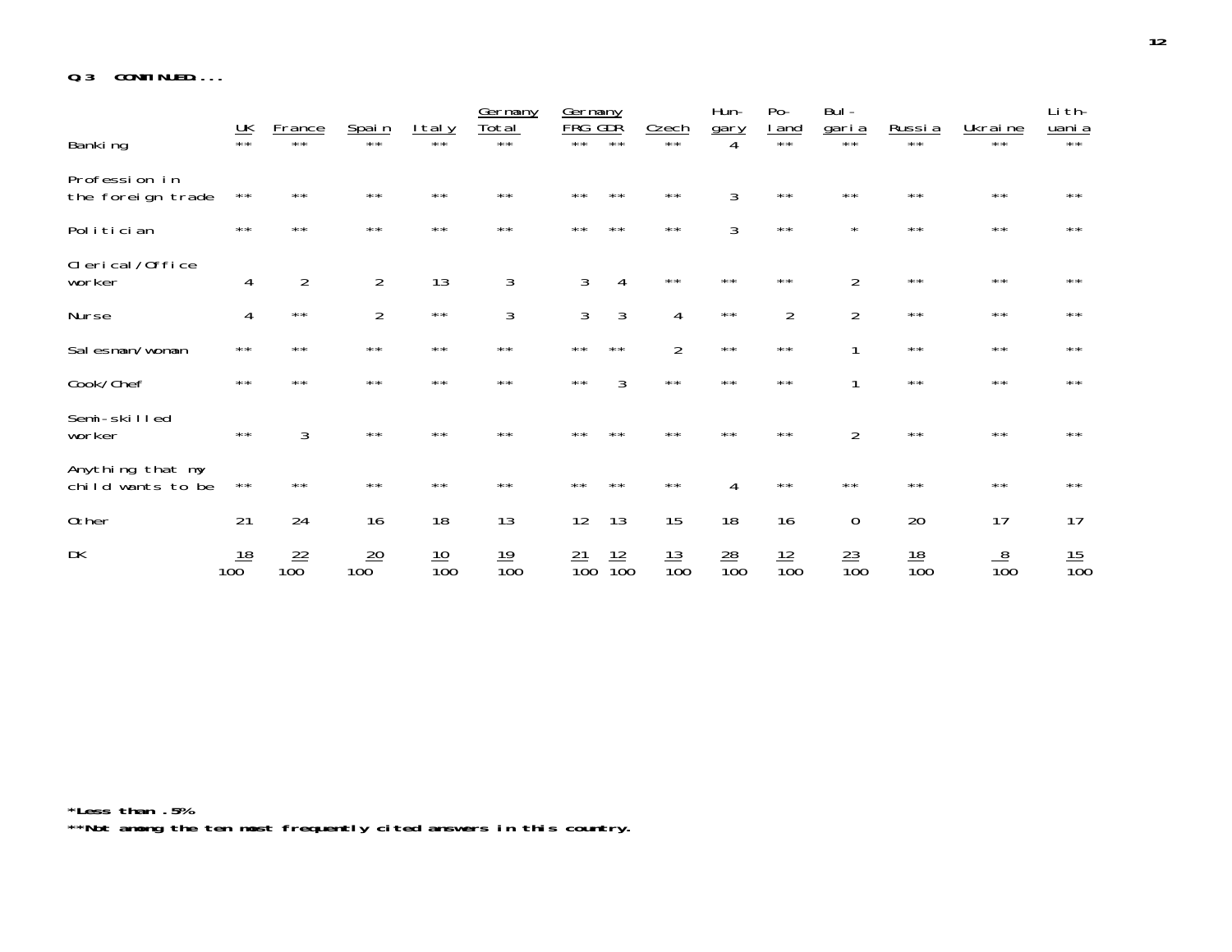**Q.3 CONTINUED...**

| | UK | France | Spain | Italy | Germany Total | Germany FRG | Germany GDR | Czech | Hungary | Poland | Bulgaria | Russia | Ukraine | Lithuania |
|---|---|---|---|---|---|---|---|---|---|---|---|---|---|---|
| Banking | ** | ** | ** | ** | ** | ** | ** | ** | 4 | ** | ** | ** | ** | ** |
| Profession in the foreign trade | ** | ** | ** | ** | ** | ** | ** | ** | 3 | ** | ** | ** | ** | ** |
| Politician | ** | ** | ** | ** | ** | ** | ** | ** | 3 | ** | * | ** | ** | ** |
| Clerical/Office worker | 4 | 2 | 2 | 13 | 3 | 3 | 4 | ** | ** | ** | 2 | ** | ** | ** |
| Nurse | 4 | ** | 2 | ** | 3 | 3 | 3 | 4 | ** | 2 | 2 | ** | ** | ** |
| Salesman/woman | ** | ** | ** | ** | ** | ** | ** | 2 | ** | ** | 1 | ** | ** | ** |
| Cook/Chef | ** | ** | ** | ** | ** | ** | 3 | ** | ** | ** | 1 | ** | ** | ** |
| Semi-skilled worker | ** | 3 | ** | ** | ** | ** | ** | ** | ** | ** | 2 | ** | ** | ** |
| Anything that my child wants to be | ** | ** | ** | ** | ** | ** | ** | ** | 4 | ** | ** | ** | ** | ** |
| Other | 21 | 24 | 16 | 18 | 13 | 12 | 13 | 15 | 18 | 16 | 0 | 20 | 17 | 17 |
| DK | 18 | 22 | 20 | 10 | 19 | 21 | 12 | 13 | 28 | 12 | 23 | 18 | 8 | 15 |
| | 100 | 100 | 100 | 100 | 100 | 100 | 100 | 100 | 100 | 100 | 100 | 100 | 100 | 100 |

***Less than .5%**

****Not among the ten most frequently cited answers in this country.**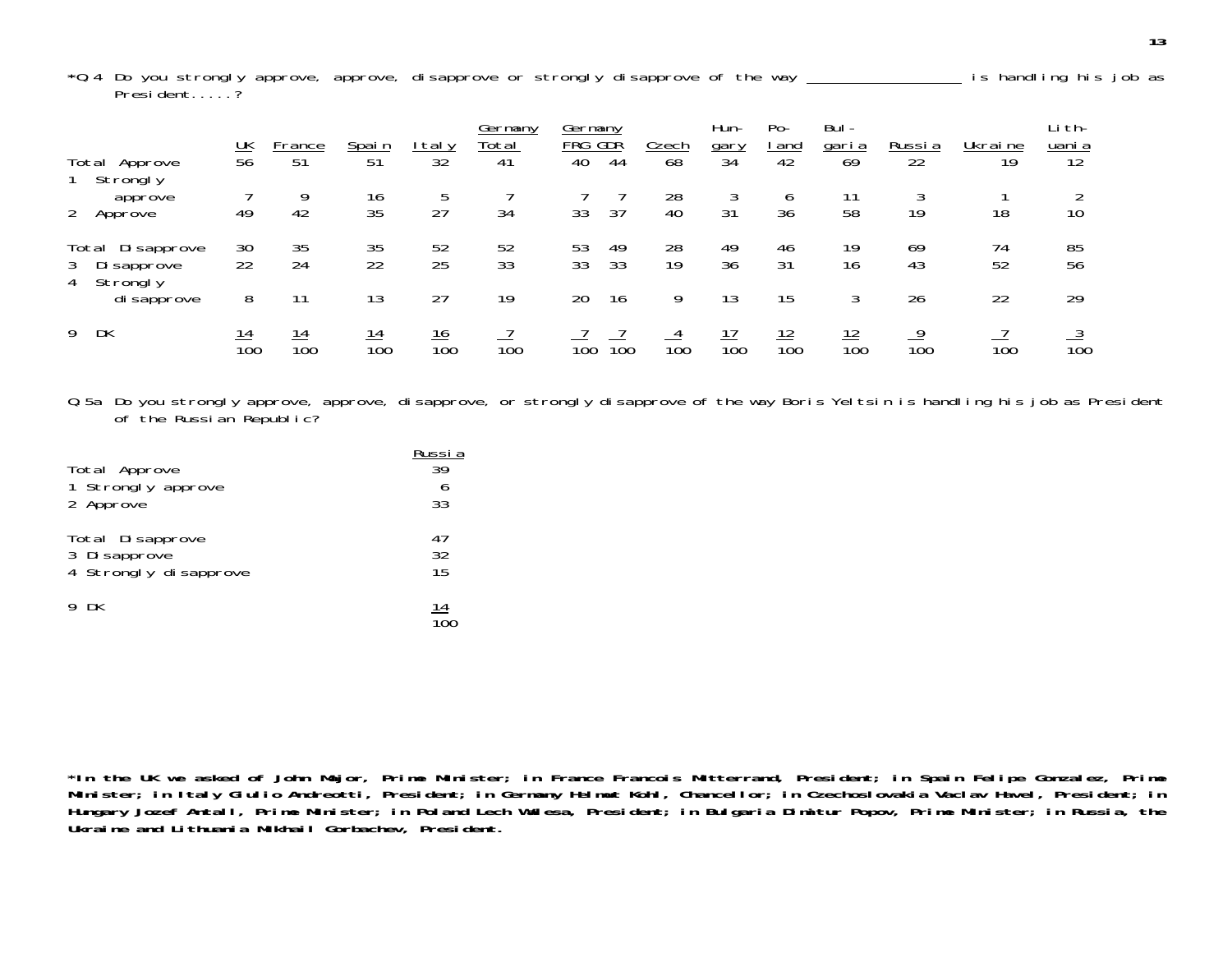*Q.4 Do you strongly approve, approve, disapprove or strongly disapprove of the way ________________ is handling his job as President.....?

| | UK | France | Spain | Italy | Germany Total | Germany FRG | Germany GDR | Czech | Hungary | Poland | Bulgaria | Russia | Ukraine | Lithuania |
|---|---|---|---|---|---|---|---|---|---|---|---|---|---|---|
| Total Approve | 56 | 51 | 51 | 32 | 41 | 40 | 44 | 68 | 34 | 42 | 69 | 22 | 19 | 12 |
| 1 Strongly approve | 7 | 9 | 16 | 5 | 7 | 7 | 7 | 28 | 3 | 6 | 11 | 3 | 1 | 2 |
| 2 Approve | 49 | 42 | 35 | 27 | 34 | 33 | 37 | 40 | 31 | 36 | 58 | 19 | 18 | 10 |
| Total Disapprove | 30 | 35 | 35 | 52 | 52 | 53 | 49 | 28 | 49 | 46 | 19 | 69 | 74 | 85 |
| 3 Disapprove | 22 | 24 | 22 | 25 | 33 | 33 | 33 | 19 | 36 | 31 | 16 | 43 | 52 | 56 |
| 4 Strongly disapprove | 8 | 11 | 13 | 27 | 19 | 20 | 16 | 9 | 13 | 15 | 3 | 26 | 22 | 29 |
| 9 DK | 14 | 14 | 14 | 16 | 7 | 7 | 7 | 4 | 17 | 12 | 12 | 9 | 7 | 3 |
| | 100 | 100 | 100 | 100 | 100 | 100 | 100 | 100 | 100 | 100 | 100 | 100 | 100 | 100 |

Q.5a Do you strongly approve, approve, disapprove, or strongly disapprove of the way Boris Yeltsin is handling his job as President of the Russian Republic?

| | Russia |
|---|---|
| Total Approve | 39 |
| 1 Strongly approve | 6 |
| 2 Approve | 33 |
| Total Disapprove | 47 |
| 3 Disapprove | 32 |
| 4 Strongly disapprove | 15 |
| 9 DK | 14 |
| | 100 |

**\*In the UK we asked of John Major, Prime Minister; in France Francois Mitterrand, President; in Spain Felipe Gonzalez, Prime Minister; in Italy Giulio Andreotti, President; in Germany Helmut Kohl, Chancellor; in Czechoslovakia Vaclav Havel, President; in Hungary Jozef Antall, Prime Minister; in Poland Lech Walesa, President; in Bulgaria Dimitur Popov, Prime Minister; in Russia, the Ukraine and Lithuania Mikhail Gorbachev, President.**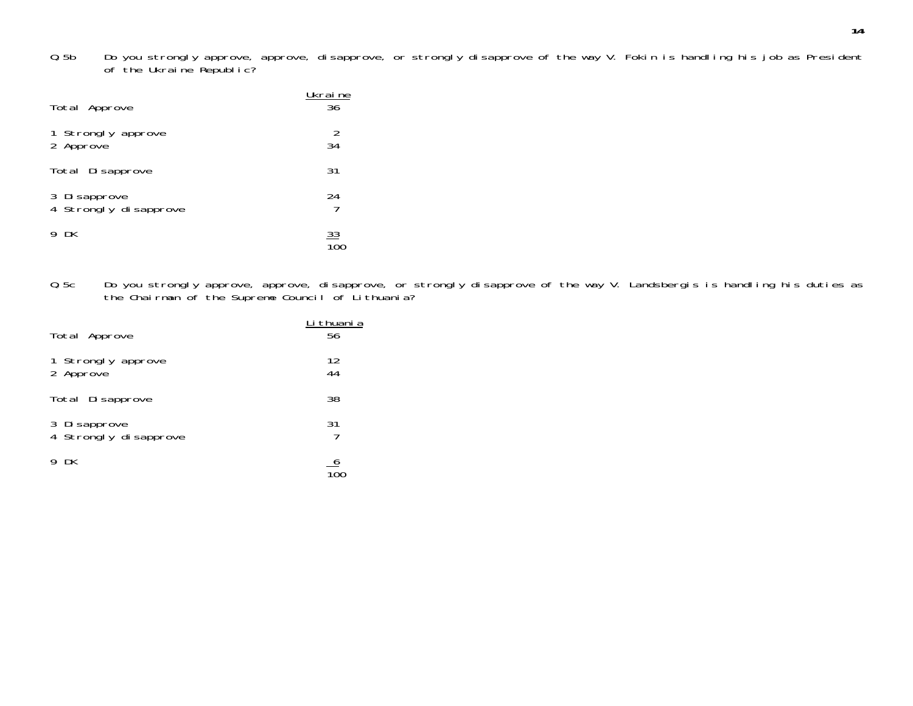Q 5b Do you strongly approve, approve, disapprove, or strongly disapprove of the way V. Fokin is handling his job as President of the Ukraine Republic?

| | Ukraine |
|---|---|
| Total Approve | 36 |
| 1 Strongly approve | 2 |
| 2 Approve | 34 |
| Total Disapprove | 31 |
| 3 Disapprove | 24 |
| 4 Strongly disapprove | 7 |
| 9 DK | 33 |
| | 100 |

Q 5c Do you strongly approve, approve, disapprove, or strongly disapprove of the way V. Landsbergis is handling his duties as the Chairman of the Supreme Council of Lithuania?

| | Lithuania |
|---|---|
| Total Approve | 56 |
| 1 Strongly approve | 12 |
| 2 Approve | 44 |
| Total Disapprove | 38 |
| 3 Disapprove | 31 |
| 4 Strongly disapprove | 7 |
| 9 DK | 6 |
| | 100 |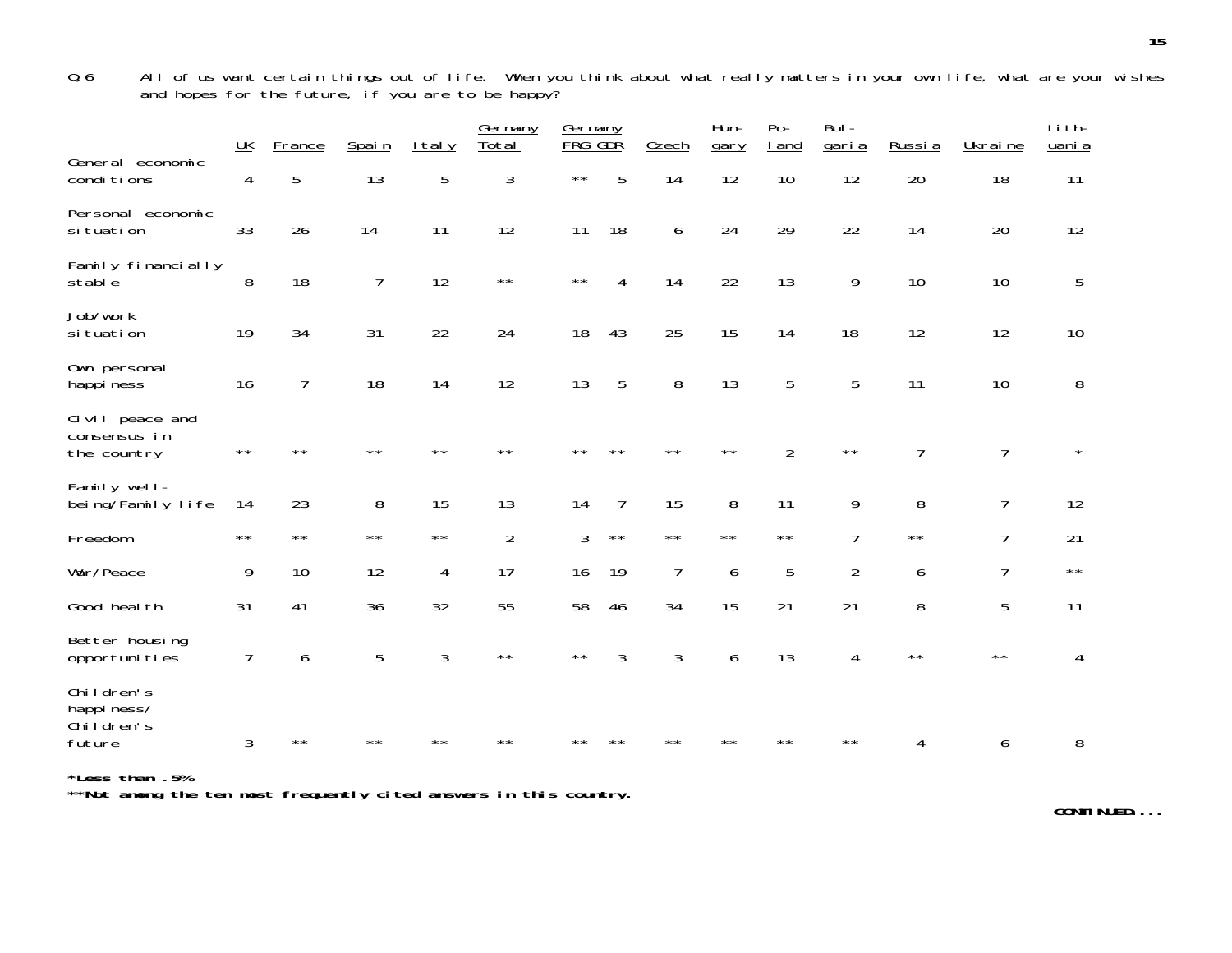Q 6 All of us want certain things out of life. When you think about what really matters in your own life, what are your wishes and hopes for the future, if you are to be happy?

| | UK | France | Spain | Italy | Germany Total | Germany FRG | Germany GDR | Czech | Hungary | Poland | Bulgaria | Russia | Ukraine | Lithuania |
|---|---|---|---|---|---|---|---|---|---|---|---|---|---|---|
| General economic conditions | 4 | 5 | 13 | 5 | 3 | ** | 5 | 14 | 12 | 10 | 12 | 20 | 18 | 11 |
| Personal economic situation | 33 | 26 | 14 | 11 | 12 | 11 | 18 | 6 | 24 | 29 | 22 | 14 | 20 | 12 |
| Family financially stable | 8 | 18 | 7 | 12 | ** | ** | 4 | 14 | 22 | 13 | 9 | 10 | 10 | 5 |
| Job/work situation | 19 | 34 | 31 | 22 | 24 | 18 | 43 | 25 | 15 | 14 | 18 | 12 | 12 | 10 |
| Own personal happiness | 16 | 7 | 18 | 14 | 12 | 13 | 5 | 8 | 13 | 5 | 5 | 11 | 10 | 8 |
| Civil peace and consensus in the country | ** | ** | ** | ** | ** | ** | ** | ** | ** | 2 | ** | 7 | 7 | * |
| Family well-being/Family life | 14 | 23 | 8 | 15 | 13 | 14 | 7 | 15 | 8 | 11 | 9 | 8 | 7 | 12 |
| Freedom | ** | ** | ** | ** | 2 | 3 | ** | ** | ** | ** | 7 | ** | 7 | 21 |
| War/Peace | 9 | 10 | 12 | 4 | 17 | 16 | 19 | 7 | 6 | 5 | 2 | 6 | 7 | ** |
| Good health | 31 | 41 | 36 | 32 | 55 | 58 | 46 | 34 | 15 | 21 | 21 | 8 | 5 | 11 |
| Better housing opportunities | 7 | 6 | 5 | 3 | ** | ** | 3 | 3 | 6 | 13 | 4 | ** | ** | 4 |
| Children's happiness/ Children's future | 3 | ** | ** | ** | ** | ** | ** | ** | ** | ** | ** | 4 | 6 | 8 |

**\*Less than .5%**

**\*\*Not among the ten most frequently cited answers in this country.**

**CONTINUED....**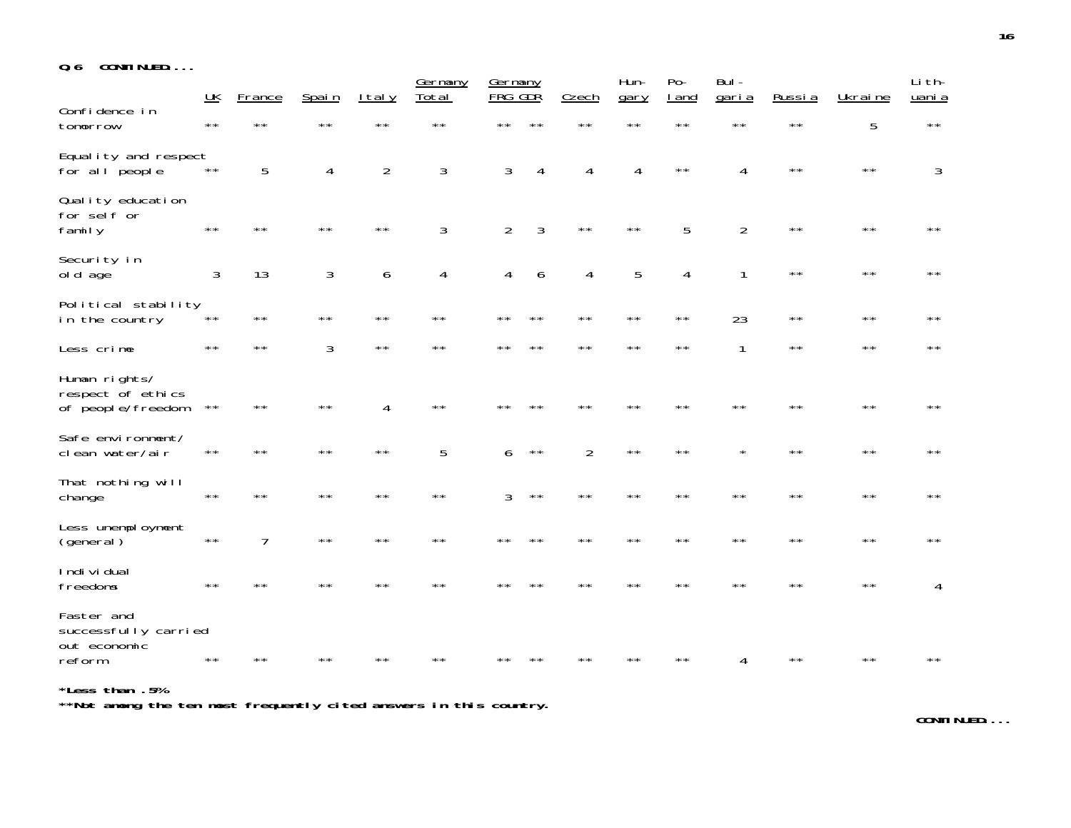**Q.6 CONTINUED...**

| | UK | France | Spain | Italy | Germany Total | Germany FRG | GDR | Czech | Hungary | Poland | Bulgaria | Russia | Ukraine | Lithuania |
|---|---|---|---|---|---|---|---|---|---|---|---|---|---|---|
| Confidence in tomorrow | ** | ** | ** | ** | ** | ** | ** | ** | ** | ** | ** | ** | 5 | ** |
| Equality and respect for all people | ** | 5 | 4 | 2 | 3 | 3 | 4 | 4 | 4 | ** | 4 | ** | ** | 3 |
| Quality education for self or family | ** | ** | ** | ** | 3 | 2 | 3 | ** | ** | 5 | 2 | ** | ** | ** |
| Security in old age | 3 | 13 | 3 | 6 | 4 | 4 | 6 | 4 | 5 | 4 | 1 | ** | ** | ** |
| Political stability in the country | ** | ** | ** | ** | ** | ** | ** | ** | ** | ** | 23 | ** | ** | ** |
| Less crime | ** | ** | 3 | ** | ** | ** | ** | ** | ** | ** | 1 | ** | ** | ** |
| Human rights/ respect of ethics of people/freedom | ** | ** | ** | 4 | ** | ** | ** | ** | ** | ** | ** | ** | ** | ** |
| Safe environment/ clean water/air | ** | ** | ** | ** | 5 | 6 | ** | 2 | ** | ** | * | ** | ** | ** |
| That nothing will change | ** | ** | ** | ** | ** | 3 | ** | ** | ** | ** | ** | ** | ** | ** |
| Less unemployment (general) | ** | 7 | ** | ** | ** | ** | ** | ** | ** | ** | ** | ** | ** | ** |
| Individual freedoms | ** | ** | ** | ** | ** | ** | ** | ** | ** | ** | ** | ** | ** | 4 |
| Faster and successfully carried out economic reform | ** | ** | ** | ** | ** | ** | ** | ** | ** | ** | 4 | ** | ** | ** |

***Less than .5%**

****Not among the ten most frequently cited answers in this country.**

**CONTINUED...**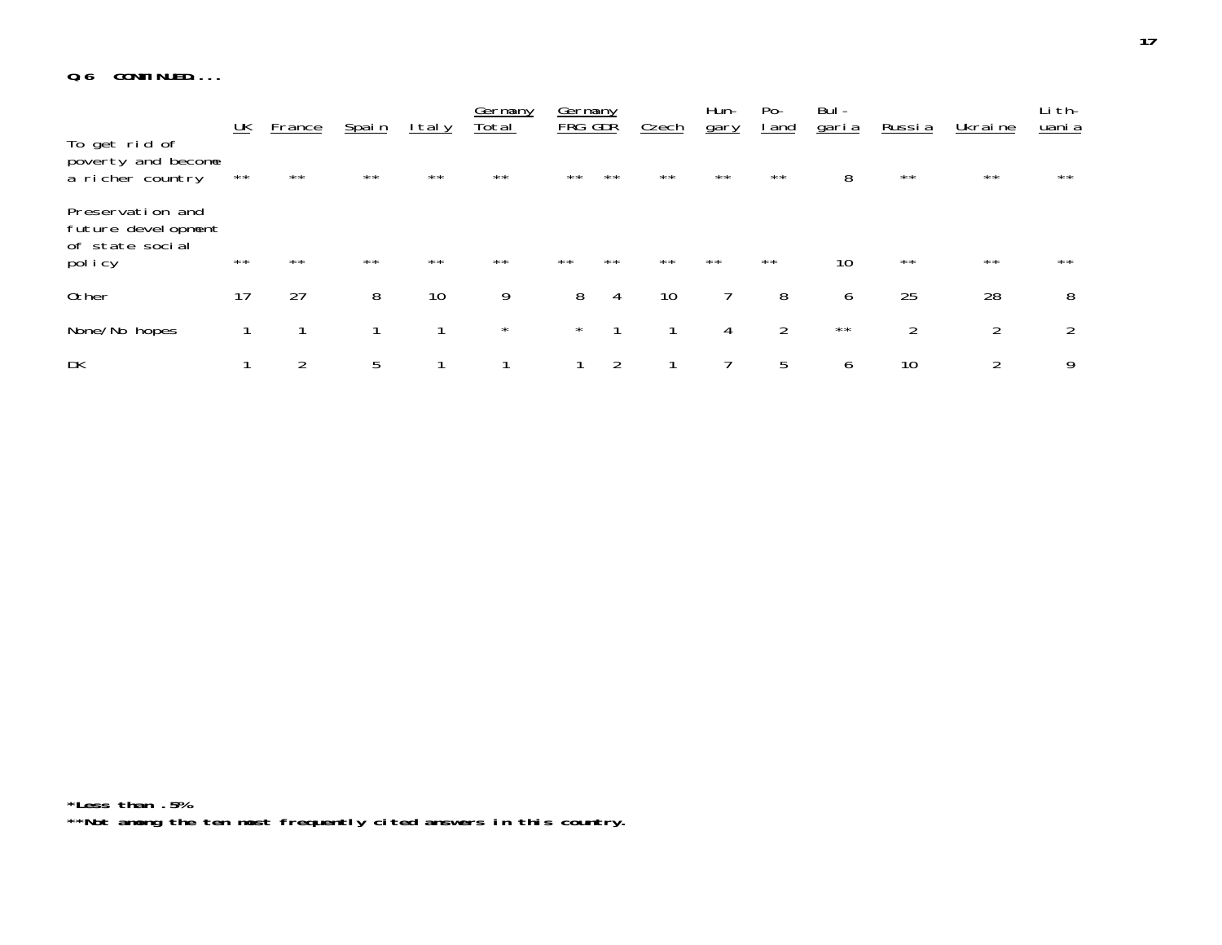**Q.6 CONTINUED...**

| | UK | France | Spain | Italy | Germany Total | Germany FRG | Germany GDR | Czech | Hun-gary | Po-land | Bul-garia | Russia | Ukraine | Lith-uania |
|---|---|---|---|---|---|---|---|---|---|---|---|---|---|---|
| To get rid of poverty and become a richer country | ** | ** | ** | ** | ** | ** | ** | ** | ** | ** | 8 | ** | ** | ** |
| Preservation and future development of state social policy | ** | ** | ** | ** | ** | ** | ** | ** | ** | ** | 10 | ** | ** | ** |
| Other | 17 | 27 | 8 | 10 | 9 | 8 | 4 | 10 | 7 | 8 | 6 | 25 | 28 | 8 |
| None/No hopes | 1 | 1 | 1 | 1 | * | * | 1 | 1 | 4 | 2 | ** | 2 | 2 | 2 |
| DK | 1 | 2 | 5 | 1 | 1 | 1 | 2 | 1 | 7 | 5 | 6 | 10 | 2 | 9 |

**\*Less than .5%**

**\*\*Not among the ten most frequently cited answers in this country.**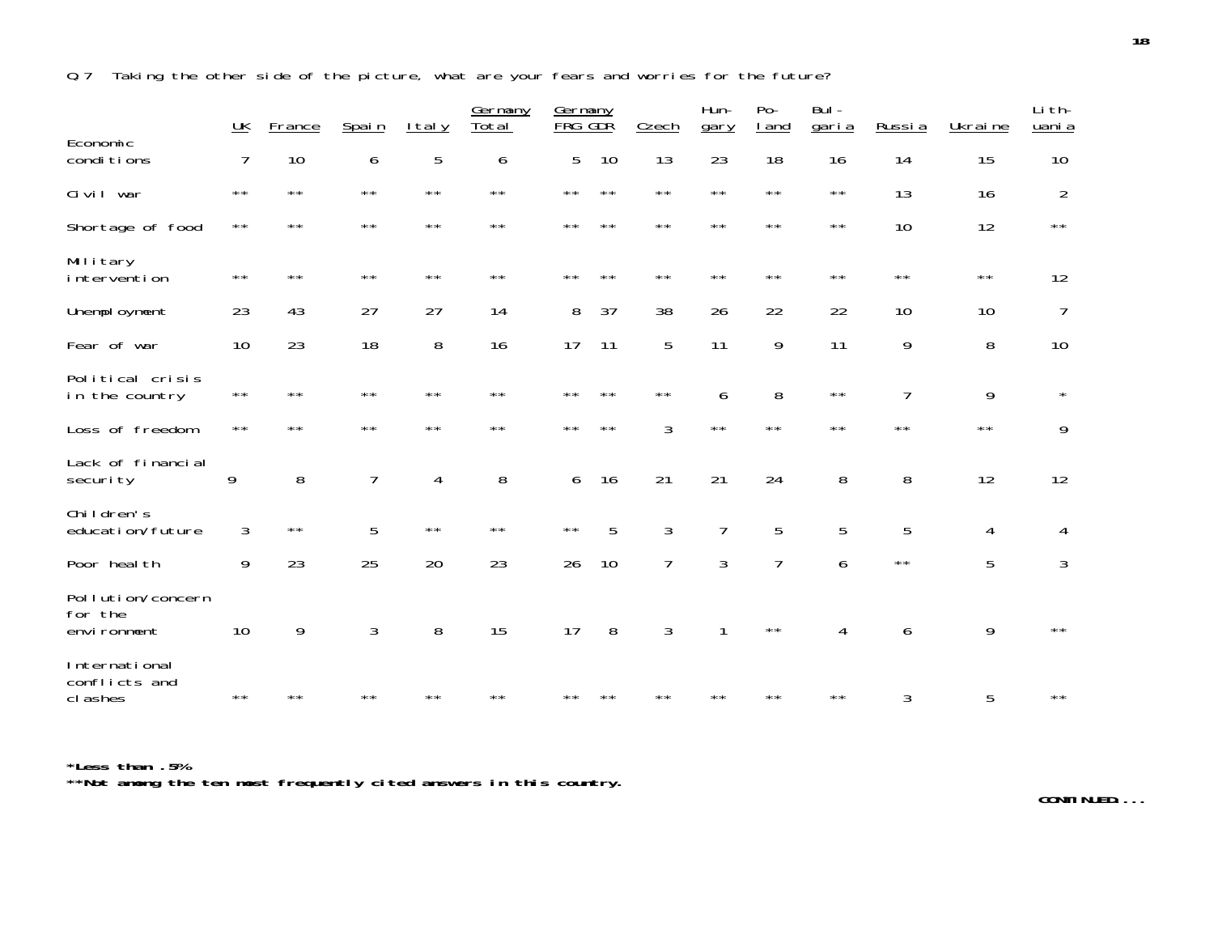Q 7 Taking the other side of the picture, what are your fears and worries for the future?

| | UK | France | Spain | Italy | Germany Total | Germany FRG | Germany GDR | Czech | Hungary | Poland | Bulgaria | Russia | Ukraine | Lithuania |
|---|---|---|---|---|---|---|---|---|---|---|---|---|---|---|
| Economic conditions | 7 | 10 | 6 | 5 | 6 | 5 | 10 | 13 | 23 | 18 | 16 | 14 | 15 | 10 |
| Civil war | ** | ** | ** | ** | ** | ** | ** | ** | ** | ** | ** | 13 | 16 | 2 |
| Shortage of food | ** | ** | ** | ** | ** | ** | ** | ** | ** | ** | ** | 10 | 12 | ** |
| Military intervention | ** | ** | ** | ** | ** | ** | ** | ** | ** | ** | ** | ** | ** | 12 |
| Unemployment | 23 | 43 | 27 | 27 | 14 | 8 | 37 | 38 | 26 | 22 | 22 | 10 | 10 | 7 |
| Fear of war | 10 | 23 | 18 | 8 | 16 | 17 | 11 | 5 | 11 | 9 | 11 | 9 | 8 | 10 |
| Political crisis in the country | ** | ** | ** | ** | ** | ** | ** | ** | 6 | 8 | ** | 7 | 9 | * |
| Loss of freedom | ** | ** | ** | ** | ** | ** | ** | 3 | ** | ** | ** | ** | ** | 9 |
| Lack of financial security | 9 | 8 | 7 | 4 | 8 | 6 | 16 | 21 | 21 | 24 | 8 | 8 | 12 | 12 |
| Children's education/future | 3 | ** | 5 | ** | ** | ** | 5 | 3 | 7 | 5 | 5 | 5 | 4 | 4 |
| Poor health | 9 | 23 | 25 | 20 | 23 | 26 | 10 | 7 | 3 | 7 | 6 | ** | 5 | 3 |
| Pollution/concern for the environment | 10 | 9 | 3 | 8 | 15 | 17 | 8 | 3 | 1 | ** | 4 | 6 | 9 | ** |
| International conflicts and clashes | ** | ** | ** | ** | ** | ** | ** | ** | ** | ** | ** | 3 | 5 | ** |

**\*Less than .5%**

**\*\*Not among the ten most frequently cited answers in this country.**

**CONTINUED....**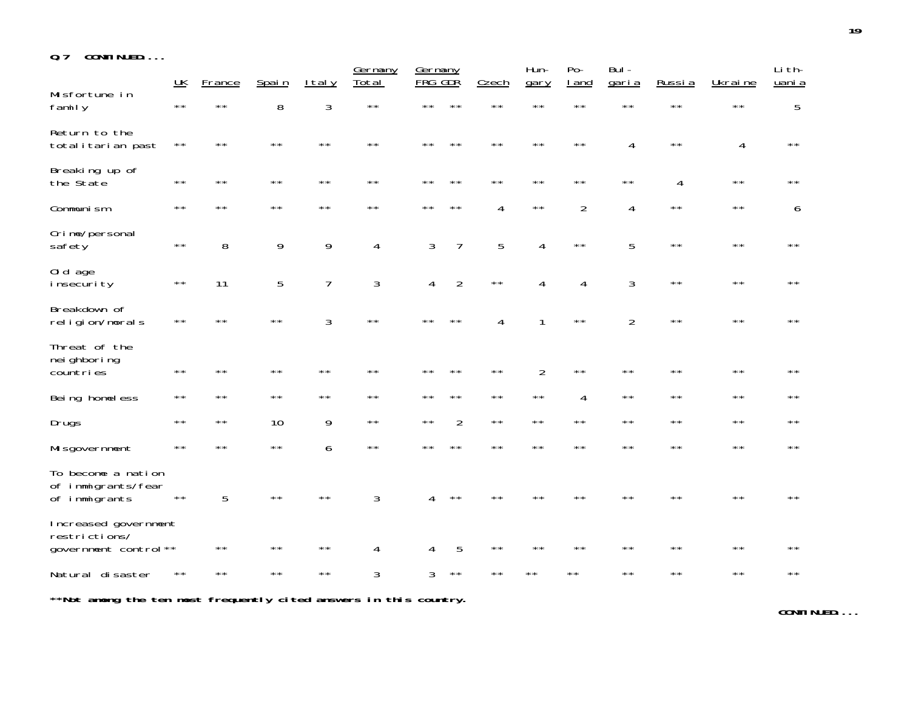**Q 7 CONTINUED...**

| | UK | France | Spain | Italy | Germany Total | Germany FRG | Germany GDR | Czech | Hungary | Poland | Bulgaria | Russia | Ukraine | Lithuania |
|---|---|---|---|---|---|---|---|---|---|---|---|---|---|---|
| Misfortune in family | ** | ** | 8 | 3 | ** | ** | ** | ** | ** | ** | ** | ** | ** | 5 |
| Return to the totalitarian past | ** | ** | ** | ** | ** | ** | ** | ** | ** | ** | 4 | ** | 4 | ** |
| Breaking up of the State | ** | ** | ** | ** | ** | ** | ** | ** | ** | ** | ** | 4 | ** | ** |
| Communism | ** | ** | ** | ** | ** | ** | ** | 4 | ** | 2 | 4 | ** | ** | 6 |
| Crime/personal safety | ** | 8 | 9 | 9 | 4 | 3 | 7 | 5 | 4 | ** | 5 | ** | ** | ** |
| Old age insecurity | ** | 11 | 5 | 7 | 3 | 4 | 2 | ** | 4 | 4 | 3 | ** | ** | ** |
| Breakdown of religion/morals | ** | ** | ** | 3 | ** | ** | ** | 4 | 1 | ** | 2 | ** | ** | ** |
| Threat of the neighboring countries | ** | ** | ** | ** | ** | ** | ** | ** | 2 | ** | ** | ** | ** | ** |
| Being homeless | ** | ** | ** | ** | ** | ** | ** | ** | ** | 4 | ** | ** | ** | ** |
| Drugs | ** | ** | 10 | 9 | ** | ** | 2 | ** | ** | ** | ** | ** | ** | ** |
| Misgovernment | ** | ** | ** | 6 | ** | ** | ** | ** | ** | ** | ** | ** | ** | ** |
| To become a nation of immigrants/fear of immigrants | ** | 5 | ** | ** | 3 | 4 | ** | ** | ** | ** | ** | ** | ** | ** |
| Increased government restrictions/government control | ** | ** | ** | ** | 4 | 4 | 5 | ** | ** | ** | ** | ** | ** | ** |
| Natural disaster | ** | ** | ** | ** | 3 | 3 | ** | ** | ** | ** | ** | ** | ** | ** |

****Not among the ten most frequently cited answers in this country.**

**CONTINUED...**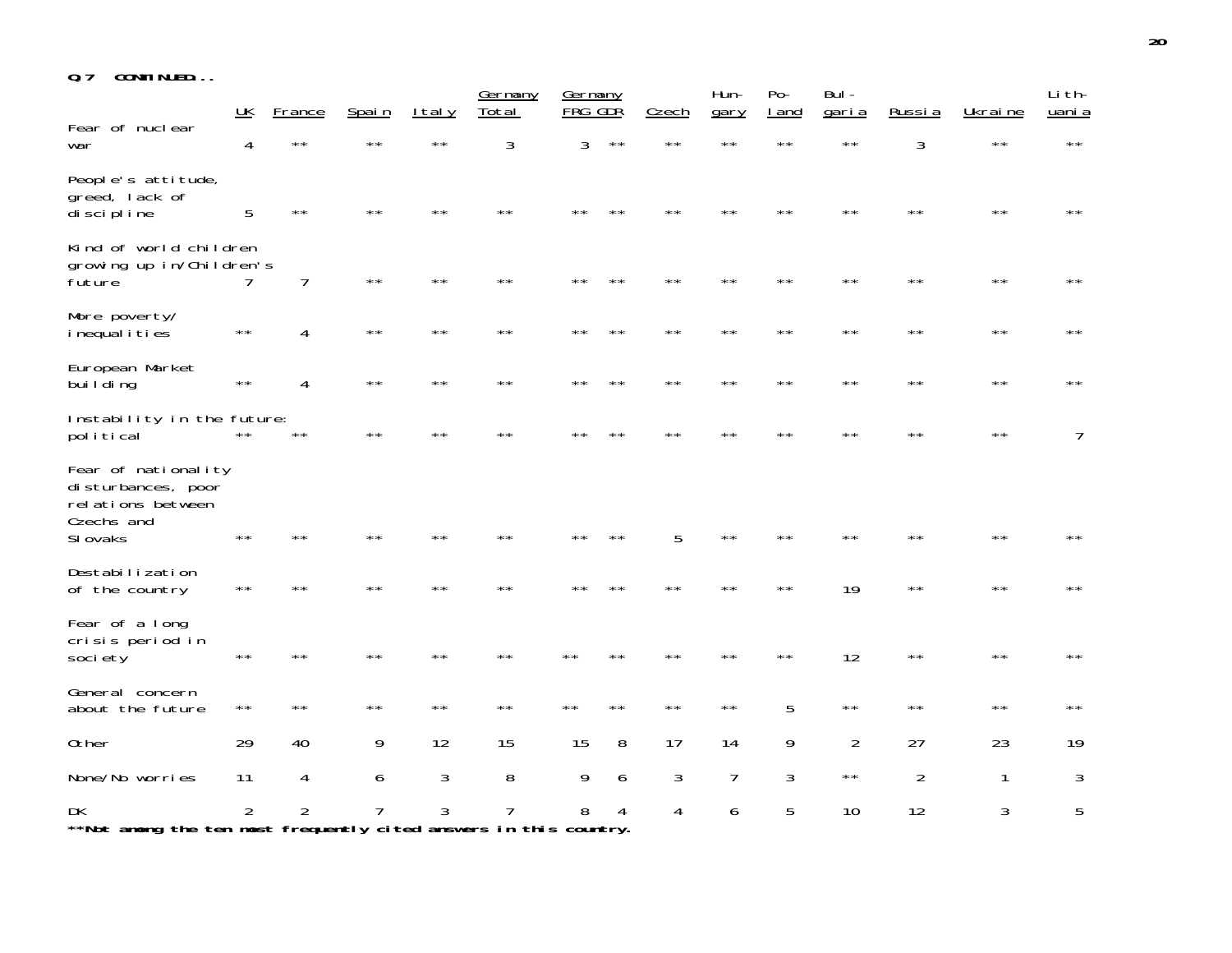**Q.7 CONTINUED...**

| | UK | France | Spain | Italy | Germany Total | Germany FRG | Germany GDR | Czech | Hungary | Poland | Bulgaria | Russia | Ukraine | Lithuania |
|---|---|---|---|---|---|---|---|---|---|---|---|---|---|---|
| Fear of nuclear war | 4 | ** | ** | ** | 3 | 3 | ** | ** | ** | ** | ** | 3 | ** | ** |
| People's attitude, greed, lack of discipline | 5 | ** | ** | ** | ** | ** | ** | ** | ** | ** | ** | ** | ** | ** |
| Kind of world children growing up in/Children's future | 7 | 7 | ** | ** | ** | ** | ** | ** | ** | ** | ** | ** | ** | ** |
| More poverty/ inequalities | ** | 4 | ** | ** | ** | ** | ** | ** | ** | ** | ** | ** | ** | ** |
| European Market building | ** | 4 | ** | ** | ** | ** | ** | ** | ** | ** | ** | ** | ** | ** |
| Instability in the future: political | ** | ** | ** | ** | ** | ** | ** | ** | ** | ** | ** | ** | ** | 7 |
| Fear of nationality disturbances, poor relations between Czechs and Slovaks | ** | ** | ** | ** | ** | ** | ** | 5 | ** | ** | ** | ** | ** | ** |
| Destabilization of the country | ** | ** | ** | ** | ** | ** | ** | ** | ** | ** | 19 | ** | ** | ** |
| Fear of a long crisis period in society | ** | ** | ** | ** | ** | ** | ** | ** | ** | ** | 12 | ** | ** | ** |
| General concern about the future | ** | ** | ** | ** | ** | ** | ** | ** | ** | 5 | ** | ** | ** | ** |
| Other | 29 | 40 | 9 | 12 | 15 | 15 | 8 | 17 | 14 | 9 | 2 | 27 | 23 | 19 |
| None/No worries | 11 | 4 | 6 | 3 | 8 | 9 | 6 | 3 | 7 | 3 | ** | 2 | 1 | 3 |
| DK | 2 | 2 | 7 | 3 | 7 | 8 | 4 | 4 | 6 | 5 | 10 | 12 | 3 | 5 |

****Not among the ten most frequently cited answers in this country.**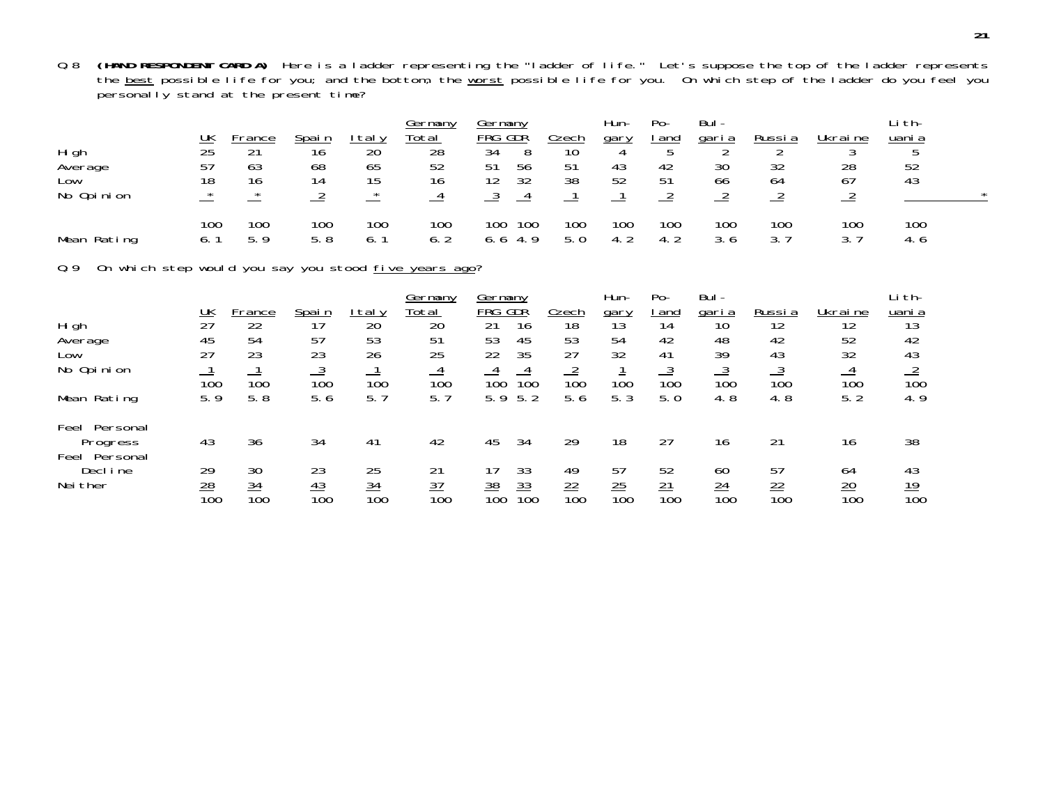Q.8 **(HAND RESPONDENT CARD A)** Here is a ladder representing the "ladder of life." Let's suppose the top of the ladder represents the best possible life for you; and the bottom, the worst possible life for you. On which step of the ladder do you feel you personally stand at the present time?

| | UK | France | Spain | Italy | Germany Total | Germany FRG | Germany GDR | Czech | Hungary | Poland | Bulgaria | Russia | Ukraine | Lithuania |
|---|---|---|---|---|---|---|---|---|---|---|---|---|---|---|
| High | 25 | 21 | 16 | 20 | 28 | 34 | 8 | 10 | 4 | 5 | 2 | 2 | 3 | 5 |
| Average | 57 | 63 | 68 | 65 | 52 | 51 | 56 | 51 | 43 | 42 | 30 | 32 | 28 | 52 |
| Low | 18 | 16 | 14 | 15 | 16 | 12 | 32 | 38 | 52 | 51 | 66 | 64 | 67 | 43 |
| No Opinion | * | * | 2 | * | 4 | 3 | 4 | 1 | 1 | 2 | 2 | 2 | 2 | * |
| | 100 | 100 | 100 | 100 | 100 | 100 | 100 | 100 | 100 | 100 | 100 | 100 | 100 | 100 |
| Mean Rating | 6.1 | 5.9 | 5.8 | 6.1 | 6.2 | 6.6 | 4.9 | 5.0 | 4.2 | 4.2 | 3.6 | 3.7 | 3.7 | 4.6 |

Q.9 On which step would you say you stood five years ago?

| | UK | France | Spain | Italy | Germany Total | Germany FRG | Germany GDR | Czech | Hungary | Poland | Bulgaria | Russia | Ukraine | Lithuania |
|---|---|---|---|---|---|---|---|---|---|---|---|---|---|---|
| High | 27 | 22 | 17 | 20 | 20 | 21 | 16 | 18 | 13 | 14 | 10 | 12 | 12 | 13 |
| Average | 45 | 54 | 57 | 53 | 51 | 53 | 45 | 53 | 54 | 42 | 48 | 42 | 52 | 42 |
| Low | 27 | 23 | 23 | 26 | 25 | 22 | 35 | 27 | 32 | 41 | 39 | 43 | 32 | 43 |
| No Opinion | 1 | 1 | 3 | 1 | 4 | 4 | 4 | 2 | 1 | 3 | 3 | 3 | 4 | 2 |
| | 100 | 100 | 100 | 100 | 100 | 100 | 100 | 100 | 100 | 100 | 100 | 100 | 100 | 100 |
| Mean Rating | 5.9 | 5.8 | 5.6 | 5.7 | 5.7 | 5.9 | 5.2 | 5.6 | 5.3 | 5.0 | 4.8 | 4.8 | 5.2 | 4.9 |
| Feel Personal Progress | 43 | 36 | 34 | 41 | 42 | 45 | 34 | 29 | 18 | 27 | 16 | 21 | 16 | 38 |
| Feel Personal Decline | 29 | 30 | 23 | 25 | 21 | 17 | 33 | 49 | 57 | 52 | 60 | 57 | 64 | 43 |
| Neither | 28 | 34 | 43 | 34 | 37 | 38 | 33 | 22 | 25 | 21 | 24 | 22 | 20 | 19 |
| | 100 | 100 | 100 | 100 | 100 | 100 | 100 | 100 | 100 | 100 | 100 | 100 | 100 | 100 |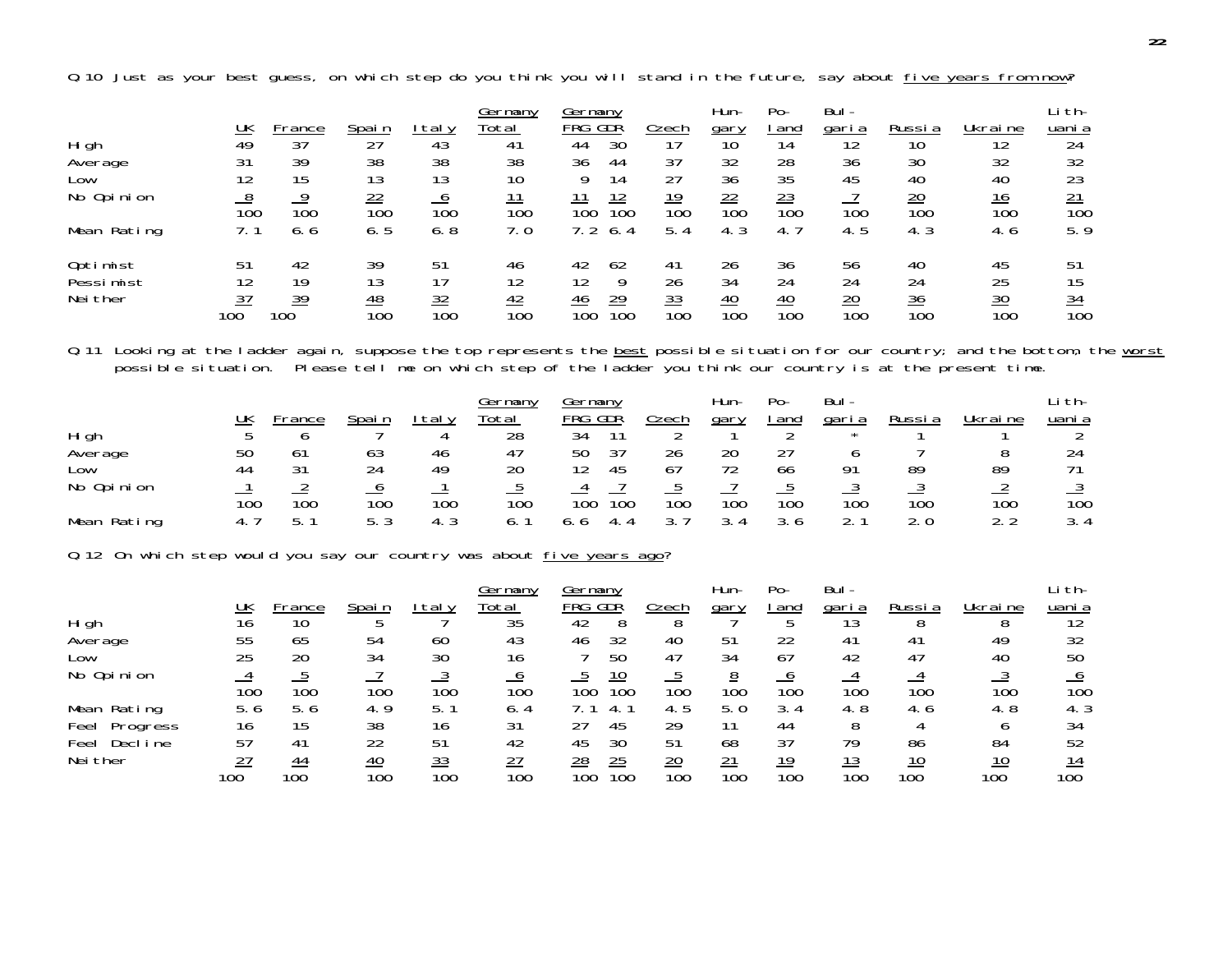Q.10 Just as your best guess, on which step do you think you will stand in the future, say about five years from now?

| | UK | France | Spain | Italy | Germany Total | Germany FRG | Germany GDR | Czech | Hungary | Poland | Bulgaria | Russia | Ukraine | Lithuania |
|---|---|---|---|---|---|---|---|---|---|---|---|---|---|---|
| High | 49 | 37 | 27 | 43 | 41 | 44 | 30 | 17 | 10 | 14 | 12 | 10 | 12 | 24 |
| Average | 31 | 39 | 38 | 38 | 38 | 36 | 44 | 37 | 32 | 28 | 36 | 30 | 32 | 32 |
| Low | 12 | 15 | 13 | 13 | 10 | 9 | 14 | 27 | 36 | 35 | 45 | 40 | 40 | 23 |
| No Opinion | 8 | 9 | 22 | 6 | 11 | 11 | 12 | 19 | 22 | 23 | 7 | 20 | 16 | 21 |
| | 100 | 100 | 100 | 100 | 100 | 100 | 100 | 100 | 100 | 100 | 100 | 100 | 100 | 100 |
| Mean Rating | 7.1 | 6.6 | 6.5 | 6.8 | 7.0 | 7.2 | 6.4 | 5.4 | 4.3 | 4.7 | 4.5 | 4.3 | 4.6 | 5.9 |
| Optimist | 51 | 42 | 39 | 51 | 46 | 42 | 62 | 41 | 26 | 36 | 56 | 40 | 45 | 51 |
| Pessimist | 12 | 19 | 13 | 17 | 12 | 12 | 9 | 26 | 34 | 24 | 24 | 24 | 25 | 15 |
| Neither | 37 | 39 | 48 | 32 | 42 | 46 | 29 | 33 | 40 | 40 | 20 | 36 | 30 | 34 |
| | 100 | 100 | 100 | 100 | 100 | 100 | 100 | 100 | 100 | 100 | 100 | 100 | 100 | 100 |

Q.11 Looking at the ladder again, suppose the top represents the best possible situation for our country; and the bottom, the worst possible situation. Please tell me on which step of the ladder you think our country is at the present time.

| | UK | France | Spain | Italy | Germany Total | Germany FRG | Germany GDR | Czech | Hungary | Poland | Bulgaria | Russia | Ukraine | Lithuania |
|---|---|---|---|---|---|---|---|---|---|---|---|---|---|---|
| High | 5 | 6 | 7 | 4 | 28 | 34 | 11 | 2 | 1 | 2 | * | 1 | 1 | 2 |
| Average | 50 | 61 | 63 | 46 | 47 | 50 | 37 | 26 | 20 | 27 | 6 | 7 | 8 | 24 |
| Low | 44 | 31 | 24 | 49 | 20 | 12 | 45 | 67 | 72 | 66 | 91 | 89 | 89 | 71 |
| No Opinion | 1 | 2 | 6 | 1 | 5 | 4 | 7 | 5 | 7 | 5 | 3 | 3 | 2 | 3 |
| | 100 | 100 | 100 | 100 | 100 | 100 | 100 | 100 | 100 | 100 | 100 | 100 | 100 | 100 |
| Mean Rating | 4.7 | 5.1 | 5.3 | 4.3 | 6.1 | 6.6 | 4.4 | 3.7 | 3.4 | 3.6 | 2.1 | 2.0 | 2.2 | 3.4 |

Q.12 On which step would you say our country was about five years ago?

| | UK | France | Spain | Italy | Germany Total | Germany FRG | Germany GDR | Czech | Hungary | Poland | Bulgaria | Russia | Ukraine | Lithuania |
|---|---|---|---|---|---|---|---|---|---|---|---|---|---|---|
| High | 16 | 10 | 5 | 7 | 35 | 42 | 8 | 8 | 7 | 5 | 13 | 8 | 8 | 12 |
| Average | 55 | 65 | 54 | 60 | 43 | 46 | 32 | 40 | 51 | 22 | 41 | 41 | 49 | 32 |
| Low | 25 | 20 | 34 | 30 | 16 | 7 | 50 | 47 | 34 | 67 | 42 | 47 | 40 | 50 |
| No Opinion | 4 | 5 | 7 | 3 | 6 | 5 | 10 | 5 | 8 | 6 | 4 | 4 | 3 | 6 |
| | 100 | 100 | 100 | 100 | 100 | 100 | 100 | 100 | 100 | 100 | 100 | 100 | 100 | 100 |
| Mean Rating | 5.6 | 5.6 | 4.9 | 5.1 | 6.4 | 7.1 | 4.1 | 4.5 | 5.0 | 3.4 | 4.8 | 4.6 | 4.8 | 4.3 |
| Feel Progress | 16 | 15 | 38 | 16 | 31 | 27 | 45 | 29 | 11 | 44 | 8 | 4 | 6 | 34 |
| Feel Decline | 57 | 41 | 22 | 51 | 42 | 45 | 30 | 51 | 68 | 37 | 79 | 86 | 84 | 52 |
| Neither | 27 | 44 | 40 | 33 | 27 | 28 | 25 | 20 | 21 | 19 | 13 | 10 | 10 | 14 |
| | 100 | 100 | 100 | 100 | 100 | 100 | 100 | 100 | 100 | 100 | 100 | 100 | 100 | 100 |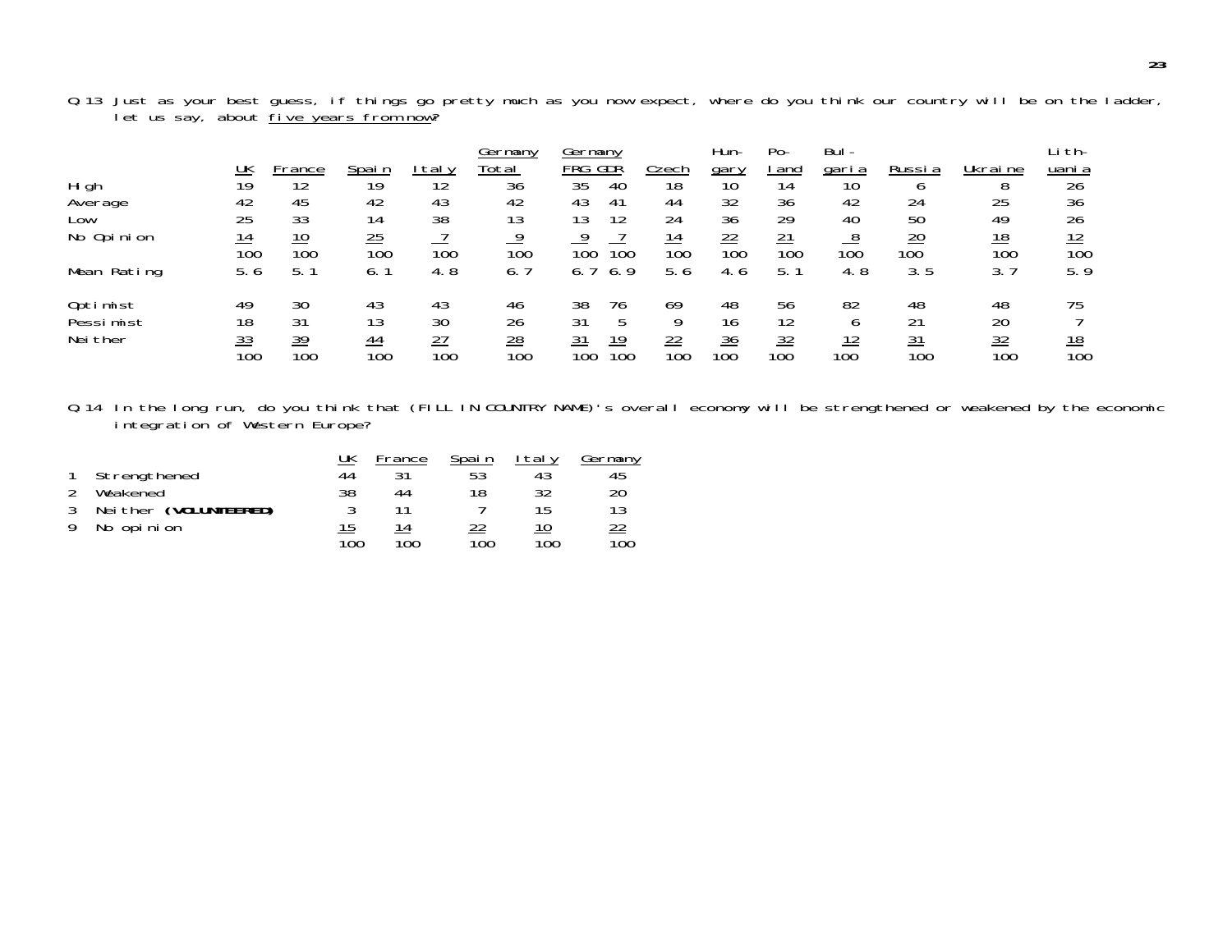Q.13 Just as your best guess, if things go pretty much as you now expect, where do you think our country will be on the ladder, let us say, about five years from now?

| | UK | France | Spain | Italy | Germany Total | Germany FRG | Germany GDR | Czech | Hungary | Poland | Bulgaria | Russia | Ukraine | Lithuania |
|---|---|---|---|---|---|---|---|---|---|---|---|---|---|---|
| High | 19 | 12 | 19 | 12 | 36 | 35 | 40 | 18 | 10 | 14 | 10 | 6 | 8 | 26 |
| Average | 42 | 45 | 42 | 43 | 42 | 43 | 41 | 44 | 32 | 36 | 42 | 24 | 25 | 36 |
| Low | 25 | 33 | 14 | 38 | 13 | 13 | 12 | 24 | 36 | 29 | 40 | 50 | 49 | 26 |
| No Opinion | 14 | 10 | 25 | 7 | 9 | 9 | 7 | 14 | 22 | 21 | 8 | 20 | 18 | 12 |
| | 100 | 100 | 100 | 100 | 100 | 100 | 100 | 100 | 100 | 100 | 100 | 100 | 100 | 100 |
| Mean Rating | 5.6 | 5.1 | 6.1 | 4.8 | 6.7 | 6.7 | 6.9 | 5.6 | 4.6 | 5.1 | 4.8 | 3.5 | 3.7 | 5.9 |
| Optimist | 49 | 30 | 43 | 43 | 46 | 38 | 76 | 69 | 48 | 56 | 82 | 48 | 48 | 75 |
| Pessimist | 18 | 31 | 13 | 30 | 26 | 31 | 5 | 9 | 16 | 12 | 6 | 21 | 20 | 7 |
| Neither | 33 | 39 | 44 | 27 | 28 | 31 | 19 | 22 | 36 | 32 | 12 | 31 | 32 | 18 |
| | 100 | 100 | 100 | 100 | 100 | 100 | 100 | 100 | 100 | 100 | 100 | 100 | 100 | 100 |

Q.14 In the long run, do you think that (FILL IN COUNTRY NAME)'s overall economy will be strengthened or weakened by the economic integration of Western Europe?

| | UK | France | Spain | Italy | Germany |
|---|---|---|---|---|---|
| 1 Strengthened | 44 | 31 | 53 | 43 | 45 |
| 2 Weakened | 38 | 44 | 18 | 32 | 20 |
| 3 Neither **(VOLUNTEERED)** | 3 | 11 | 7 | 15 | 13 |
| 9 No opinion | 15 | 14 | 22 | 10 | 22 |
| | 100 | 100 | 100 | 100 | 100 |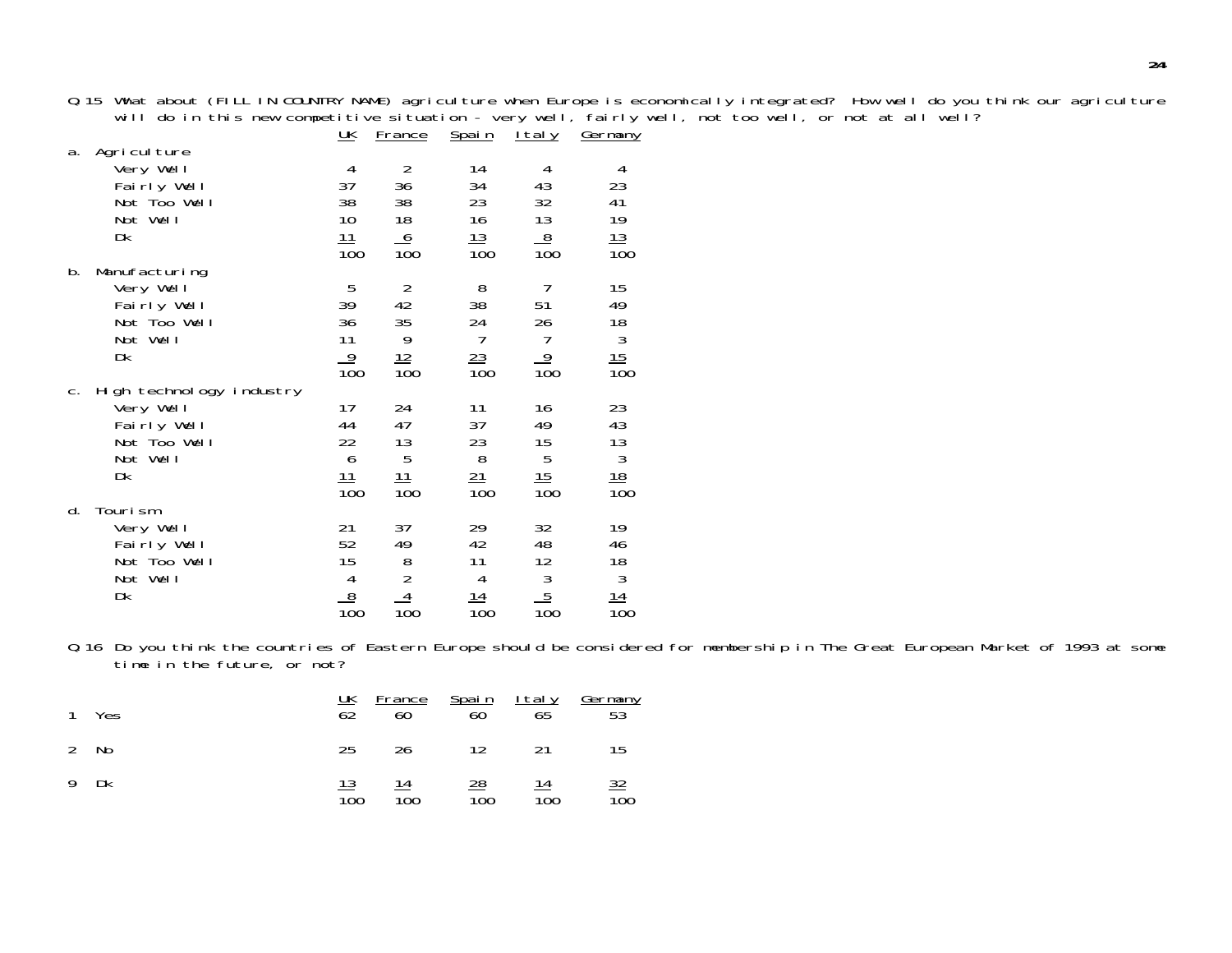Q.15 What about (FILL IN COUNTRY NAME) agriculture when Europe is economically integrated? How well do you think our agriculture will do in this new competitive situation - very well, fairly well, not too well, or not at all well?

| | UK | France | Spain | Italy | Germany |
|---|---|---|---|---|---|
| **a. Agriculture** | | | | | |
| Very Well | 4 | 2 | 14 | 4 | 4 |
| Fairly Well | 37 | 36 | 34 | 43 | 23 |
| Not Too Well | 38 | 38 | 23 | 32 | 41 |
| Not Well | 10 | 18 | 16 | 13 | 19 |
| Dk | 11 | 6 | 13 | 8 | 13 |
| | 100 | 100 | 100 | 100 | 100 |
| **b. Manufacturing** | | | | | |
| Very Well | 5 | 2 | 8 | 7 | 15 |
| Fairly Well | 39 | 42 | 38 | 51 | 49 |
| Not Too Well | 36 | 35 | 24 | 26 | 18 |
| Not Well | 11 | 9 | 7 | 7 | 3 |
| Dk | 9 | 12 | 23 | 9 | 15 |
| | 100 | 100 | 100 | 100 | 100 |
| **c. High technology industry** | | | | | |
| Very Well | 17 | 24 | 11 | 16 | 23 |
| Fairly Well | 44 | 47 | 37 | 49 | 43 |
| Not Too Well | 22 | 13 | 23 | 15 | 13 |
| Not Well | 6 | 5 | 8 | 5 | 3 |
| Dk | 11 | 11 | 21 | 15 | 18 |
| | 100 | 100 | 100 | 100 | 100 |
| **d. Tourism** | | | | | |
| Very Well | 21 | 37 | 29 | 32 | 19 |
| Fairly Well | 52 | 49 | 42 | 48 | 46 |
| Not Too Well | 15 | 8 | 11 | 12 | 18 |
| Not Well | 4 | 2 | 4 | 3 | 3 |
| Dk | 8 | 4 | 14 | 5 | 14 |
| | 100 | 100 | 100 | 100 | 100 |

Q.16 Do you think the countries of Eastern Europe should be considered for membership in The Great European Market of 1993 at some time in the future, or not?

| | UK | France | Spain | Italy | Germany |
|---|---|---|---|---|---|
| 1 Yes | 62 | 60 | 60 | 65 | 53 |
| 2 No | 25 | 26 | 12 | 21 | 15 |
| 9 Dk | 13 | 14 | 28 | 14 | 32 |
| | 100 | 100 | 100 | 100 | 100 |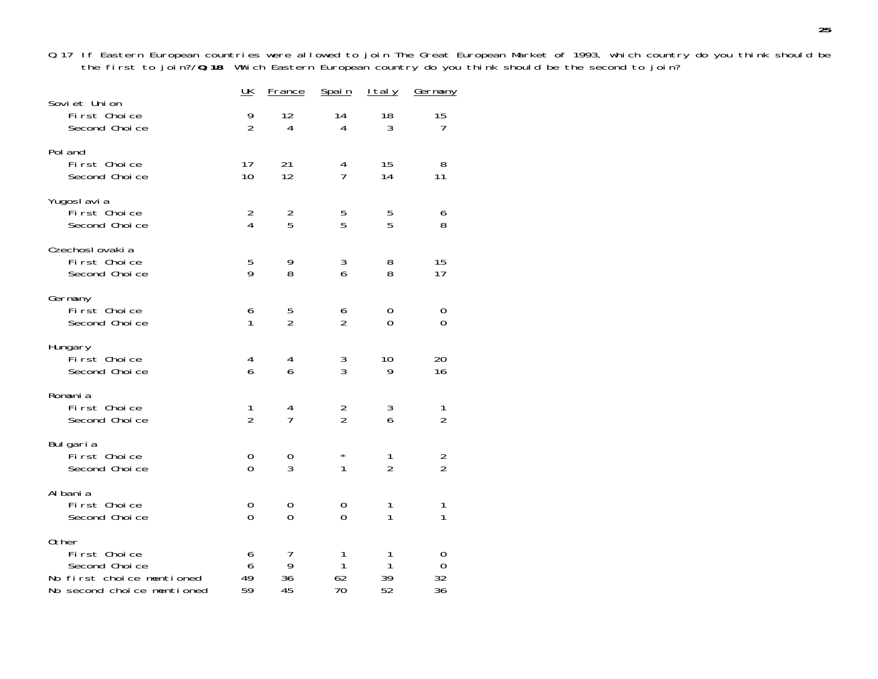Q 17 If Eastern European countries were allowed to join The Great European Market of 1993, which country do you think should be the first to join?/**Q 18** Which Eastern European country do you think should be the second to join?

| | UK | France | Spain | Italy | Germany |
|---|---|---|---|---|---|
| Soviet Union | | | | | |
| First Choice | 9 | 12 | 14 | 18 | 15 |
| Second Choice | 2 | 4 | 4 | 3 | 7 |
| Poland | | | | | |
| First Choice | 17 | 21 | 4 | 15 | 8 |
| Second Choice | 10 | 12 | 7 | 14 | 11 |
| Yugoslavia | | | | | |
| First Choice | 2 | 2 | 5 | 5 | 6 |
| Second Choice | 4 | 5 | 5 | 5 | 8 |
| Czechoslovakia | | | | | |
| First Choice | 5 | 9 | 3 | 8 | 15 |
| Second Choice | 9 | 8 | 6 | 8 | 17 |
| Germany | | | | | |
| First Choice | 6 | 5 | 6 | 0 | 0 |
| Second Choice | 1 | 2 | 2 | 0 | 0 |
| Hungary | | | | | |
| First Choice | 4 | 4 | 3 | 10 | 20 |
| Second Choice | 6 | 6 | 3 | 9 | 16 |
| Romania | | | | | |
| First Choice | 1 | 4 | 2 | 3 | 1 |
| Second Choice | 2 | 7 | 2 | 6 | 2 |
| Bulgaria | | | | | |
| First Choice | 0 | 0 | * | 1 | 2 |
| Second Choice | 0 | 3 | 1 | 2 | 2 |
| Albania | | | | | |
| First Choice | 0 | 0 | 0 | 1 | 1 |
| Second Choice | 0 | 0 | 0 | 1 | 1 |
| Other | | | | | |
| First Choice | 6 | 7 | 1 | 1 | 0 |
| Second Choice | 6 | 9 | 1 | 1 | 0 |
| No first choice mentioned | 49 | 36 | 62 | 39 | 32 |
| No second choice mentioned | 59 | 45 | 70 | 52 | 36 |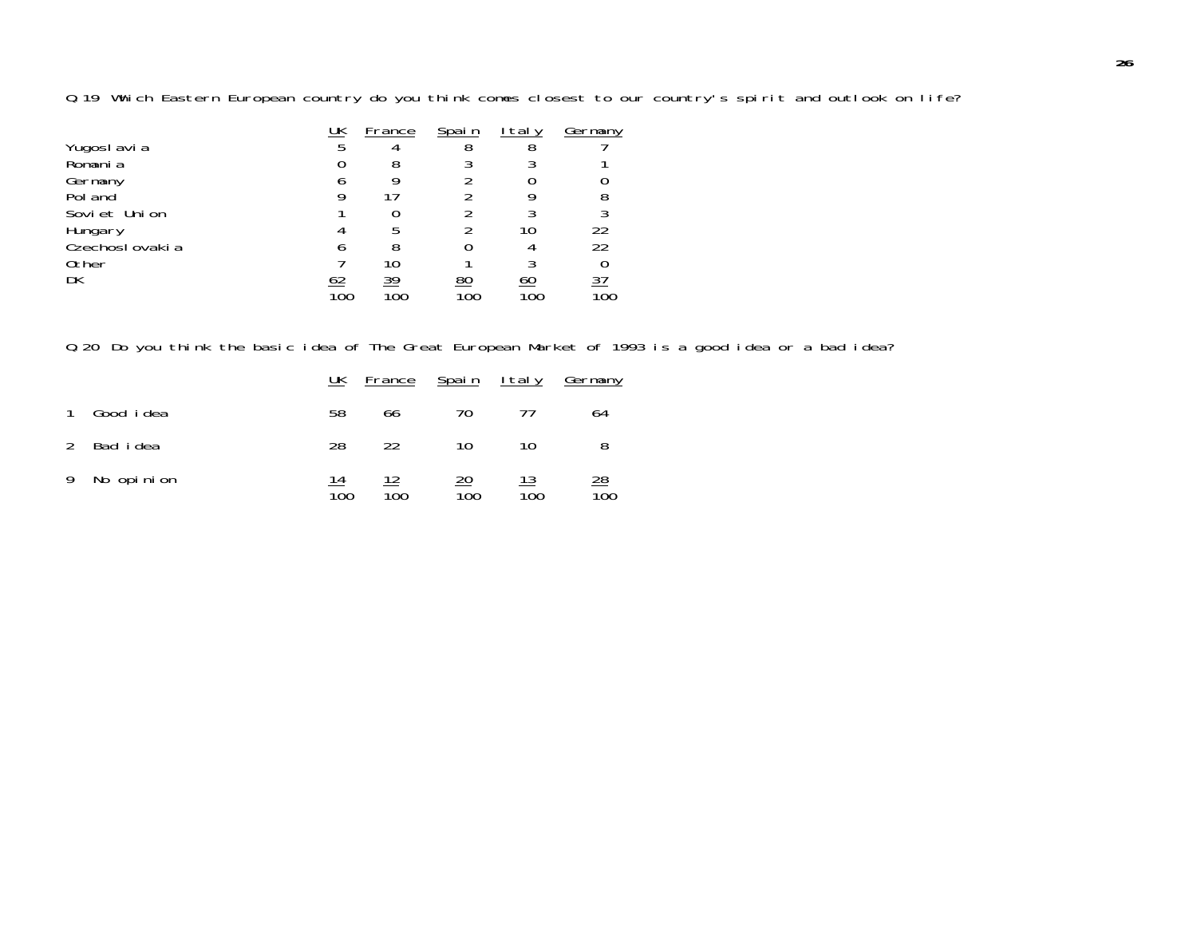Q.19 Which Eastern European country do you think comes closest to our country's spirit and outlook on life?

| | UK | France | Spain | Italy | Germany |
|---|---|---|---|---|---|
| Yugoslavia | 5 | 4 | 8 | 8 | 7 |
| Romania | 0 | 8 | 3 | 3 | 1 |
| Germany | 6 | 9 | 2 | 0 | 0 |
| Poland | 9 | 17 | 2 | 9 | 8 |
| Soviet Union | 1 | 0 | 2 | 3 | 3 |
| Hungary | 4 | 5 | 2 | 10 | 22 |
| Czechoslovakia | 6 | 8 | 0 | 4 | 22 |
| Other | 7 | 10 | 1 | 3 | 0 |
| DK | 62 | 39 | 80 | 60 | 37 |
| | 100 | 100 | 100 | 100 | 100 |

Q.20 Do you think the basic idea of The Great European Market of 1993 is a good idea or a bad idea?

| | UK | France | Spain | Italy | Germany |
|---|---|---|---|---|---|
| 1 Good idea | 58 | 66 | 70 | 77 | 64 |
| 2 Bad idea | 28 | 22 | 10 | 10 | 8 |
| 9 No opinion | 14 | 12 | 20 | 13 | 28 |
| | 100 | 100 | 100 | 100 | 100 |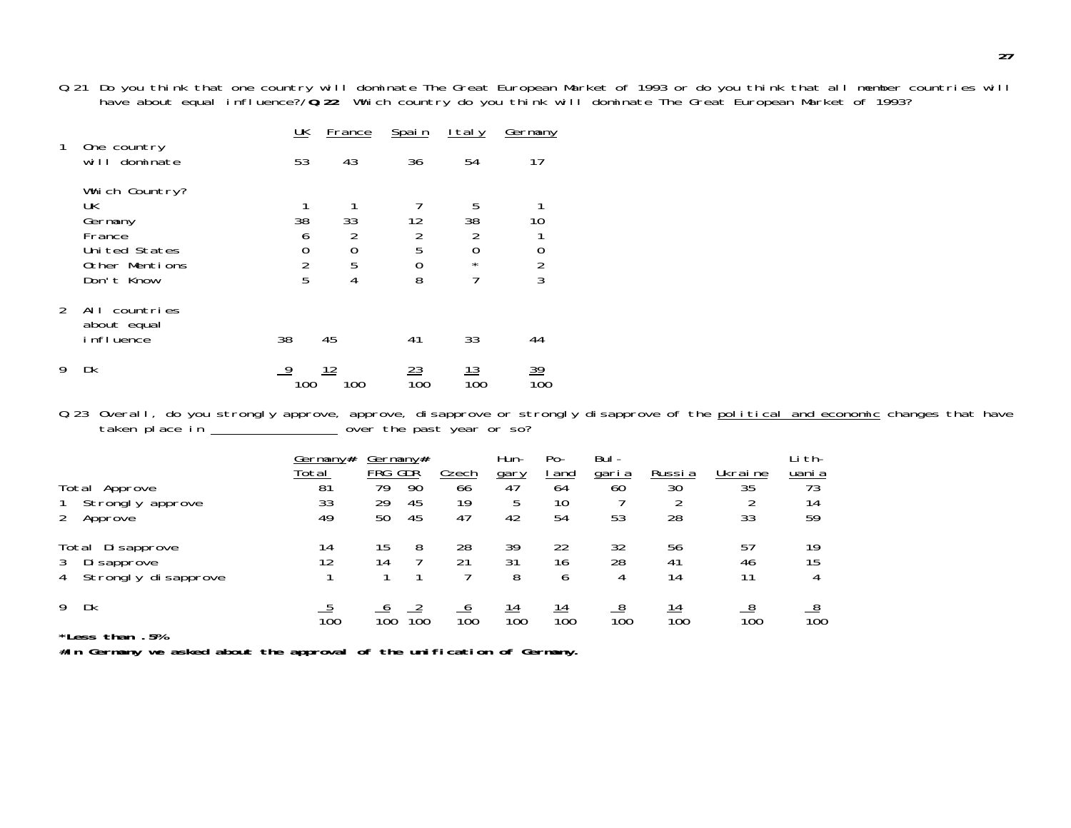Q.21 Do you think that one country will dominate The Great European Market of 1993 or do you think that all member countries will have about equal influence?/**Q.22** Which country do you think will dominate The Great European Market of 1993?

| | UK | France | Spain | Italy | Germany |
|---|---|---|---|---|---|
| 1 One country will dominate | 53 | 43 | 36 | 54 | 17 |
| Which Country? | | | | | |
| UK | 1 | 1 | 7 | 5 | 1 |
| Germany | 38 | 33 | 12 | 38 | 10 |
| France | 6 | 2 | 2 | 2 | 1 |
| United States | 0 | 0 | 5 | 0 | 0 |
| Other Mentions | 2 | 5 | 0 | * | 2 |
| Don't Know | 5 | 4 | 8 | 7 | 3 |
| 2 All countries about equal influence | 38 | 45 | 41 | 33 | 44 |
| 9 Dk | 9 | 12 | 23 | 13 | 39 |
| | 100 | 100 | 100 | 100 | 100 |

Q.23 Overall, do you strongly approve, approve, disapprove or strongly disapprove of the political and economic changes that have taken place in __________________ over the past year or so?

| | Germany# Total | Germany# FRG | Germany# GDR | Czech | Hungary | Poland | Bulgaria | Russia | Ukraine | Lithuania |
|---|---|---|---|---|---|---|---|---|---|---|
| Total Approve | 81 | 79 | 90 | 66 | 47 | 64 | 60 | 30 | 35 | 73 |
| 1 Strongly approve | 33 | 29 | 45 | 19 | 5 | 10 | 7 | 2 | 2 | 14 |
| 2 Approve | 49 | 50 | 45 | 47 | 42 | 54 | 53 | 28 | 33 | 59 |
| Total Disapprove | 14 | 15 | 8 | 28 | 39 | 22 | 32 | 56 | 57 | 19 |
| 3 Disapprove | 12 | 14 | 7 | 21 | 31 | 16 | 28 | 41 | 46 | 15 |
| 4 Strongly disapprove | 1 | 1 | 1 | 7 | 8 | 6 | 4 | 14 | 11 | 4 |
| 9 Dk | 5 | 6 | 2 | 6 | 14 | 14 | 8 | 14 | 8 | 8 |
| | 100 | 100 | 100 | 100 | 100 | 100 | 100 | 100 | 100 | 100 |

**\*Less than .5%**

**#In Germany we asked about the approval of the unification of Germany.**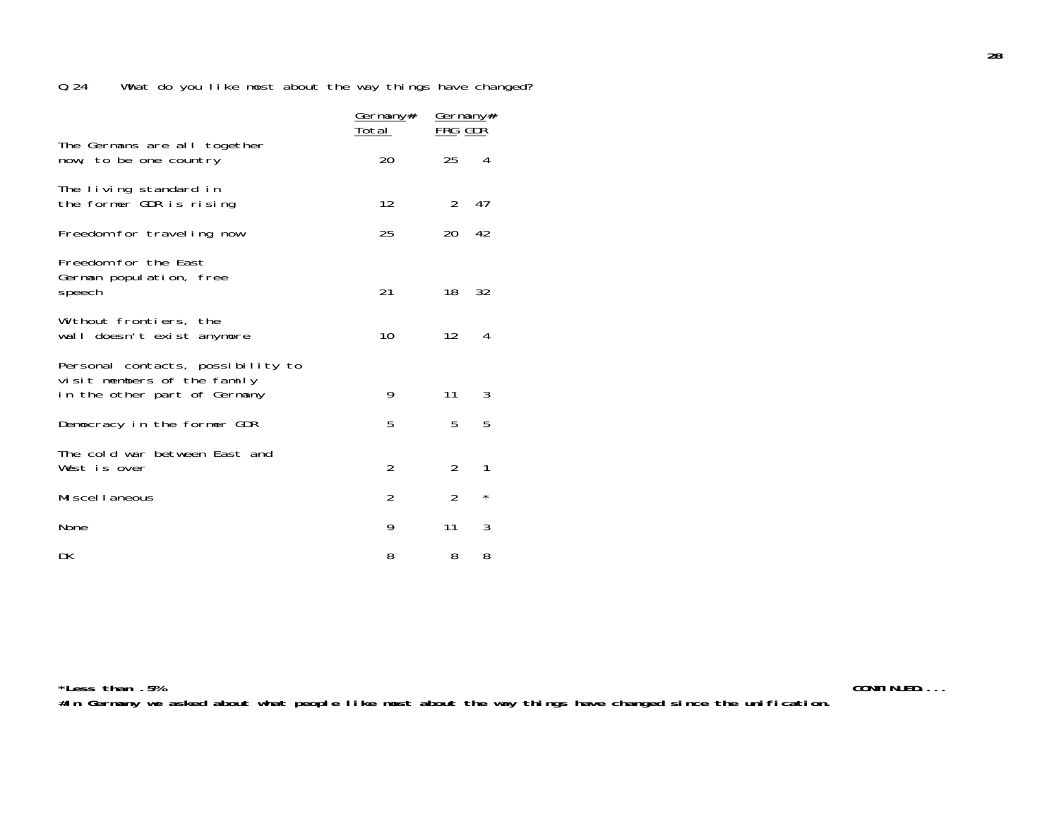Q.24 What do you like most about the way things have changed?

| | Germany# Total | Germany# FRG | Germany# GDR |
|---|---|---|---|
| The Germans are all together now, to be one country | 20 | 25 | 4 |
| The living standard in the former GDR is rising | 12 | 2 | 47 |
| Freedom for traveling now | 25 | 20 | 42 |
| Freedom for the East German population, free speech | 21 | 18 | 32 |
| Without frontiers, the wall doesn't exist anymore | 10 | 12 | 4 |
| Personal contacts, possibility to visit members of the family in the other part of Germany | 9 | 11 | 3 |
| Democracy in the former GDR | 5 | 5 | 5 |
| The cold war between East and West is over | 2 | 2 | 1 |
| Miscellaneous | 2 | 2 | * |
| None | 9 | 11 | 3 |
| DK | 8 | 8 | 8 |

**\*Less than .5%**

**#In Germany we asked about what people like most about the way things have changed since the unification.**

**CONTINUED...**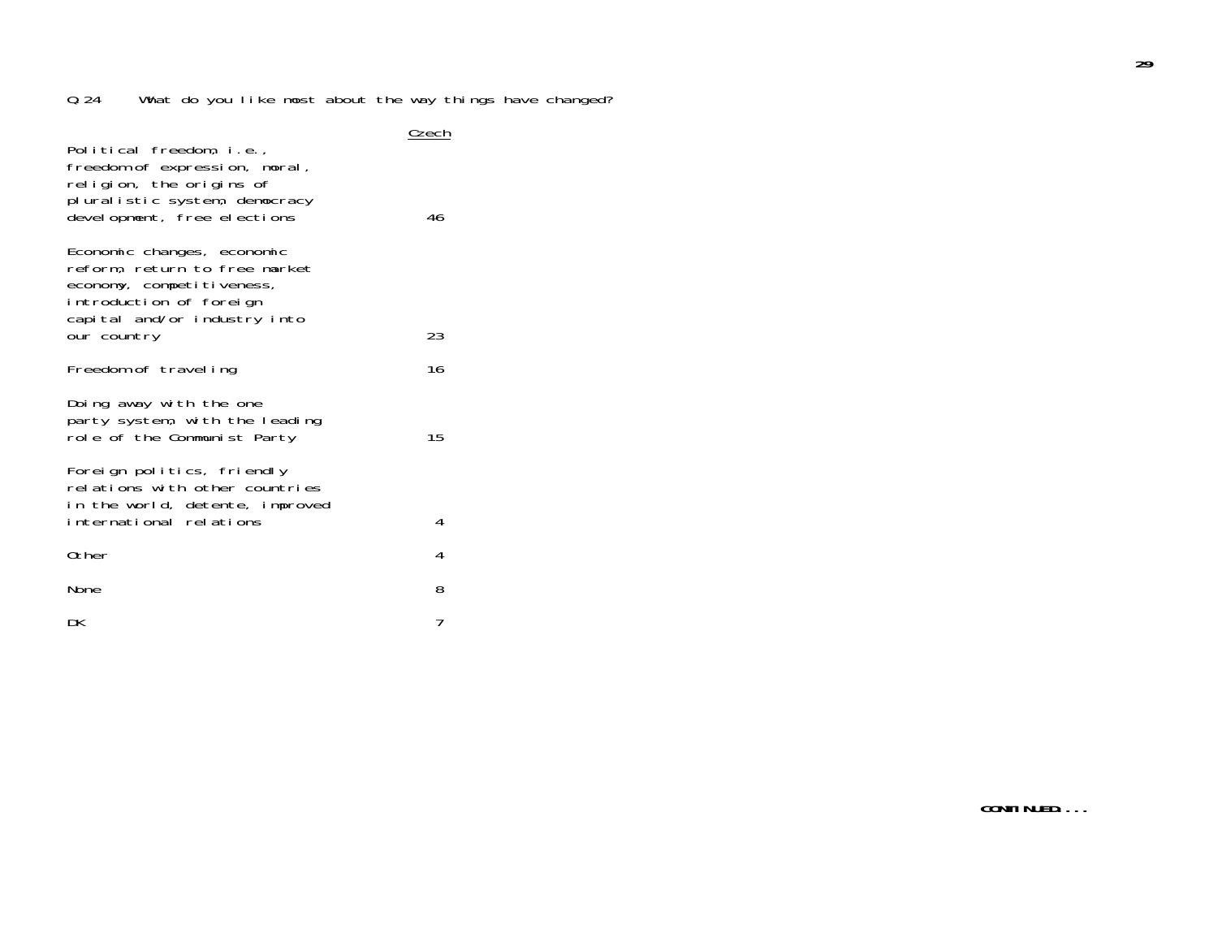Q.24 What do you like most about the way things have changed?

| | Czech |
|---|---|
| Political freedom, i.e., freedom of expression, moral, religion, the origins of pluralistic system, democracy development, free elections | 46 |
| Economic changes, economic reform, return to free market economy, competitiveness, introduction of foreign capital and/or industry into our country | 23 |
| Freedom of traveling | 16 |
| Doing away with the one party system, with the leading role of the Communist Party | 15 |
| Foreign politics, friendly relations with other countries in the world, detente, improved international relations | 4 |
| Other | 4 |
| None | 8 |
| DK | 7 |

**CONTINUED....**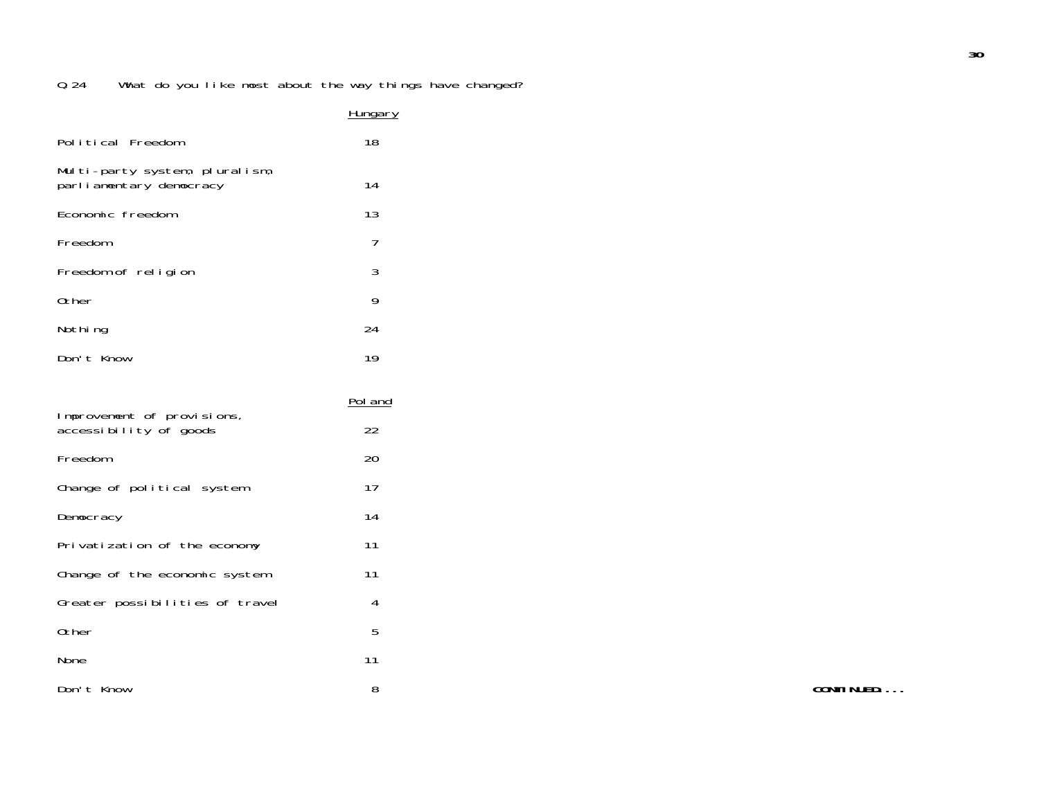Q.24 What do you like most about the way things have changed?

| | Hungary |
|---|---|
| Political Freedom | 18 |
| Multi-party system, pluralism, parliamentary democracy | 14 |
| Economic freedom | 13 |
| Freedom | 7 |
| Freedom of religion | 3 |
| Other | 9 |
| Nothing | 24 |
| Don't Know | 19 |

| | Poland |
|---|---|
| Improvement of provisions, accessibility of goods | 22 |
| Freedom | 20 |
| Change of political system | 17 |
| Democracy | 14 |
| Privatization of the economy | 11 |
| Change of the economic system | 11 |
| Greater possibilities of travel | 4 |
| Other | 5 |
| None | 11 |
| Don't Know | 8 |

**CONTINUED....**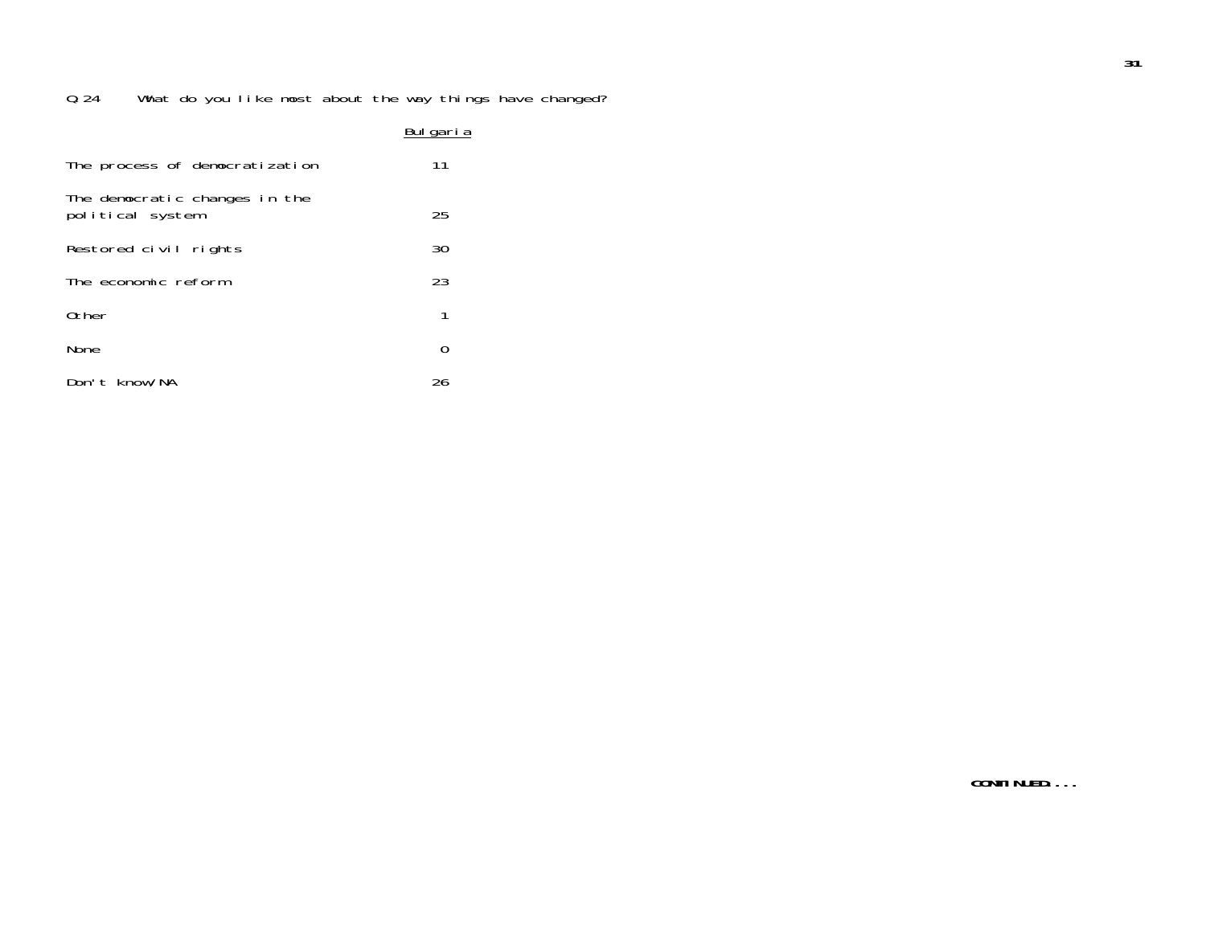Q.24 What do you like most about the way things have changed?

| | Bulgaria |
|---|---|
| The process of democratization | 11 |
| The democratic changes in the political system | 25 |
| Restored civil rights | 30 |
| The economic reform | 23 |
| Other | 1 |
| None | 0 |
| Don't know/NA | 26 |

**CONTINUED...**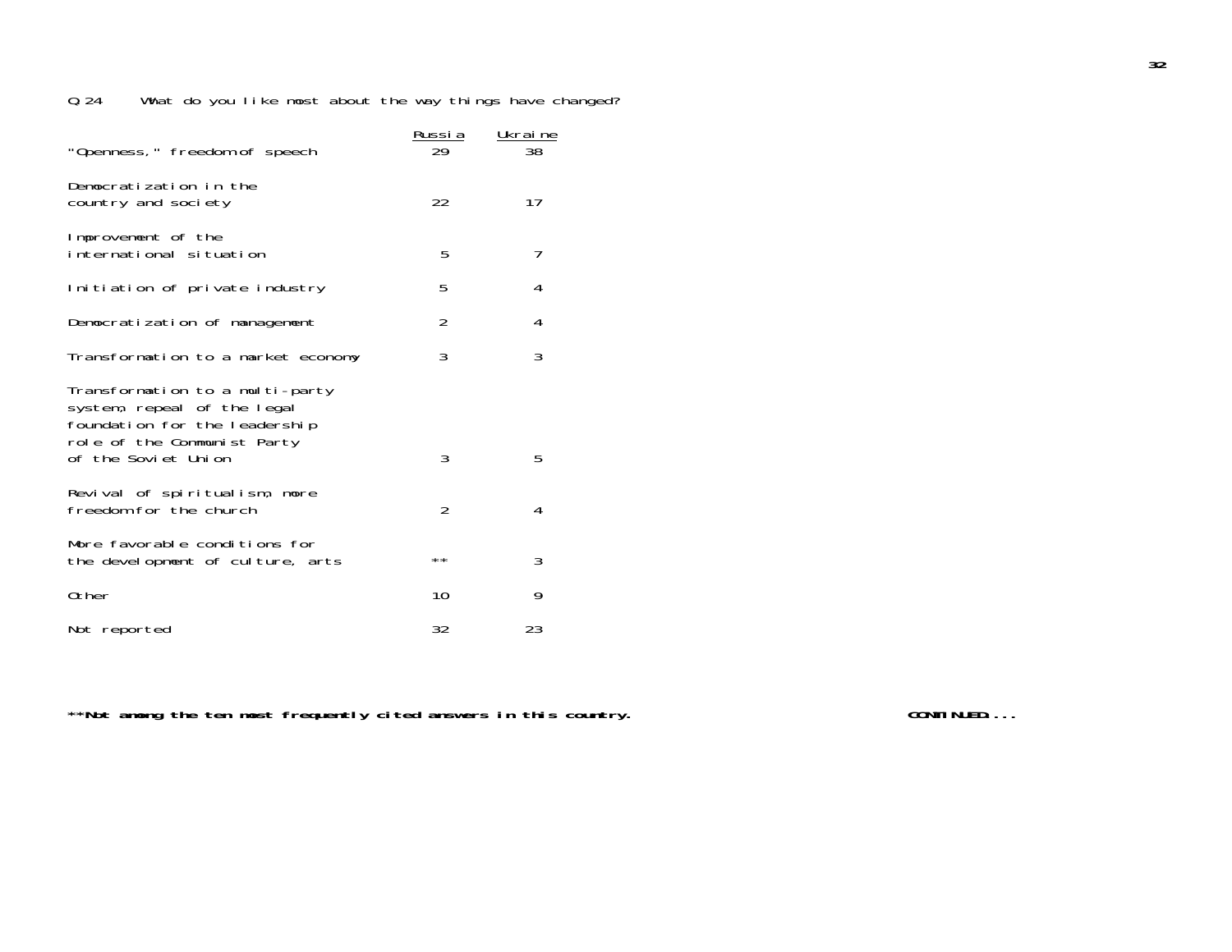Q.24 What do you like most about the way things have changed?

| | Russia | Ukraine |
|---|---|---|
| "Openness," freedom of speech | 29 | 38 |
| Democratization in the country and society | 22 | 17 |
| Improvement of the international situation | 5 | 7 |
| Initiation of private industry | 5 | 4 |
| Democratization of management | 2 | 4 |
| Transformation to a market economy | 3 | 3 |
| Transformation to a multi-party system, repeal of the legal foundation for the leadership role of the Communist Party of the Soviet Union | 3 | 5 |
| Revival of spiritualism, more freedom for the church | 2 | 4 |
| More favorable conditions for the development of culture, arts | ** | 3 |
| Other | 10 | 9 |
| Not reported | 32 | 23 |

**Not among the ten most frequently cited answers in this country.

CONTINUED....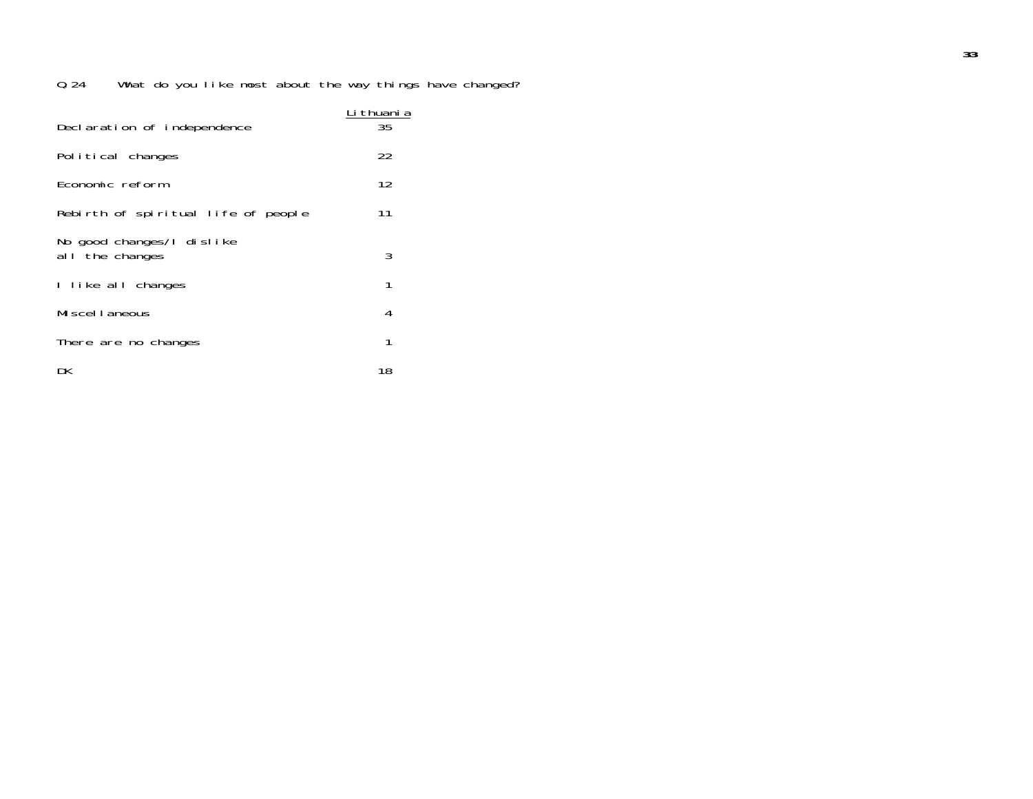Q.24 What do you like most about the way things have changed?

| | Lithuania |
|---|---|
| Declaration of independence | 35 |
| Political changes | 22 |
| Economic reform | 12 |
| Rebirth of spiritual life of people | 11 |
| No good changes/I dislike all the changes | 3 |
| I like all changes | 1 |
| Miscellaneous | 4 |
| There are no changes | 1 |
| DK | 18 |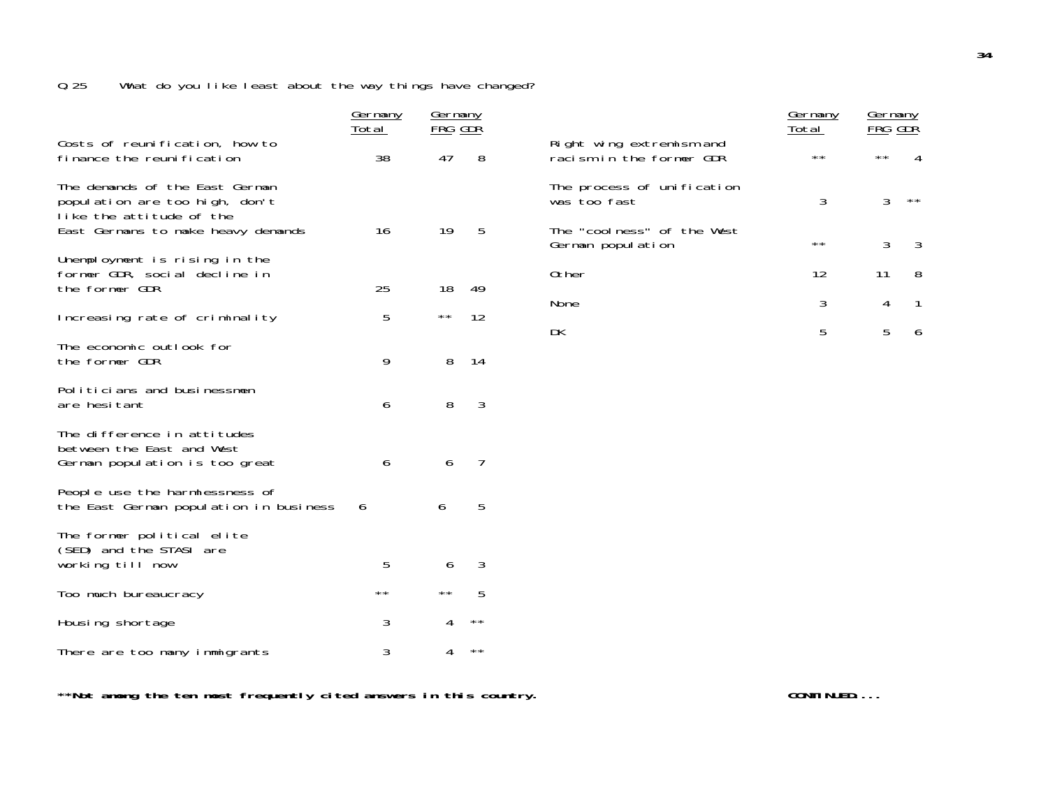Q.25 What do you like least about the way things have changed?

| | Germany Total | Germany FRG | Germany GDR |
|---|---|---|---|
| Costs of reunification, how to finance the reunification | 38 | 47 | 8 |
| The demands of the East German population are too high, don't like the attitude of the East Germans to make heavy demands | 16 | 19 | 5 |
| Unemployment is rising in the former GDR, social decline in the former GDR | 25 | 18 | 49 |
| Increasing rate of criminality | 5 | ** | 12 |
| The economic outlook for the former GDR | 9 | 8 | 14 |
| Politicians and businessmen are hesitant | 6 | 8 | 3 |
| The difference in attitudes between the East and West German population is too great | 6 | 6 | 7 |
| People use the harmlessness of the East German population in business | 6 | 6 | 5 |
| The former political elite (SED) and the STASI are working till now | 5 | 6 | 3 |
| Too much bureaucracy | ** | ** | 5 |
| Housing shortage | 3 | 4 | ** |
| There are too many immigrants | 3 | 4 | ** |
| Right wing extremism and racism in the former GDR | ** | ** | 4 |
| The process of unification was too fast | 3 | 3 | ** |
| The "coolness" of the West German population | ** | 3 | 3 |
| Other | 12 | 11 | 8 |
| None | 3 | 4 | 1 |
| DK | 5 | 5 | 6 |

**\*\*Not among the ten most frequently cited answers in this country.**

**CONTINUED....**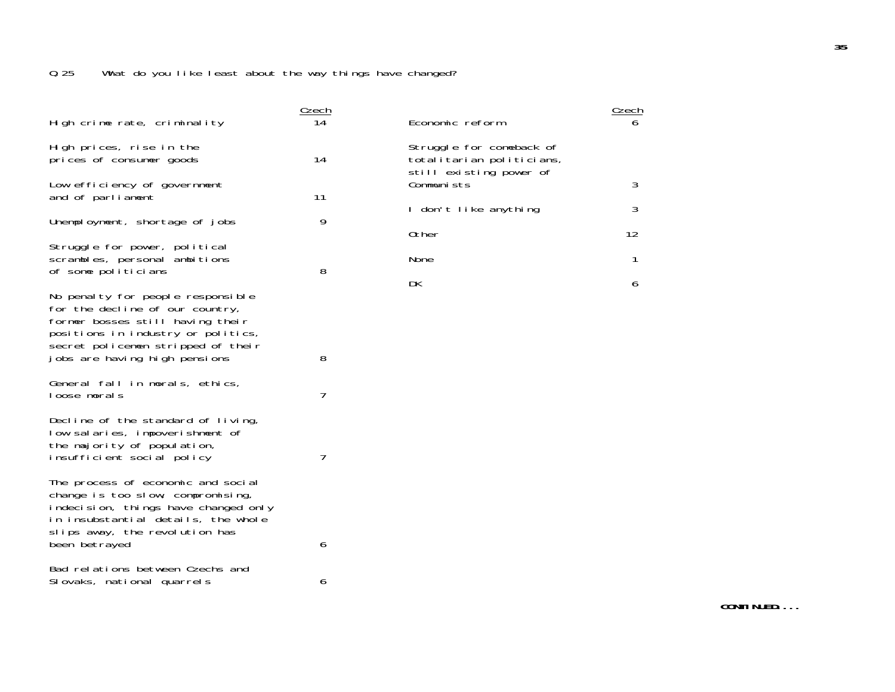Q.25 What do you like least about the way things have changed?

| | Czech |
|---|---|
| High crime rate, criminality | 14 |
| High prices, rise in the prices of consumer goods | 14 |
| Low efficiency of government and of parliament | 11 |
| Unemployment, shortage of jobs | 9 |
| Struggle for power, political scrambles, personal ambitions of some politicians | 8 |
| No penalty for people responsible for the decline of our country, former bosses still having their positions in industry or politics, secret policemen stripped of their jobs are having high pensions | 8 |
| General fall in morals, ethics, loose morals | 7 |
| Decline of the standard of living, low salaries, impoverishment of the majority of population, insufficient social policy | 7 |
| The process of economic and social change is too slow, compromising, indecision, things have changed only in insubstantial details, the whole slips away, the revolution has been betrayed | 6 |
| Bad relations between Czechs and Slovaks, national quarrels | 6 |
| Economic reform | 6 |
| Struggle for comeback of totalitarian politicians, still existing power of Communists | 3 |
| I don't like anything | 3 |
| Other | 12 |
| None | 1 |
| DK | 6 |

CONTINUED....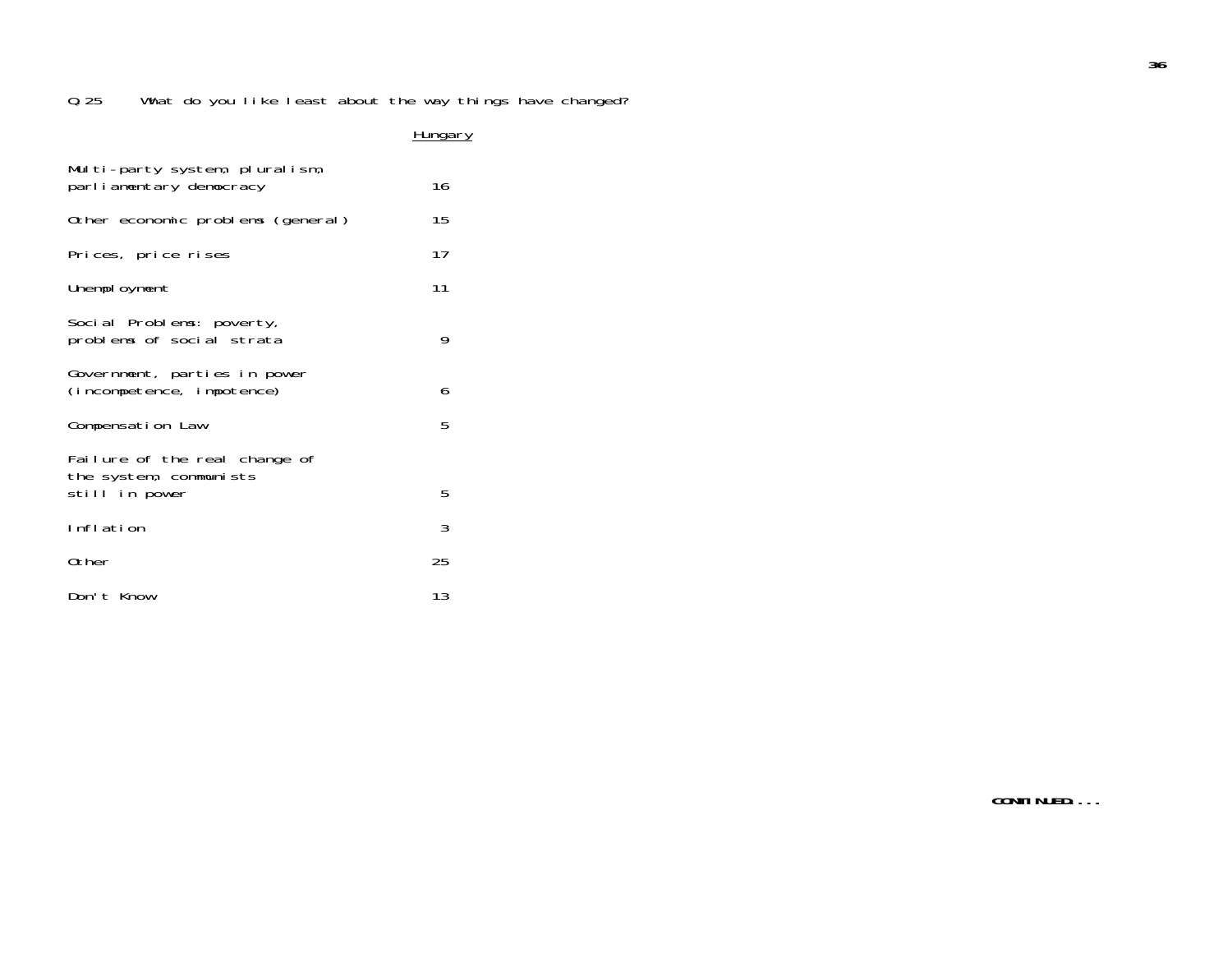Q.25 What do you like least about the way things have changed?

| | Hungary |
|---|---|
| Multi-party system, pluralism, parliamentary democracy | 16 |
| Other economic problems (general) | 15 |
| Prices, price rises | 17 |
| Unemployment | 11 |
| Social Problems: poverty, problems of social strata | 9 |
| Government, parties in power (incompetence, impotence) | 6 |
| Compensation Law | 5 |
| Failure of the real change of the system, communists still in power | 5 |
| Inflation | 3 |
| Other | 25 |
| Don't Know | 13 |

**CONTINUED....**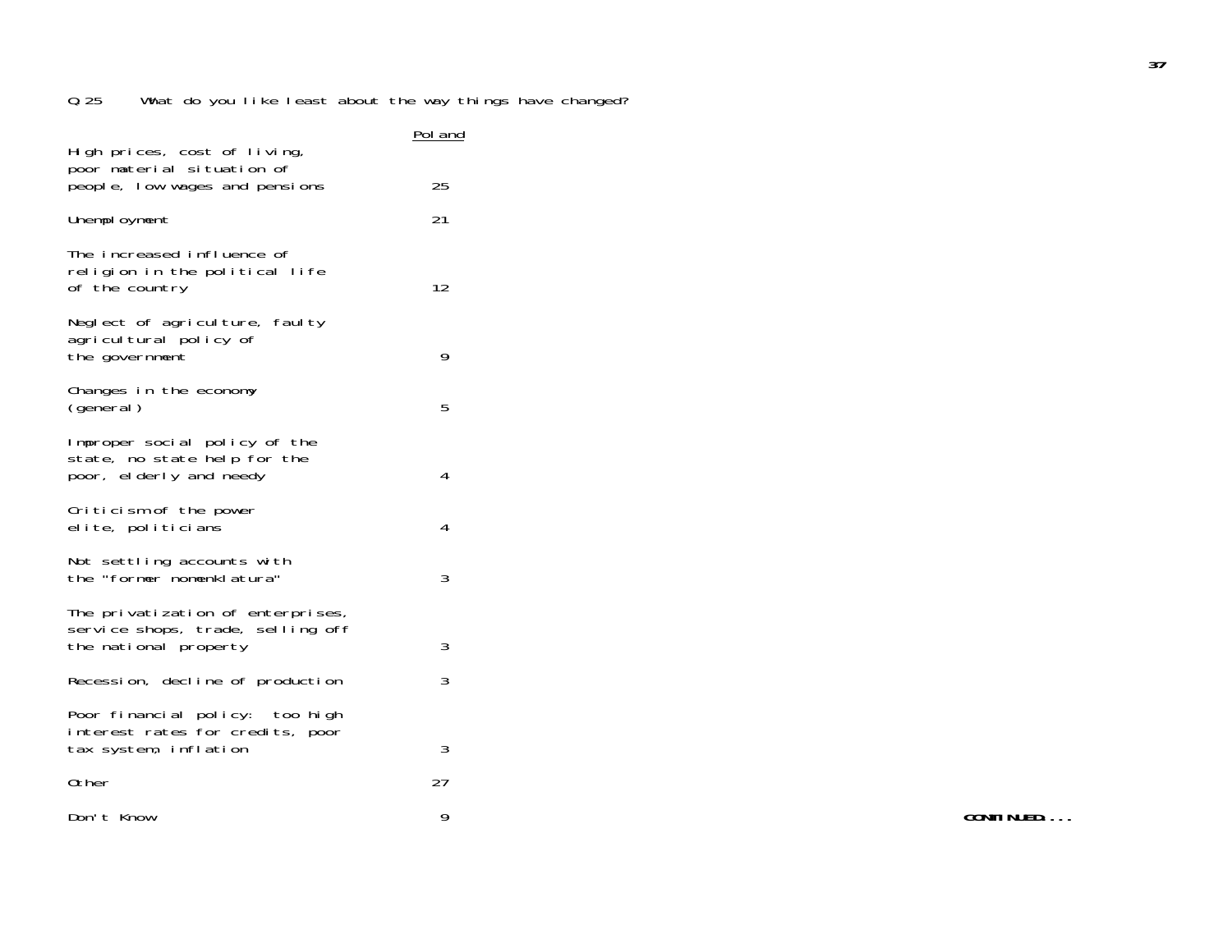Q.25 What do you like least about the way things have changed?

| | Poland |
|---|---|
| High prices, cost of living, poor material situation of people, low wages and pensions | 25 |
| Unemployment | 21 |
| The increased influence of religion in the political life of the country | 12 |
| Neglect of agriculture, faulty agricultural policy of the government | 9 |
| Changes in the economy (general) | 5 |
| Improper social policy of the state, no state help for the poor, elderly and needy | 4 |
| Criticism of the power elite, politicians | 4 |
| Not settling accounts with the "former nomenklatura" | 3 |
| The privatization of enterprises, service shops, trade, selling off the national property | 3 |
| Recession, decline of production | 3 |
| Poor financial policy: too high interest rates for credits, poor tax system, inflation | 3 |
| Other | 27 |
| Don't Know | 9 |

**CONTINUED....**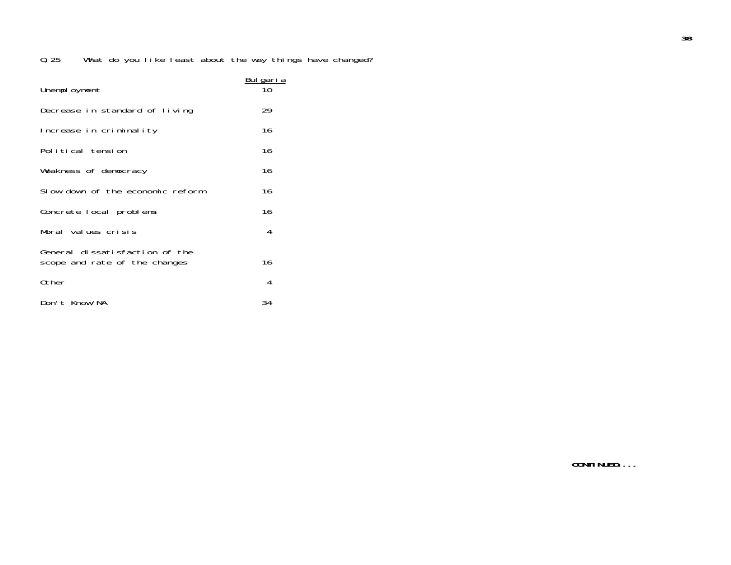Q.25 What do you like least about the way things have changed?

| | Bulgaria |
|---|---|
| Unemployment | 10 |
| Decrease in standard of living | 29 |
| Increase in criminality | 16 |
| Political tension | 16 |
| Weakness of democracy | 16 |
| Slow down of the economic reform | 16 |
| Concrete local problems | 16 |
| Moral values crisis | 4 |
| General dissatisfaction of the scope and rate of the changes | 16 |
| Other | 4 |
| Don't Know/NA | 34 |

**CONTINUED....**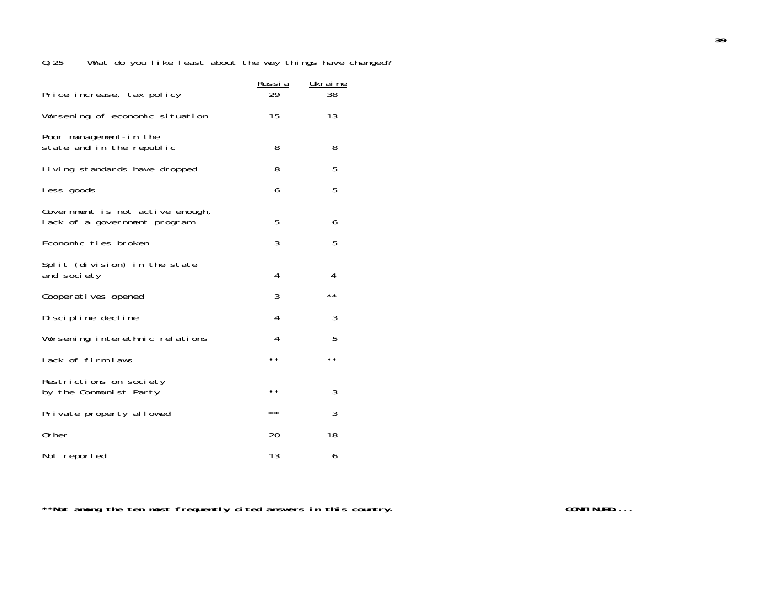Q.25 What do you like least about the way things have changed?

| | Russia | Ukraine |
|---|---|---|
| Price increase, tax policy | 29 | 38 |
| Worsening of economic situation | 15 | 13 |
| Poor management-in the state and in the republic | 8 | 8 |
| Living standards have dropped | 8 | 5 |
| Less goods | 6 | 5 |
| Government is not active enough, lack of a government program | 5 | 6 |
| Economic ties broken | 3 | 5 |
| Split (division) in the state and society | 4 | 4 |
| Cooperatives opened | 3 | ** |
| Discipline decline | 4 | 3 |
| Worsening interethnic relations | 4 | 5 |
| Lack of firm laws | ** | ** |
| Restrictions on society by the Communist Party | ** | 3 |
| Private property allowed | ** | 3 |
| Other | 20 | 18 |
| Not reported | 13 | 6 |

**\*\*Not among the ten most frequently cited answers in this country.**

**CONTINUED....**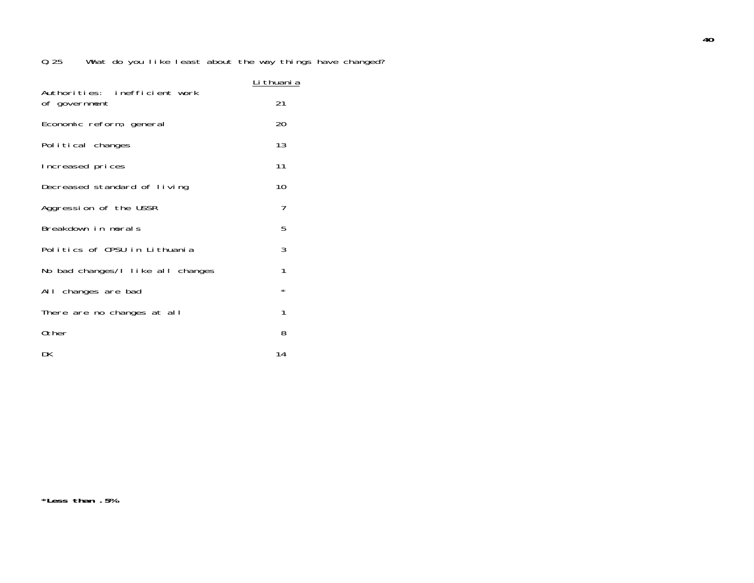Q.25 What do you like least about the way things have changed?

| | Lithuania |
|---|---|
| Authorities: inefficient work of government | 21 |
| Economic reform, general | 20 |
| Political changes | 13 |
| Increased prices | 11 |
| Decreased standard of living | 10 |
| Aggression of the USSR | 7 |
| Breakdown in morals | 5 |
| Politics of CPSU in Lithuania | 3 |
| No bad changes/I like all changes | 1 |
| All changes are bad | * |
| There are no changes at all | 1 |
| Other | 8 |
| DK | 14 |

**\*Less than .5%**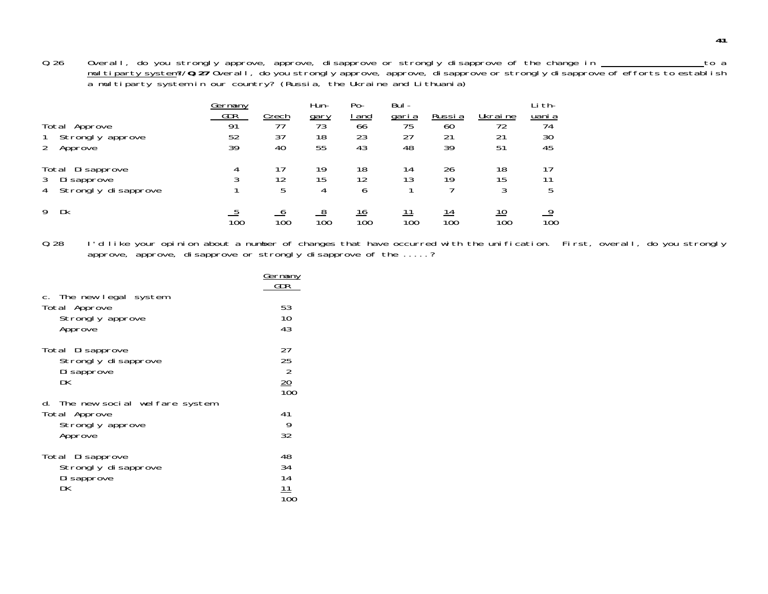Q 26 Overall, do you strongly approve, approve, disapprove or strongly disapprove of the change in ____________________ to a multiparty system?/**Q 27** Overall, do you strongly approve, approve, disapprove or strongly disapprove of efforts to establish a multiparty system in our country? (Russia, the Ukraine and Lithuania)

| | Germany GDR | Czech | Hungary | Poland | Bulgaria | Russia | Ukraine | Lithuania |
|---|---|---|---|---|---|---|---|---|
| Total Approve | 91 | 77 | 73 | 66 | 75 | 60 | 72 | 74 |
| 1 Strongly approve | 52 | 37 | 18 | 23 | 27 | 21 | 21 | 30 |
| 2 Approve | 39 | 40 | 55 | 43 | 48 | 39 | 51 | 45 |
| Total Disapprove | 4 | 17 | 19 | 18 | 14 | 26 | 18 | 17 |
| 3 Disapprove | 3 | 12 | 15 | 12 | 13 | 19 | 15 | 11 |
| 4 Strongly disapprove | 1 | 5 | 4 | 6 | 1 | 7 | 3 | 5 |
| 9 Dk | 5 | 6 | 8 | 16 | 11 | 14 | 10 | 9 |
| | 100 | 100 | 100 | 100 | 100 | 100 | 100 | 100 |

Q 28 I'd like your opinion about a number of changes that have occurred with the unification. First, overall, do you strongly approve, approve, disapprove or strongly disapprove of the .....?

| | Germany GDR |
|---|---|
| **c. The new legal system** | |
| Total Approve | 53 |
| Strongly approve | 10 |
| Approve | 43 |
| Total Disapprove | 27 |
| Strongly disapprove | 25 |
| Disapprove | 2 |
| DK | 20 |
| | 100 |
| **d. The new social welfare system** | |
| Total Approve | 41 |
| Strongly approve | 9 |
| Approve | 32 |
| Total Disapprove | 48 |
| Strongly disapprove | 34 |
| Disapprove | 14 |
| DK | 11 |
| | 100 |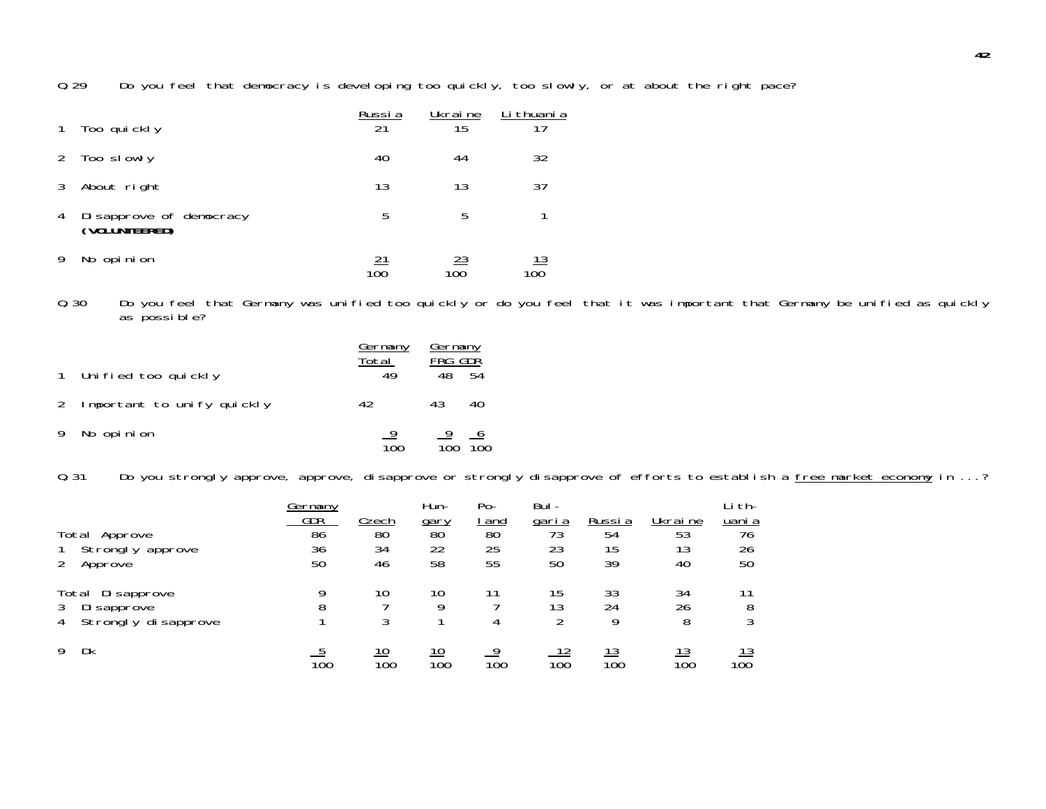Q.29 Do you feel that democracy is developing too quickly, too slowly, or at about the right pace?

| | Russia | Ukraine | Lithuania |
|---|---|---|---|
| 1 Too quickly | 21 | 15 | 17 |
| 2 Too slowly | 40 | 44 | 32 |
| 3 About right | 13 | 13 | 37 |
| 4 Disapprove of democracy **(VOLUNTEERED)** | 5 | 5 | 1 |
| 9 No opinion | 21 | 23 | 13 |
| | 100 | 100 | 100 |

Q.30 Do you feel that Germany was unified too quickly or do you feel that it was important that Germany be unified as quickly as possible?

| | Germany Total | Germany FRG | Germany GDR |
|---|---|---|---|
| 1 Unified too quickly | 49 | 48 | 54 |
| 2 Important to unify quickly | 42 | 43 | 40 |
| 9 No opinion | 9 | 9 | 6 |
| | 100 | 100 | 100 |

Q.31 Do you strongly approve, approve, disapprove or strongly disapprove of efforts to establish a free market economy in ...?

| | Germany GDR | Czech | Hungary | Poland | Bulgaria | Russia | Ukraine | Lithuania |
|---|---|---|---|---|---|---|---|---|
| Total Approve | 86 | 80 | 80 | 80 | 73 | 54 | 53 | 76 |
| 1 Strongly approve | 36 | 34 | 22 | 25 | 23 | 15 | 13 | 26 |
| 2 Approve | 50 | 46 | 58 | 55 | 50 | 39 | 40 | 50 |
| Total Disapprove | 9 | 10 | 10 | 11 | 15 | 33 | 34 | 11 |
| 3 Disapprove | 8 | 7 | 9 | 7 | 13 | 24 | 26 | 8 |
| 4 Strongly disapprove | 1 | 3 | 1 | 4 | 2 | 9 | 8 | 3 |
| 9 Dk | 5 | 10 | 10 | 9 | 12 | 13 | 13 | 13 |
| | 100 | 100 | 100 | 100 | 100 | 100 | 100 | 100 |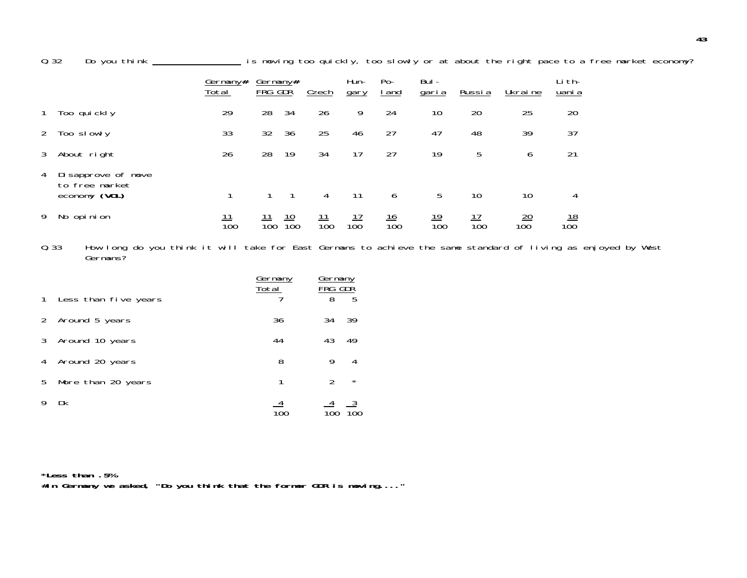Q 32 Do you think __________________ is moving too quickly, too slowly or at about the right pace to a free market economy?

| | Germany# Total | Germany# FRG | GDR | Czech | Hungary | Poland | Bulgaria | Russia | Ukraine | Lithuania |
|---|---|---|---|---|---|---|---|---|---|---|
| 1 Too quickly | 29 | 28 | 34 | 26 | 9 | 24 | 10 | 20 | 25 | 20 |
| 2 Too slowly | 33 | 32 | 36 | 25 | 46 | 27 | 47 | 48 | 39 | 37 |
| 3 About right | 26 | 28 | 19 | 34 | 17 | 27 | 19 | 5 | 6 | 21 |
| 4 Disapprove of move to free market economy **(VOL)** | 1 | 1 | 1 | 4 | 11 | 6 | 5 | 10 | 10 | 4 |
| 9 No opinion | 11 | 11 | 10 | 11 | 17 | 16 | 19 | 17 | 20 | 18 |
| | 100 | 100 | 100 | 100 | 100 | 100 | 100 | 100 | 100 | 100 |

Q 33 How long do you think it will take for East Germans to achieve the same standard of living as enjoyed by West Germans?

| | Germany Total | Germany FRG | GDR |
|---|---|---|---|
| 1 Less than five years | 7 | 8 | 5 |
| 2 Around 5 years | 36 | 34 | 39 |
| 3 Around 10 years | 44 | 43 | 49 |
| 4 Around 20 years | 8 | 9 | 4 |
| 5 More than 20 years | 1 | 2 | * |
| 9 Dk | 4 | 4 | 3 |
| | 100 | 100 | 100 |

**\*Less than .5%**

**#In Germany we asked, "Do you think that the former GDR is moving...."**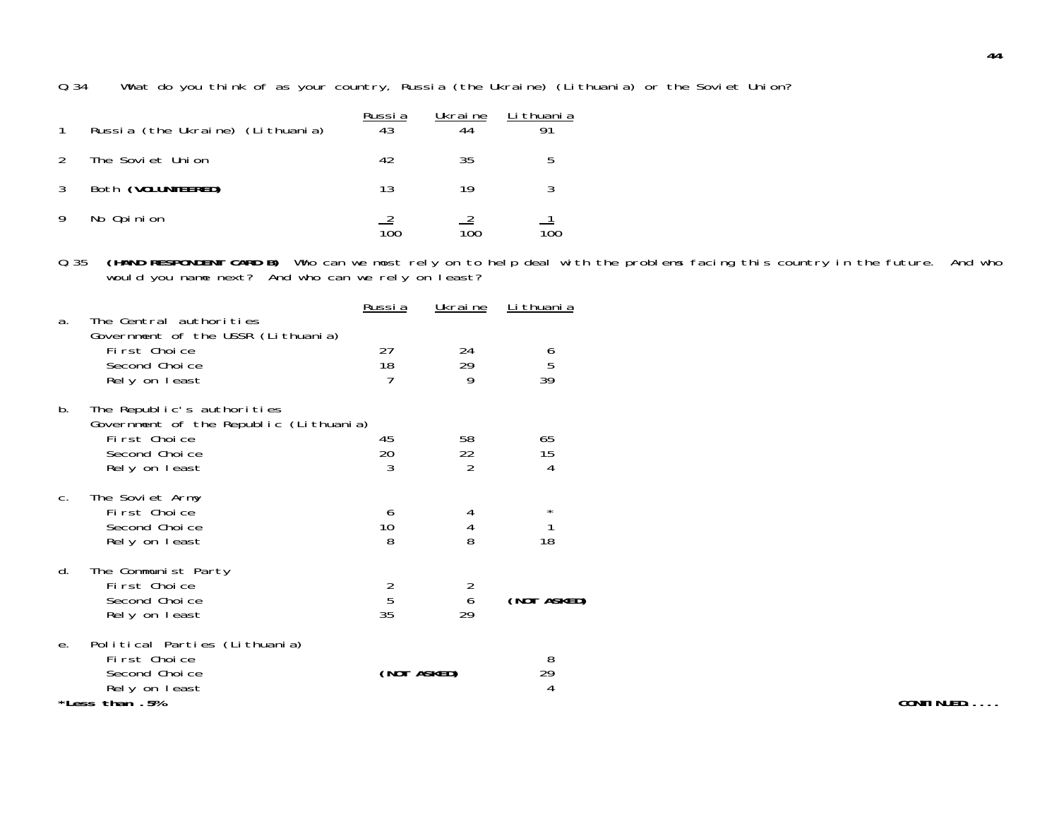Q.34 What do you think of as your country, Russia (the Ukraine) (Lithuania) or the Soviet Union?

| | | Russia | Ukraine | Lithuania |
|---|---|---|---|---|
| 1 | Russia (the Ukraine) (Lithuania) | 43 | 44 | 91 |
| 2 | The Soviet Union | 42 | 35 | 5 |
| 3 | Both **(VOLUNTEERED)** | 13 | 19 | 3 |
| 9 | No Opinion | 2 | 2 | 1 |
| | | 100 | 100 | 100 |

Q.35 **(HAND RESPONDENT CARD B)** Who can we most rely on to help deal with the problems facing this country in the future. And who would you name next? And who can we rely on least?

| | | Russia | Ukraine | Lithuania |
|---|---|---|---|---|
| a. | The Central authorities Government of the USSR (Lithuania) | | | |
| | First Choice | 27 | 24 | 6 |
| | Second Choice | 18 | 29 | 5 |
| | Rely on least | 7 | 9 | 39 |
| b. | The Republic's authorities Government of the Republic (Lithuania) | | | |
| | First Choice | 45 | 58 | 65 |
| | Second Choice | 20 | 22 | 15 |
| | Rely on least | 3 | 2 | 4 |
| c. | The Soviet Army | | | |
| | First Choice | 6 | 4 | * |
| | Second Choice | 10 | 4 | 1 |
| | Rely on least | 8 | 8 | 18 |
| d. | The Communist Party | | | |
| | First Choice | 2 | 2 | |
| | Second Choice | 5 | 6 | **(NOT ASKED)** |
| | Rely on least | 35 | 29 | |
| e. | Political Parties (Lithuania) | | | |
| | First Choice | | | 8 |
| | Second Choice | **(NOT ASKED)** | | 29 |
| | Rely on least | | | 4 |

***Less than .5%**

**CONTINUED....**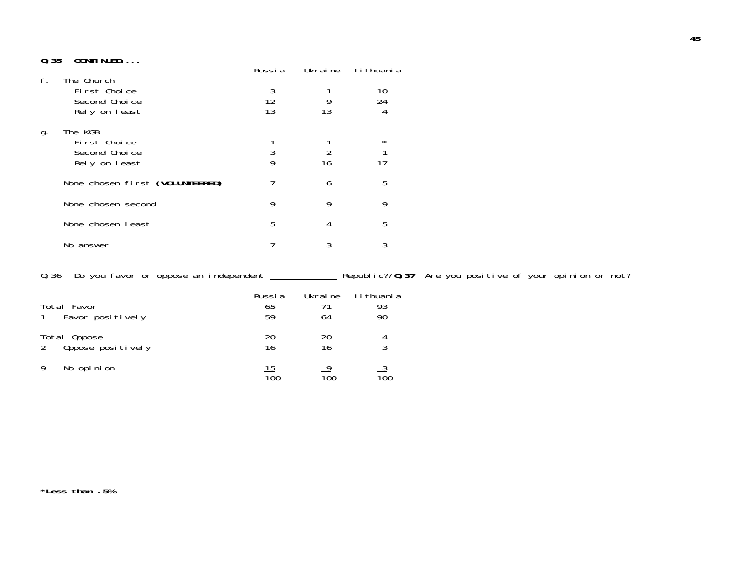**Q.35 CONTINUED....**

| | Russia | Ukraine | Lithuania |
|---|---|---|---|
| f. The Church | | | |
| First Choice | 3 | 1 | 10 |
| Second Choice | 12 | 9 | 24 |
| Rely on least | 13 | 13 | 4 |
| g. The KGB | | | |
| First Choice | 1 | 1 | * |
| Second Choice | 3 | 2 | 1 |
| Rely on least | 9 | 16 | 17 |
| None chosen first **(VOLUNTEERED)** | 7 | 6 | 5 |
| None chosen second | 9 | 9 | 9 |
| None chosen least | 5 | 4 | 5 |
| No answer | 7 | 3 | 3 |

Q.36 Do you favor or oppose an independent ____________ Republic?/**Q.37** Are you positive of your opinion or not?

| | Russia | Ukraine | Lithuania |
|---|---|---|---|
| Total Favor | 65 | 71 | 93 |
| 1 Favor positively | 59 | 64 | 90 |
| Total Oppose | 20 | 20 | 4 |
| 2 Oppose positively | 16 | 16 | 3 |
| 9 No opinion | 15 | 9 | 3 |
| | 100 | 100 | 100 |

***Less than .5%**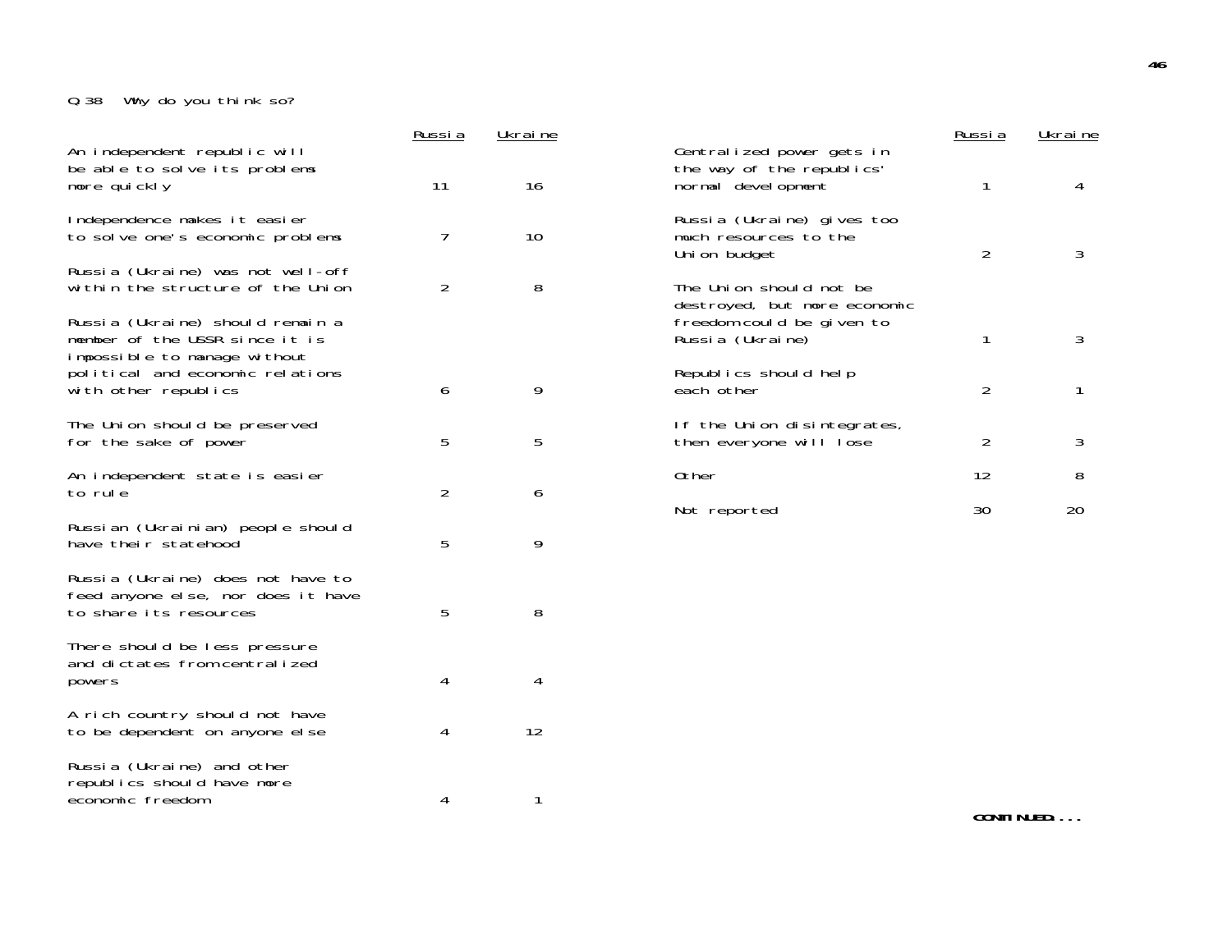Q.38 Why do you think so?

| | Russia | Ukraine |
|---|---|---|
| An independent republic will be able to solve its problems more quickly | 11 | 16 |
| Independence makes it easier to solve one's economic problems | 7 | 10 |
| Russia (Ukraine) was not well-off within the structure of the Union | 2 | 8 |
| Russia (Ukraine) should remain a member of the USSR since it is impossible to manage without political and economic relations with other republics | 6 | 9 |
| The Union should be preserved for the sake of power | 5 | 5 |
| An independent state is easier to rule | 2 | 6 |
| Russian (Ukrainian) people should have their statehood | 5 | 9 |
| Russia (Ukraine) does not have to feed anyone else, nor does it have to share its resources | 5 | 8 |
| There should be less pressure and dictates from centralized powers | 4 | 4 |
| A rich country should not have to be dependent on anyone else | 4 | 12 |
| Russia (Ukraine) and other republics should have more economic freedom | 4 | 1 |
| Centralized power gets in the way of the republics' normal development | 1 | 4 |
| Russia (Ukraine) gives too much resources to the Union budget | 2 | 3 |
| The Union should not be destroyed, but more economic freedom could be given to Russia (Ukraine) | 1 | 3 |
| Republics should help each other | 2 | 1 |
| If the Union disintegrates, then everyone will lose | 2 | 3 |
| Other | 12 | 8 |
| Not reported | 30 | 20 |

**CONTINUED....**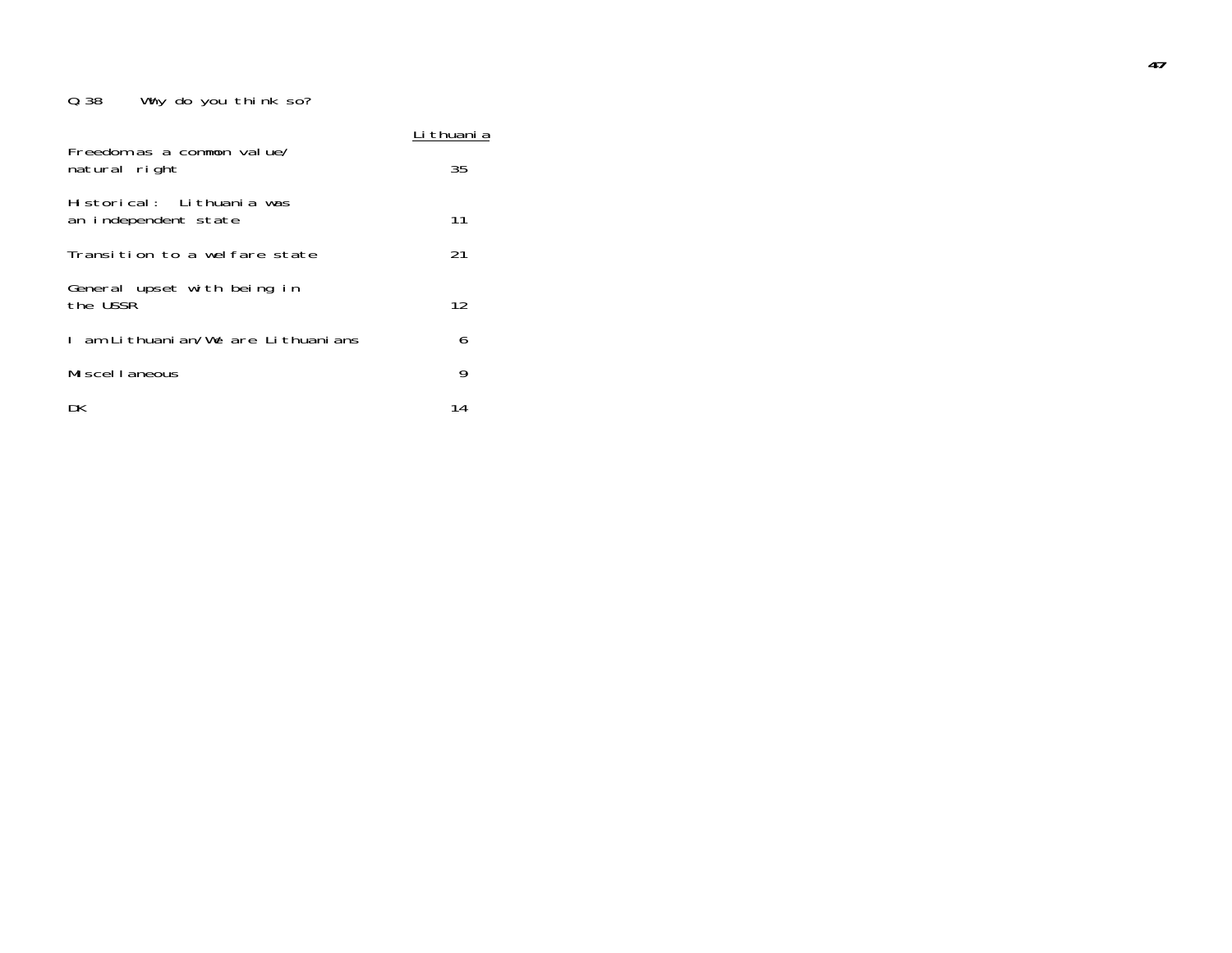Q.38 Why do you think so?

| | Lithuania |
|---|---|
| Freedom as a common value/ natural right | 35 |
| Historical: Lithuania was an independent state | 11 |
| Transition to a welfare state | 21 |
| General upset with being in the USSR | 12 |
| I am Lithuanian/We are Lithuanians | 6 |
| Miscellaneous | 9 |
| DK | 14 |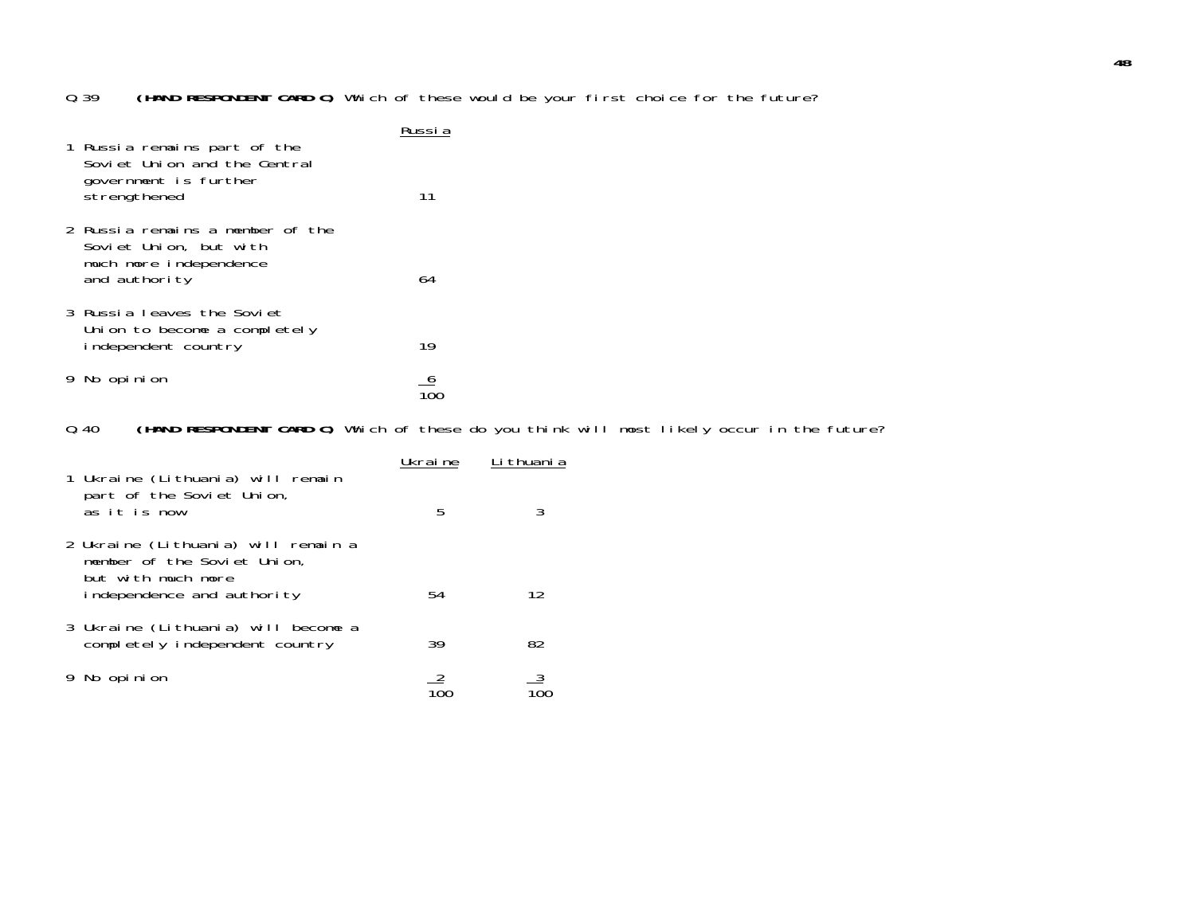Q.39 **(HAND RESPONDENT CARD C)** Which of these would be your first choice for the future?

| | Russia |
|---|---|
| 1 Russia remains part of the Soviet Union and the Central government is further strengthened | 11 |
| 2 Russia remains a member of the Soviet Union, but with much more independence and authority | 64 |
| 3 Russia leaves the Soviet Union to become a completely independent country | 19 |
| 9 No opinion | 6 |
| | 100 |

Q.40 **(HAND RESPONDENT CARD C)** Which of these do you think will most likely occur in the future?

| | Ukraine | Lithuania |
|---|---|---|
| 1 Ukraine (Lithuania) will remain part of the Soviet Union, as it is now | 5 | 3 |
| 2 Ukraine (Lithuania) will remain a member of the Soviet Union, but with much more independence and authority | 54 | 12 |
| 3 Ukraine (Lithuania) will become a completely independent country | 39 | 82 |
| 9 No opinion | 2 | 3 |
| | 100 | 100 |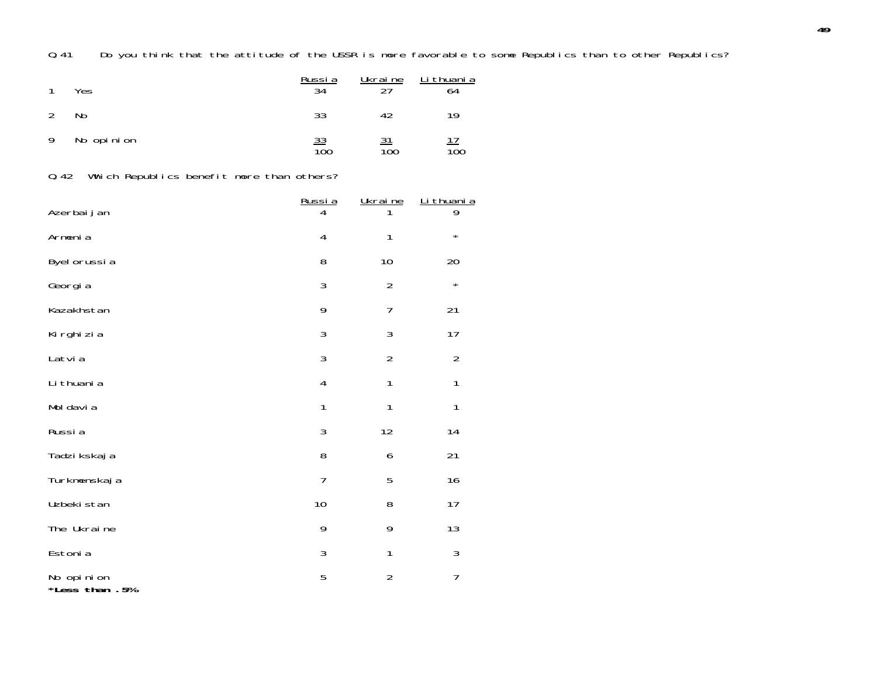Q 41 Do you think that the attitude of the USSR is more favorable to some Republics than to other Republics?

| | | Russia | Ukraine | Lithuania |
|---|---|---|---|---|
| 1 | Yes | 34 | 27 | 64 |
| 2 | No | 33 | 42 | 19 |
| 9 | No opinion | 33 | 31 | 17 |
| | | 100 | 100 | 100 |

Q 42 Which Republics benefit more than others?

| | Russia | Ukraine | Lithuania |
|---|---|---|---|
| Azerbaijan | 4 | 1 | 9 |
| Armenia | 4 | 1 | * |
| Byelorussia | 8 | 10 | 20 |
| Georgia | 3 | 2 | * |
| Kazakhstan | 9 | 7 | 21 |
| Kirghizia | 3 | 3 | 17 |
| Latvia | 3 | 2 | 2 |
| Lithuania | 4 | 1 | 1 |
| Moldavia | 1 | 1 | 1 |
| Russia | 3 | 12 | 14 |
| Tadzikskaja | 8 | 6 | 21 |
| Turkmenskaja | 7 | 5 | 16 |
| Uzbekistan | 10 | 8 | 17 |
| The Ukraine | 9 | 9 | 13 |
| Estonia | 3 | 1 | 3 |
| No opinion | 5 | 2 | 7 |

**\*Less than .5%**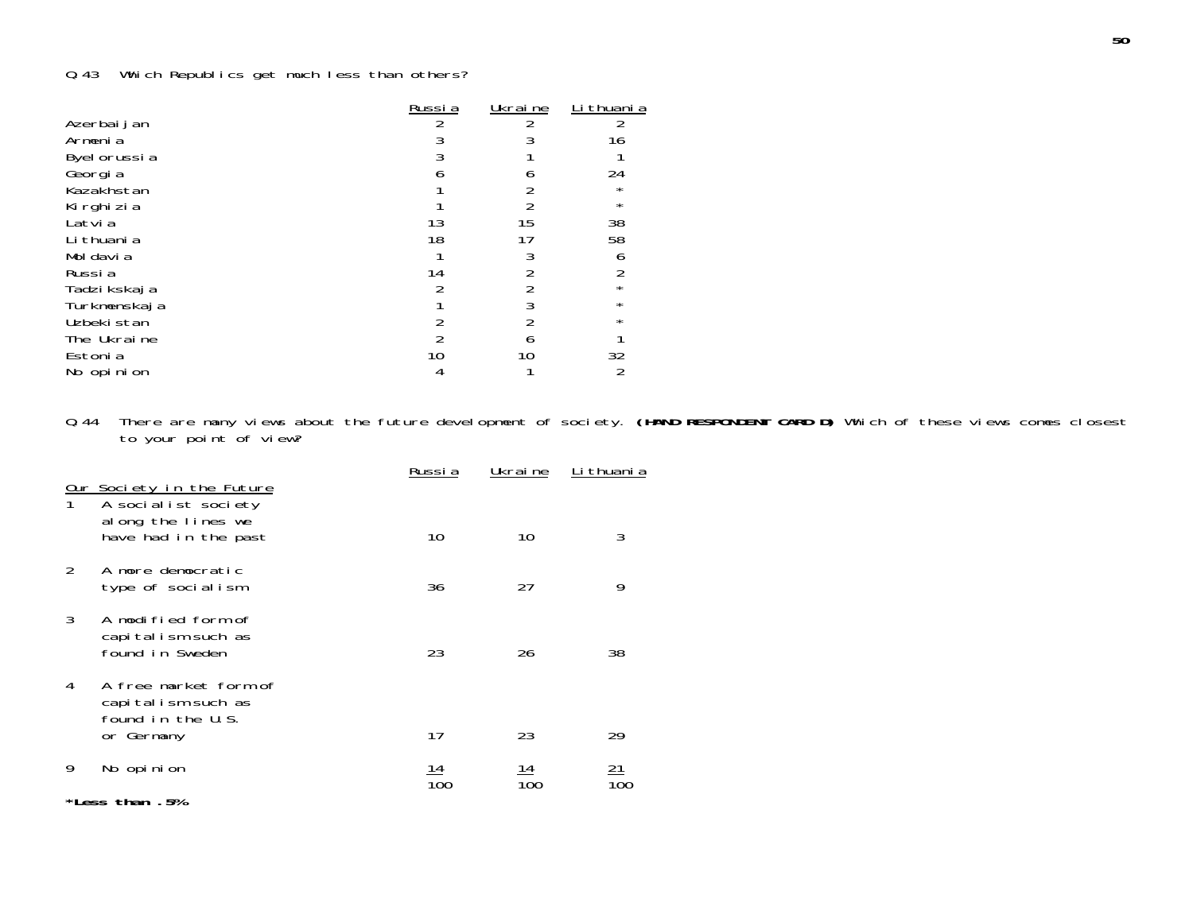Q.43 Which Republics get much less than others?

| | Russia | Ukraine | Lithuania |
|---|---|---|---|
| Azerbaijan | 2 | 2 | 2 |
| Armenia | 3 | 3 | 16 |
| Byelorussia | 3 | 1 | 1 |
| Georgia | 6 | 6 | 24 |
| Kazakhstan | 1 | 2 | * |
| Kirghizia | 1 | 2 | * |
| Latvia | 13 | 15 | 38 |
| Lithuania | 18 | 17 | 58 |
| Moldavia | 1 | 3 | 6 |
| Russia | 14 | 2 | 2 |
| Tadzikskaja | 2 | 2 | * |
| Turkmenskaja | 1 | 3 | * |
| Uzbekistan | 2 | 2 | * |
| The Ukraine | 2 | 6 | 1 |
| Estonia | 10 | 10 | 32 |
| No opinion | 4 | 1 | 2 |

Q.44 There are many views about the future development of society. **(HAND RESPONDENT CARD D)** Which of these views comes closest to your point of view?

| Our Society in the Future | Russia | Ukraine | Lithuania |
|---|---|---|---|
| 1 A socialist society along the lines we have had in the past | 10 | 10 | 3 |
| 2 A more democratic type of socialism | 36 | 27 | 9 |
| 3 A modified form of capitalism such as found in Sweden | 23 | 26 | 38 |
| 4 A free market form of capitalism such as found in the U.S. or Germany | 17 | 23 | 29 |
| 9 No opinion | 14 | 14 | 21 |
| | 100 | 100 | 100 |

***Less than .5%**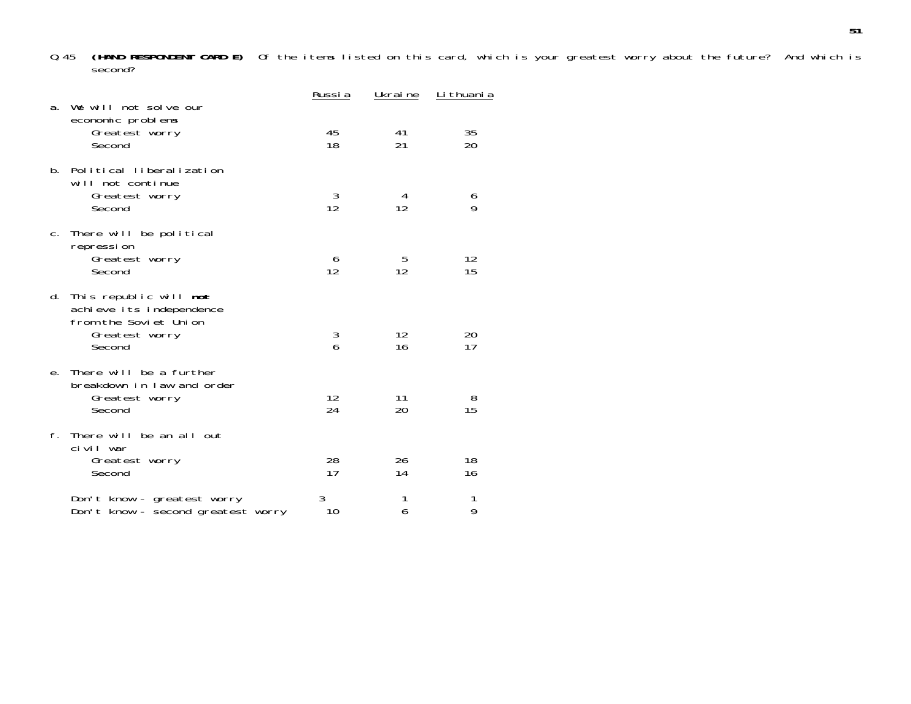Q.45 **(HAND RESPONDENT CARD E)** Of the items listed on this card, which is your greatest worry about the future? And which is second?

| | Russia | Ukraine | Lithuania |
|---|---|---|---|
| a. We will not solve our economic problems | | | |
| Greatest worry | 45 | 41 | 35 |
| Second | 18 | 21 | 20 |
| b. Political liberalization will not continue | | | |
| Greatest worry | 3 | 4 | 6 |
| Second | 12 | 12 | 9 |
| c. There will be political repression | | | |
| Greatest worry | 6 | 5 | 12 |
| Second | 12 | 12 | 15 |
| d. This republic will **not** achieve its independence from the Soviet Union | | | |
| Greatest worry | 3 | 12 | 20 |
| Second | 6 | 16 | 17 |
| e. There will be a further breakdown in law and order | | | |
| Greatest worry | 12 | 11 | 8 |
| Second | 24 | 20 | 15 |
| f. There will be an all out civil war | | | |
| Greatest worry | 28 | 26 | 18 |
| Second | 17 | 14 | 16 |
| Don't know - greatest worry | 3 | 1 | 1 |
| Don't know - second greatest worry | 10 | 6 | 9 |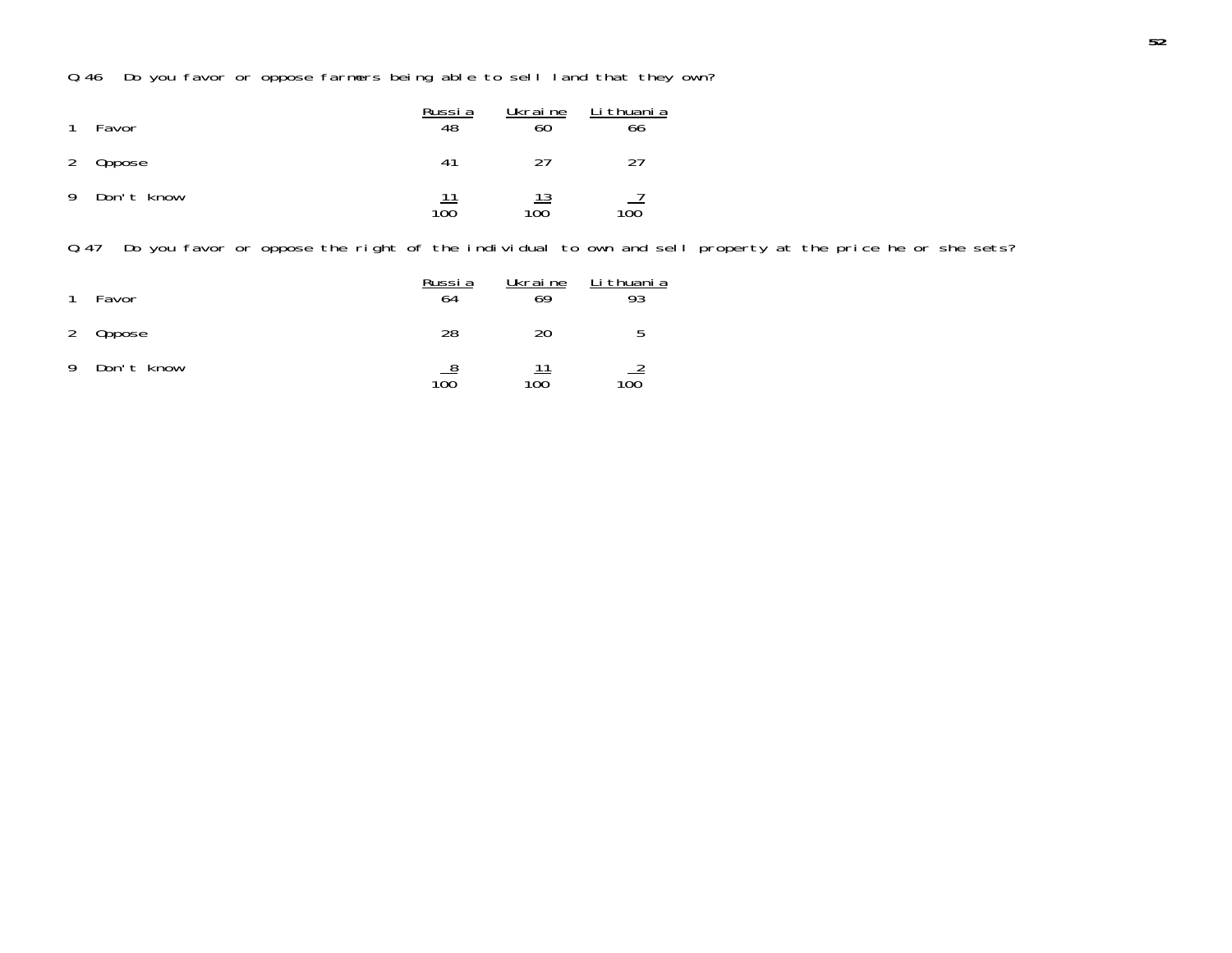Q.46 Do you favor or oppose farmers being able to sell land that they own?

| | Russia | Ukraine | Lithuania |
|---|---|---|---|
| 1 Favor | 48 | 60 | 66 |
| 2 Oppose | 41 | 27 | 27 |
| 9 Don't know | 11 | 13 | 7 |
| | 100 | 100 | 100 |

Q.47 Do you favor or oppose the right of the individual to own and sell property at the price he or she sets?

| | Russia | Ukraine | Lithuania |
|---|---|---|---|
| 1 Favor | 64 | 69 | 93 |
| 2 Oppose | 28 | 20 | 5 |
| 9 Don't know | 8 | 11 | 2 |
| | 100 | 100 | 100 |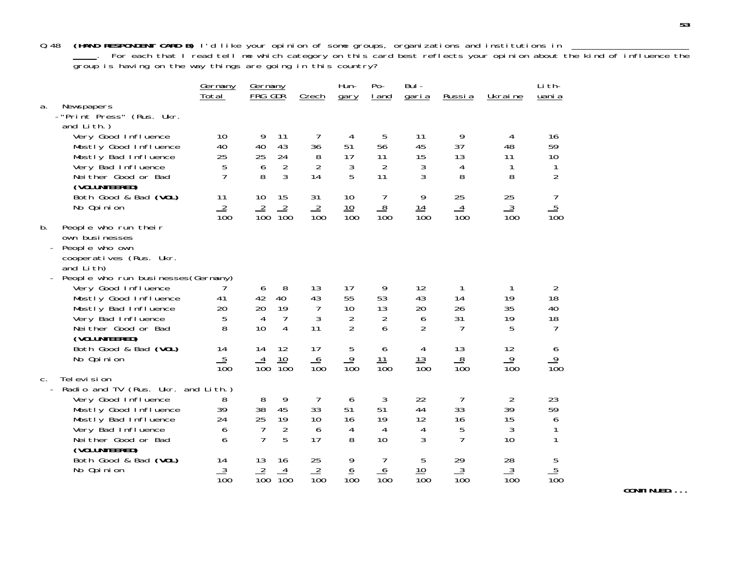Q.48 **(HAND RESPONDENT CARD B)** I'd like your opinion of some groups, organizations and institutions in _____________. For each that I read tell me which category on this card best reflects your opinion about the kind of influence the group is having on the way things are going in this country?

| | Germany Total | Germany FRG | Germany GDR | Czech | Hungary | Poland | Bulgaria | Russia | Ukraine | Lithuania |
|---|---|---|---|---|---|---|---|---|---|---|
| **a. Newspapers** | | | | | | | | | | |
| -"Print Press" (Rus. Ukr. and Lith.) | | | | | | | | | | |
| Very Good Influence | 10 | 9 | 11 | 7 | 4 | 5 | 11 | 9 | 4 | 16 |
| Mostly Good Influence | 40 | 40 | 43 | 36 | 51 | 56 | 45 | 37 | 48 | 59 |
| Mostly Bad Influence | 25 | 25 | 24 | 8 | 17 | 11 | 15 | 13 | 11 | 10 |
| Very Bad Influence | 5 | 6 | 2 | 2 | 3 | 2 | 3 | 4 | 1 | 1 |
| Neither Good or Bad **(VOLUNTEERED)** | 7 | 8 | 3 | 14 | 5 | 11 | 3 | 8 | 8 | 2 |
| Both Good & Bad **(VOL)** | 11 | 10 | 15 | 31 | 10 | 7 | 9 | 25 | 25 | 7 |
| No Opinion | 2 | 2 | 2 | 2 | 10 | 8 | 14 | 4 | 3 | 5 |
| | 100 | 100 | 100 | 100 | 100 | 100 | 100 | 100 | 100 | 100 |
| **b. People who run their own businesses** | | | | | | | | | | |
| - People who own cooperatives (Rus. Ukr. and Lith) | | | | | | | | | | |
| - People who run businesses (Germany) | | | | | | | | | | |
| Very Good Influence | 7 | 6 | 8 | 13 | 17 | 9 | 12 | 1 | 1 | 2 |
| Mostly Good Influence | 41 | 42 | 40 | 43 | 55 | 53 | 43 | 14 | 19 | 18 |
| Mostly Bad Influence | 20 | 20 | 19 | 7 | 10 | 13 | 20 | 26 | 35 | 40 |
| Very Bad Influence | 5 | 4 | 7 | 3 | 2 | 2 | 6 | 31 | 19 | 18 |
| Neither Good or Bad **(VOLUNTEERED)** | 8 | 10 | 4 | 11 | 2 | 6 | 2 | 7 | 5 | 7 |
| Both Good & Bad **(VOL)** | 14 | 14 | 12 | 17 | 5 | 6 | 4 | 13 | 12 | 6 |
| No Opinion | 5 | 4 | 10 | 6 | 9 | 11 | 13 | 8 | 9 | 9 |
| | 100 | 100 | 100 | 100 | 100 | 100 | 100 | 100 | 100 | 100 |
| **c. Television** | | | | | | | | | | |
| - Radio and TV (Rus. Ukr. and Lith.) | | | | | | | | | | |
| Very Good Influence | 8 | 8 | 9 | 7 | 6 | 3 | 22 | 7 | 2 | 23 |
| Mostly Good Influence | 39 | 38 | 45 | 33 | 51 | 51 | 44 | 33 | 39 | 59 |
| Mostly Bad Influence | 24 | 25 | 19 | 10 | 16 | 19 | 12 | 16 | 15 | 6 |
| Very Bad Influence | 6 | 7 | 2 | 6 | 4 | 4 | 4 | 5 | 3 | 1 |
| Neither Good or Bad **(VOLUNTEERED)** | 6 | 7 | 5 | 17 | 8 | 10 | 3 | 7 | 10 | 1 |
| Both Good & Bad **(VOL)** | 14 | 13 | 16 | 25 | 9 | 7 | 5 | 29 | 28 | 5 |
| No Opinion | 3 | 2 | 4 | 2 | 6 | 6 | 10 | 3 | 3 | 5 |
| | 100 | 100 | 100 | 100 | 100 | 100 | 100 | 100 | 100 | 100 |

**CONTINUED....**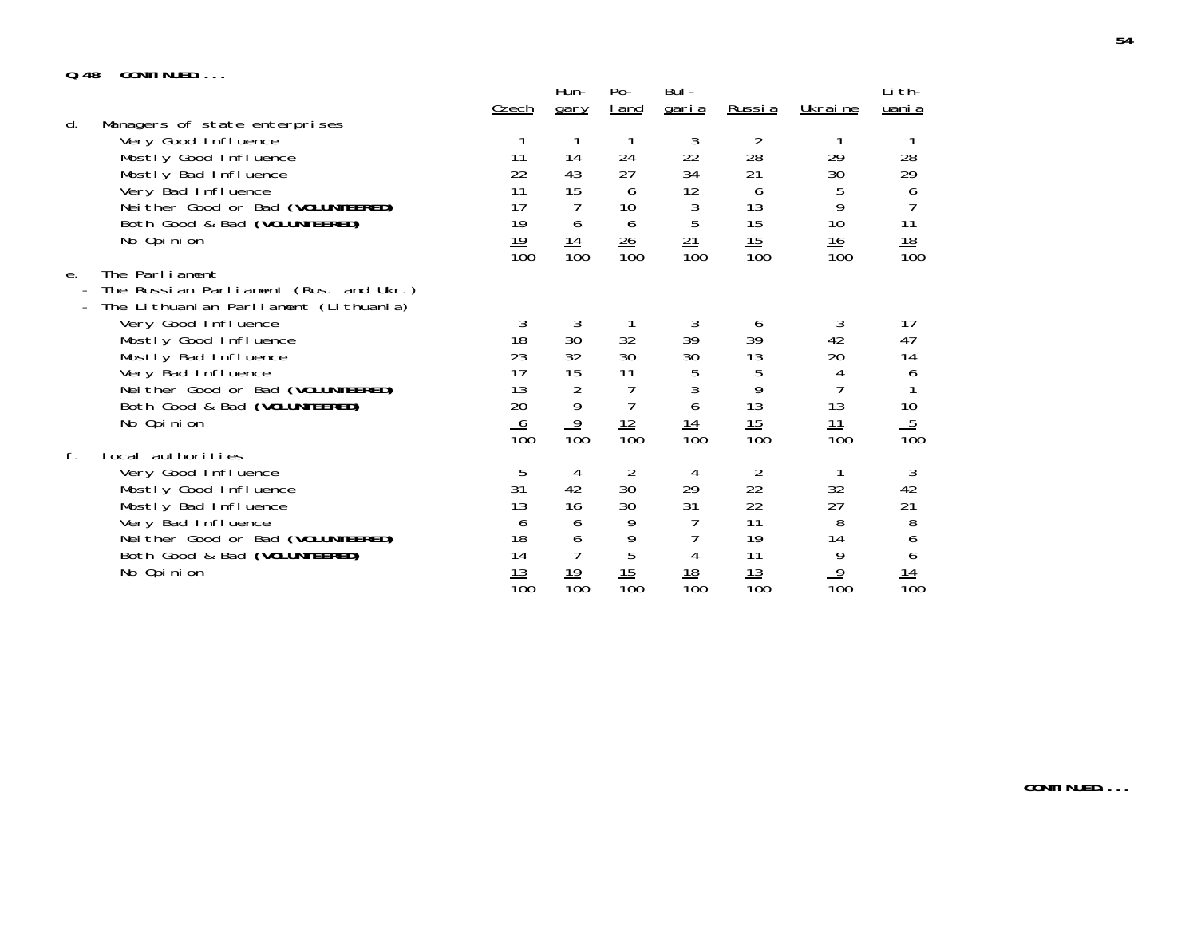**Q.48 CONTINUED....**

| | Czech | Hungary | Poland | Bulgaria | Russia | Ukraine | Lithuania |
|---|---|---|---|---|---|---|---|
| **d. Managers of state enterprises** | | | | | | | |
| Very Good Influence | 1 | 1 | 1 | 3 | 2 | 1 | 1 |
| Mostly Good Influence | 11 | 14 | 24 | 22 | 28 | 29 | 28 |
| Mostly Bad Influence | 22 | 43 | 27 | 34 | 21 | 30 | 29 |
| Very Bad Influence | 11 | 15 | 6 | 12 | 6 | 5 | 6 |
| Neither Good or Bad **(VOLUNTEERED)** | 17 | 7 | 10 | 3 | 13 | 9 | 7 |
| Both Good & Bad **(VOLUNTEERED)** | 19 | 6 | 6 | 5 | 15 | 10 | 11 |
| No Opinion | 19 | 14 | 26 | 21 | 15 | 16 | 18 |
| | 100 | 100 | 100 | 100 | 100 | 100 | 100 |
| **e. The Parliament** | | | | | | | |
| - The Russian Parliament (Rus. and Ukr.) | | | | | | | |
| - The Lithuanian Parliament (Lithuania) | | | | | | | |
| Very Good Influence | 3 | 3 | 1 | 3 | 6 | 3 | 17 |
| Mostly Good Influence | 18 | 30 | 32 | 39 | 39 | 42 | 47 |
| Mostly Bad Influence | 23 | 32 | 30 | 30 | 13 | 20 | 14 |
| Very Bad Influence | 17 | 15 | 11 | 5 | 5 | 4 | 6 |
| Neither Good or Bad **(VOLUNTEERED)** | 13 | 2 | 7 | 3 | 9 | 7 | 1 |
| Both Good & Bad **(VOLUNTEERED)** | 20 | 9 | 7 | 6 | 13 | 13 | 10 |
| No Opinion | 6 | 9 | 12 | 14 | 15 | 11 | 5 |
| | 100 | 100 | 100 | 100 | 100 | 100 | 100 |
| **f. Local authorities** | | | | | | | |
| Very Good Influence | 5 | 4 | 2 | 4 | 2 | 1 | 3 |
| Mostly Good Influence | 31 | 42 | 30 | 29 | 22 | 32 | 42 |
| Mostly Bad Influence | 13 | 16 | 30 | 31 | 22 | 27 | 21 |
| Very Bad Influence | 6 | 6 | 9 | 7 | 11 | 8 | 8 |
| Neither Good or Bad **(VOLUNTEERED)** | 18 | 6 | 9 | 7 | 19 | 14 | 6 |
| Both Good & Bad **(VOLUNTEERED)** | 14 | 7 | 5 | 4 | 11 | 9 | 6 |
| No Opinion | 13 | 19 | 15 | 18 | 13 | 9 | 14 |
| | 100 | 100 | 100 | 100 | 100 | 100 | 100 |

**CONTINUED....**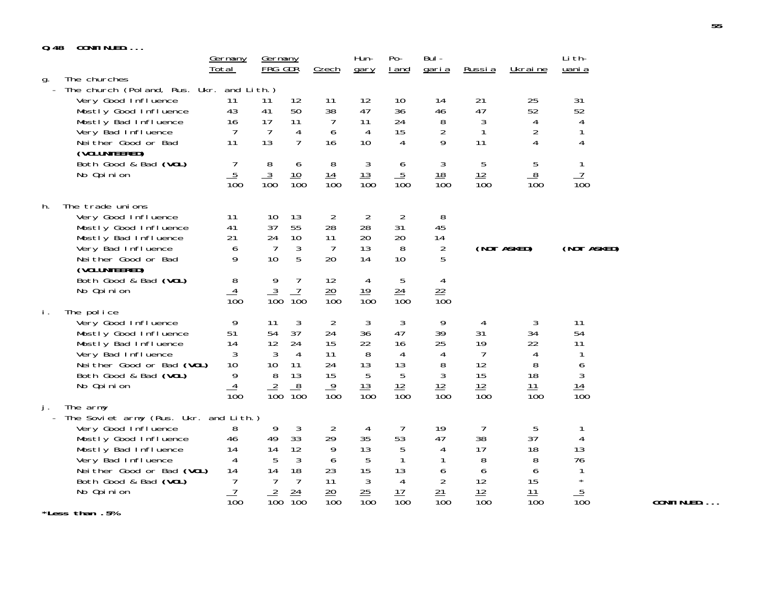**Q.48 CONTINUED....**

| | Germany Total | Germany FRG | GDR | Czech | Hun-gary | Po-land | Bul-garia | Russia | Ukraine | Lith-uania |
|---|---|---|---|---|---|---|---|---|---|---|
| **g. The churches** | | | | | | | | | | |
| - The church (Poland, Rus. Ukr. and Lith.) | | | | | | | | | | |
| Very Good Influence | 11 | 11 | 12 | 11 | 12 | 10 | 14 | 21 | 25 | 31 |
| Mostly Good Influence | 43 | 41 | 50 | 38 | 47 | 36 | 46 | 47 | 52 | 52 |
| Mostly Bad Influence | 16 | 17 | 11 | 7 | 11 | 24 | 8 | 3 | 4 | 4 |
| Very Bad Influence | 7 | 7 | 4 | 6 | 4 | 15 | 2 | 1 | 2 | 1 |
| Neither Good or Bad **(VOLUNTEERED)** | 11 | 13 | 7 | 16 | 10 | 4 | 9 | 11 | 4 | 4 |
| Both Good & Bad **(VOL)** | 7 | 8 | 6 | 8 | 3 | 6 | 3 | 5 | 5 | 1 |
| No Opinion | 5 | 3 | 10 | 14 | 13 | 5 | 18 | 12 | 8 | 7 |
| | 100 | 100 | 100 | 100 | 100 | 100 | 100 | 100 | 100 | 100 |
| **h. The trade unions** | | | | | | | | | | |
| Very Good Influence | 11 | 10 | 13 | 2 | 2 | 2 | 8 | **(NOT ASKED)** | | **(NOT ASKED)** |
| Mostly Good Influence | 41 | 37 | 55 | 28 | 28 | 31 | 45 | | | |
| Mostly Bad Influence | 21 | 24 | 10 | 11 | 20 | 20 | 14 | | | |
| Very Bad Influence | 6 | 7 | 3 | 7 | 13 | 8 | 2 | | | |
| Neither Good or Bad **(VOLUNTEERED)** | 9 | 10 | 5 | 20 | 14 | 10 | 5 | | | |
| Both Good & Bad **(VOL)** | 8 | 9 | 7 | 12 | 4 | 5 | 4 | | | |
| No Opinion | 4 | 3 | 7 | 20 | 19 | 24 | 22 | | | |
| | 100 | 100 | 100 | 100 | 100 | 100 | 100 | | | |
| **i. The police** | | | | | | | | | | |
| Very Good Influence | 9 | 11 | 3 | 2 | 3 | 3 | 9 | 4 | 3 | 11 |
| Mostly Good Influence | 51 | 54 | 37 | 24 | 36 | 47 | 39 | 31 | 34 | 54 |
| Mostly Bad Influence | 14 | 12 | 24 | 15 | 22 | 16 | 25 | 19 | 22 | 11 |
| Very Bad Influence | 3 | 3 | 4 | 11 | 8 | 4 | 4 | 7 | 4 | 1 |
| Neither Good or Bad **(VOL)** | 10 | 10 | 11 | 24 | 13 | 13 | 8 | 12 | 8 | 6 |
| Both Good & Bad **(VOL)** | 9 | 8 | 13 | 15 | 5 | 5 | 3 | 15 | 18 | 3 |
| No Opinion | 4 | 2 | 8 | 9 | 13 | 12 | 12 | 12 | 11 | 14 |
| | 100 | 100 | 100 | 100 | 100 | 100 | 100 | 100 | 100 | 100 |
| **j. The army** | | | | | | | | | | |
| - The Soviet army (Rus. Ukr. and Lith.) | | | | | | | | | | |
| Very Good Influence | 8 | 9 | 3 | 2 | 4 | 7 | 19 | 7 | 5 | 1 |
| Mostly Good Influence | 46 | 49 | 33 | 29 | 35 | 53 | 47 | 38 | 37 | 4 |
| Mostly Bad Influence | 14 | 14 | 12 | 9 | 13 | 5 | 4 | 17 | 18 | 13 |
| Very Bad Influence | 4 | 5 | 3 | 6 | 5 | 1 | 1 | 8 | 8 | 76 |
| Neither Good or Bad **(VOL)** | 14 | 14 | 18 | 23 | 15 | 13 | 6 | 6 | 6 | 1 |
| Both Good & Bad **(VOL)** | 7 | 7 | 7 | 11 | 3 | 4 | 2 | 12 | 15 | * |
| No Opinion | 7 | 2 | 24 | 20 | 25 | 17 | 21 | 12 | 11 | 5 |
| | 100 | 100 | 100 | 100 | 100 | 100 | 100 | 100 | 100 | 100 |

**CONTINUED....**

**\*Less than .5%**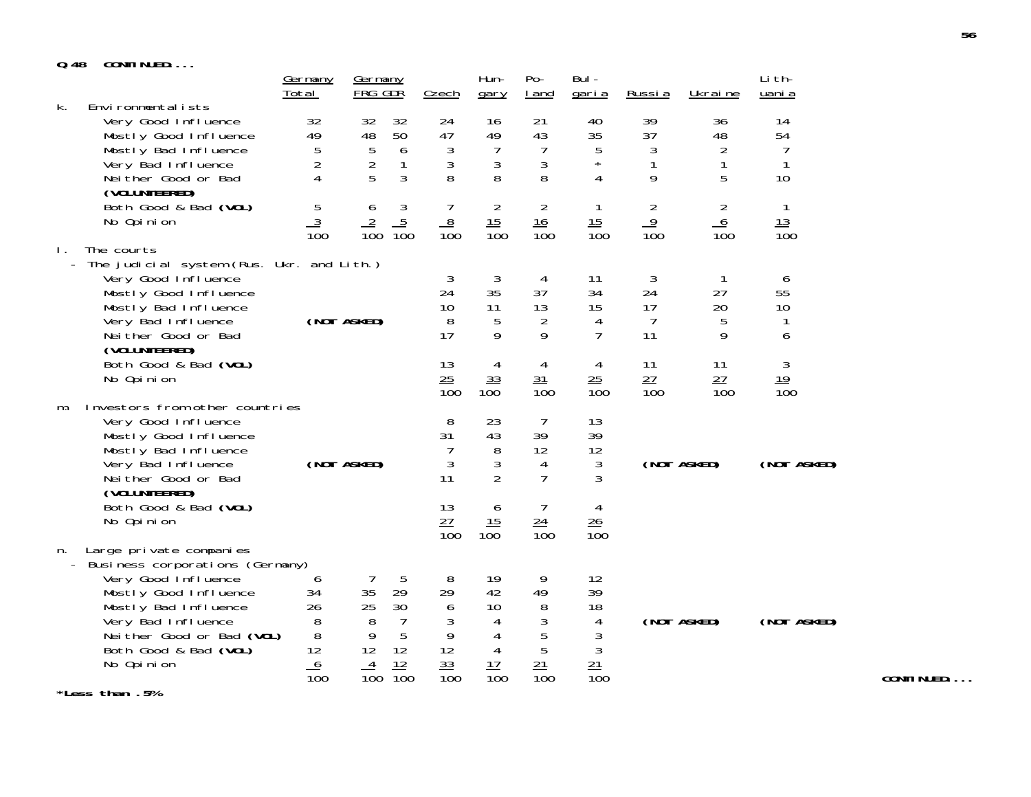**Q.48 CONTINUED....**

| | Germany Total | Germany FRG | Germany GDR | Czech | Hungary | Poland | Bulgaria | Russia | Ukraine | Lithuania |
|---|---|---|---|---|---|---|---|---|---|---|
| **k. Environmentalists** | | | | | | | | | | |
| Very Good Influence | 32 | 32 | 32 | 24 | 16 | 21 | 40 | 39 | 36 | 14 |
| Mostly Good Influence | 49 | 48 | 50 | 47 | 49 | 43 | 35 | 37 | 48 | 54 |
| Mostly Bad Influence | 5 | 5 | 6 | 3 | 7 | 7 | 5 | 3 | 2 | 7 |
| Very Bad Influence | 2 | 2 | 1 | 3 | 3 | 3 | * | 1 | 1 | 1 |
| Neither Good or Bad **(VOLUNTEERED)** | 4 | 5 | 3 | 8 | 8 | 8 | 4 | 9 | 5 | 10 |
| Both Good & Bad **(VOL)** | 5 | 6 | 3 | 7 | 2 | 2 | 1 | 2 | 2 | 1 |
| No Opinion | 3 | 2 | 5 | 8 | 15 | 16 | 15 | 9 | 6 | 13 |
| | 100 | 100 | 100 | 100 | 100 | 100 | 100 | 100 | 100 | 100 |
| **l. The courts - The judicial system (Rus. Ukr. and Lith.)** | | | | | | | | | | |
| Very Good Influence | **(NOT ASKED)** | | | 3 | 3 | 4 | 11 | 3 | 1 | 6 |
| Mostly Good Influence | | | | 24 | 35 | 37 | 34 | 24 | 27 | 55 |
| Mostly Bad Influence | | | | 10 | 11 | 13 | 15 | 17 | 20 | 10 |
| Very Bad Influence | | | | 8 | 5 | 2 | 4 | 7 | 5 | 1 |
| Neither Good or Bad **(VOLUNTEERED)** | | | | 17 | 9 | 9 | 7 | 11 | 9 | 6 |
| Both Good & Bad **(VOL)** | | | | 13 | 4 | 4 | 4 | 11 | 11 | 3 |
| No Opinion | | | | 25 | 33 | 31 | 25 | 27 | 27 | 19 |
| | | | | 100 | 100 | 100 | 100 | 100 | 100 | 100 |
| **m. Investors from other countries** | | | | | | | | | | |
| Very Good Influence | **(NOT ASKED)** | | | 8 | 23 | 7 | 13 | **(NOT ASKED)** | | **(NOT ASKED)** |
| Mostly Good Influence | | | | 31 | 43 | 39 | 39 | | | |
| Mostly Bad Influence | | | | 7 | 8 | 12 | 12 | | | |
| Very Bad Influence | | | | 3 | 3 | 4 | 3 | | | |
| Neither Good or Bad **(VOLUNTEERED)** | | | | 11 | 2 | 7 | 3 | | | |
| Both Good & Bad **(VOL)** | | | | 13 | 6 | 7 | 4 | | | |
| No Opinion | | | | 27 | 15 | 24 | 26 | | | |
| | | | | 100 | 100 | 100 | 100 | | | |
| **n. Large private companies - Business corporations (Germany)** | | | | | | | | | | |
| Very Good Influence | 6 | 7 | 5 | 8 | 19 | 9 | 12 | **(NOT ASKED)** | | **(NOT ASKED)** |
| Mostly Good Influence | 34 | 35 | 29 | 29 | 42 | 49 | 39 | | | |
| Mostly Bad Influence | 26 | 25 | 30 | 6 | 10 | 8 | 18 | | | |
| Very Bad Influence | 8 | 8 | 7 | 3 | 4 | 3 | 4 | | | |
| Neither Good or Bad **(VOL)** | 8 | 9 | 5 | 9 | 4 | 5 | 3 | | | |
| Both Good & Bad **(VOL)** | 12 | 12 | 12 | 12 | 4 | 5 | 3 | | | |
| No Opinion | 6 | 4 | 12 | 33 | 17 | 21 | 21 | | | |
| | 100 | 100 | 100 | 100 | 100 | 100 | 100 | | | |

**CONTINUED....**

***Less than .5%**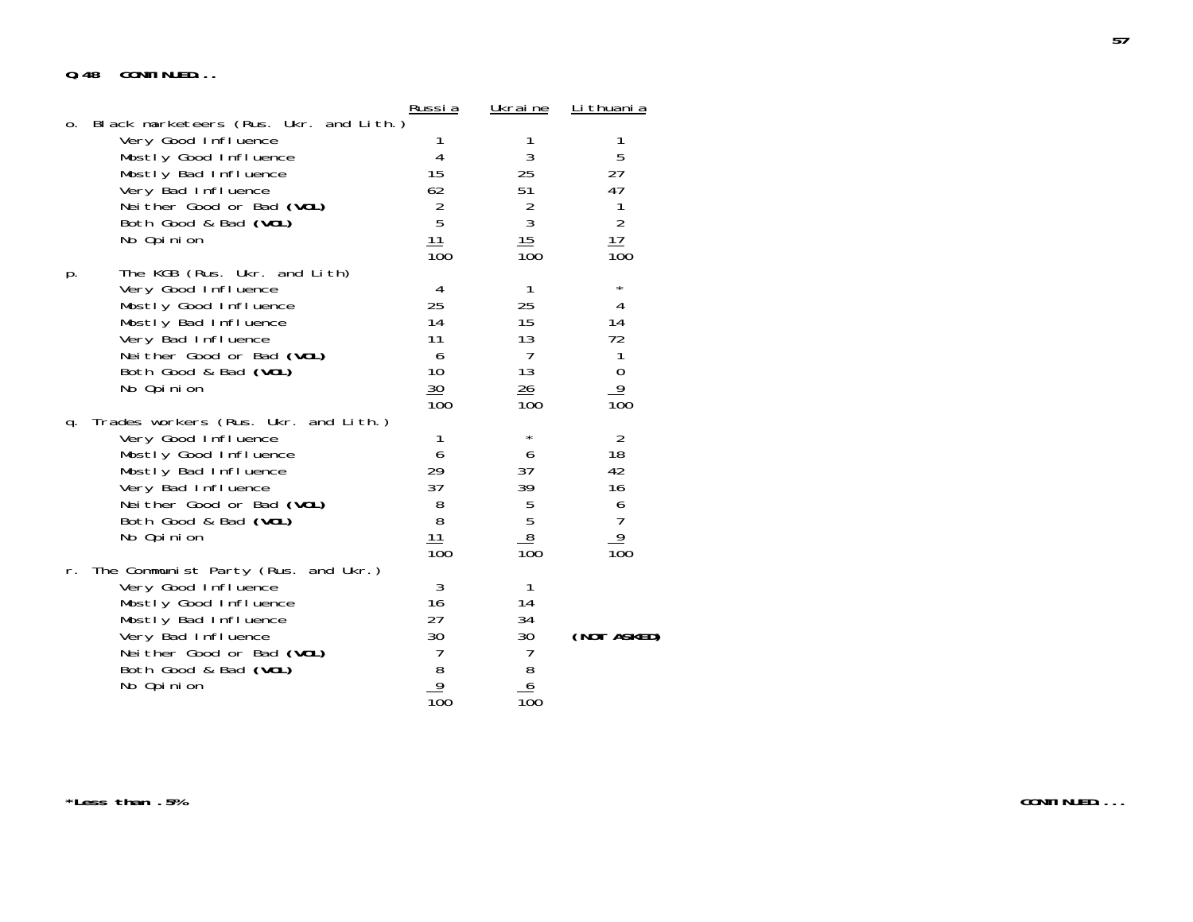**Q.48 CONTINUED...**

| | Russia | Ukraine | Lithuania |
|---|---|---|---|
| **o. Black marketeers (Rus. Ukr. and Lith.)** | | | |
| Very Good Influence | 1 | 1 | 1 |
| Mostly Good Influence | 4 | 3 | 5 |
| Mostly Bad Influence | 15 | 25 | 27 |
| Very Bad Influence | 62 | 51 | 47 |
| Neither Good or Bad **(VOL)** | 2 | 2 | 1 |
| Both Good & Bad **(VOL)** | 5 | 3 | 2 |
| No Opinion | 11 | 15 | 17 |
| | 100 | 100 | 100 |
| **p. The KGB (Rus. Ukr. and Lith)** | | | |
| Very Good Influence | 4 | 1 | * |
| Mostly Good Influence | 25 | 25 | 4 |
| Mostly Bad Influence | 14 | 15 | 14 |
| Very Bad Influence | 11 | 13 | 72 |
| Neither Good or Bad **(VOL)** | 6 | 7 | 1 |
| Both Good & Bad **(VOL)** | 10 | 13 | 0 |
| No Opinion | 30 | 26 | 9 |
| | 100 | 100 | 100 |
| **q. Trades workers (Rus. Ukr. and Lith.)** | | | |
| Very Good Influence | 1 | * | 2 |
| Mostly Good Influence | 6 | 6 | 18 |
| Mostly Bad Influence | 29 | 37 | 42 |
| Very Bad Influence | 37 | 39 | 16 |
| Neither Good or Bad **(VOL)** | 8 | 5 | 6 |
| Both Good & Bad **(VOL)** | 8 | 5 | 7 |
| No Opinion | 11 | 8 | 9 |
| | 100 | 100 | 100 |
| **r. The Communist Party (Rus. and Ukr.)** | | | |
| Very Good Influence | 3 | 1 | |
| Mostly Good Influence | 16 | 14 | |
| Mostly Bad Influence | 27 | 34 | |
| Very Bad Influence | 30 | 30 | **(NOT ASKED)** |
| Neither Good or Bad **(VOL)** | 7 | 7 | |
| Both Good & Bad **(VOL)** | 8 | 8 | |
| No Opinion | 9 | 6 | |
| | 100 | 100 | |

**\*Less than .5%**

**CONTINUED....**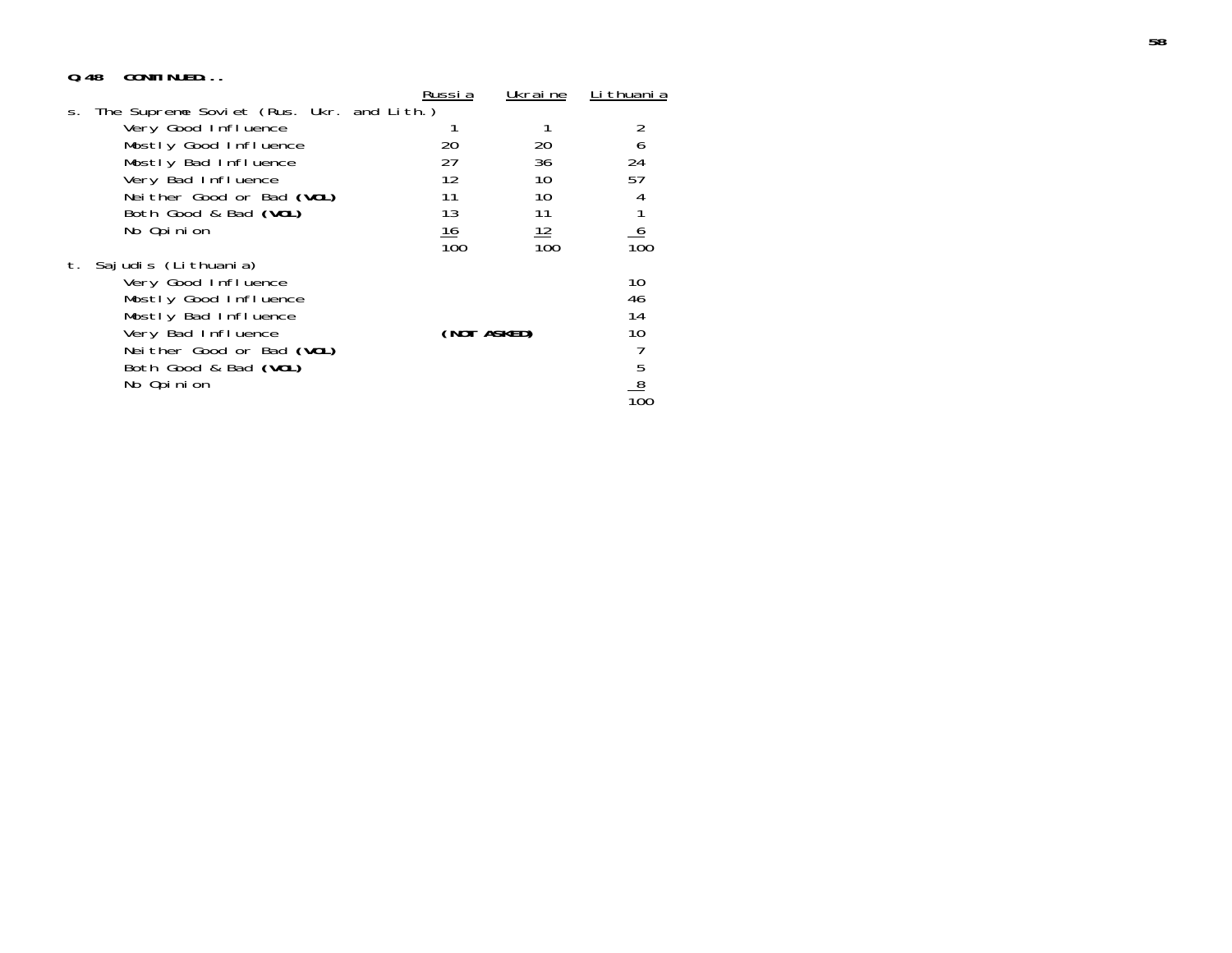**Q.48 CONTINUED...**

| | Russia | Ukraine | Lithuania |
|---|---|---|---|
| s. The Supreme Soviet (Rus. Ukr. and Lith.) | | | |
| Very Good Influence | 1 | 1 | 2 |
| Mostly Good Influence | 20 | 20 | 6 |
| Mostly Bad Influence | 27 | 36 | 24 |
| Very Bad Influence | 12 | 10 | 57 |
| Neither Good or Bad **(VOL)** | 11 | 10 | 4 |
| Both Good & Bad **(VOL)** | 13 | 11 | 1 |
| No Opinion | 16 | 12 | 6 |
| | 100 | 100 | 100 |
| t. Sajudis (Lithuania) | | | |
| Very Good Influence | | | 10 |
| Mostly Good Influence | | | 46 |
| Mostly Bad Influence | | | 14 |
| Very Bad Influence | **(NOT ASKED)** | | 10 |
| Neither Good or Bad **(VOL)** | | | 7 |
| Both Good & Bad **(VOL)** | | | 5 |
| No Opinion | | | 8 |
| | | | 100 |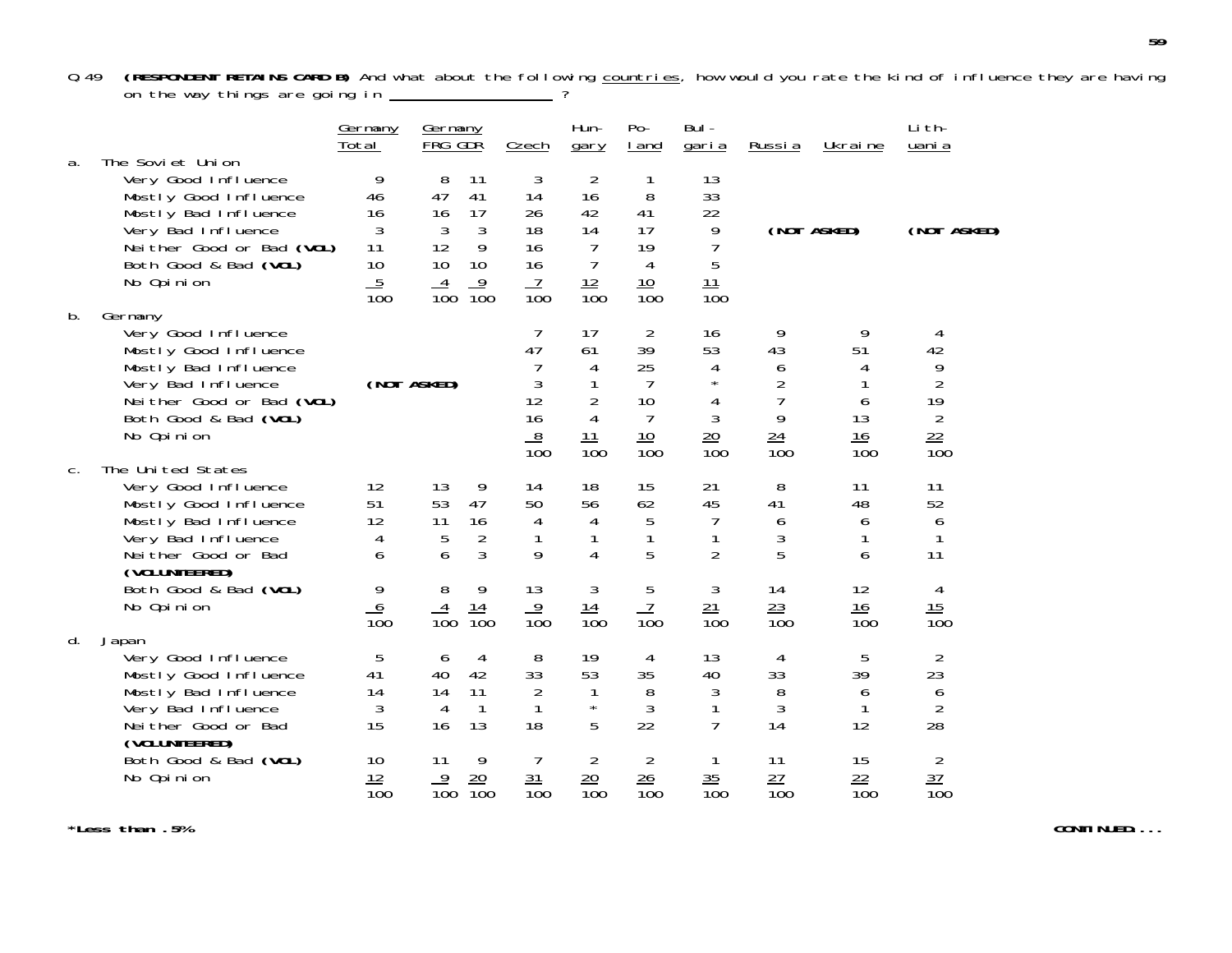Q.49 **(RESPONDENT RETAINS CARD B)** And what about the following countries, how would you rate the kind of influence they are having on the way things are going in ___________________ ?

| | Germany Total | Germany FRG | Germany GDR | Czech | Hungary | Poland | Bulgaria | Russia | Ukraine | Lithuania |
|---|---|---|---|---|---|---|---|---|---|---|
| **a. The Soviet Union** | | | | | | | | | | |
| Very Good Influence | 9 | 8 | 11 | 3 | 2 | 1 | 13 | (NOT ASKED) | | (NOT ASKED) |
| Mostly Good Influence | 46 | 47 | 41 | 14 | 16 | 8 | 33 | | | |
| Mostly Bad Influence | 16 | 16 | 17 | 26 | 42 | 41 | 22 | | | |
| Very Bad Influence | 3 | 3 | 3 | 18 | 14 | 17 | 9 | | | |
| Neither Good or Bad **(VOL)** | 11 | 12 | 9 | 16 | 7 | 19 | 7 | | | |
| Both Good & Bad **(VOL)** | 10 | 10 | 10 | 16 | 7 | 4 | 5 | | | |
| No Opinion | 5 | 4 | 9 | 7 | 12 | 10 | 11 | | | |
| | 100 | 100 | 100 | 100 | 100 | 100 | 100 | | | |
| **b. Germany** | | | | | | | | | | |
| Very Good Influence | (NOT ASKED) | | | 7 | 17 | 2 | 16 | 9 | 9 | 4 |
| Mostly Good Influence | | | | 47 | 61 | 39 | 53 | 43 | 51 | 42 |
| Mostly Bad Influence | | | | 7 | 4 | 25 | 4 | 6 | 4 | 9 |
| Very Bad Influence | | | | 3 | 1 | 7 | * | 2 | 1 | 2 |
| Neither Good or Bad **(VOL)** | | | | 12 | 2 | 10 | 4 | 7 | 6 | 19 |
| Both Good & Bad **(VOL)** | | | | 16 | 4 | 7 | 3 | 9 | 13 | 2 |
| No Opinion | | | | 8 | 11 | 10 | 20 | 24 | 16 | 22 |
| | | | | 100 | 100 | 100 | 100 | 100 | 100 | 100 |
| **c. The United States** | | | | | | | | | | |
| Very Good Influence | 12 | 13 | 9 | 14 | 18 | 15 | 21 | 8 | 11 | 11 |
| Mostly Good Influence | 51 | 53 | 47 | 50 | 56 | 62 | 45 | 41 | 48 | 52 |
| Mostly Bad Influence | 12 | 11 | 16 | 4 | 4 | 5 | 7 | 6 | 6 | 6 |
| Very Bad Influence | 4 | 5 | 2 | 1 | 1 | 1 | 1 | 3 | 1 | 1 |
| Neither Good or Bad **(VOLUNTEERED)** | 6 | 6 | 3 | 9 | 4 | 5 | 2 | 5 | 6 | 11 |
| Both Good & Bad **(VOL)** | 9 | 8 | 9 | 13 | 3 | 5 | 3 | 14 | 12 | 4 |
| No Opinion | 6 | 4 | 14 | 9 | 14 | 7 | 21 | 23 | 16 | 15 |
| | 100 | 100 | 100 | 100 | 100 | 100 | 100 | 100 | 100 | 100 |
| **d. Japan** | | | | | | | | | | |
| Very Good Influence | 5 | 6 | 4 | 8 | 19 | 4 | 13 | 4 | 5 | 2 |
| Mostly Good Influence | 41 | 40 | 42 | 33 | 53 | 35 | 40 | 33 | 39 | 23 |
| Mostly Bad Influence | 14 | 14 | 11 | 2 | 1 | 8 | 3 | 8 | 6 | 6 |
| Very Bad Influence | 3 | 4 | 1 | 1 | * | 3 | 1 | 3 | 1 | 2 |
| Neither Good or Bad **(VOLUNTEERED)** | 15 | 16 | 13 | 18 | 5 | 22 | 7 | 14 | 12 | 28 |
| Both Good & Bad **(VOL)** | 10 | 11 | 9 | 7 | 2 | 2 | 1 | 11 | 15 | 2 |
| No Opinion | 12 | 9 | 20 | 31 | 20 | 26 | 35 | 27 | 22 | 37 |
| | 100 | 100 | 100 | 100 | 100 | 100 | 100 | 100 | 100 | 100 |

*Less than .5%

**CONTINUED...**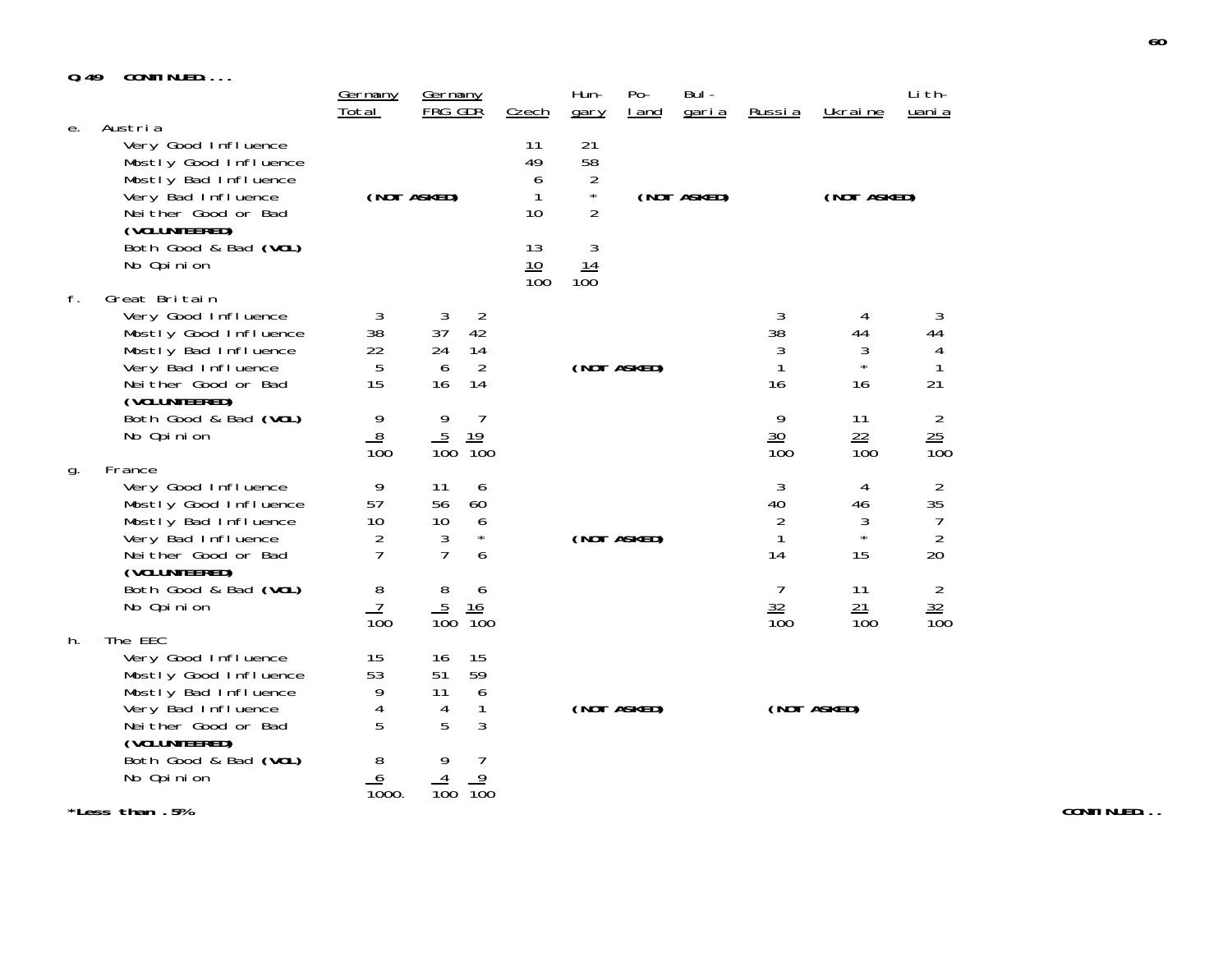**Q.49 CONTINUED....**

| | Germany Total | Germany FRG | Germany GDR | Czech | Hungary | Poland | Bulgaria | Russia | Ukraine | Lithuania |
|---|---|---|---|---|---|---|---|---|---|---|
| **e. Austria** | | | | | | | | | | |
| Very Good Influence | (NOT ASKED) | | | 11 | 21 | (NOT ASKED) | | | (NOT ASKED) | |
| Mostly Good Influence | | | | 49 | 58 | | | | | |
| Mostly Bad Influence | | | | 6 | 2 | | | | | |
| Very Bad Influence | | | | 1 | * | | | | | |
| Neither Good or Bad **(VOLUNTEERED)** | | | | 10 | 2 | | | | | |
| Both Good & Bad **(VOL)** | | | | 13 | 3 | | | | | |
| No Opinion | | | | 10 | 14 | | | | | |
| | | | | 100 | 100 | | | | | |
| **f. Great Britain** | | | | | | | | | | |
| Very Good Influence | 3 | 3 | 2 | | (NOT ASKED) | | | 3 | 4 | 3 |
| Mostly Good Influence | 38 | 37 | 42 | | | | | 38 | 44 | 44 |
| Mostly Bad Influence | 22 | 24 | 14 | | | | | 3 | 3 | 4 |
| Very Bad Influence | 5 | 6 | 2 | | | | | 1 | * | 1 |
| Neither Good or Bad **(VOLUNTEERED)** | 15 | 16 | 14 | | | | | 16 | 16 | 21 |
| Both Good & Bad **(VOL)** | 9 | 9 | 7 | | | | | 9 | 11 | 2 |
| No Opinion | 8 | 5 | 19 | | | | | 30 | 22 | 25 |
| | 100 | 100 | 100 | | | | | 100 | 100 | 100 |
| **g. France** | | | | | | | | | | |
| Very Good Influence | 9 | 11 | 6 | | (NOT ASKED) | | | 3 | 4 | 2 |
| Mostly Good Influence | 57 | 56 | 60 | | | | | 40 | 46 | 35 |
| Mostly Bad Influence | 10 | 10 | 6 | | | | | 2 | 3 | 7 |
| Very Bad Influence | 2 | 3 | * | | | | | 1 | * | 2 |
| Neither Good or Bad **(VOLUNTEERED)** | 7 | 7 | 6 | | | | | 14 | 15 | 20 |
| Both Good & Bad **(VOL)** | 8 | 8 | 6 | | | | | 7 | 11 | 2 |
| No Opinion | 7 | 5 | 16 | | | | | 32 | 21 | 32 |
| | 100 | 100 | 100 | | | | | 100 | 100 | 100 |
| **h. The EEC** | | | | | | | | | | |
| Very Good Influence | 15 | 16 | 15 | | (NOT ASKED) | | | (NOT ASKED) | | |
| Mostly Good Influence | 53 | 51 | 59 | | | | | | | |
| Mostly Bad Influence | 9 | 11 | 6 | | | | | | | |
| Very Bad Influence | 4 | 4 | 1 | | | | | | | |
| Neither Good or Bad **(VOLUNTEERED)** | 5 | 5 | 3 | | | | | | | |
| Both Good & Bad **(VOL)** | 8 | 9 | 7 | | | | | | | |
| No Opinion | 6 | 4 | 9 | | | | | | | |
| | 1000. | 100 | 100 | | | | | | | |

**\*Less than .5%**

**CONTINUED...**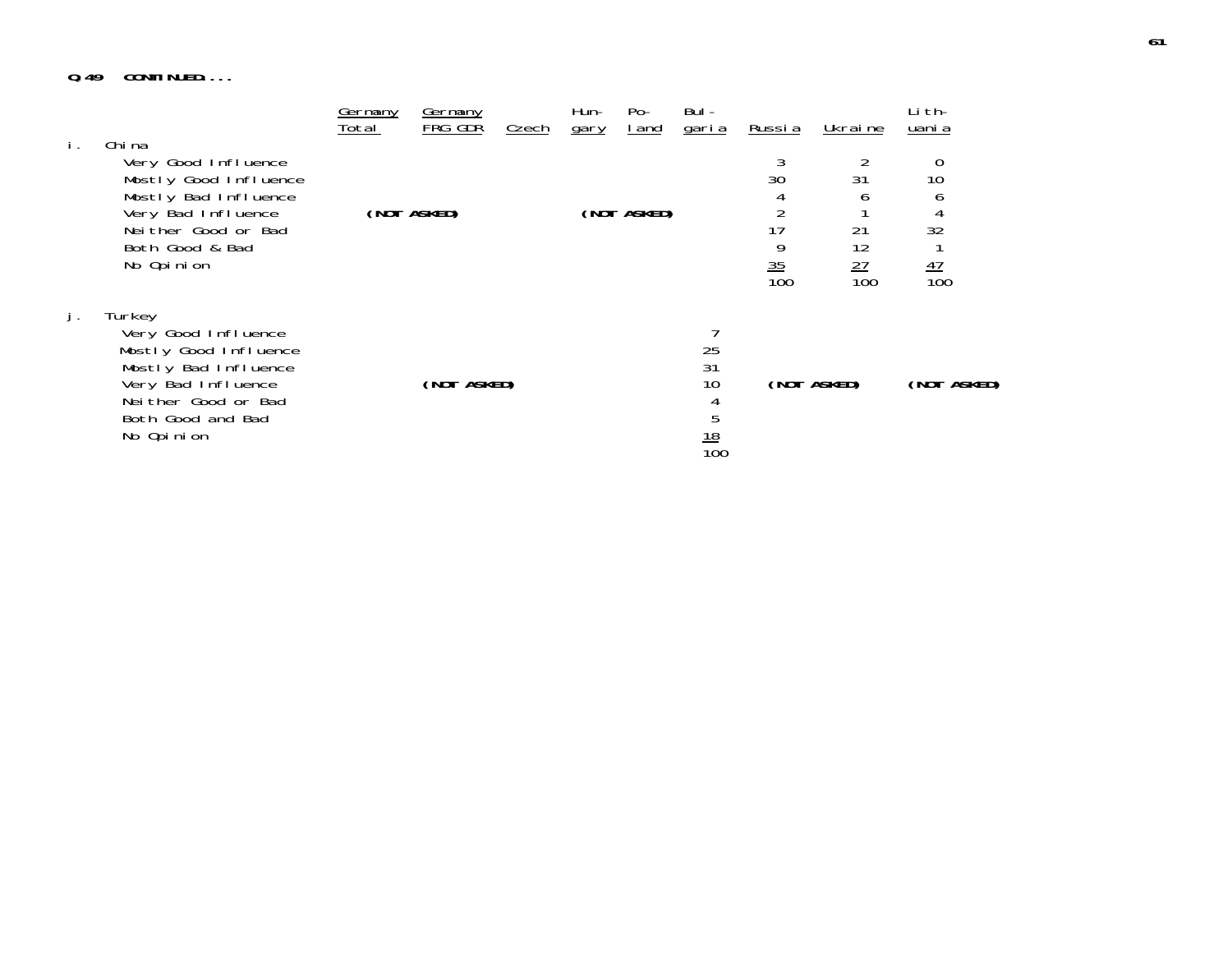**Q.49 CONTINUED....**

| | Germany Total | Germany FRG GDR | Czech | Hun-gary | Po-land | Bul-garia | Russia | Ukraine | Lith-uania |
|---|---|---|---|---|---|---|---|---|---|
| **i. China** | | | | | | | | | |
| Very Good Influence | | | | | | | 3 | 2 | 0 |
| Mostly Good Influence | | | | | | | 30 | 31 | 10 |
| Mostly Bad Influence | | | | | | | 4 | 6 | 6 |
| Very Bad Influence | (NOT ASKED) | | | (NOT ASKED) | | | 2 | 1 | 4 |
| Neither Good or Bad | | | | | | | 17 | 21 | 32 |
| Both Good & Bad | | | | | | | 9 | 12 | 1 |
| No Opinion | | | | | | | 35 | 27 | 47 |
| | | | | | | | 100 | 100 | 100 |
| **j. Turkey** | | | | | | | | | |
| Very Good Influence | | | | | | 7 | | | |
| Mostly Good Influence | | | | | | 25 | | | |
| Mostly Bad Influence | | | | | | 31 | | | |
| Very Bad Influence | | (NOT ASKED) | | | | 10 | (NOT ASKED) | | (NOT ASKED) |
| Neither Good or Bad | | | | | | 4 | | | |
| Both Good and Bad | | | | | | 5 | | | |
| No Opinion | | | | | | 18 | | | |
| | | | | | | 100 | | | |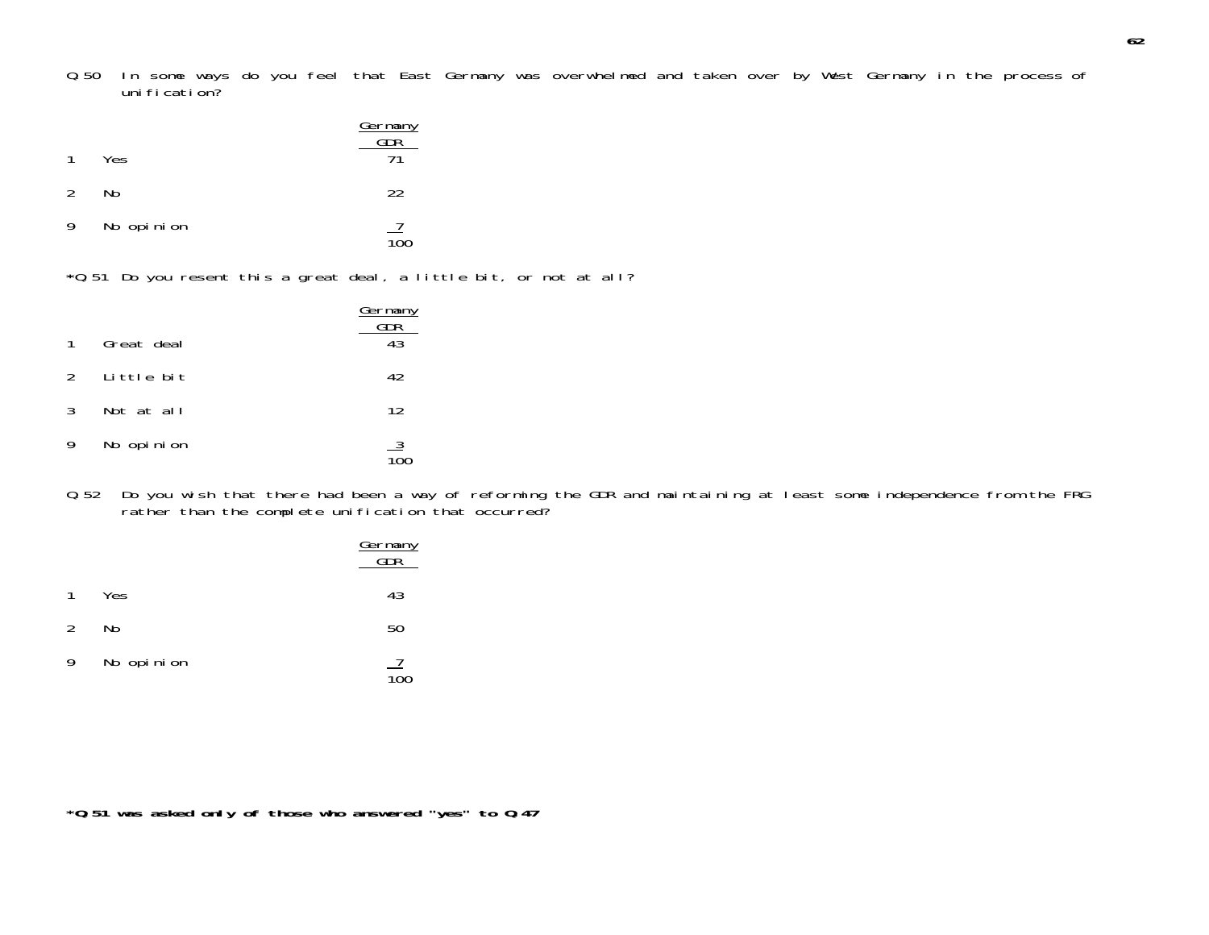Q 50 In some ways do you feel that East Germany was overwhelmed and taken over by West Germany in the process of unification?

| | | Germany GDR |
|---|---|---|
| 1 | Yes | 71 |
| 2 | No | 22 |
| 9 | No opinion | 7 |
| | | 100 |

*Q 51 Do you resent this a great deal, a little bit, or not at all?

| | | Germany GDR |
|---|---|---|
| 1 | Great deal | 43 |
| 2 | Little bit | 42 |
| 3 | Not at all | 12 |
| 9 | No opinion | 3 |
| | | 100 |

Q 52 Do you wish that there had been a way of reforming the GDR and maintaining at least some independence from the FRG rather than the complete unification that occurred?

| | | Germany GDR |
|---|---|---|
| 1 | Yes | 43 |
| 2 | No | 50 |
| 9 | No opinion | 7 |
| | | 100 |

**\*Q 51 was asked only of those who answered "yes" to Q 47**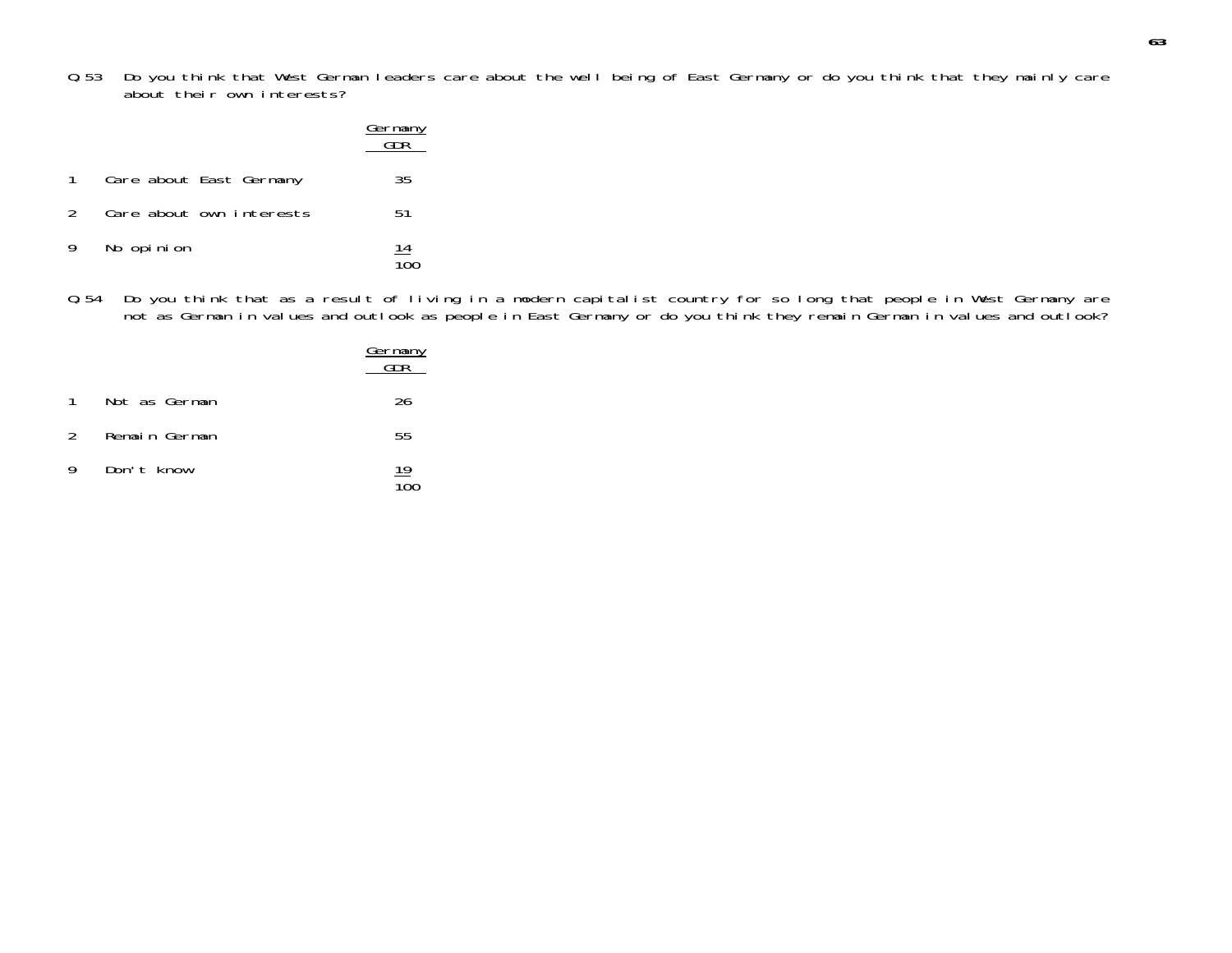Q.53 Do you think that West German leaders care about the well being of East Germany or do you think that they mainly care about their own interests?

| | | Germany GDR |
|---|---|---|
| 1 | Care about East Germany | 35 |
| 2 | Care about own interests | 51 |
| 9 | No opinion | 14 |
| | | 100 |

Q.54 Do you think that as a result of living in a modern capitalist country for so long that people in West Germany are not as German in values and outlook as people in East Germany or do you think they remain German in values and outlook?

| | | Germany GDR |
|---|---|---|
| 1 | Not as German | 26 |
| 2 | Remain German | 55 |
| 9 | Don't know | 19 |
| | | 100 |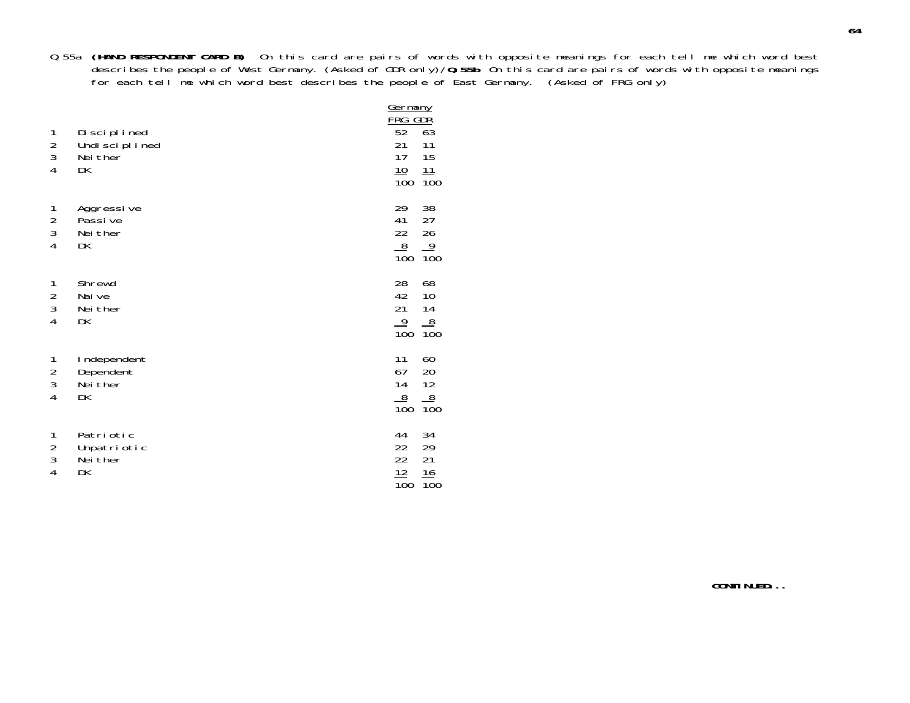Q.55a **(HAND RESPONDENT CARD B)** On this card are pairs of words with opposite meanings for each tell me which word best describes the people of West Germany. (Asked of GDR only)/**Q.55b** On this card are pairs of words with opposite meanings for each tell me which word best describes the people of East Germany. (Asked of FRG only)

| | | Germany FRG | Germany GDR |
|---|---|---|---|
| 1 | Disciplined | 52 | 63 |
| 2 | Undisciplined | 21 | 11 |
| 3 | Neither | 17 | 15 |
| 4 | DK | 10 | 11 |
| | | 100 | 100 |
| 1 | Aggressive | 29 | 38 |
| 2 | Passive | 41 | 27 |
| 3 | Neither | 22 | 26 |
| 4 | DK | 8 | 9 |
| | | 100 | 100 |
| 1 | Shrewd | 28 | 68 |
| 2 | Naive | 42 | 10 |
| 3 | Neither | 21 | 14 |
| 4 | DK | 9 | 8 |
| | | 100 | 100 |
| 1 | Independent | 11 | 60 |
| 2 | Dependent | 67 | 20 |
| 3 | Neither | 14 | 12 |
| 4 | DK | 8 | 8 |
| | | 100 | 100 |
| 1 | Patriotic | 44 | 34 |
| 2 | Unpatriotic | 22 | 29 |
| 3 | Neither | 22 | 21 |
| 4 | DK | 12 | 16 |
| | | 100 | 100 |

**CONTINUED...**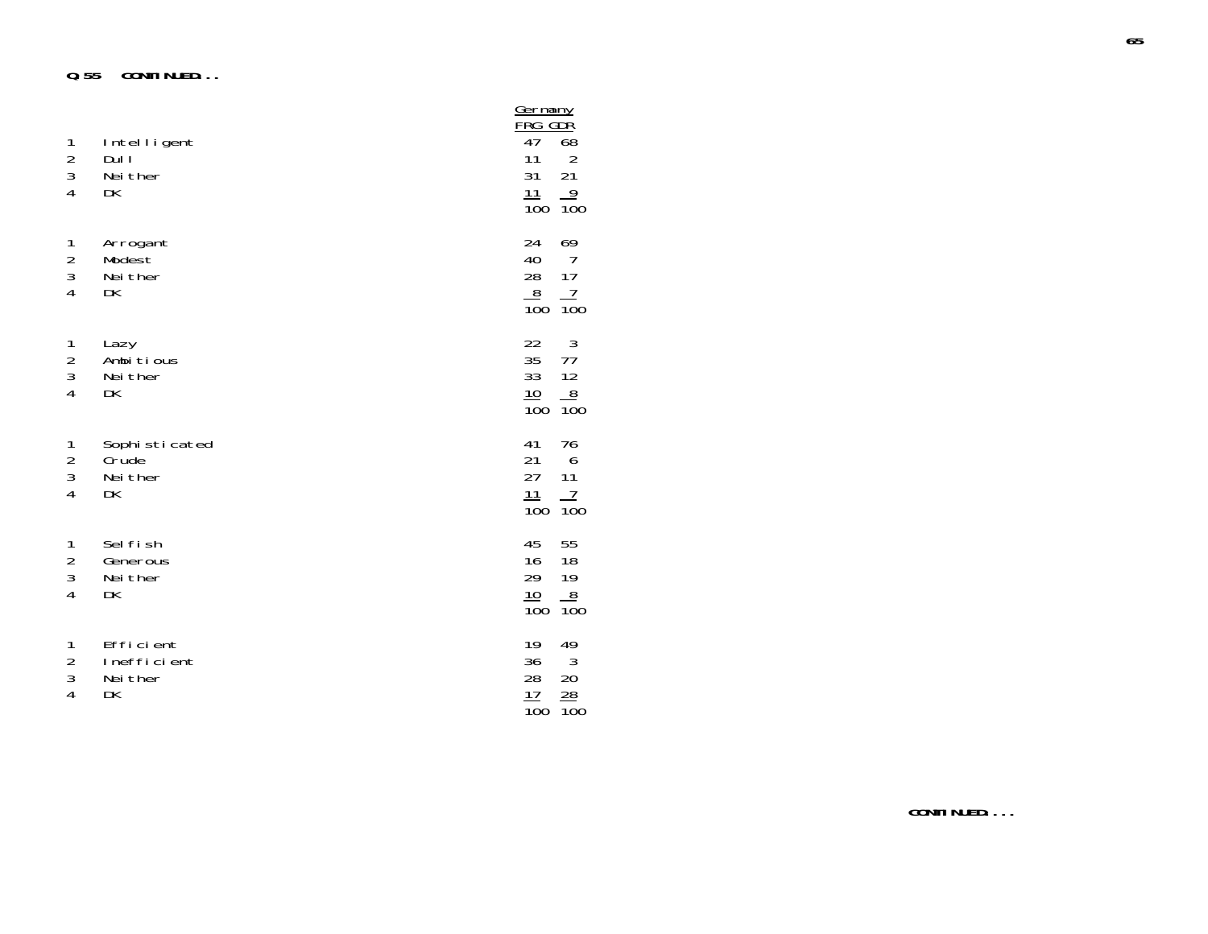**Q.55 CONTINUED...**

| | | Germany | |
|---|---|---|---|
| | | FRG | GDR |
| 1 | Intelligent | 47 | 68 |
| 2 | Dull | 11 | 2 |
| 3 | Neither | 31 | 21 |
| 4 | DK | 11 | 9 |
| | | 100 | 100 |
| 1 | Arrogant | 24 | 69 |
| 2 | Modest | 40 | 7 |
| 3 | Neither | 28 | 17 |
| 4 | DK | 8 | 7 |
| | | 100 | 100 |
| 1 | Lazy | 22 | 3 |
| 2 | Ambitious | 35 | 77 |
| 3 | Neither | 33 | 12 |
| 4 | DK | 10 | 8 |
| | | 100 | 100 |
| 1 | Sophisticated | 41 | 76 |
| 2 | Crude | 21 | 6 |
| 3 | Neither | 27 | 11 |
| 4 | DK | 11 | 7 |
| | | 100 | 100 |
| 1 | Selfish | 45 | 55 |
| 2 | Generous | 16 | 18 |
| 3 | Neither | 29 | 19 |
| 4 | DK | 10 | 8 |
| | | 100 | 100 |
| 1 | Efficient | 19 | 49 |
| 2 | Inefficient | 36 | 3 |
| 3 | Neither | 28 | 20 |
| 4 | DK | 17 | 28 |
| | | 100 | 100 |

**CONTINUED....**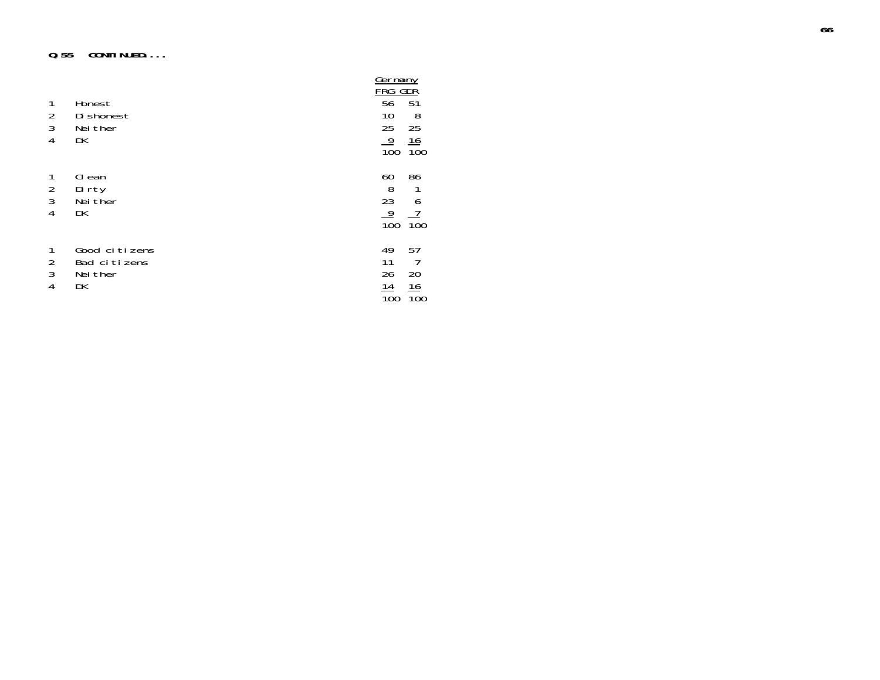**Q.55 CONTINUED....**

| | | Germany | |
|---|---|---|---|
| | | FRG | GDR |
| 1 | Honest | 56 | 51 |
| 2 | Dishonest | 10 | 8 |
| 3 | Neither | 25 | 25 |
| 4 | DK | 9 | 16 |
| | | 100 | 100 |
| | | | |
| 1 | Clean | 60 | 86 |
| 2 | Dirty | 8 | 1 |
| 3 | Neither | 23 | 6 |
| 4 | DK | 9 | 7 |
| | | 100 | 100 |
| | | | |
| 1 | Good citizens | 49 | 57 |
| 2 | Bad citizens | 11 | 7 |
| 3 | Neither | 26 | 20 |
| 4 | DK | 14 | 16 |
| | | 100 | 100 |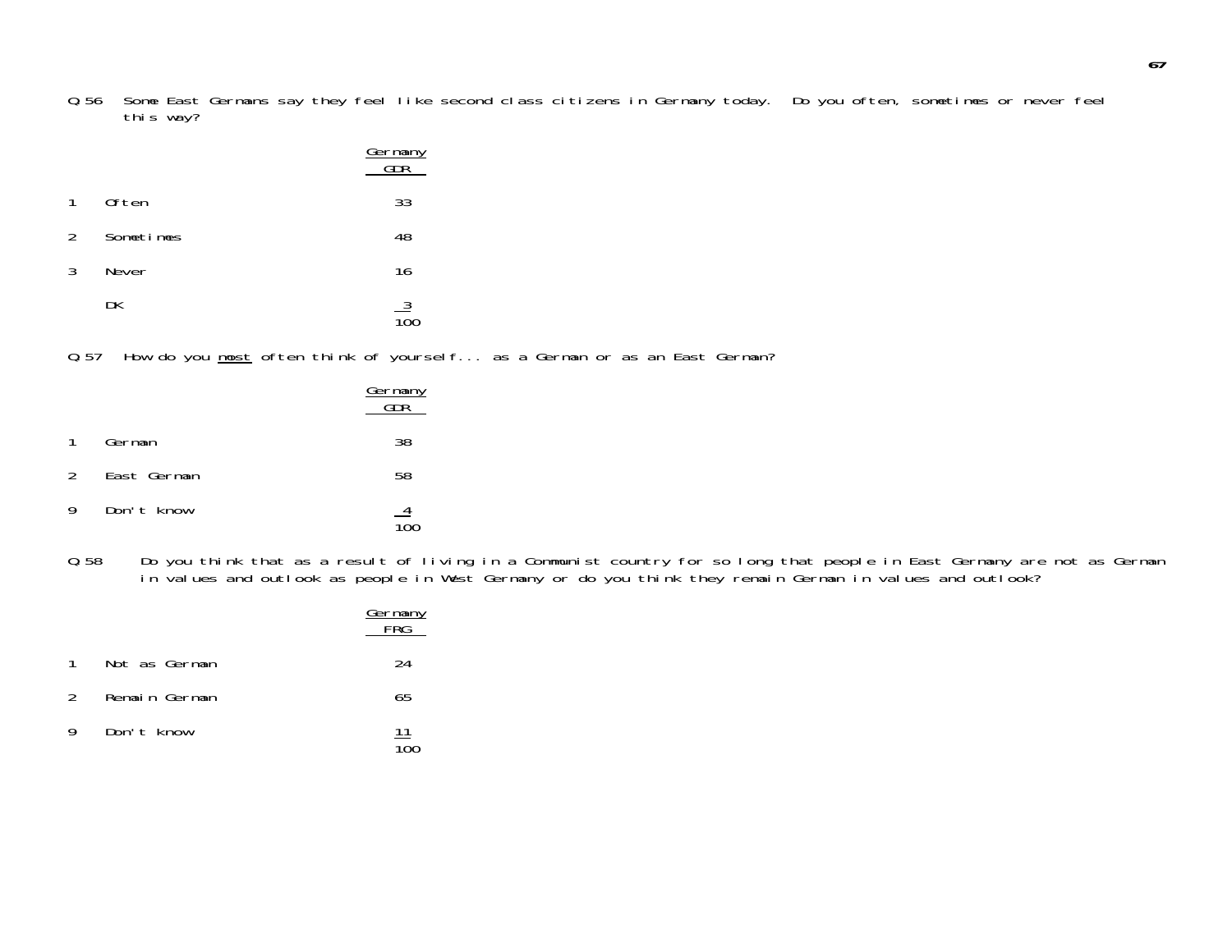Q.56 Some East Germans say they feel like second class citizens in Germany today. Do you often, sometimes or never feel this way?

| | | Germany GDR |
|---|---|---|
| 1 | Often | 33 |
| 2 | Sometimes | 48 |
| 3 | Never | 16 |
| | DK | 3 |
| | | 100 |

Q.57 How do you <u>most</u> often think of yourself... as a German or as an East German?

| | | Germany GDR |
|---|---|---|
| 1 | German | 38 |
| 2 | East German | 58 |
| 9 | Don't know | 4 |
| | | 100 |

Q.58 Do you think that as a result of living in a Communist country for so long that people in East Germany are not as German in values and outlook as people in West Germany or do you think they remain German in values and outlook?

| | | Germany FRG |
|---|---|---|
| 1 | Not as German | 24 |
| 2 | Remain German | 65 |
| 9 | Don't know | 11 |
| | | 100 |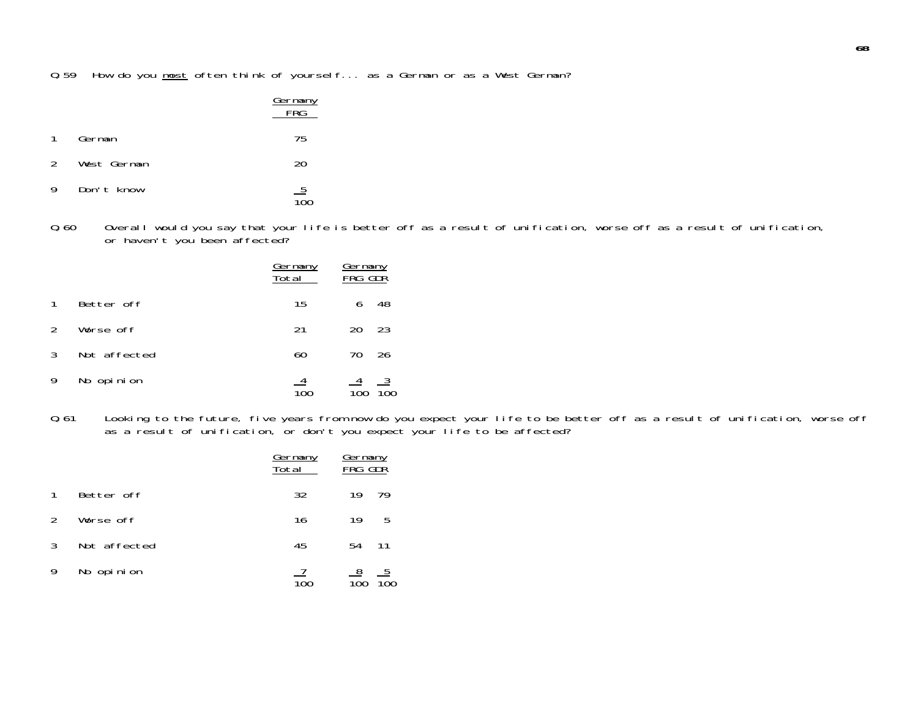Q.59 How do you most often think of yourself... as a German or as a West German?

| | | Germany FRG |
|---|---|---|
| 1 | German | 75 |
| 2 | West German | 20 |
| 9 | Don't know | 5 |
| | | 100 |

Q.60 Overall would you say that your life is better off as a result of unification, worse off as a result of unification, or haven't you been affected?

| | | Germany Total | Germany FRG | Germany GDR |
|---|---|---|---|---|
| 1 | Better off | 15 | 6 | 48 |
| 2 | Worse off | 21 | 20 | 23 |
| 3 | Not affected | 60 | 70 | 26 |
| 9 | No opinion | 4 | 4 | 3 |
| | | 100 | 100 | 100 |

Q.61 Looking to the future, five years from now do you expect your life to be better off as a result of unification, worse off as a result of unification, or don't you expect your life to be affected?

| | | Germany Total | Germany FRG | Germany GDR |
|---|---|---|---|---|
| 1 | Better off | 32 | 19 | 79 |
| 2 | Worse off | 16 | 19 | 5 |
| 3 | Not affected | 45 | 54 | 11 |
| 9 | No opinion | 7 | 8 | 5 |
| | | 100 | 100 | 100 |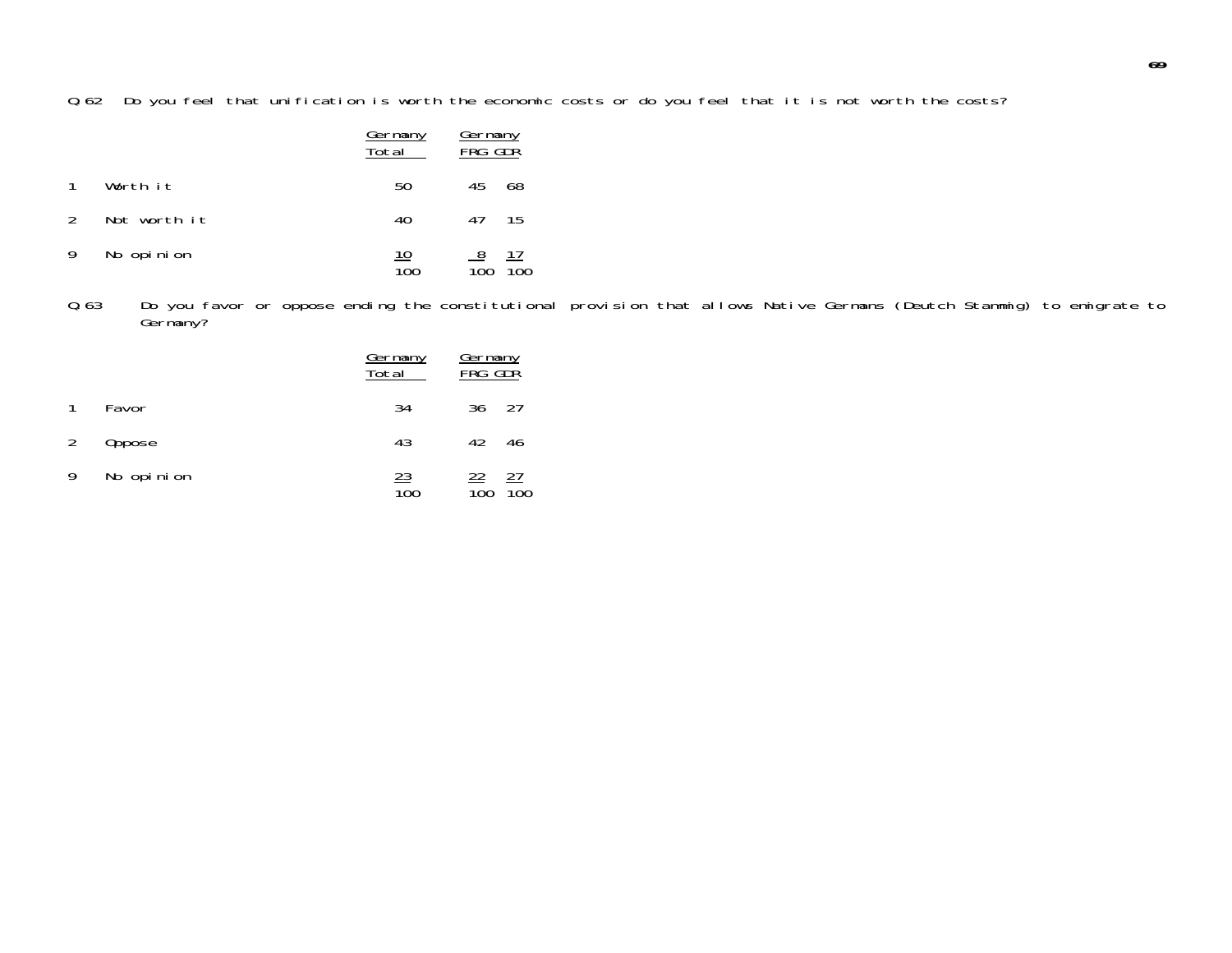Q.62 Do you feel that unification is worth the economic costs or do you feel that it is not worth the costs?

| | | Germany Total | Germany FRG | GDR |
|---|---|---|---|---|
| 1 | Worth it | 50 | 45 | 68 |
| 2 | Not worth it | 40 | 47 | 15 |
| 9 | No opinion | 10 | 8 | 17 |
| | | 100 | 100 | 100 |

Q.63 Do you favor or oppose ending the constitutional provision that allows Native Germans (Deutch Stanmmig) to emigrate to Germany?

| | | Germany Total | Germany FRG | GDR |
|---|---|---|---|---|
| 1 | Favor | 34 | 36 | 27 |
| 2 | Oppose | 43 | 42 | 46 |
| 9 | No opinion | 23 | 22 | 27 |
| | | 100 | 100 | 100 |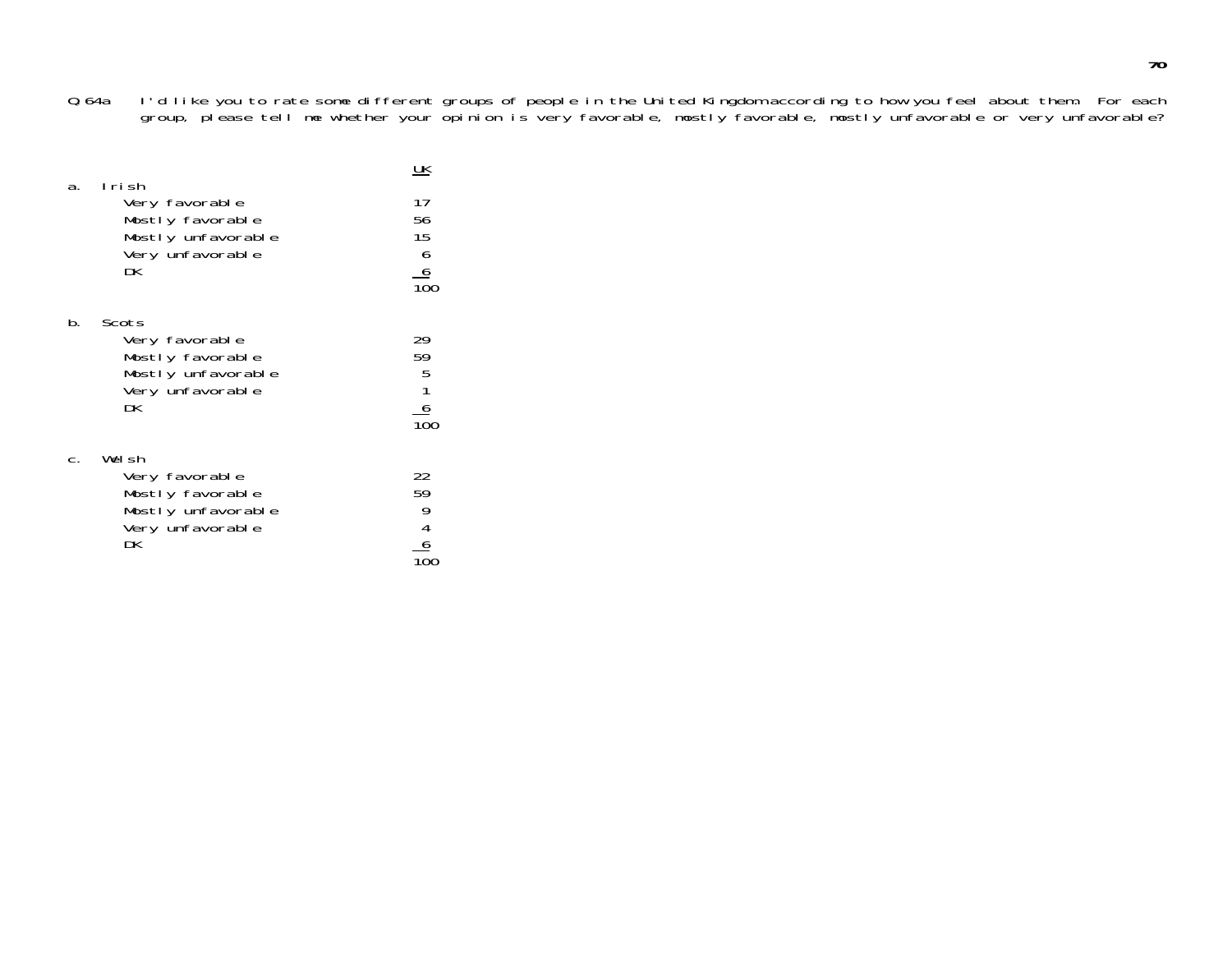Q.64a I'd like you to rate some different groups of people in the United Kingdom according to how you feel about them. For each group, please tell me whether your opinion is very favorable, mostly favorable, mostly unfavorable or very unfavorable?

| | UK |
|---|---|
| **a. Irish** | |
| Very favorable | 17 |
| Mostly favorable | 56 |
| Mostly unfavorable | 15 |
| Very unfavorable | 6 |
| DK | 6 |
| | 100 |
| **b. Scots** | |
| Very favorable | 29 |
| Mostly favorable | 59 |
| Mostly unfavorable | 5 |
| Very unfavorable | 1 |
| DK | 6 |
| | 100 |
| **c. Welsh** | |
| Very favorable | 22 |
| Mostly favorable | 59 |
| Mostly unfavorable | 9 |
| Very unfavorable | 4 |
| DK | 6 |
| | 100 |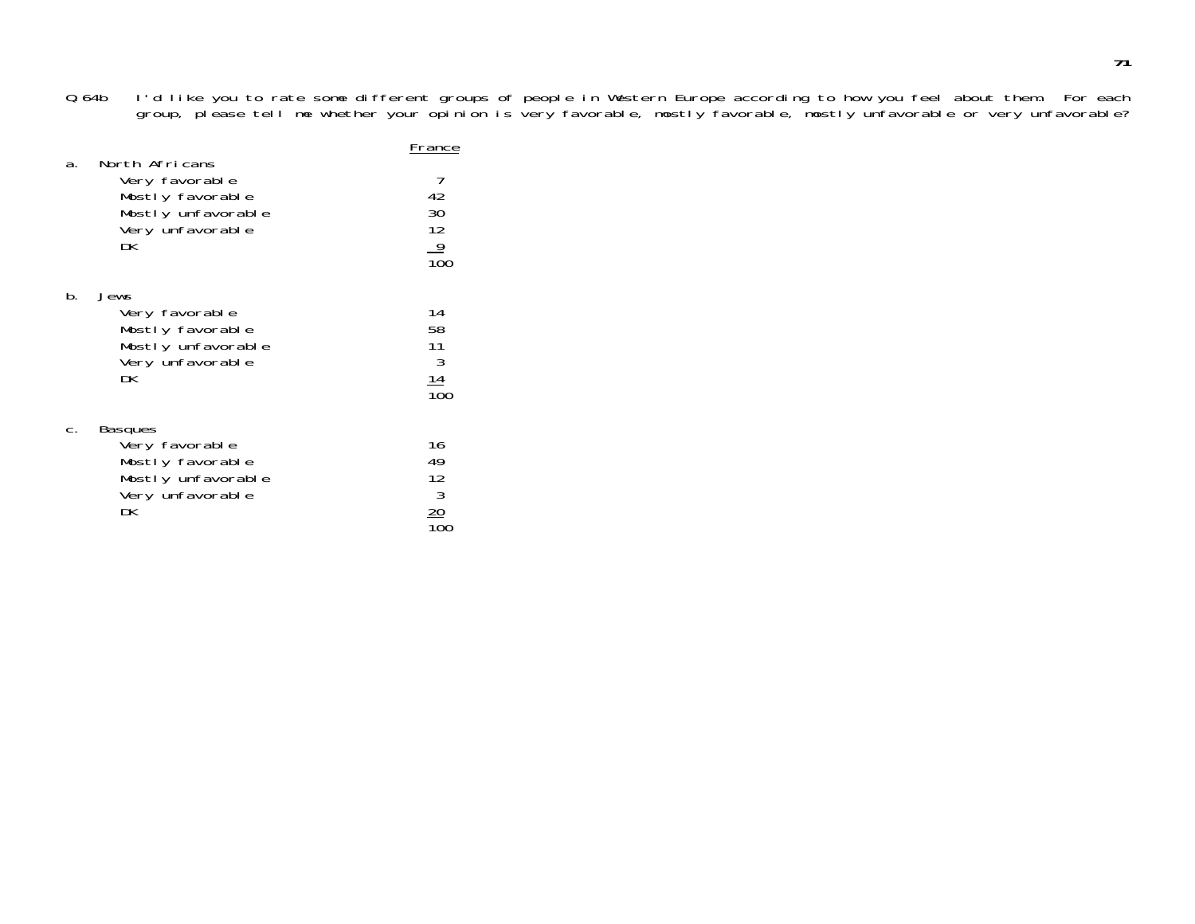Q.64b I'd like you to rate some different groups of people in Western Europe according to how you feel about them. For each group, please tell me whether your opinion is very favorable, mostly favorable, mostly unfavorable or very unfavorable?

| | France |
|---|---|
| **a. North Africans** | |
| Very favorable | 7 |
| Mostly favorable | 42 |
| Mostly unfavorable | 30 |
| Very unfavorable | 12 |
| DK | 9 |
| | 100 |
| **b. Jews** | |
| Very favorable | 14 |
| Mostly favorable | 58 |
| Mostly unfavorable | 11 |
| Very unfavorable | 3 |
| DK | 14 |
| | 100 |
| **c. Basques** | |
| Very favorable | 16 |
| Mostly favorable | 49 |
| Mostly unfavorable | 12 |
| Very unfavorable | 3 |
| DK | 20 |
| | 100 |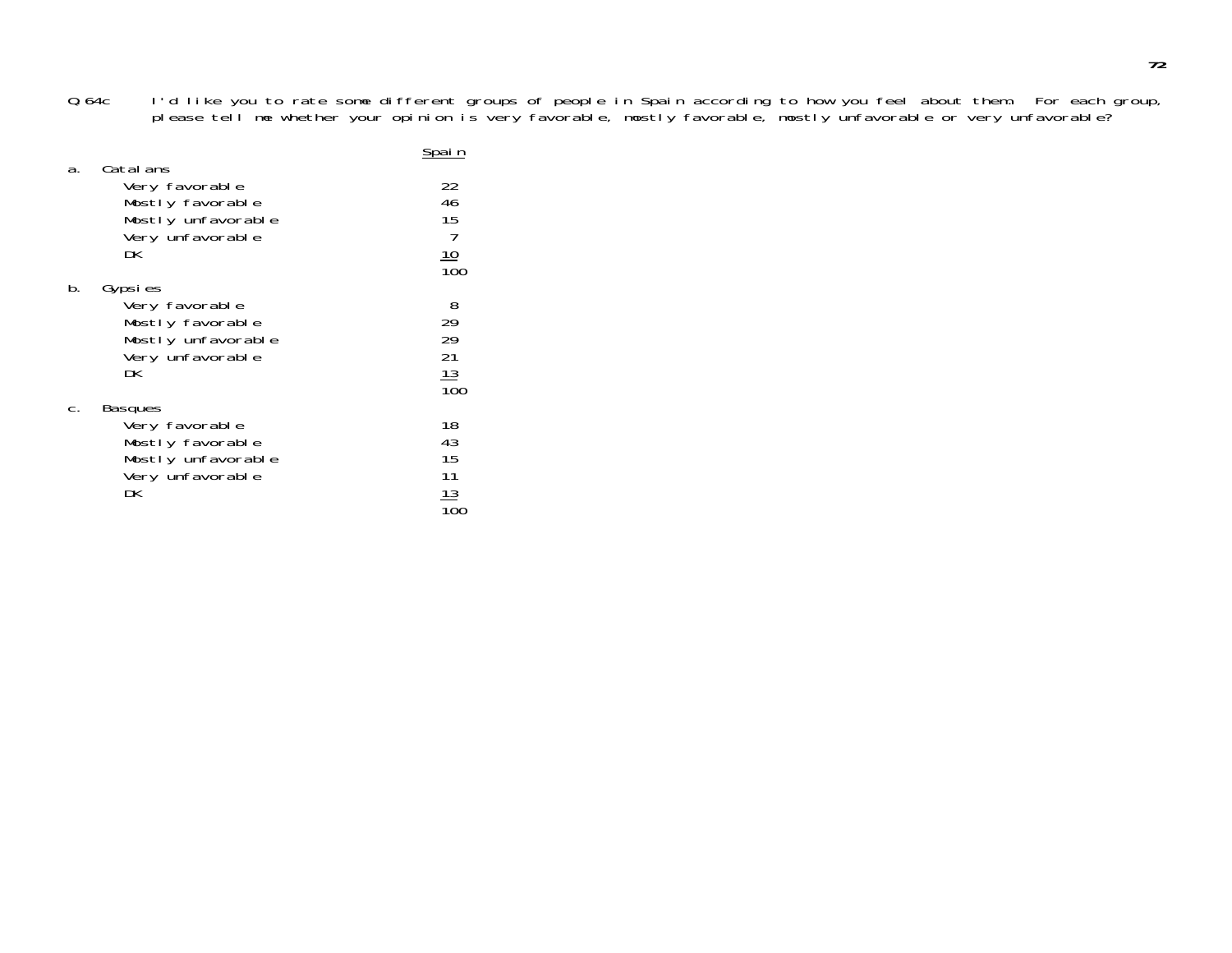Q.64c I'd like you to rate some different groups of people in Spain according to how you feel about them. For each group, please tell me whether your opinion is very favorable, mostly favorable, mostly unfavorable or very unfavorable?

| | Spain |
|---|---|
| **a. Catalans** | |
| Very favorable | 22 |
| Mostly favorable | 46 |
| Mostly unfavorable | 15 |
| Very unfavorable | 7 |
| DK | 10 |
| | 100 |
| **b. Gypsies** | |
| Very favorable | 8 |
| Mostly favorable | 29 |
| Mostly unfavorable | 29 |
| Very unfavorable | 21 |
| DK | 13 |
| | 100 |
| **c. Basques** | |
| Very favorable | 18 |
| Mostly favorable | 43 |
| Mostly unfavorable | 15 |
| Very unfavorable | 11 |
| DK | 13 |
| | 100 |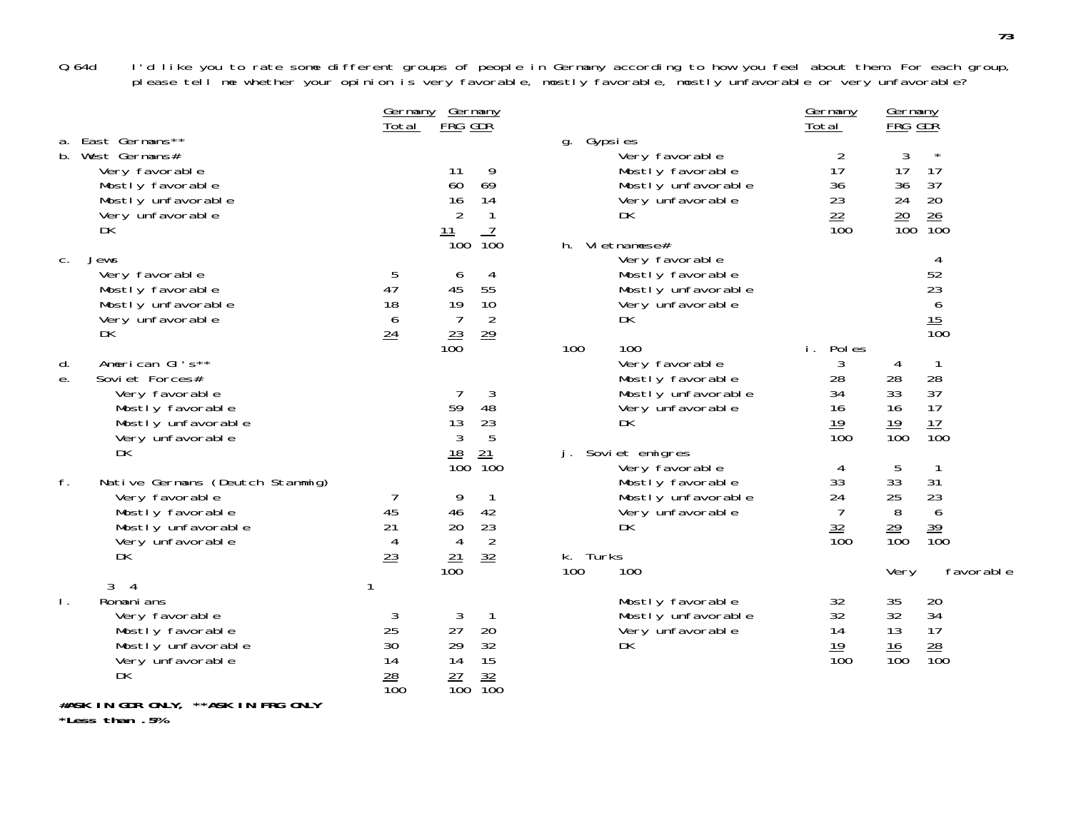**Q.64d** I'd like you to rate some different groups of people in Germany according to how you feel about them. For each group, please tell me whether your opinion is very favorable, mostly favorable, mostly unfavorable or very unfavorable?

**a. East Germans**\*\*

**b. West Germans#**

| | Germany Total | Germany FRG | Germany GDR |
|---|---|---|---|
| Very favorable | | 11 | 9 |
| Mostly favorable | | 60 | 69 |
| Mostly unfavorable | | 16 | 14 |
| Very unfavorable | | 2 | 1 |
| DK | | 11 | 7 |
| | | 100 | 100 |

**c. Jews**

| | Germany Total | Germany FRG | Germany GDR |
|---|---|---|---|
| Very favorable | 5 | 6 | 4 |
| Mostly favorable | 47 | 45 | 55 |
| Mostly unfavorable | 18 | 19 | 10 |
| Very unfavorable | 6 | 7 | 2 |
| DK | 24 | 23 | 29 |
| | 100 | 100 | 100 |

**d. American GI's**\*\*

**e. Soviet Forces#**

| | Germany Total | Germany FRG | Germany GDR |
|---|---|---|---|
| Very favorable | | 7 | 3 |
| Mostly favorable | | 59 | 48 |
| Mostly unfavorable | | 13 | 23 |
| Very unfavorable | | 3 | 5 |
| DK | | 18 | 21 |
| | | 100 | 100 |

**f. Native Germans (Deutch Stanmmig)**

| | Germany Total | Germany FRG | Germany GDR |
|---|---|---|---|
| Very favorable | 7 | 9 | 1 |
| Mostly favorable | 45 | 46 | 42 |
| Mostly unfavorable | 21 | 20 | 23 |
| Very unfavorable | 4 | 4 | 2 |
| DK | 23 | 21 | 32 |
| | 100 | 100 | 100 |

**g. Gypsies**

| | Germany Total | Germany FRG | Germany GDR |
|---|---|---|---|
| Very favorable | 2 | 3 | * |
| Mostly favorable | 17 | 17 | 17 |
| Mostly unfavorable | 36 | 36 | 37 |
| Very unfavorable | 23 | 24 | 20 |
| DK | 22 | 20 | 26 |
| | 100 | 100 | 100 |

**h. Vietnamese#**

| | Germany Total | Germany FRG | Germany GDR |
|---|---|---|---|
| Very favorable | | | 4 |
| Mostly favorable | | | 52 |
| Mostly unfavorable | | | 23 |
| Very unfavorable | | | 6 |
| DK | | | 15 |
| | | | 100 |

**i. Poles**

| | Germany Total | Germany FRG | Germany GDR |
|---|---|---|---|
| Very favorable | 3 | 4 | 1 |
| Mostly favorable | 28 | 28 | 28 |
| Mostly unfavorable | 34 | 33 | 37 |
| Very unfavorable | 16 | 16 | 17 |
| DK | 19 | 19 | 17 |
| | 100 | 100 | 100 |

**j. Soviet emigres**

| | Germany Total | Germany FRG | Germany GDR |
|---|---|---|---|
| Very favorable | 4 | 5 | 1 |
| Mostly favorable | 33 | 33 | 31 |
| Mostly unfavorable | 24 | 25 | 23 |
| Very unfavorable | 7 | 8 | 6 |
| DK | 32 | 29 | 39 |
| | 100 | 100 | 100 |

**k. Turks**

| | Germany Total | Germany FRG | Germany GDR |
|---|---|---|---|
| Very favorable | 3 | 4 | 1 |
| Mostly favorable | 32 | 35 | 20 |
| Mostly unfavorable | 32 | 32 | 34 |
| Very unfavorable | 14 | 13 | 17 |
| DK | 19 | 16 | 28 |
| | 100 | 100 | 100 |

**l. Romanians**

| | Germany Total | Germany FRG | Germany GDR |
|---|---|---|---|
| Very favorable | 3 | 3 | 1 |
| Mostly favorable | 25 | 27 | 20 |
| Mostly unfavorable | 30 | 29 | 32 |
| Very unfavorable | 14 | 14 | 15 |
| DK | 28 | 27 | 32 |
| | 100 | 100 | 100 |

**#ASK IN GDR ONLY, \*\*ASK IN FRG ONLY**

**\*Less than .5%**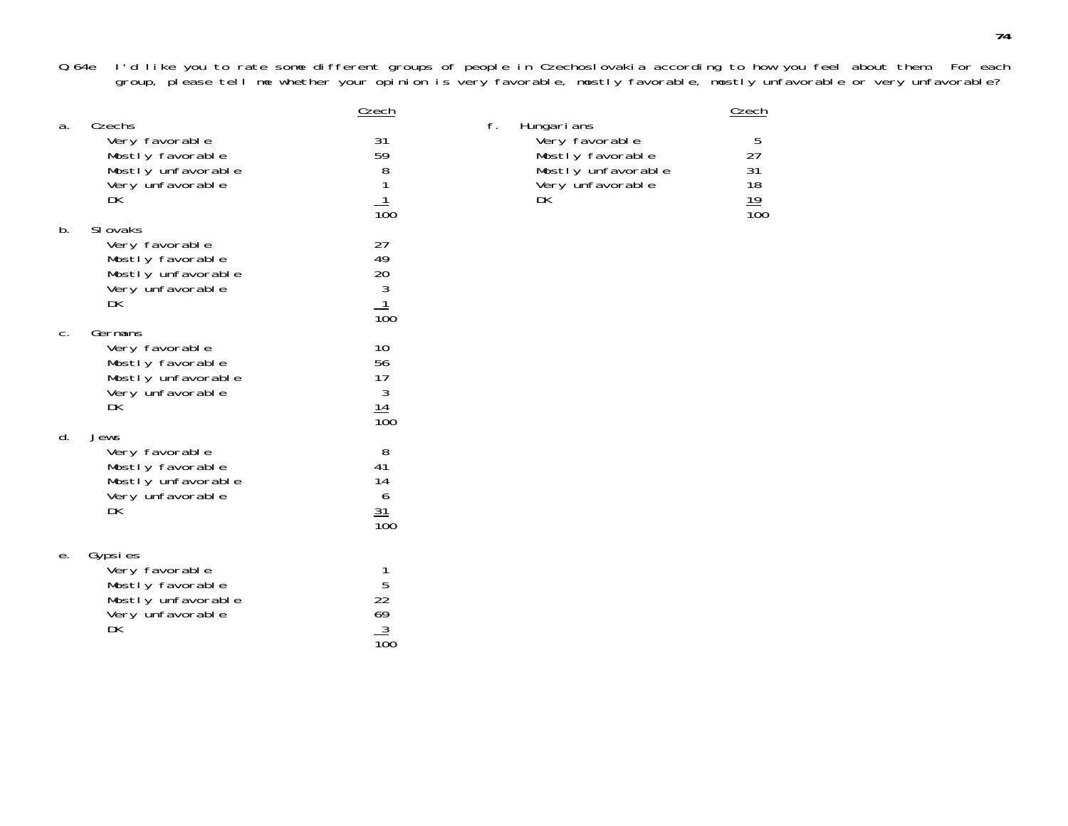Q.64e I'd like you to rate some different groups of people in Czechoslovakia according to how you feel about them. For each group, please tell me whether your opinion is very favorable, mostly favorable, mostly unfavorable or very unfavorable?

a. Czechs

| | Czech |
|---|---|
| Very favorable | 31 |
| Mostly favorable | 59 |
| Mostly unfavorable | 8 |
| Very unfavorable | 1 |
| DK | 1 |
| | 100 |

b. Slovaks

| | Czech |
|---|---|
| Very favorable | 27 |
| Mostly favorable | 49 |
| Mostly unfavorable | 20 |
| Very unfavorable | 3 |
| DK | 1 |
| | 100 |

c. Germans

| | Czech |
|---|---|
| Very favorable | 10 |
| Mostly favorable | 56 |
| Mostly unfavorable | 17 |
| Very unfavorable | 3 |
| DK | 14 |
| | 100 |

d. Jews

| | Czech |
|---|---|
| Very favorable | 8 |
| Mostly favorable | 41 |
| Mostly unfavorable | 14 |
| Very unfavorable | 6 |
| DK | 31 |
| | 100 |

e. Gypsies

| | Czech |
|---|---|
| Very favorable | 1 |
| Mostly favorable | 5 |
| Mostly unfavorable | 22 |
| Very unfavorable | 69 |
| DK | 3 |
| | 100 |

f. Hungarians

| | Czech |
|---|---|
| Very favorable | 5 |
| Mostly favorable | 27 |
| Mostly unfavorable | 31 |
| Very unfavorable | 18 |
| DK | 19 |
| | 100 |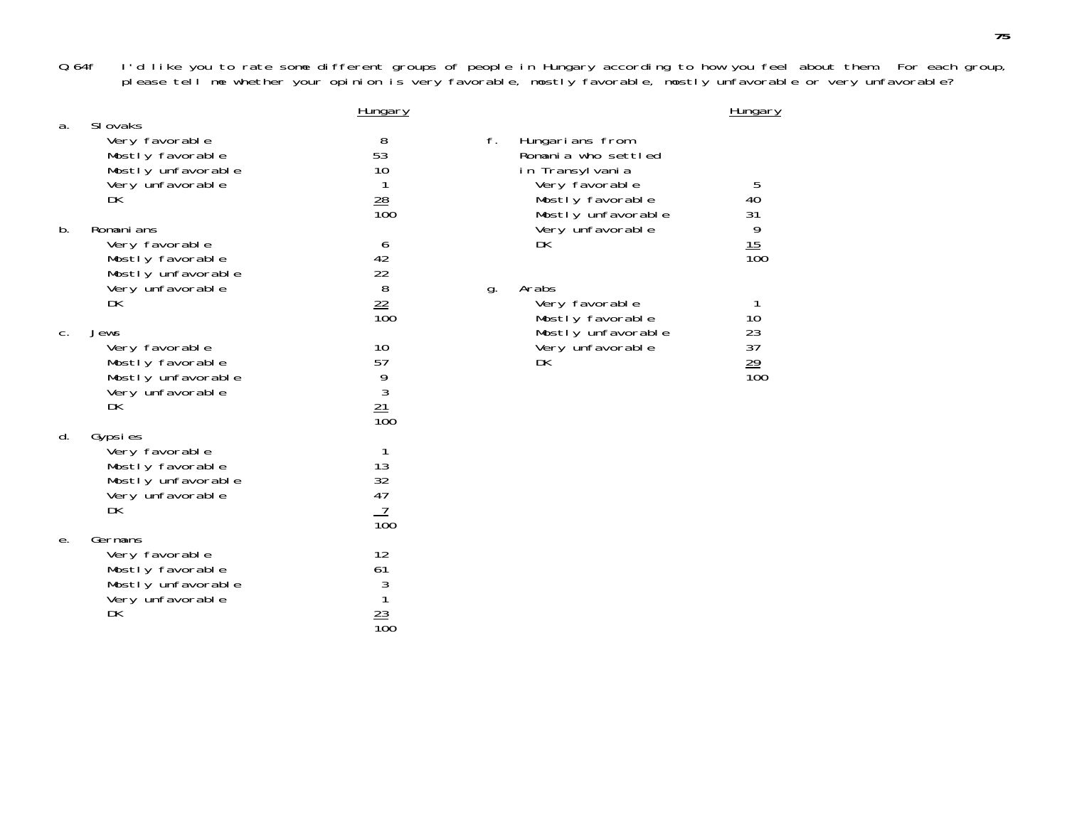Q.64f I'd like you to rate some different groups of people in Hungary according to how you feel about them. For each group, please tell me whether your opinion is very favorable, mostly favorable, mostly unfavorable or very unfavorable?

| | Hungary |
|---|---|
| **a. Slovaks** | |
| Very favorable | 8 |
| Mostly favorable | 53 |
| Mostly unfavorable | 10 |
| Very unfavorable | 1 |
| DK | 28 |
| | 100 |
| **b. Romanians** | |
| Very favorable | 6 |
| Mostly favorable | 42 |
| Mostly unfavorable | 22 |
| Very unfavorable | 8 |
| DK | 22 |
| | 100 |
| **c. Jews** | |
| Very favorable | 10 |
| Mostly favorable | 57 |
| Mostly unfavorable | 9 |
| Very unfavorable | 3 |
| DK | 21 |
| | 100 |
| **d. Gypsies** | |
| Very favorable | 1 |
| Mostly favorable | 13 |
| Mostly unfavorable | 32 |
| Very unfavorable | 47 |
| DK | 7 |
| | 100 |
| **e. Germans** | |
| Very favorable | 12 |
| Mostly favorable | 61 |
| Mostly unfavorable | 3 |
| Very unfavorable | 1 |
| DK | 23 |
| | 100 |

| | Hungary |
|---|---|
| **f. Hungarians from Romania who settled in Transylvania** | |
| Very favorable | 5 |
| Mostly favorable | 40 |
| Mostly unfavorable | 31 |
| Very unfavorable | 9 |
| DK | 15 |
| | 100 |
| **g. Arabs** | |
| Very favorable | 1 |
| Mostly favorable | 10 |
| Mostly unfavorable | 23 |
| Very unfavorable | 37 |
| DK | 29 |
| | 100 |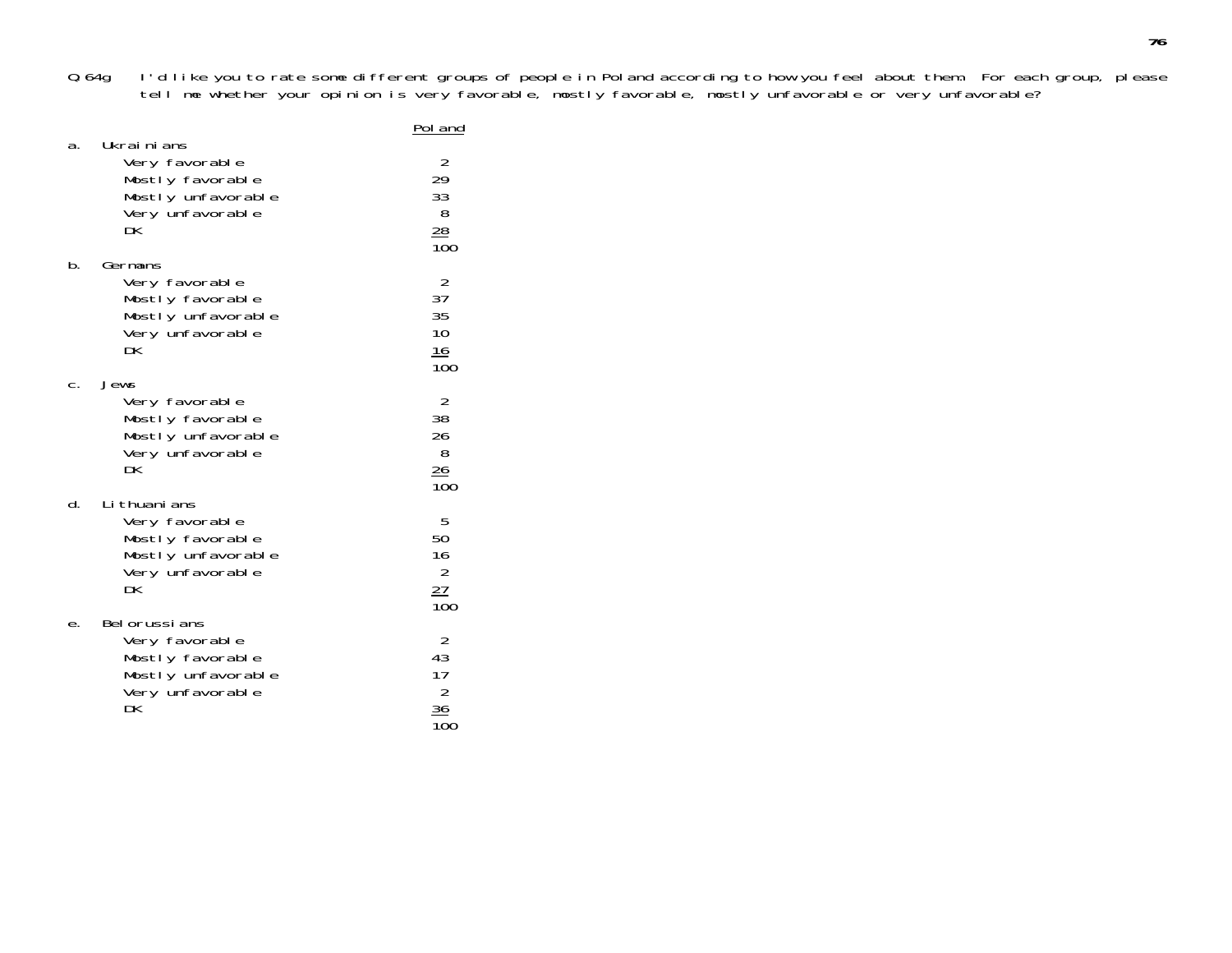Q.64g I'd like you to rate some different groups of people in Poland according to how you feel about them. For each group, please tell me whether your opinion is very favorable, mostly favorable, mostly unfavorable or very unfavorable?

| | Poland |
|---|---|
| **a. Ukrainians** | |
| Very favorable | 2 |
| Mostly favorable | 29 |
| Mostly unfavorable | 33 |
| Very unfavorable | 8 |
| DK | 28 |
| | 100 |
| **b. Germans** | |
| Very favorable | 2 |
| Mostly favorable | 37 |
| Mostly unfavorable | 35 |
| Very unfavorable | 10 |
| DK | 16 |
| | 100 |
| **c. Jews** | |
| Very favorable | 2 |
| Mostly favorable | 38 |
| Mostly unfavorable | 26 |
| Very unfavorable | 8 |
| DK | 26 |
| | 100 |
| **d. Lithuanians** | |
| Very favorable | 5 |
| Mostly favorable | 50 |
| Mostly unfavorable | 16 |
| Very unfavorable | 2 |
| DK | 27 |
| | 100 |
| **e. Belorussians** | |
| Very favorable | 2 |
| Mostly favorable | 43 |
| Mostly unfavorable | 17 |
| Very unfavorable | 2 |
| DK | 36 |
| | 100 |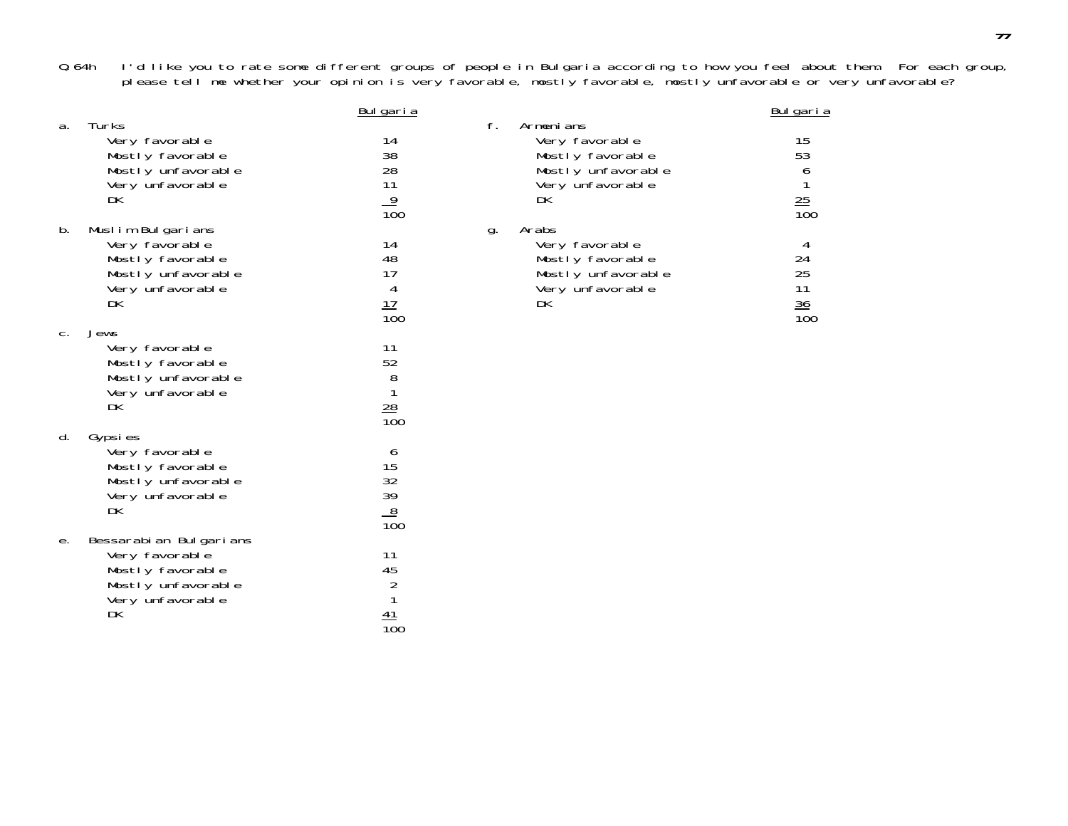Q.64h I'd like you to rate some different groups of people in Bulgaria according to how you feel about them. For each group, please tell me whether your opinion is very favorable, mostly favorable, mostly unfavorable or very unfavorable?

a. Turks

| | Bulgaria |
|---|---|
| Very favorable | 14 |
| Mostly favorable | 38 |
| Mostly unfavorable | 28 |
| Very unfavorable | 11 |
| DK | 9 |
| | 100 |

b. Muslim Bulgarians

| | Bulgaria |
|---|---|
| Very favorable | 14 |
| Mostly favorable | 48 |
| Mostly unfavorable | 17 |
| Very unfavorable | 4 |
| DK | 17 |
| | 100 |

c. Jews

| | Bulgaria |
|---|---|
| Very favorable | 11 |
| Mostly favorable | 52 |
| Mostly unfavorable | 8 |
| Very unfavorable | 1 |
| DK | 28 |
| | 100 |

d. Gypsies

| | Bulgaria |
|---|---|
| Very favorable | 6 |
| Mostly favorable | 15 |
| Mostly unfavorable | 32 |
| Very unfavorable | 39 |
| DK | 8 |
| | 100 |

e. Bessarabian Bulgarians

| | Bulgaria |
|---|---|
| Very favorable | 11 |
| Mostly favorable | 45 |
| Mostly unfavorable | 2 |
| Very unfavorable | 1 |
| DK | 41 |
| | 100 |

f. Armenians

| | Bulgaria |
|---|---|
| Very favorable | 15 |
| Mostly favorable | 53 |
| Mostly unfavorable | 6 |
| Very unfavorable | 1 |
| DK | 25 |
| | 100 |

g. Arabs

| | Bulgaria |
|---|---|
| Very favorable | 4 |
| Mostly favorable | 24 |
| Mostly unfavorable | 25 |
| Very unfavorable | 11 |
| DK | 36 |
| | 100 |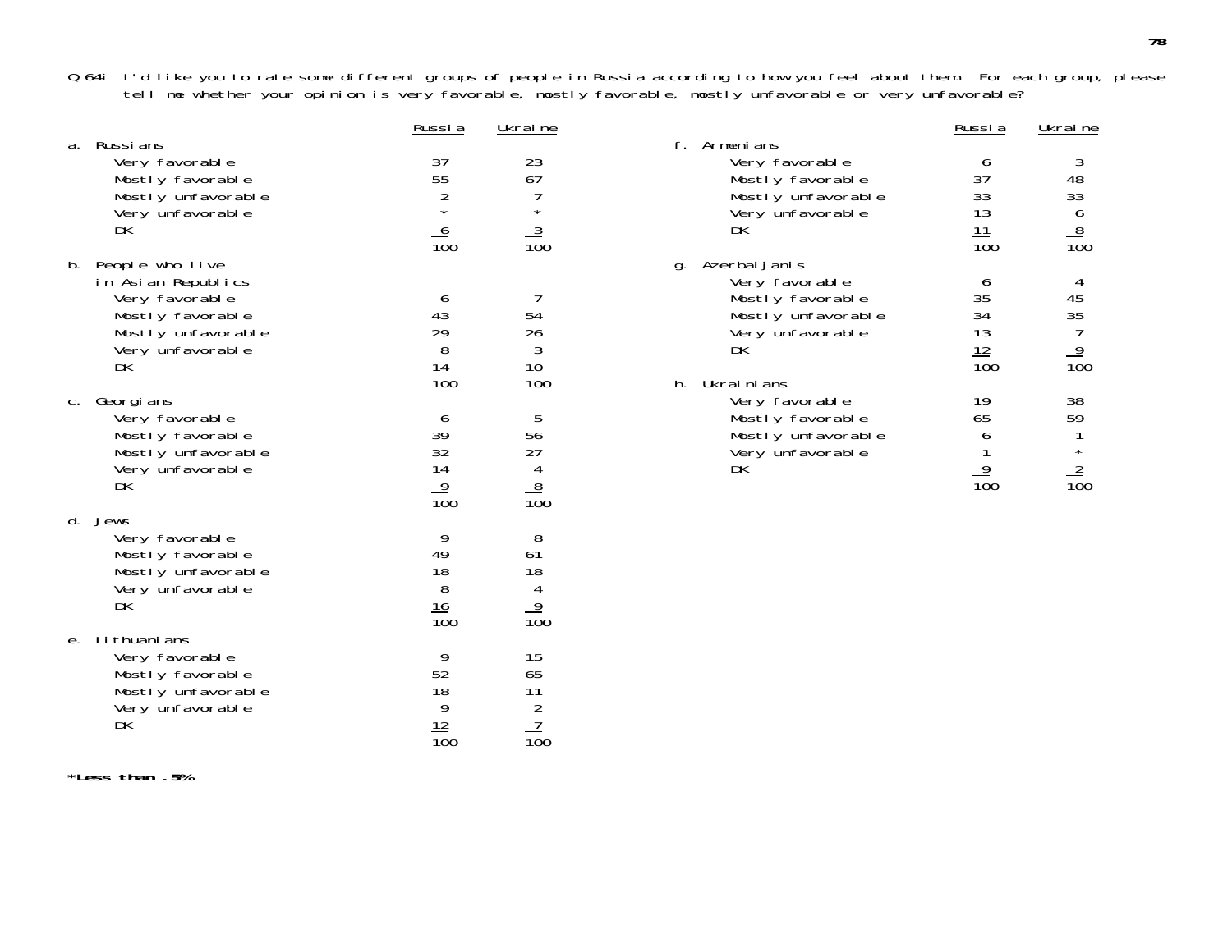Q.64i I'd like you to rate some different groups of people in Russia according to how you feel about them. For each group, please tell me whether your opinion is very favorable, mostly favorable, mostly unfavorable or very unfavorable?

| | Russia | Ukraine |
|---|---|---|
| **a. Russians** | | |
| Very favorable | 37 | 23 |
| Mostly favorable | 55 | 67 |
| Mostly unfavorable | 2 | 7 |
| Very unfavorable | * | * |
| DK | 6 | 3 |
| | 100 | 100 |
| **b. People who live in Asian Republics** | | |
| Very favorable | 6 | 7 |
| Mostly favorable | 43 | 54 |
| Mostly unfavorable | 29 | 26 |
| Very unfavorable | 8 | 3 |
| DK | 14 | 10 |
| | 100 | 100 |
| **c. Georgians** | | |
| Very favorable | 6 | 5 |
| Mostly favorable | 39 | 56 |
| Mostly unfavorable | 32 | 27 |
| Very unfavorable | 14 | 4 |
| DK | 9 | 8 |
| | 100 | 100 |
| **d. Jews** | | |
| Very favorable | 9 | 8 |
| Mostly favorable | 49 | 61 |
| Mostly unfavorable | 18 | 18 |
| Very unfavorable | 8 | 4 |
| DK | 16 | 9 |
| | 100 | 100 |
| **e. Lithuanians** | | |
| Very favorable | 9 | 15 |
| Mostly favorable | 52 | 65 |
| Mostly unfavorable | 18 | 11 |
| Very unfavorable | 9 | 2 |
| DK | 12 | 7 |
| | 100 | 100 |
| **f. Armenians** | | |
| Very favorable | 6 | 3 |
| Mostly favorable | 37 | 48 |
| Mostly unfavorable | 33 | 33 |
| Very unfavorable | 13 | 6 |
| DK | 11 | 8 |
| | 100 | 100 |
| **g. Azerbaijanis** | | |
| Very favorable | 6 | 4 |
| Mostly favorable | 35 | 45 |
| Mostly unfavorable | 34 | 35 |
| Very unfavorable | 13 | 7 |
| DK | 12 | 9 |
| | 100 | 100 |
| **h. Ukrainians** | | |
| Very favorable | 19 | 38 |
| Mostly favorable | 65 | 59 |
| Mostly unfavorable | 6 | 1 |
| Very unfavorable | 1 | * |
| DK | 9 | 2 |
| | 100 | 100 |

**\*Less than .5%**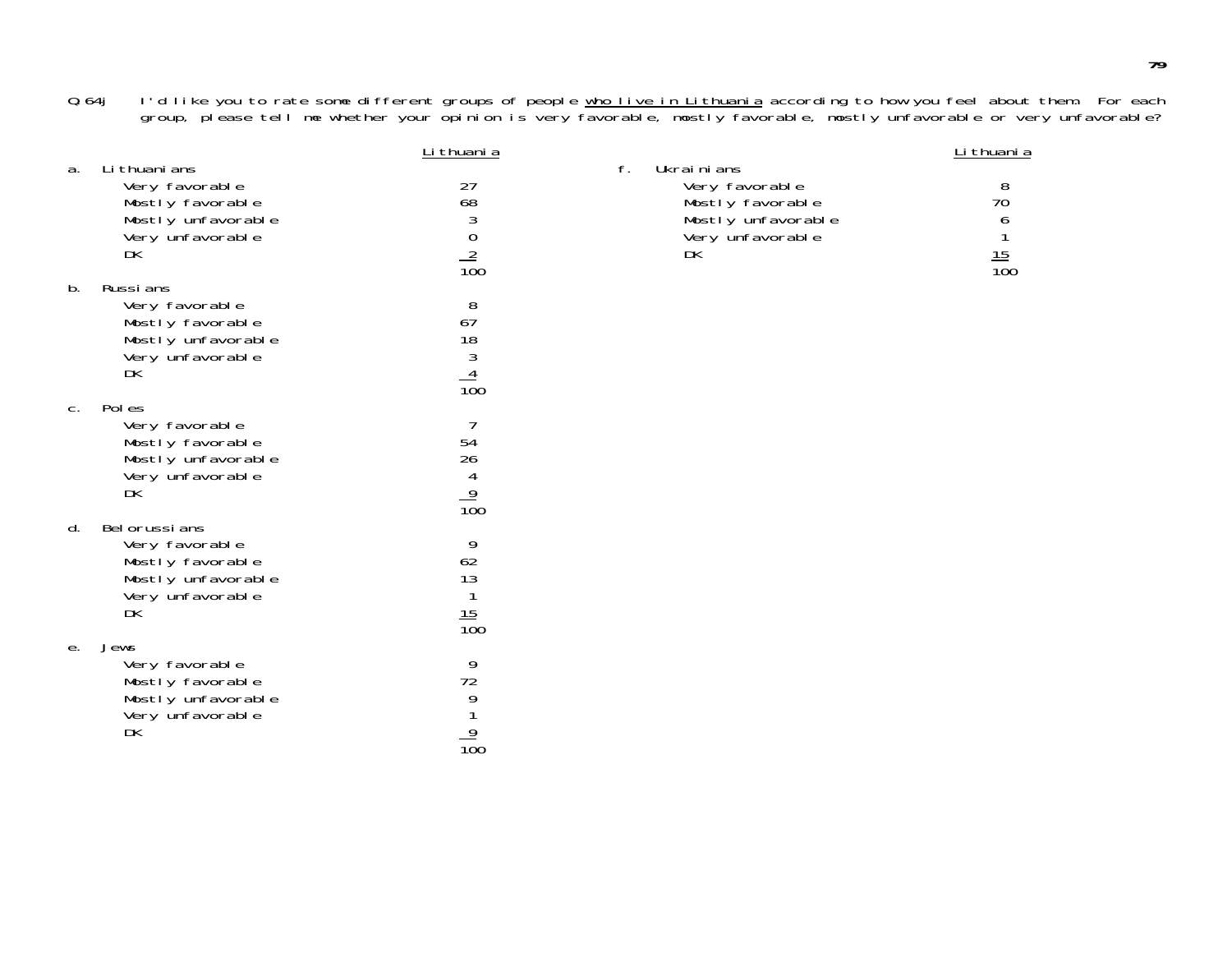Q.64j I'd like you to rate some different groups of people <u>who live in Lithuania</u> according to how you feel about them. For each group, please tell me whether your opinion is very favorable, mostly favorable, mostly unfavorable or very unfavorable?

| | Lithuania |
|---|---|
| **a. Lithuanians** | |
| Very favorable | 27 |
| Mostly favorable | 68 |
| Mostly unfavorable | 3 |
| Very unfavorable | 0 |
| DK | 2 |
| | 100 |
| **b. Russians** | |
| Very favorable | 8 |
| Mostly favorable | 67 |
| Mostly unfavorable | 18 |
| Very unfavorable | 3 |
| DK | 4 |
| | 100 |
| **c. Poles** | |
| Very favorable | 7 |
| Mostly favorable | 54 |
| Mostly unfavorable | 26 |
| Very unfavorable | 4 |
| DK | 9 |
| | 100 |
| **d. Belorussians** | |
| Very favorable | 9 |
| Mostly favorable | 62 |
| Mostly unfavorable | 13 |
| Very unfavorable | 1 |
| DK | 15 |
| | 100 |
| **e. Jews** | |
| Very favorable | 9 |
| Mostly favorable | 72 |
| Mostly unfavorable | 9 |
| Very unfavorable | 1 |
| DK | 9 |
| | 100 |
| **f. Ukrainians** | |
| Very favorable | 8 |
| Mostly favorable | 70 |
| Mostly unfavorable | 6 |
| Very unfavorable | 1 |
| DK | 15 |
| | 100 |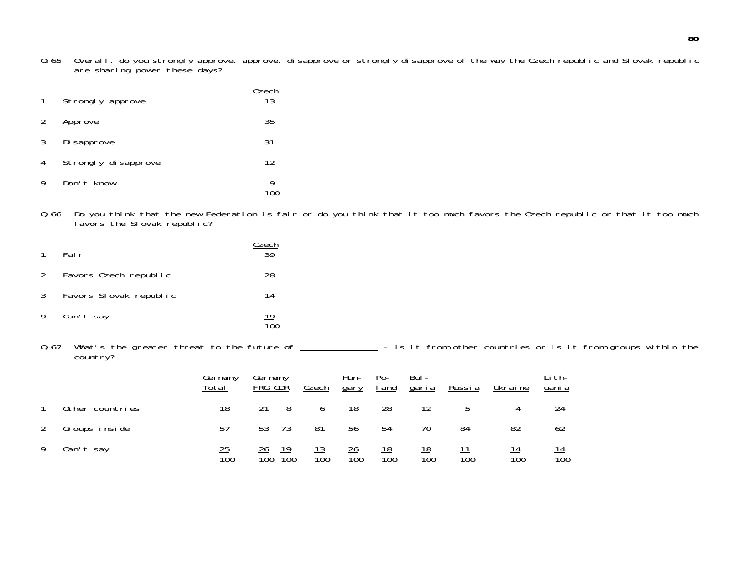Q.65 Overall, do you strongly approve, approve, disapprove or strongly disapprove of the way the Czech republic and Slovak republic are sharing power these days?

| | | Czech |
|---|---|---|
| 1 | Strongly approve | 13 |
| 2 | Approve | 35 |
| 3 | Disapprove | 31 |
| 4 | Strongly disapprove | 12 |
| 9 | Don't know | 9 |
| | | 100 |

Q.66 Do you think that the new Federation is fair or do you think that it too much favors the Czech republic or that it too much favors the Slovak republic?

| | | Czech |
|---|---|---|
| 1 | Fair | 39 |
| 2 | Favors Czech republic | 28 |
| 3 | Favors Slovak republic | 14 |
| 9 | Can't say | 19 |
| | | 100 |

Q.67 What's the greater threat to the future of ______________ - is it from other countries or is it from groups within the country?

| | | Germany Total | Germany FRG | Germany GDR | Czech | Hungary | Poland | Bulgaria | Russia | Ukraine | Lithuania |
|---|---|---|---|---|---|---|---|---|---|---|---|
| 1 | Other countries | 18 | 21 | 8 | 6 | 18 | 28 | 12 | 5 | 4 | 24 |
| 2 | Groups inside | 57 | 53 | 73 | 81 | 56 | 54 | 70 | 84 | 82 | 62 |
| 9 | Can't say | 25 | 26 | 19 | 13 | 26 | 18 | 18 | 11 | 14 | 14 |
| | | 100 | 100 | 100 | 100 | 100 | 100 | 100 | 100 | 100 | 100 |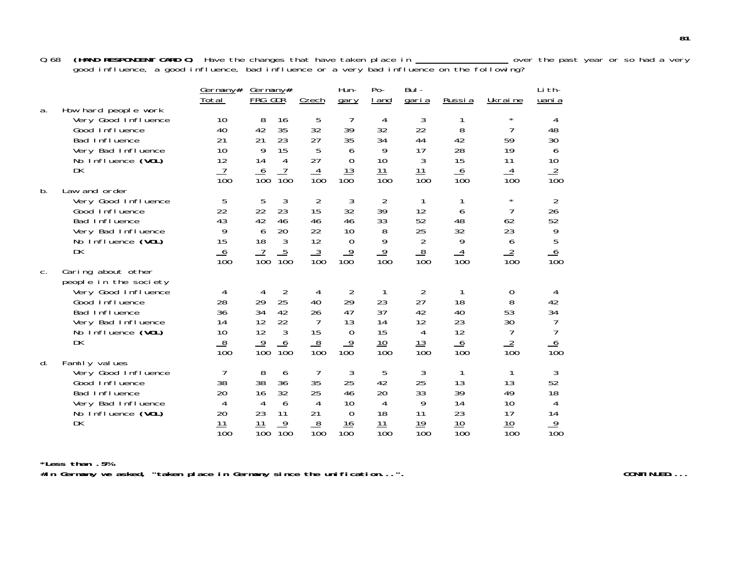Q.68 **(HAND RESPONDENT CARD C)** Have the changes that have taken place in ____________ over the past year or so had a very good influence, a good influence, bad influence or a very bad influence on the following?

| | Germany# Total | Germany# FRG | GDR | Czech | Hun-gary | Po-land | Bul-garia | Russia | Ukraine | Lith-uania |
|---|---|---|---|---|---|---|---|---|---|---|
| **a. How hard people work** | | | | | | | | | | |
| Very Good Influence | 10 | 8 | 16 | 5 | 7 | 4 | 3 | 1 | * | 4 |
| Good Influence | 40 | 42 | 35 | 32 | 39 | 32 | 22 | 8 | 7 | 48 |
| Bad Influence | 21 | 21 | 23 | 27 | 35 | 34 | 44 | 42 | 59 | 30 |
| Very Bad Influence | 10 | 9 | 15 | 5 | 6 | 9 | 17 | 28 | 19 | 6 |
| No Influence **(VOL)** | 12 | 14 | 4 | 27 | 0 | 10 | 3 | 15 | 11 | 10 |
| DK | 7 | 6 | 7 | 4 | 13 | 11 | 11 | 6 | 4 | 2 |
| | 100 | 100 | 100 | 100 | 100 | 100 | 100 | 100 | 100 | 100 |
| **b. Law and order** | | | | | | | | | | |
| Very Good Influence | 5 | 5 | 3 | 2 | 3 | 2 | 1 | 1 | * | 2 |
| Good Influence | 22 | 22 | 23 | 15 | 32 | 39 | 12 | 6 | 7 | 26 |
| Bad Influence | 43 | 42 | 46 | 46 | 46 | 33 | 52 | 48 | 62 | 52 |
| Very Bad Influence | 9 | 6 | 20 | 22 | 10 | 8 | 25 | 32 | 23 | 9 |
| No Influence **(VOL)** | 15 | 18 | 3 | 12 | 0 | 9 | 2 | 9 | 6 | 5 |
| DK | 6 | 7 | 5 | 3 | 9 | 9 | 8 | 4 | 2 | 6 |
| | 100 | 100 | 100 | 100 | 100 | 100 | 100 | 100 | 100 | 100 |
| **c. Caring about other people in the society** | | | | | | | | | | |
| Very Good Influence | 4 | 4 | 2 | 4 | 2 | 1 | 2 | 1 | 0 | 4 |
| Good Influence | 28 | 29 | 25 | 40 | 29 | 23 | 27 | 18 | 8 | 42 |
| Bad Influence | 36 | 34 | 42 | 26 | 47 | 37 | 42 | 40 | 53 | 34 |
| Very Bad Influence | 14 | 12 | 22 | 7 | 13 | 14 | 12 | 23 | 30 | 7 |
| No Influence **(VOL)** | 10 | 12 | 3 | 15 | 0 | 15 | 4 | 12 | 7 | 7 |
| DK | 8 | 9 | 6 | 8 | 9 | 10 | 13 | 6 | 2 | 6 |
| | 100 | 100 | 100 | 100 | 100 | 100 | 100 | 100 | 100 | 100 |
| **d. Family values** | | | | | | | | | | |
| Very Good Influence | 7 | 8 | 6 | 7 | 3 | 5 | 3 | 1 | 1 | 3 |
| Good Influence | 38 | 38 | 36 | 35 | 25 | 42 | 25 | 13 | 13 | 52 |
| Bad Influence | 20 | 16 | 32 | 25 | 46 | 20 | 33 | 39 | 49 | 18 |
| Very Bad Influence | 4 | 4 | 6 | 4 | 10 | 4 | 9 | 14 | 10 | 4 |
| No Influence **(VOL)** | 20 | 23 | 11 | 21 | 0 | 18 | 11 | 23 | 17 | 14 |
| DK | 11 | 11 | 9 | 8 | 16 | 11 | 19 | 10 | 10 | 9 |
| | 100 | 100 | 100 | 100 | 100 | 100 | 100 | 100 | 100 | 100 |

**\*Less than .5%**

**#In Germany we asked, "taken place in Germany since the unification...".**

**CONTINUED...**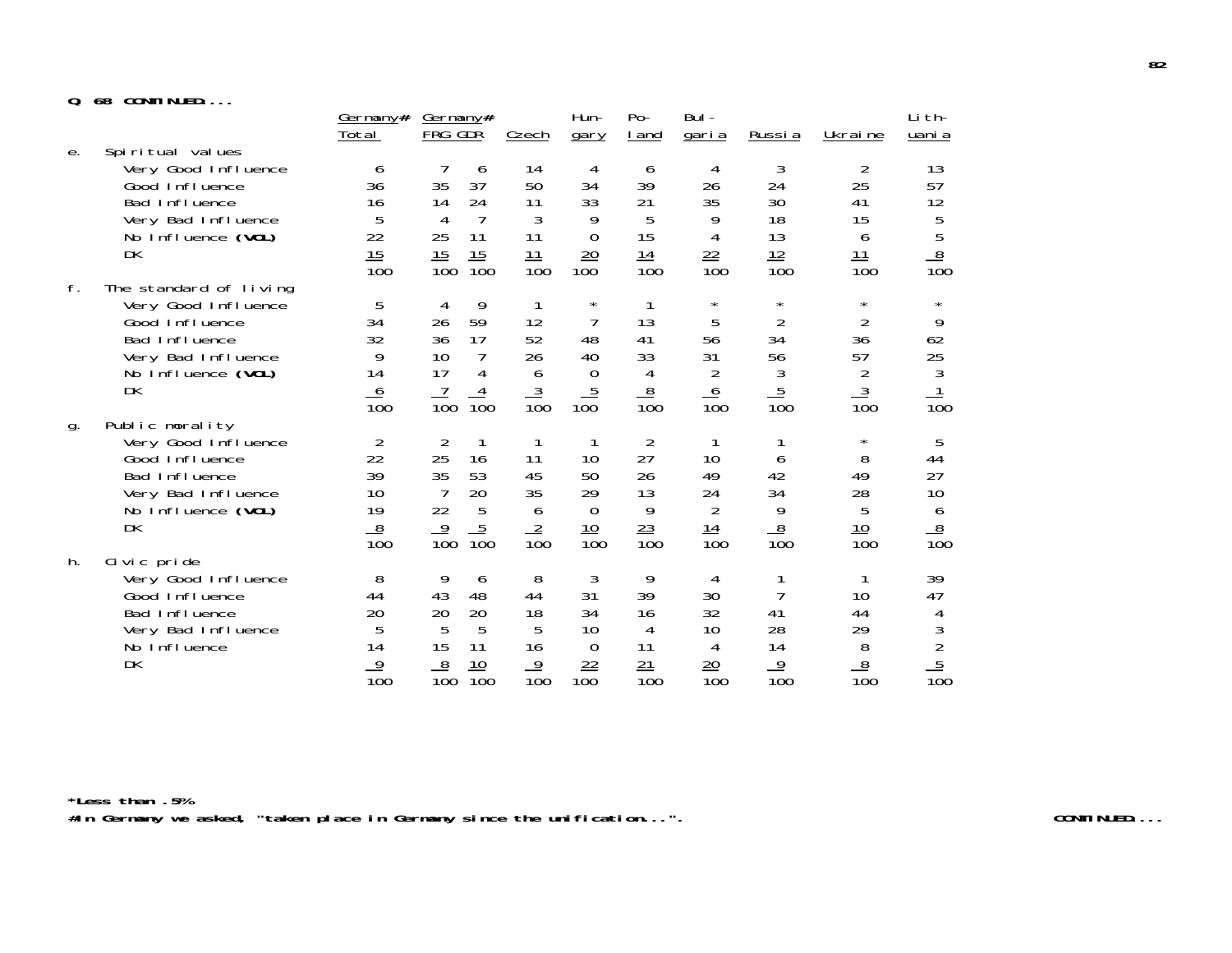**Q. 68 CONTINUED...**

| | Germany# Total | Germany# FRG | GDR | Czech | Hun-gary | Po-land | Bul-garia | Russia | Ukraine | Lith-uania |
|---|---|---|---|---|---|---|---|---|---|---|
| **e. Spiritual values** | | | | | | | | | | |
| Very Good Influence | 6 | 7 | 6 | 14 | 4 | 6 | 4 | 3 | 2 | 13 |
| Good Influence | 36 | 35 | 37 | 50 | 34 | 39 | 26 | 24 | 25 | 57 |
| Bad Influence | 16 | 14 | 24 | 11 | 33 | 21 | 35 | 30 | 41 | 12 |
| Very Bad Influence | 5 | 4 | 7 | 3 | 9 | 5 | 9 | 18 | 15 | 5 |
| No Influence **(VOL)** | 22 | 25 | 11 | 11 | 0 | 15 | 4 | 13 | 6 | 5 |
| DK | 15 | 15 | 15 | 11 | 20 | 14 | 22 | 12 | 11 | 8 |
| | 100 | 100 | 100 | 100 | 100 | 100 | 100 | 100 | 100 | 100 |
| **f. The standard of living** | | | | | | | | | | |
| Very Good Influence | 5 | 4 | 9 | 1 | * | 1 | * | * | * | * |
| Good Influence | 34 | 26 | 59 | 12 | 7 | 13 | 5 | 2 | 2 | 9 |
| Bad Influence | 32 | 36 | 17 | 52 | 48 | 41 | 56 | 34 | 36 | 62 |
| Very Bad Influence | 9 | 10 | 7 | 26 | 40 | 33 | 31 | 56 | 57 | 25 |
| No Influence **(VOL)** | 14 | 17 | 4 | 6 | 0 | 4 | 2 | 3 | 2 | 3 |
| DK | 6 | 7 | 4 | 3 | 5 | 8 | 6 | 5 | 3 | 1 |
| | 100 | 100 | 100 | 100 | 100 | 100 | 100 | 100 | 100 | 100 |
| **g. Public morality** | | | | | | | | | | |
| Very Good Influence | 2 | 2 | 1 | 1 | 1 | 2 | 1 | 1 | * | 5 |
| Good Influence | 22 | 25 | 16 | 11 | 10 | 27 | 10 | 6 | 8 | 44 |
| Bad Influence | 39 | 35 | 53 | 45 | 50 | 26 | 49 | 42 | 49 | 27 |
| Very Bad Influence | 10 | 7 | 20 | 35 | 29 | 13 | 24 | 34 | 28 | 10 |
| No Influence **(VOL)** | 19 | 22 | 5 | 6 | 0 | 9 | 2 | 9 | 5 | 6 |
| DK | 8 | 9 | 5 | 2 | 10 | 23 | 14 | 8 | 10 | 8 |
| | 100 | 100 | 100 | 100 | 100 | 100 | 100 | 100 | 100 | 100 |
| **h. Civic pride** | | | | | | | | | | |
| Very Good Influence | 8 | 9 | 6 | 8 | 3 | 9 | 4 | 1 | 1 | 39 |
| Good Influence | 44 | 43 | 48 | 44 | 31 | 39 | 30 | 7 | 10 | 47 |
| Bad Influence | 20 | 20 | 20 | 18 | 34 | 16 | 32 | 41 | 44 | 4 |
| Very Bad Influence | 5 | 5 | 5 | 5 | 10 | 4 | 10 | 28 | 29 | 3 |
| No Influence | 14 | 15 | 11 | 16 | 0 | 11 | 4 | 14 | 8 | 2 |
| DK | 9 | 8 | 10 | 9 | 22 | 21 | 20 | 9 | 8 | 5 |
| | 100 | 100 | 100 | 100 | 100 | 100 | 100 | 100 | 100 | 100 |

***Less than .5%**

**#In Germany we asked, "taken place in Germany since the unification...".**

**CONTINUED...**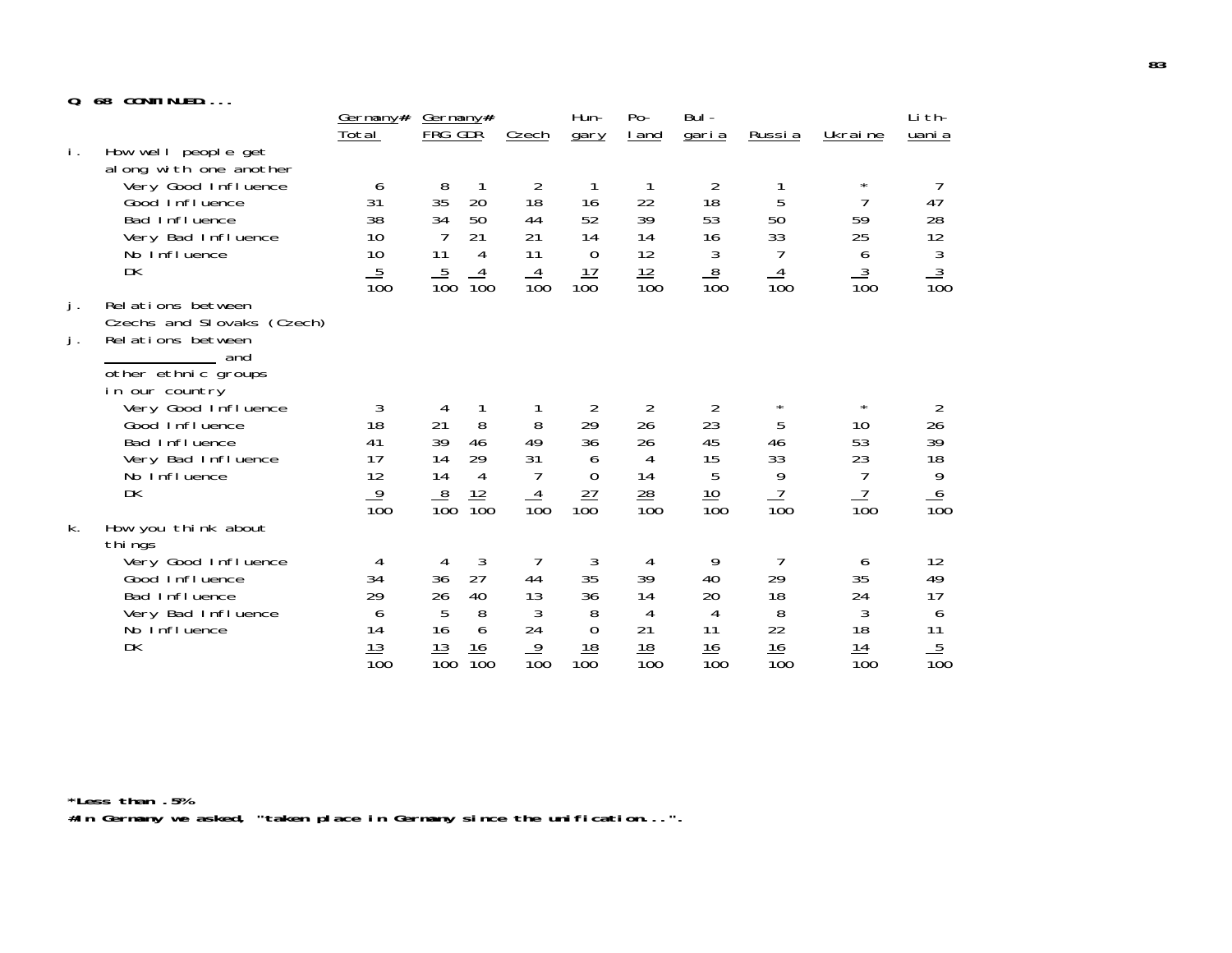**Q. 68 CONTINUED...**

| | Germany# Total | Germany# FRG | Germany# GDR | Czech | Hun-gary | Po-land | Bul-garia | Russia | Ukraine | Lith-uania |
|---|---|---|---|---|---|---|---|---|---|---|
| **i. How well people get along with one another** | | | | | | | | | | |
| Very Good Influence | 6 | 8 | 1 | 2 | 1 | 1 | 2 | 1 | * | 7 |
| Good Influence | 31 | 35 | 20 | 18 | 16 | 22 | 18 | 5 | 7 | 47 |
| Bad Influence | 38 | 34 | 50 | 44 | 52 | 39 | 53 | 50 | 59 | 28 |
| Very Bad Influence | 10 | 7 | 21 | 21 | 14 | 14 | 16 | 33 | 25 | 12 |
| No Influence | 10 | 11 | 4 | 11 | 0 | 12 | 3 | 7 | 6 | 3 |
| DK | 5 | 5 | 4 | 4 | 17 | 12 | 8 | 4 | 3 | 3 |
| | 100 | 100 | 100 | 100 | 100 | 100 | 100 | 100 | 100 | 100 |
| **j. Relations between Czechs and Slovaks (Czech)** | | | | | | | | | | |
| **j. Relations between ______ and other ethnic groups in our country** | | | | | | | | | | |
| Very Good Influence | 3 | 4 | 1 | 1 | 2 | 2 | 2 | * | * | 2 |
| Good Influence | 18 | 21 | 8 | 8 | 29 | 26 | 23 | 5 | 10 | 26 |
| Bad Influence | 41 | 39 | 46 | 49 | 36 | 26 | 45 | 46 | 53 | 39 |
| Very Bad Influence | 17 | 14 | 29 | 31 | 6 | 4 | 15 | 33 | 23 | 18 |
| No Influence | 12 | 14 | 4 | 7 | 0 | 14 | 5 | 9 | 7 | 9 |
| DK | 9 | 8 | 12 | 4 | 27 | 28 | 10 | 7 | 7 | 6 |
| | 100 | 100 | 100 | 100 | 100 | 100 | 100 | 100 | 100 | 100 |
| **k. How you think about things** | | | | | | | | | | |
| Very Good Influence | 4 | 4 | 3 | 7 | 3 | 4 | 9 | 7 | 6 | 12 |
| Good Influence | 34 | 36 | 27 | 44 | 35 | 39 | 40 | 29 | 35 | 49 |
| Bad Influence | 29 | 26 | 40 | 13 | 36 | 14 | 20 | 18 | 24 | 17 |
| Very Bad Influence | 6 | 5 | 8 | 3 | 8 | 4 | 4 | 8 | 3 | 6 |
| No Influence | 14 | 16 | 6 | 24 | 0 | 21 | 11 | 22 | 18 | 11 |
| DK | 13 | 13 | 16 | 9 | 18 | 18 | 16 | 16 | 14 | 5 |
| | 100 | 100 | 100 | 100 | 100 | 100 | 100 | 100 | 100 | 100 |

**\*Less than .5%**

**#In Germany we asked, "taken place in Germany since the unification...".**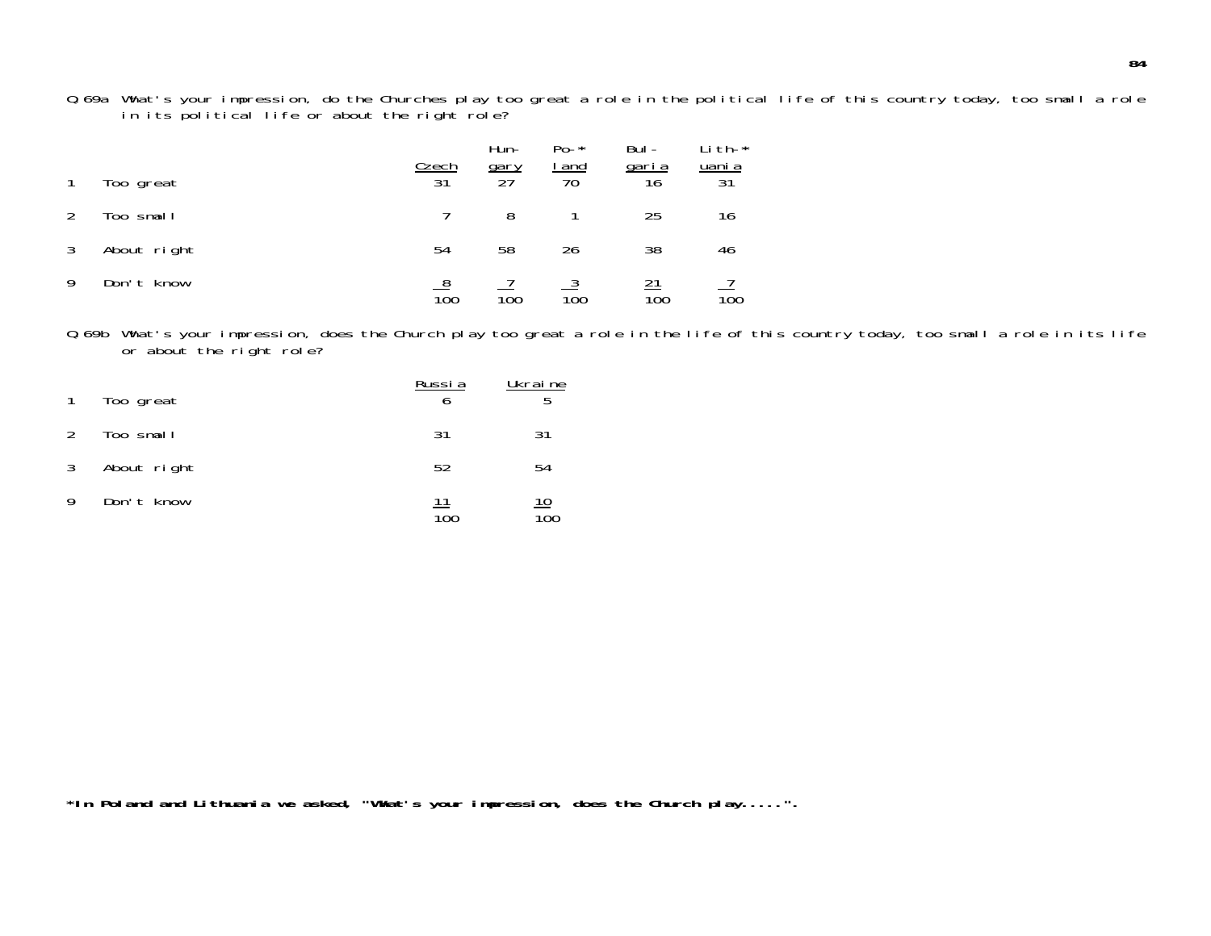Q.69a What's your impression, do the Churches play too great a role in the political life of this country today, too small a role in its political life or about the right role?

| | | Czech | Hungary | Poland* | Bulgaria | Lithuania* |
|---|---|---|---|---|---|---|
| 1 | Too great | 31 | 27 | 70 | 16 | 31 |
| 2 | Too small | 7 | 8 | 1 | 25 | 16 |
| 3 | About right | 54 | 58 | 26 | 38 | 46 |
| 9 | Don't know | 8 | 7 | 3 | 21 | 7 |
| | | 100 | 100 | 100 | 100 | 100 |

Q.69b What's your impression, does the Church play too great a role in the life of this country today, too small a role in its life or about the right role?

| | | Russia | Ukraine |
|---|---|---|---|
| 1 | Too great | 6 | 5 |
| 2 | Too small | 31 | 31 |
| 3 | About right | 52 | 54 |
| 9 | Don't know | 11 | 10 |
| | | 100 | 100 |

**\*In Poland and Lithuania we asked, "What's your impression, does the Church play.....".**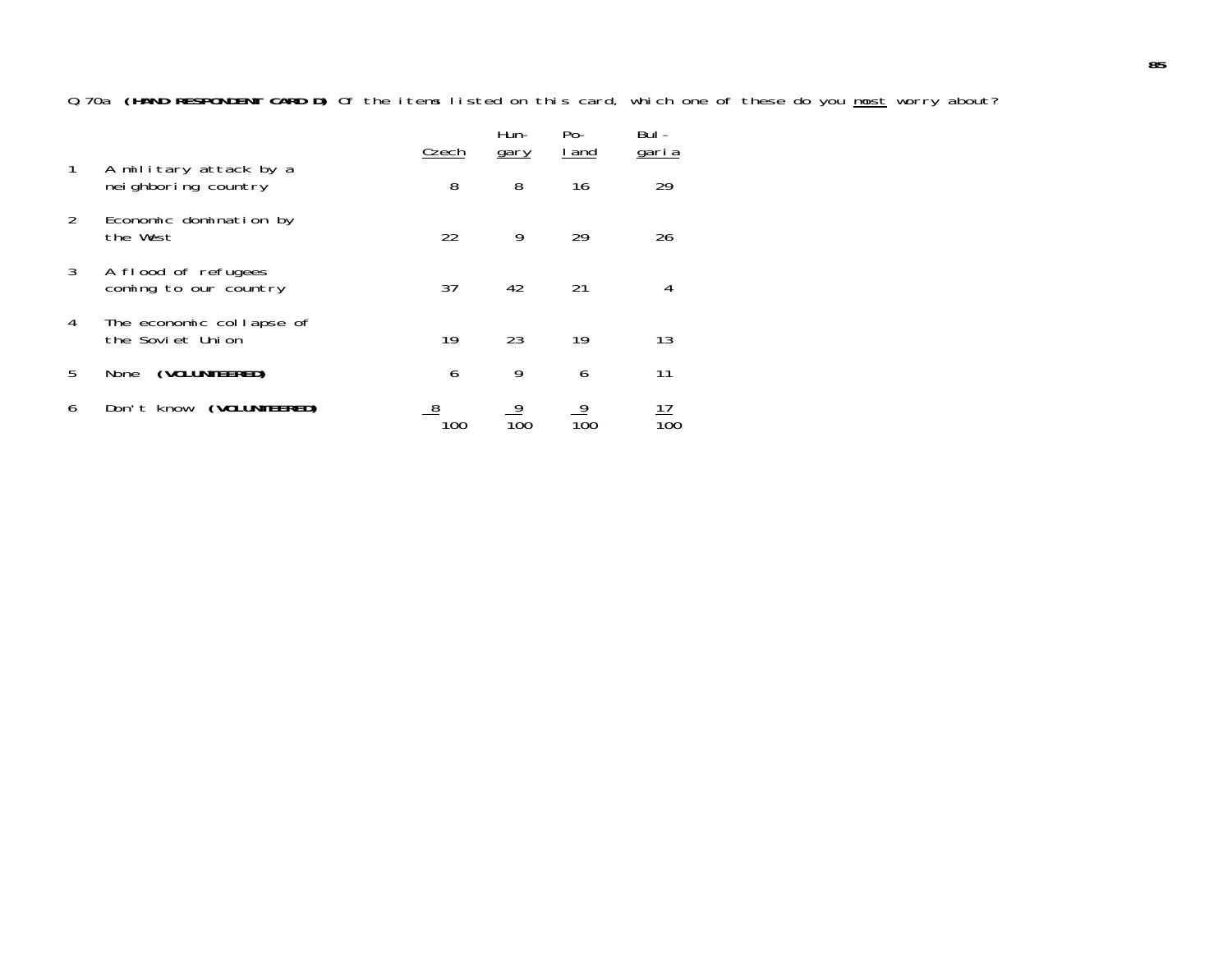Q.70a **(HAND RESPONDENT CARD D)** Of the items listed on this card, which one of these do you <u>most</u> worry about?

| | | Czech | Hungary | Poland | Bulgaria |
|---|---|---|---|---|---|
| 1 | A military attack by a neighboring country | 8 | 8 | 16 | 29 |
| 2 | Economic domination by the West | 22 | 9 | 29 | 26 |
| 3 | A flood of refugees coming to our country | 37 | 42 | 21 | 4 |
| 4 | The economic collapse of the Soviet Union | 19 | 23 | 19 | 13 |
| 5 | None **(VOLUNTEERED)** | 6 | 9 | 6 | 11 |
| 6 | Don't know **(VOLUNTEERED)** | 8 | 9 | 9 | 17 |
| | | 100 | 100 | 100 | 100 |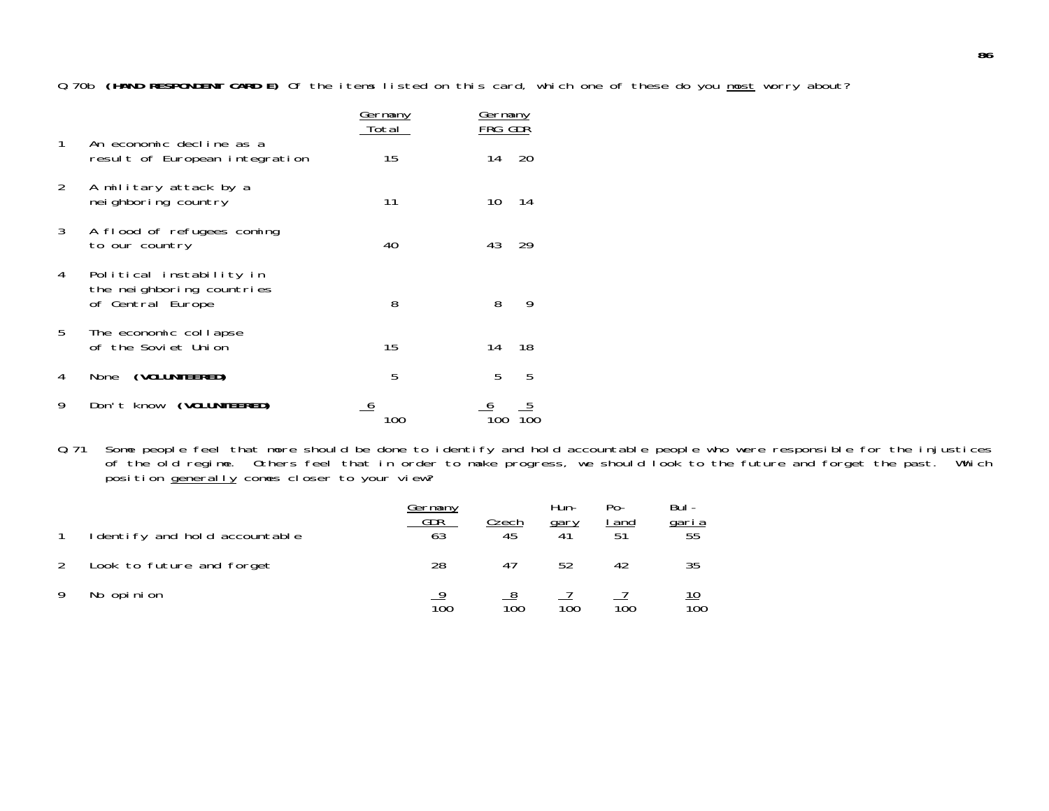Q.70b **(HAND RESPONDENT CARD E)** Of the items listed on this card, which one of these do you <u>most</u> worry about?

| | | Germany Total | Germany FRG | Germany GDR |
|---|---|---|---|---|
| 1 | An economic decline as a result of European integration | 15 | 14 | 20 |
| 2 | A military attack by a neighboring country | 11 | 10 | 14 |
| 3 | A flood of refugees coming to our country | 40 | 43 | 29 |
| 4 | Political instability in the neighboring countries of Central Europe | 8 | 8 | 9 |
| 5 | The economic collapse of the Soviet Union | 15 | 14 | 18 |
| 4 | None **(VOLUNTEERED)** | 5 | 5 | 5 |
| 9 | Don't know **(VOLUNTEERED)** | 6 | 6 | 5 |
| | | 100 | 100 | 100 |

Q.71 Some people feel that more should be done to identify and hold accountable people who were responsible for the injustices of the old regime. Others feel that in order to make progress, we should look to the future and forget the past. Which position <u>generally</u> comes closer to your view?

| | | Germany GDR | Czech | Hungary | Poland | Bulgaria |
|---|---|---|---|---|---|---|
| 1 | Identify and hold accountable | 63 | 45 | 41 | 51 | 55 |
| 2 | Look to future and forget | 28 | 47 | 52 | 42 | 35 |
| 9 | No opinion | 9 | 8 | 7 | 7 | 10 |
| | | 100 | 100 | 100 | 100 | 100 |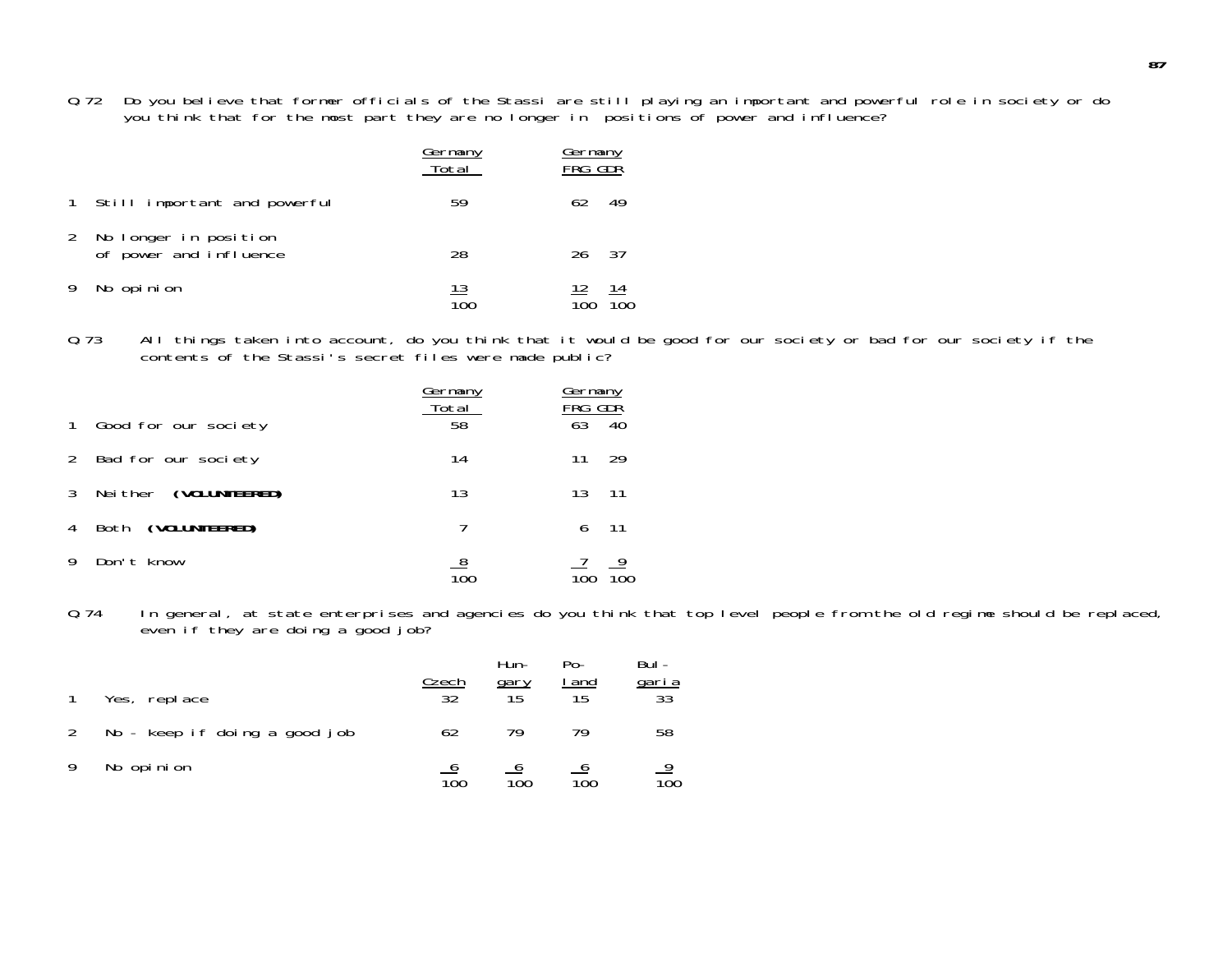Q.72 Do you believe that former officials of the Stassi are still playing an important and powerful role in society or do you think that for the most part they are no longer in positions of power and influence?

| | Germany Total | Germany FRG | Germany GDR |
|---|---|---|---|
| 1 Still important and powerful | 59 | 62 | 49 |
| 2 No longer in position of power and influence | 28 | 26 | 37 |
| 9 No opinion | 13 | 12 | 14 |
| | 100 | 100 | 100 |

Q.73 All things taken into account, do you think that it would be good for our society or bad for our society if the contents of the Stassi's secret files were made public?

| | Germany Total | Germany FRG | Germany GDR |
|---|---|---|---|
| 1 Good for our society | 58 | 63 | 40 |
| 2 Bad for our society | 14 | 11 | 29 |
| 3 Neither **(VOLUNTEERED)** | 13 | 13 | 11 |
| 4 Both **(VOLUNTEERED)** | 7 | 6 | 11 |
| 9 Don't know | 8 | 7 | 9 |
| | 100 | 100 | 100 |

Q.74 In general, at state enterprises and agencies do you think that top level people from the old regime should be replaced, even if they are doing a good job?

| | Czech | Hungary | Poland | Bulgaria |
|---|---|---|---|---|
| 1 Yes, replace | 32 | 15 | 15 | 33 |
| 2 No - keep if doing a good job | 62 | 79 | 79 | 58 |
| 9 No opinion | 6 | 6 | 6 | 9 |
| | 100 | 100 | 100 | 100 |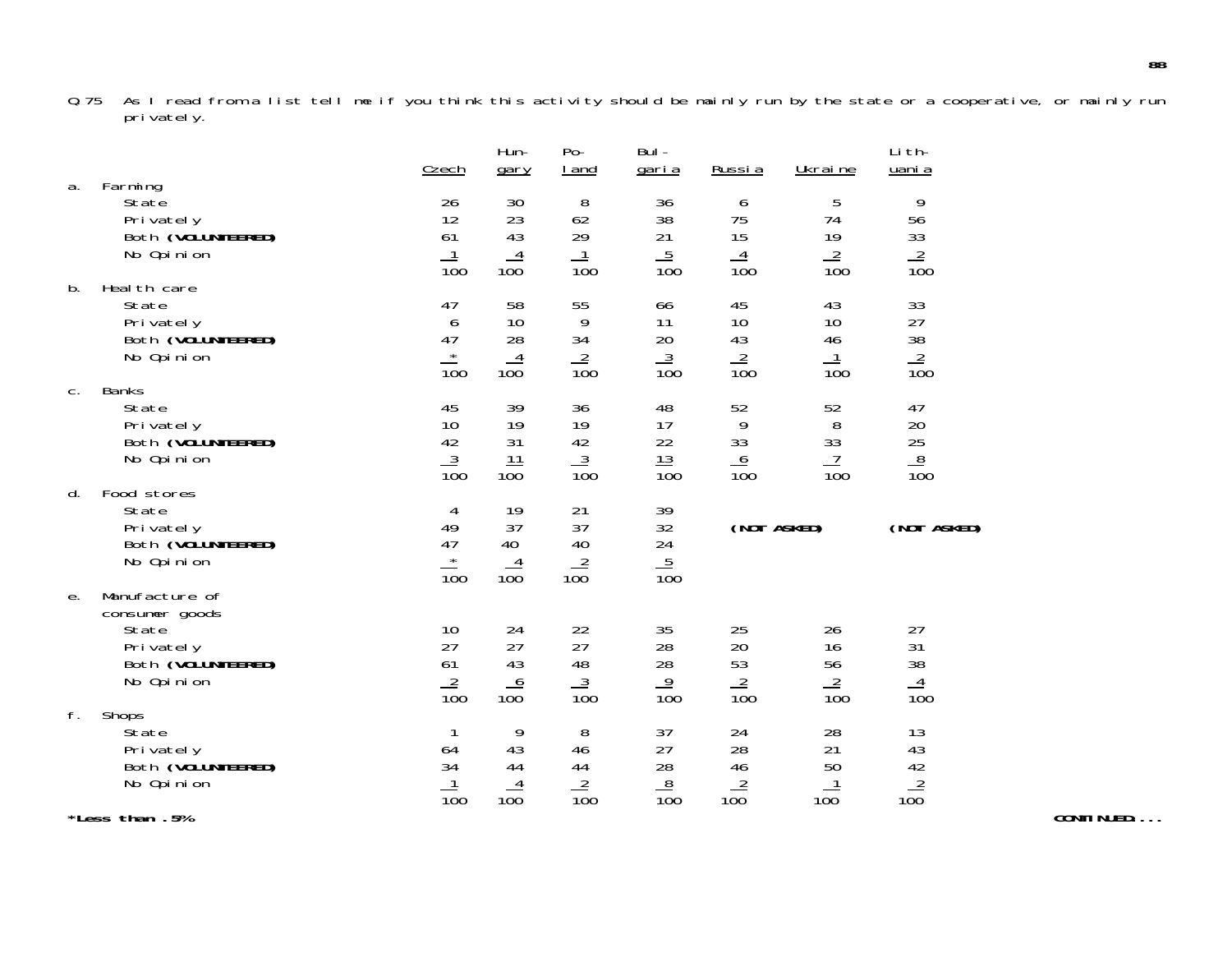Q.75 As I read from a list tell me if you think this activity should be mainly run by the state or a cooperative, or mainly run privately.

| | Czech | Hungary | Poland | Bulgaria | Russia | Ukraine | Lithuania |
|---|---|---|---|---|---|---|---|
| **a. Farming** | | | | | | | |
| State | 26 | 30 | 8 | 36 | 6 | 5 | 9 |
| Privately | 12 | 23 | 62 | 38 | 75 | 74 | 56 |
| Both **(VOLUNTEERED)** | 61 | 43 | 29 | 21 | 15 | 19 | 33 |
| No Opinion | 1 | 4 | 1 | 5 | 4 | 2 | 2 |
| | 100 | 100 | 100 | 100 | 100 | 100 | 100 |
| **b. Health care** | | | | | | | |
| State | 47 | 58 | 55 | 66 | 45 | 43 | 33 |
| Privately | 6 | 10 | 9 | 11 | 10 | 10 | 27 |
| Both **(VOLUNTEERED)** | 47 | 28 | 34 | 20 | 43 | 46 | 38 |
| No Opinion | * | 4 | 2 | 3 | 2 | 1 | 2 |
| | 100 | 100 | 100 | 100 | 100 | 100 | 100 |
| **c. Banks** | | | | | | | |
| State | 45 | 39 | 36 | 48 | 52 | 52 | 47 |
| Privately | 10 | 19 | 19 | 17 | 9 | 8 | 20 |
| Both **(VOLUNTEERED)** | 42 | 31 | 42 | 22 | 33 | 33 | 25 |
| No Opinion | 3 | 11 | 3 | 13 | 6 | 7 | 8 |
| | 100 | 100 | 100 | 100 | 100 | 100 | 100 |
| **d. Food stores** | | | | | | | |
| State | 4 | 19 | 21 | 39 | | | |
| Privately | 49 | 37 | 37 | 32 | **(NOT ASKED)** | | **(NOT ASKED)** |
| Both **(VOLUNTEERED)** | 47 | 40 | 40 | 24 | | | |
| No Opinion | * | 4 | 2 | 5 | | | |
| | 100 | 100 | 100 | 100 | | | |
| **e. Manufacture of consumer goods** | | | | | | | |
| State | 10 | 24 | 22 | 35 | 25 | 26 | 27 |
| Privately | 27 | 27 | 27 | 28 | 20 | 16 | 31 |
| Both **(VOLUNTEERED)** | 61 | 43 | 48 | 28 | 53 | 56 | 38 |
| No Opinion | 2 | 6 | 3 | 9 | 2 | 2 | 4 |
| | 100 | 100 | 100 | 100 | 100 | 100 | 100 |
| **f. Shops** | | | | | | | |
| State | 1 | 9 | 8 | 37 | 24 | 28 | 13 |
| Privately | 64 | 43 | 46 | 27 | 28 | 21 | 43 |
| Both **(VOLUNTEERED)** | 34 | 44 | 44 | 28 | 46 | 50 | 42 |
| No Opinion | 1 | 4 | 2 | 8 | 2 | 1 | 2 |
| | 100 | 100 | 100 | 100 | 100 | 100 | 100 |

**\*Less than .5%**

**CONTINUED....**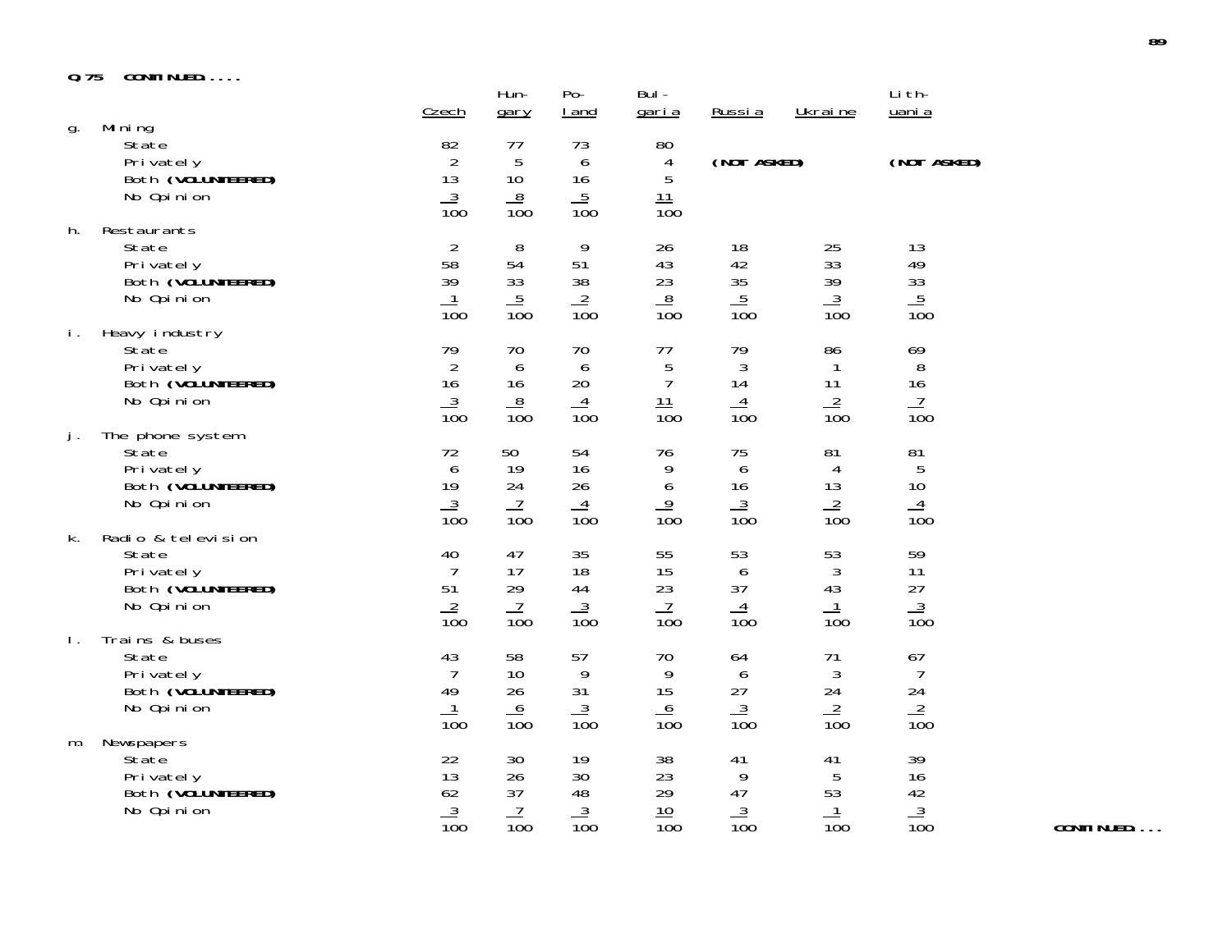**Q.75 CONTINUED.....**

| | Czech | Hungary | Poland | Bulgaria | Russia | Ukraine | Lithuania |
|---|---|---|---|---|---|---|---|
| **g. Mining** | | | | | | | |
| State | 82 | 77 | 73 | 80 | **(NOT ASKED)** | | **(NOT ASKED)** |
| Privately | 2 | 5 | 6 | 4 | | | |
| Both **(VOLUNTEERED)** | 13 | 10 | 16 | 5 | | | |
| No Opinion | 3 | 8 | 5 | 11 | | | |
| | 100 | 100 | 100 | 100 | | | |
| **h. Restaurants** | | | | | | | |
| State | 2 | 8 | 9 | 26 | 18 | 25 | 13 |
| Privately | 58 | 54 | 51 | 43 | 42 | 33 | 49 |
| Both **(VOLUNTEERED)** | 39 | 33 | 38 | 23 | 35 | 39 | 33 |
| No Opinion | 1 | 5 | 2 | 8 | 5 | 3 | 5 |
| | 100 | 100 | 100 | 100 | 100 | 100 | 100 |
| **i. Heavy industry** | | | | | | | |
| State | 79 | 70 | 70 | 77 | 79 | 86 | 69 |
| Privately | 2 | 6 | 6 | 5 | 3 | 1 | 8 |
| Both **(VOLUNTEERED)** | 16 | 16 | 20 | 7 | 14 | 11 | 16 |
| No Opinion | 3 | 8 | 4 | 11 | 4 | 2 | 7 |
| | 100 | 100 | 100 | 100 | 100 | 100 | 100 |
| **j. The phone system** | | | | | | | |
| State | 72 | 50 | 54 | 76 | 75 | 81 | 81 |
| Privately | 6 | 19 | 16 | 9 | 6 | 4 | 5 |
| Both **(VOLUNTEERED)** | 19 | 24 | 26 | 6 | 16 | 13 | 10 |
| No Opinion | 3 | 7 | 4 | 9 | 3 | 2 | 4 |
| | 100 | 100 | 100 | 100 | 100 | 100 | 100 |
| **k. Radio & television** | | | | | | | |
| State | 40 | 47 | 35 | 55 | 53 | 53 | 59 |
| Privately | 7 | 17 | 18 | 15 | 6 | 3 | 11 |
| Both **(VOLUNTEERED)** | 51 | 29 | 44 | 23 | 37 | 43 | 27 |
| No Opinion | 2 | 7 | 3 | 7 | 4 | 1 | 3 |
| | 100 | 100 | 100 | 100 | 100 | 100 | 100 |
| **l. Trains & buses** | | | | | | | |
| State | 43 | 58 | 57 | 70 | 64 | 71 | 67 |
| Privately | 7 | 10 | 9 | 9 | 6 | 3 | 7 |
| Both **(VOLUNTEERED)** | 49 | 26 | 31 | 15 | 27 | 24 | 24 |
| No Opinion | 1 | 6 | 3 | 6 | 3 | 2 | 2 |
| | 100 | 100 | 100 | 100 | 100 | 100 | 100 |
| **m. Newspapers** | | | | | | | |
| State | 22 | 30 | 19 | 38 | 41 | 41 | 39 |
| Privately | 13 | 26 | 30 | 23 | 9 | 5 | 16 |
| Both **(VOLUNTEERED)** | 62 | 37 | 48 | 29 | 47 | 53 | 42 |
| No Opinion | 3 | 7 | 3 | 10 | 3 | 1 | 3 |
| | 100 | 100 | 100 | 100 | 100 | 100 | 100 |

**CONTINUED....**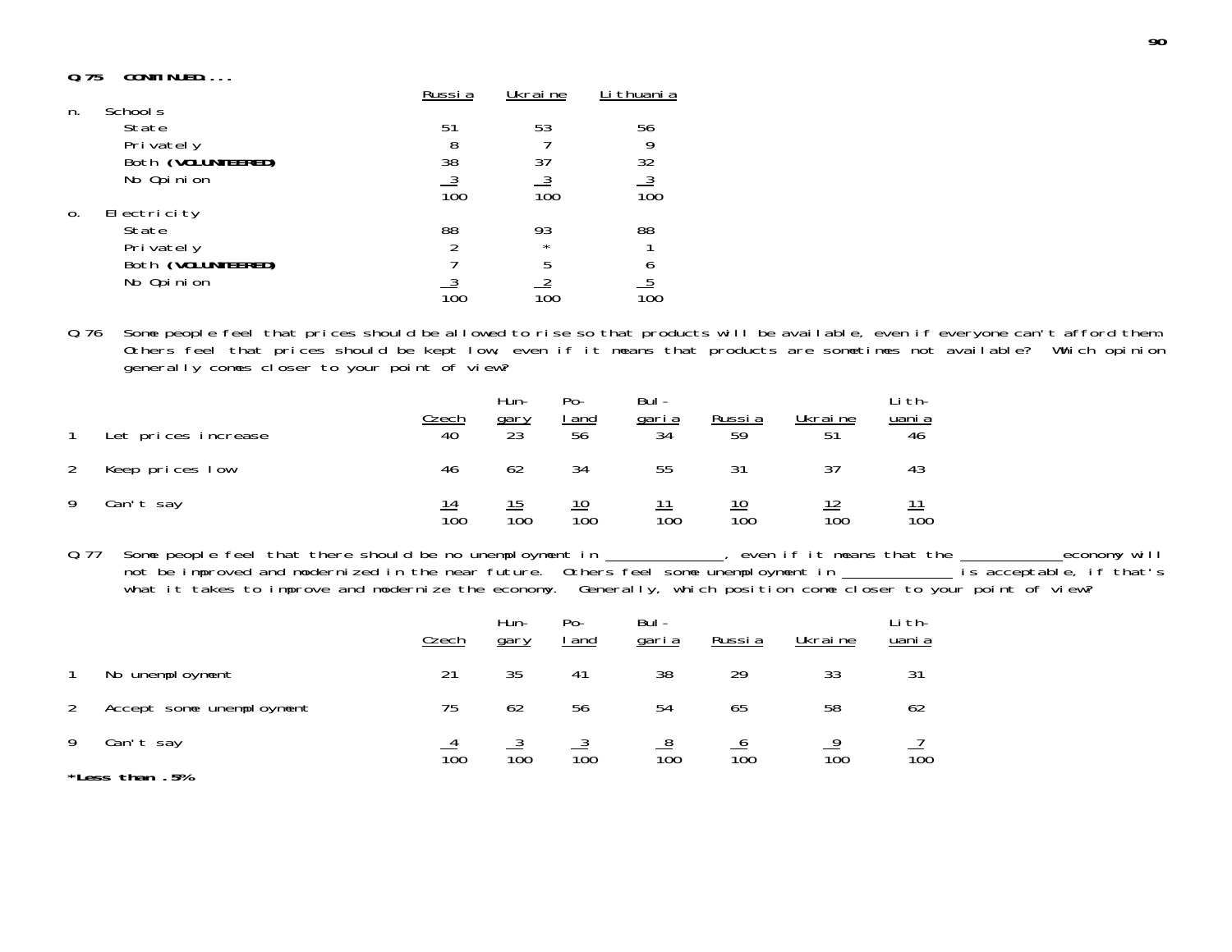**Q.75 CONTINUED....**

| | Russia | Ukraine | Lithuania |
|---|---|---|---|
| n. Schools | | | |
| State | 51 | 53 | 56 |
| Privately | 8 | 7 | 9 |
| Both **(VOLUNTEERED)** | 38 | 37 | 32 |
| No Opinion | 3 | 3 | 3 |
| | 100 | 100 | 100 |
| o. Electricity | | | |
| State | 88 | 93 | 88 |
| Privately | 2 | * | 1 |
| Both **(VOLUNTEERED)** | 7 | 5 | 6 |
| No Opinion | 3 | 2 | 5 |
| | 100 | 100 | 100 |

Q.76 Some people feel that prices should be allowed to rise so that products will be available, even if everyone can't afford them. Others feel that prices should be kept low, even if it means that products are sometimes not available? Which opinion generally comes closer to your point of view?

| | Czech | Hungary | Poland | Bulgaria | Russia | Ukraine | Lithuania |
|---|---|---|---|---|---|---|---|
| 1 Let prices increase | 40 | 23 | 56 | 34 | 59 | 51 | 46 |
| 2 Keep prices low | 46 | 62 | 34 | 55 | 31 | 37 | 43 |
| 9 Can't say | 14 | 15 | 10 | 11 | 10 | 12 | 11 |
| | 100 | 100 | 100 | 100 | 100 | 100 | 100 |

Q.77 Some people feel that there should be no unemployment in ____________, even if it means that the ____________economy will not be improved and modernized in the near future. Others feel some unemployment in ____________ is acceptable, if that's what it takes to improve and modernize the economy. Generally, which position come closer to your point of view?

| | Czech | Hungary | Poland | Bulgaria | Russia | Ukraine | Lithuania |
|---|---|---|---|---|---|---|---|
| 1 No unemployment | 21 | 35 | 41 | 38 | 29 | 33 | 31 |
| 2 Accept some unemployment | 75 | 62 | 56 | 54 | 65 | 58 | 62 |
| 9 Can't say | 4 | 3 | 3 | 8 | 6 | 9 | 7 |
| | 100 | 100 | 100 | 100 | 100 | 100 | 100 |

***Less than .5%**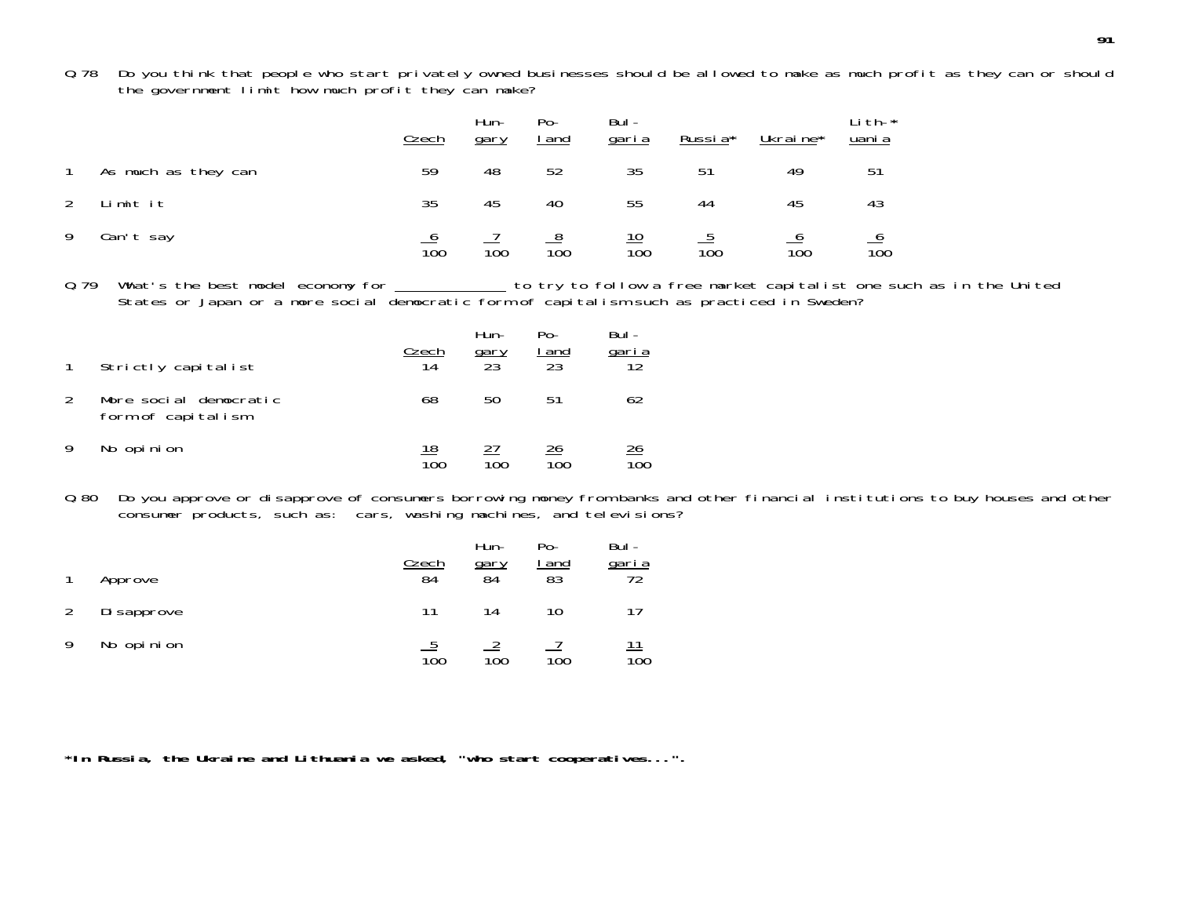Q.78 Do you think that people who start privately owned businesses should be allowed to make as much profit as they can or should the government limit how much profit they can make?

| | | Czech | Hungary | Poland | Bulgaria | Russia* | Ukraine* | Lithuania* |
|---|---|---|---|---|---|---|---|---|
| 1 | As much as they can | 59 | 48 | 52 | 35 | 51 | 49 | 51 |
| 2 | Limit it | 35 | 45 | 40 | 55 | 44 | 45 | 43 |
| 9 | Can't say | 6 | 7 | 8 | 10 | 5 | 6 | 6 |
| | | 100 | 100 | 100 | 100 | 100 | 100 | 100 |

Q.79 What's the best model economy for _______________ to try to follow a free market capitalist one such as in the United States or Japan or a more social democratic form of capitalism such as practiced in Sweden?

| | | Czech | Hungary | Poland | Bulgaria |
|---|---|---|---|---|---|
| 1 | Strictly capitalist | 14 | 23 | 23 | 12 |
| 2 | More social democratic form of capitalism | 68 | 50 | 51 | 62 |
| 9 | No opinion | 18 | 27 | 26 | 26 |
| | | 100 | 100 | 100 | 100 |

Q.80 Do you approve or disapprove of consumers borrowing money from banks and other financial institutions to buy houses and other consumer products, such as: cars, washing machines, and televisions?

| | | Czech | Hungary | Poland | Bulgaria |
|---|---|---|---|---|---|
| 1 | Approve | 84 | 84 | 83 | 72 |
| 2 | Disapprove | 11 | 14 | 10 | 17 |
| 9 | No opinion | 5 | 2 | 7 | 11 |
| | | 100 | 100 | 100 | 100 |

**\*In Russia, the Ukraine and Lithuania we asked, "who start cooperatives...".**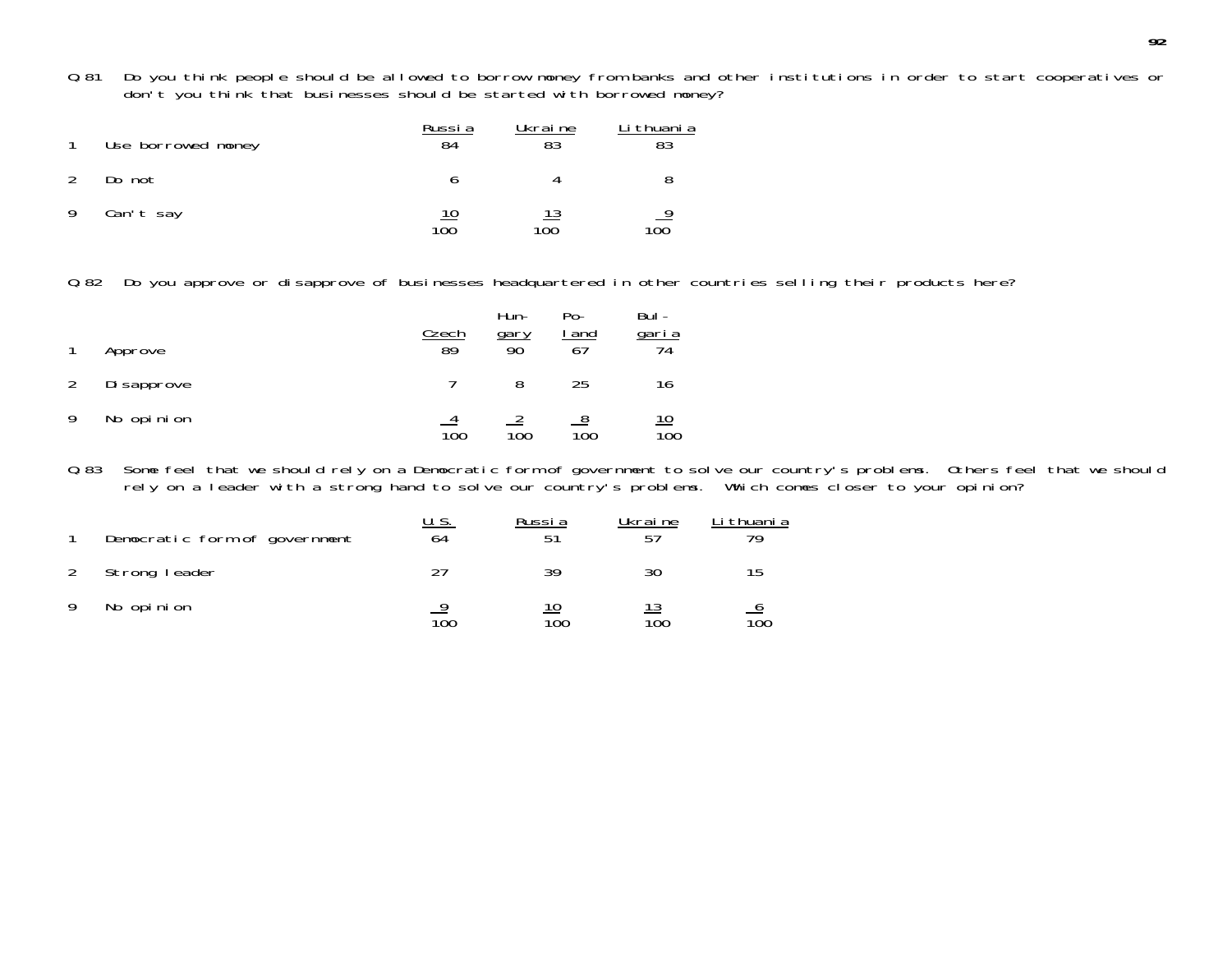Q.81 Do you think people should be allowed to borrow money from banks and other institutions in order to start cooperatives or don't you think that businesses should be started with borrowed money?

| | | Russia | Ukraine | Lithuania |
|---|---|---|---|---|
| 1 | Use borrowed money | 84 | 83 | 83 |
| 2 | Do not | 6 | 4 | 8 |
| 9 | Can't say | 10 | 13 | 9 |
| | | 100 | 100 | 100 |

Q.82 Do you approve or disapprove of businesses headquartered in other countries selling their products here?

| | | Czech | Hungary | Poland | Bulgaria |
|---|---|---|---|---|---|
| 1 | Approve | 89 | 90 | 67 | 74 |
| 2 | Disapprove | 7 | 8 | 25 | 16 |
| 9 | No opinion | 4 | 2 | 8 | 10 |
| | | 100 | 100 | 100 | 100 |

Q.83 Some feel that we should rely on a Democratic form of government to solve our country's problems. Others feel that we should rely on a leader with a strong hand to solve our country's problems. Which comes closer to your opinion?

| | | U.S. | Russia | Ukraine | Lithuania |
|---|---|---|---|---|---|
| 1 | Democratic form of government | 64 | 51 | 57 | 79 |
| 2 | Strong leader | 27 | 39 | 30 | 15 |
| 9 | No opinion | 9 | 10 | 13 | 6 |
| | | 100 | 100 | 100 | 100 |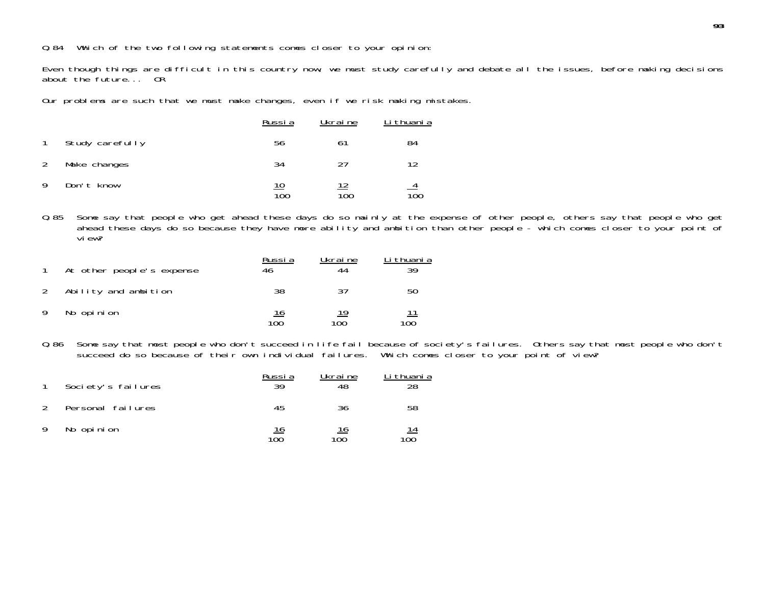Q 84 Which of the two following statements comes closer to your opinion:

Even though things are difficult in this country now, we must study carefully and debate all the issues, before making decisions about the future... OR

Our problems are such that we must make changes, even if we risk making mistakes.

| | | Russia | Ukraine | Lithuania |
|---|---|---|---|---|
| 1 | Study carefully | 56 | 61 | 84 |
| 2 | Make changes | 34 | 27 | 12 |
| 9 | Don't know | 10 | 12 | 4 |
| | | 100 | 100 | 100 |

Q 85 Some say that people who get ahead these days do so mainly at the expense of other people, others say that people who get ahead these days do so because they have more ability and ambition than other people - which comes closer to your point of view?

| | | Russia | Ukraine | Lithuania |
|---|---|---|---|---|
| 1 | At other people's expense | 46 | 44 | 39 |
| 2 | Ability and ambition | 38 | 37 | 50 |
| 9 | No opinion | 16 | 19 | 11 |
| | | 100 | 100 | 100 |

Q 86 Some say that most people who don't succeed in life fail because of society's failures. Others say that most people who don't succeed do so because of their own individual failures. Which comes closer to your point of view?

| | | Russia | Ukraine | Lithuania |
|---|---|---|---|---|
| 1 | Society's failures | 39 | 48 | 28 |
| 2 | Personal failures | 45 | 36 | 58 |
| 9 | No opinion | 16 | 16 | 14 |
| | | 100 | 100 | 100 |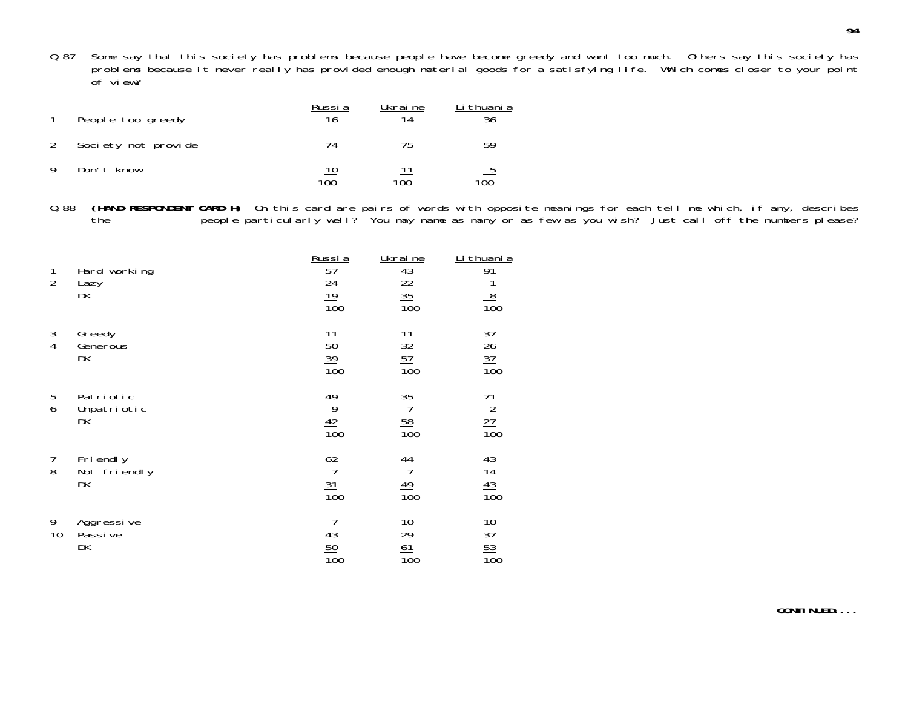Q 87 Some say that this society has problems because people have become greedy and want too much. Others say this society has problems because it never really has provided enough material goods for a satisfying life. Which comes closer to your point of view?

| | | Russia | Ukraine | Lithuania |
|---|---|---|---|---|
| 1 | People too greedy | 16 | 14 | 36 |
| 2 | Society not provide | 74 | 75 | 59 |
| 9 | Don't know | 10 | 11 | 5 |
| | | 100 | 100 | 100 |

Q 88 **(HAND RESPONDENT CARD H)** On this card are pairs of words with opposite meanings for each tell me which, if any, describes the ______________ people particularly well? You may name as many or as few as you wish? Just call off the numbers please?

| | | Russia | Ukraine | Lithuania |
|---|---|---|---|---|
| 1 | Hard working | 57 | 43 | 91 |
| 2 | Lazy | 24 | 22 | 1 |
| | DK | 19 | 35 | 8 |
| | | 100 | 100 | 100 |
| 3 | Greedy | 11 | 11 | 37 |
| 4 | Generous | 50 | 32 | 26 |
| | DK | 39 | 57 | 37 |
| | | 100 | 100 | 100 |
| 5 | Patriotic | 49 | 35 | 71 |
| 6 | Unpatriotic | 9 | 7 | 2 |
| | DK | 42 | 58 | 27 |
| | | 100 | 100 | 100 |
| 7 | Friendly | 62 | 44 | 43 |
| 8 | Not friendly | 7 | 7 | 14 |
| | DK | 31 | 49 | 43 |
| | | 100 | 100 | 100 |
| 9 | Aggressive | 7 | 10 | 10 |
| 10 | Passive | 43 | 29 | 37 |
| | DK | 50 | 61 | 53 |
| | | 100 | 100 | 100 |

**CONTINUED....**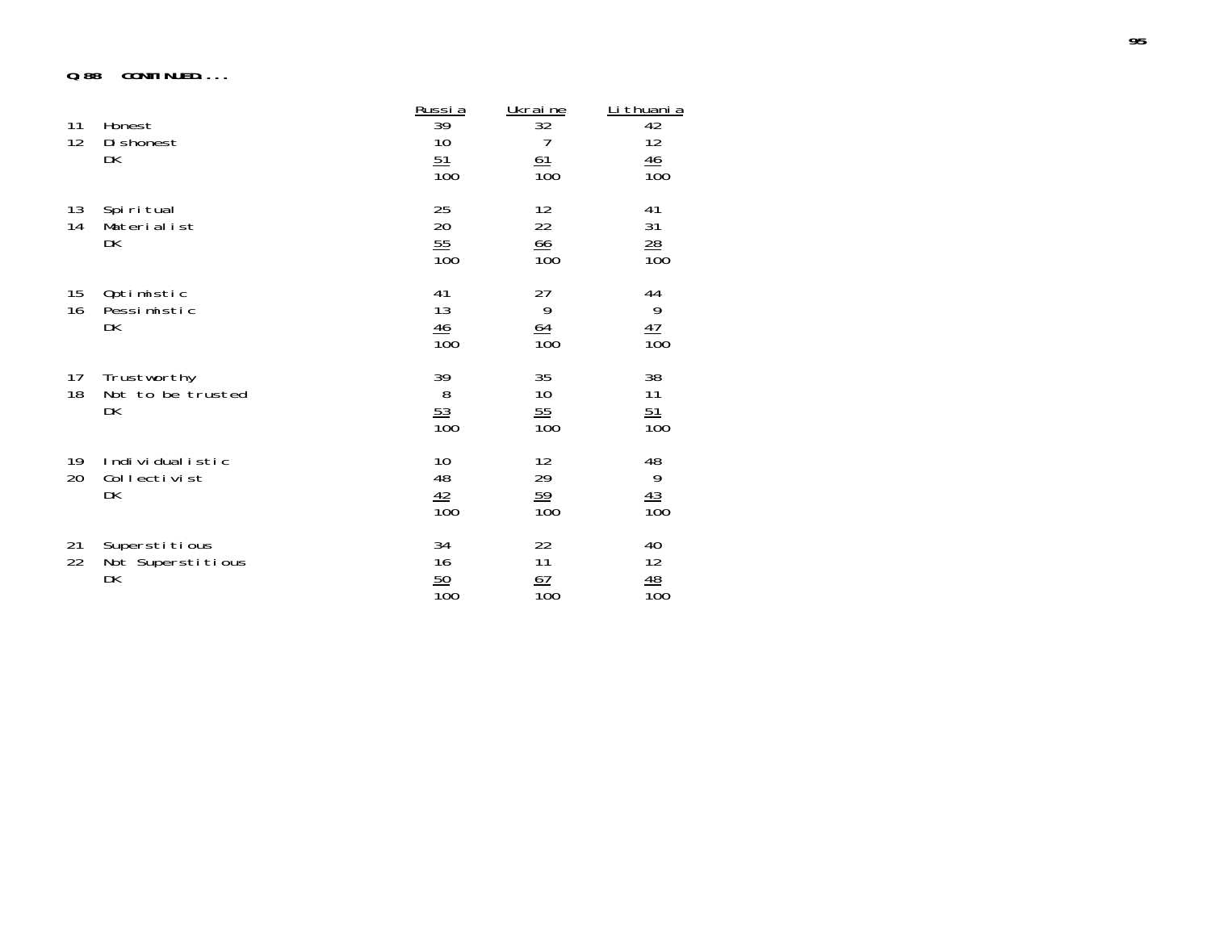**Q.88 CONTINUED....**

| | | Russia | Ukraine | Lithuania |
|---|---|---|---|---|
| 11 | Honest | 39 | 32 | 42 |
| 12 | Dishonest | 10 | 7 | 12 |
| | DK | 51 | 61 | 46 |
| | | 100 | 100 | 100 |
| 13 | Spiritual | 25 | 12 | 41 |
| 14 | Materialist | 20 | 22 | 31 |
| | DK | 55 | 66 | 28 |
| | | 100 | 100 | 100 |
| 15 | Optimistic | 41 | 27 | 44 |
| 16 | Pessimistic | 13 | 9 | 9 |
| | DK | 46 | 64 | 47 |
| | | 100 | 100 | 100 |
| 17 | Trustworthy | 39 | 35 | 38 |
| 18 | Not to be trusted | 8 | 10 | 11 |
| | DK | 53 | 55 | 51 |
| | | 100 | 100 | 100 |
| 19 | Individualistic | 10 | 12 | 48 |
| 20 | Collectivist | 48 | 29 | 9 |
| | DK | 42 | 59 | 43 |
| | | 100 | 100 | 100 |
| 21 | Superstitious | 34 | 22 | 40 |
| 22 | Not Superstitious | 16 | 11 | 12 |
| | DK | 50 | 67 | 48 |
| | | 100 | 100 | 100 |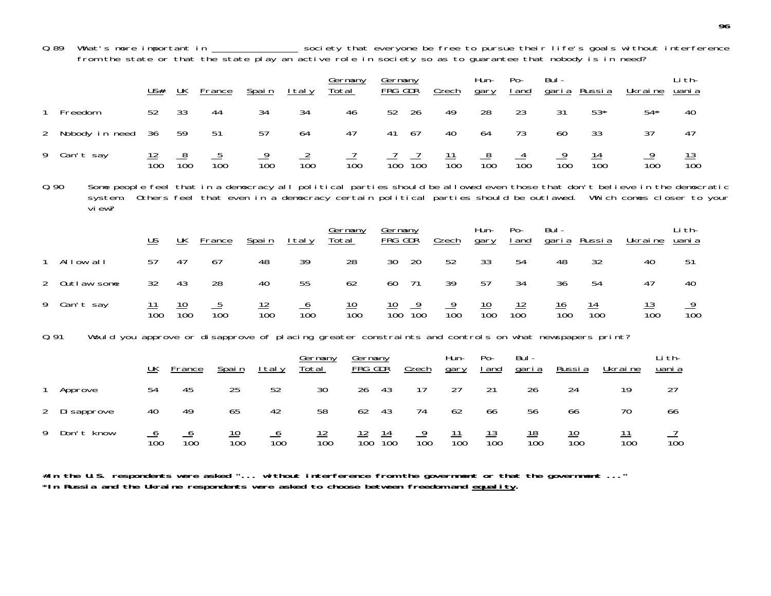Q.89 What's more important in _______________ society that everyone be free to pursue their life's goals without interference from the state or that the state play an active role in society so as to guarantee that nobody is in need?

| | US# | UK | France | Spain | Italy | Germany Total | Germany FRG | Germany GDR | Czech | Hungary | Poland | Bulgaria | Russia | Ukraine | Lithuania |
|---|---|---|---|---|---|---|---|---|---|---|---|---|---|---|---|
| 1 Freedom | 52 | 33 | 44 | 34 | 34 | 46 | 52 | 26 | 49 | 28 | 23 | 31 | 53* | 54* | 40 |
| 2 Nobody in need | 36 | 59 | 51 | 57 | 64 | 47 | 41 | 67 | 40 | 64 | 73 | 60 | 33 | 37 | 47 |
| 9 Can't say | 12 | 8 | 5 | 9 | 2 | 7 | 7 | 7 | 11 | 8 | 4 | 9 | 14 | 9 | 13 |
| | 100 | 100 | 100 | 100 | 100 | 100 | 100 | 100 | 100 | 100 | 100 | 100 | 100 | 100 | 100 |

Q.90 Some people feel that in a democracy all political parties should be allowed even those that don't believe in the democratic system. Others feel that even in a democracy certain political parties should be outlawed. Which comes closer to your view?

| | US | UK | France | Spain | Italy | Germany Total | Germany FRG | Germany GDR | Czech | Hungary | Poland | Bulgaria | Russia | Ukraine | Lithuania |
|---|---|---|---|---|---|---|---|---|---|---|---|---|---|---|---|
| 1 Allow all | 57 | 47 | 67 | 48 | 39 | 28 | 30 | 20 | 52 | 33 | 54 | 48 | 32 | 40 | 51 |
| 2 Outlaw some | 32 | 43 | 28 | 40 | 55 | 62 | 60 | 71 | 39 | 57 | 34 | 36 | 54 | 47 | 40 |
| 9 Can't say | 11 | 10 | 5 | 12 | 6 | 10 | 10 | 9 | 9 | 10 | 12 | 16 | 14 | 13 | 9 |
| | 100 | 100 | 100 | 100 | 100 | 100 | 100 | 100 | 100 | 100 | 100 | 100 | 100 | 100 | 100 |

Q.91 Would you approve or disapprove of placing greater constraints and controls on what newspapers print?

| | UK | France | Spain | Italy | Germany Total | Germany FRG | Germany GDR | Czech | Hungary | Poland | Bulgaria | Russia | Ukraine | Lithuania |
|---|---|---|---|---|---|---|---|---|---|---|---|---|---|---|
| 1 Approve | 54 | 45 | 25 | 52 | 30 | 26 | 43 | 17 | 27 | 21 | 26 | 24 | 19 | 27 |
| 2 Disapprove | 40 | 49 | 65 | 42 | 58 | 62 | 43 | 74 | 62 | 66 | 56 | 66 | 70 | 66 |
| 9 Don't know | 6 | 6 | 10 | 6 | 12 | 12 | 14 | 9 | 11 | 13 | 18 | 10 | 11 | 7 |
| | 100 | 100 | 100 | 100 | 100 | 100 | 100 | 100 | 100 | 100 | 100 | 100 | 100 | 100 |

**#In the U.S. respondents were asked "... without interference from the government or that the government ..."**
**\*In Russia and the Ukraine respondents were asked to choose between freedom and equality.**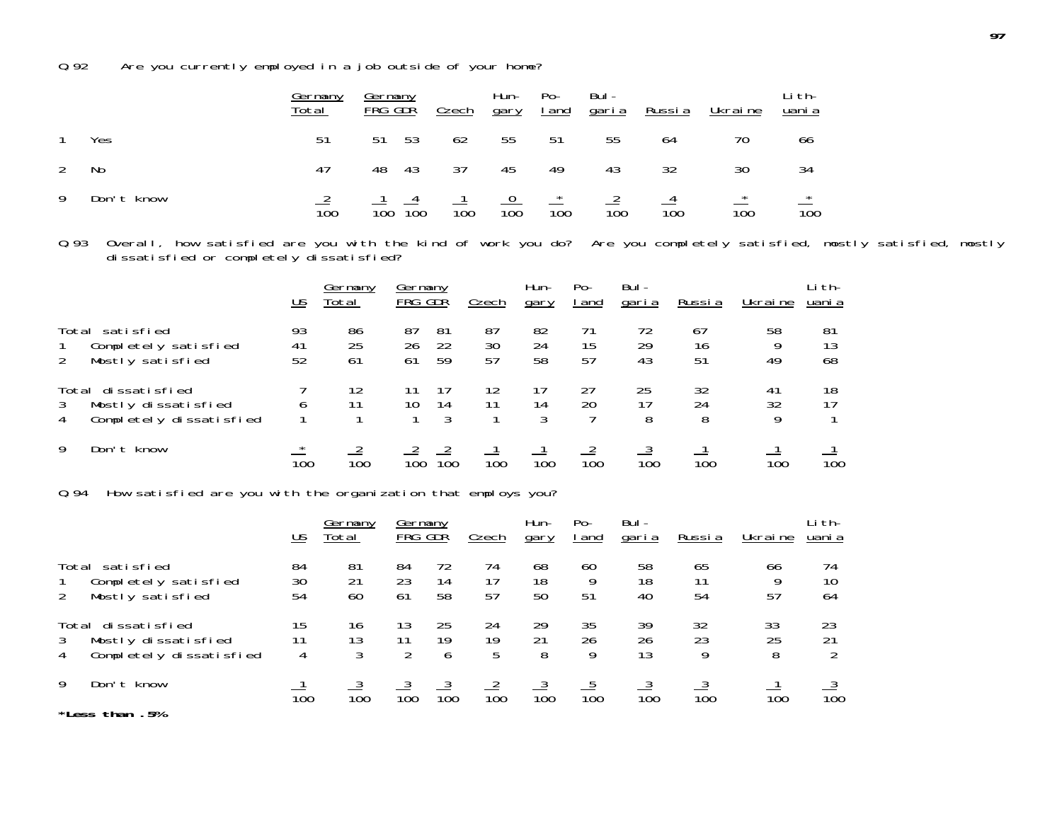Q 92 Are you currently employed in a job outside of your home?

| | Germany Total | Germany FRG | Germany GDR | Czech | Hun-gary | Po-land | Bul-garia | Russia | Ukraine | Lith-uania |
|---|---|---|---|---|---|---|---|---|---|---|
| 1 Yes | 51 | 51 | 53 | 62 | 55 | 51 | 55 | 64 | 70 | 66 |
| 2 No | 47 | 48 | 43 | 37 | 45 | 49 | 43 | 32 | 30 | 34 |
| 9 Don't know | 2 | 1 | 4 | 1 | 0 | * | 2 | 4 | * | * |
| | 100 | 100 | 100 | 100 | 100 | 100 | 100 | 100 | 100 | 100 |

Q 93 Overall, how satisfied are you with the kind of work you do? Are you completely satisfied, mostly satisfied, mostly dissatisfied or completely dissatisfied?

| | US | Germany Total | Germany FRG | Germany GDR | Czech | Hun-gary | Po-land | Bul-garia | Russia | Ukraine | Lith-uania |
|---|---|---|---|---|---|---|---|---|---|---|---|
| Total satisfied | 93 | 86 | 87 | 81 | 87 | 82 | 71 | 72 | 67 | 58 | 81 |
| 1 Completely satisfied | 41 | 25 | 26 | 22 | 30 | 24 | 15 | 29 | 16 | 9 | 13 |
| 2 Mostly satisfied | 52 | 61 | 61 | 59 | 57 | 58 | 57 | 43 | 51 | 49 | 68 |
| Total dissatisfied | 7 | 12 | 11 | 17 | 12 | 17 | 27 | 25 | 32 | 41 | 18 |
| 3 Mostly dissatisfied | 6 | 11 | 10 | 14 | 11 | 14 | 20 | 17 | 24 | 32 | 17 |
| 4 Completely dissatisfied | 1 | 1 | 1 | 3 | 1 | 3 | 7 | 8 | 8 | 9 | 1 |
| 9 Don't know | * | 2 | 2 | 2 | 1 | 1 | 2 | 3 | 1 | 1 | 1 |
| | 100 | 100 | 100 | 100 | 100 | 100 | 100 | 100 | 100 | 100 | 100 |

Q 94 How satisfied are you with the organization that employs you?

| | US | Germany Total | Germany FRG | Germany GDR | Czech | Hun-gary | Po-land | Bul-garia | Russia | Ukraine | Lith-uania |
|---|---|---|---|---|---|---|---|---|---|---|---|
| Total satisfied | 84 | 81 | 84 | 72 | 74 | 68 | 60 | 58 | 65 | 66 | 74 |
| 1 Completely satisfied | 30 | 21 | 23 | 14 | 17 | 18 | 9 | 18 | 11 | 9 | 10 |
| 2 Mostly satisfied | 54 | 60 | 61 | 58 | 57 | 50 | 51 | 40 | 54 | 57 | 64 |
| Total dissatisfied | 15 | 16 | 13 | 25 | 24 | 29 | 35 | 39 | 32 | 33 | 23 |
| 3 Mostly dissatisfied | 11 | 13 | 11 | 19 | 19 | 21 | 26 | 26 | 23 | 25 | 21 |
| 4 Completely dissatisfied | 4 | 3 | 2 | 6 | 5 | 8 | 9 | 13 | 9 | 8 | 2 |
| 9 Don't know | 1 | 3 | 3 | 3 | 2 | 3 | 5 | 3 | 3 | 1 | 3 |
| | 100 | 100 | 100 | 100 | 100 | 100 | 100 | 100 | 100 | 100 | 100 |

**\*Less than .5%**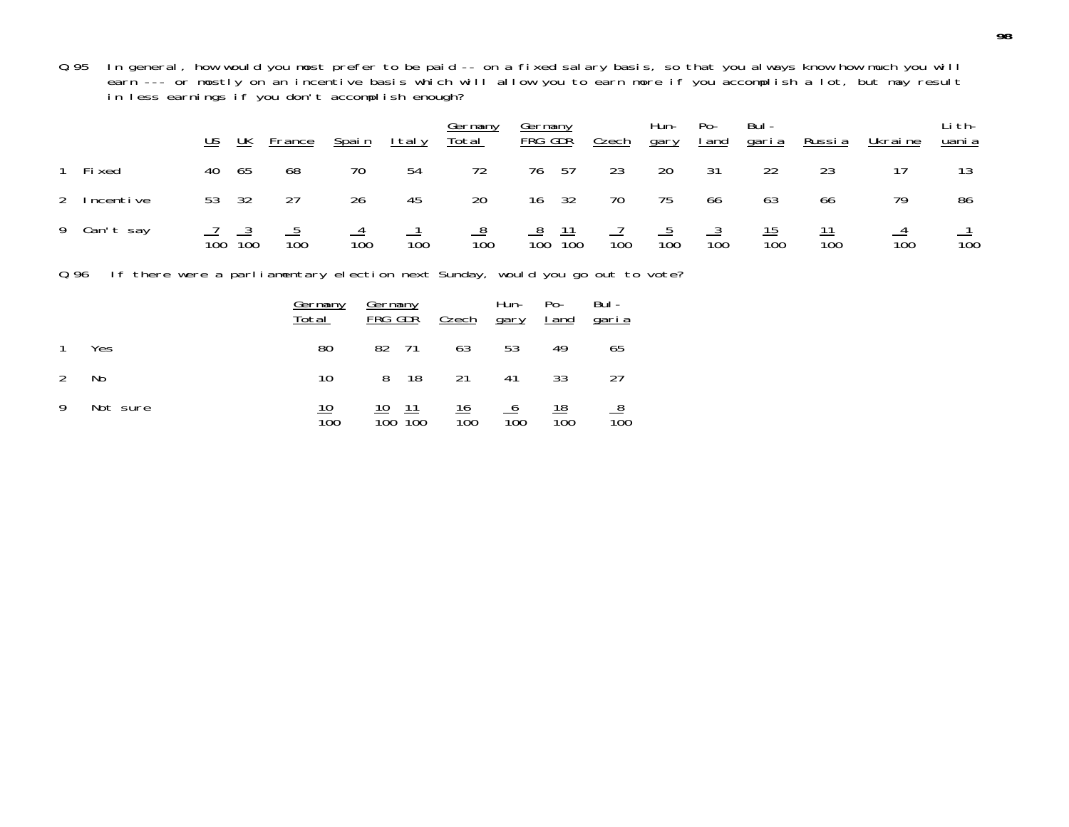Q.95 In general, how would you most prefer to be paid -- on a fixed salary basis, so that you always know how much you will earn --- or mostly on an incentive basis which will allow you to earn more if you accomplish a lot, but may result in less earnings if you don't accomplish enough?

| | US | UK | France | Spain | Italy | Germany Total | Germany FRG | Germany GDR | Czech | Hungary | Poland | Bulgaria | Russia | Ukraine | Lithuania |
|---|---|---|---|---|---|---|---|---|---|---|---|---|---|---|---|
| 1 Fixed | 40 | 65 | 68 | 70 | 54 | 72 | 76 | 57 | 23 | 20 | 31 | 22 | 23 | 17 | 13 |
| 2 Incentive | 53 | 32 | 27 | 26 | 45 | 20 | 16 | 32 | 70 | 75 | 66 | 63 | 66 | 79 | 86 |
| 9 Can't say | 7 | 3 | 5 | 4 | 1 | 8 | 8 | 11 | 7 | 5 | 3 | 15 | 11 | 4 | 1 |
| | 100 | 100 | 100 | 100 | 100 | 100 | 100 | 100 | 100 | 100 | 100 | 100 | 100 | 100 | 100 |

Q.96 If there were a parliamentary election next Sunday, would you go out to vote?

| | Germany Total | Germany FRG | Germany GDR | Czech | Hungary | Poland | Bulgaria |
|---|---|---|---|---|---|---|---|
| 1 Yes | 80 | 82 | 71 | 63 | 53 | 49 | 65 |
| 2 No | 10 | 8 | 18 | 21 | 41 | 33 | 27 |
| 9 Not sure | 10 | 10 | 11 | 16 | 6 | 18 | 8 |
| | 100 | 100 | 100 | 100 | 100 | 100 | 100 |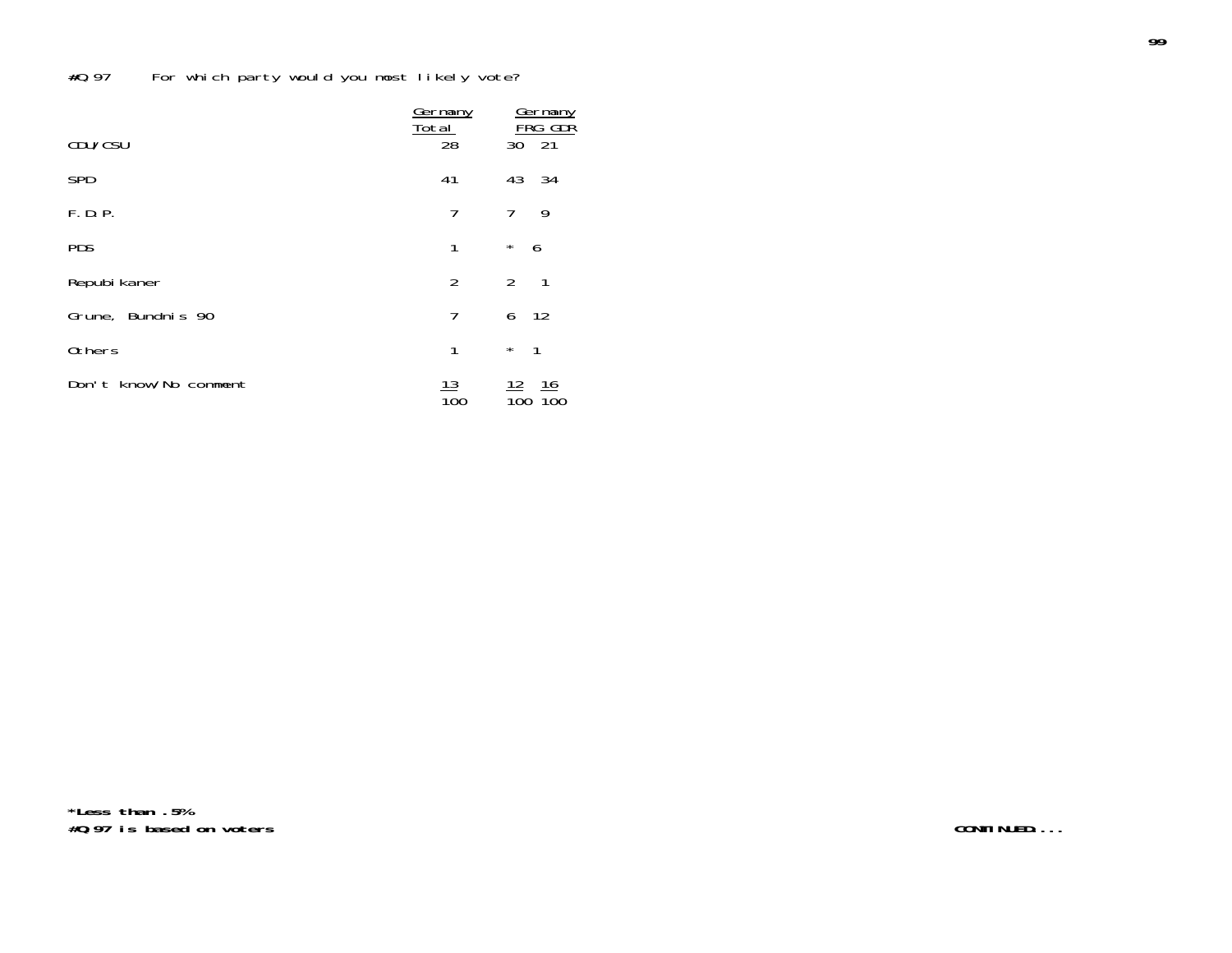#Q.97 For which party would you most likely vote?

| | Germany Total | Germany FRG | GDR |
|---|---|---|---|
| CDU/CSU | 28 | 30 | 21 |
| SPD | 41 | 43 | 34 |
| F.D.P. | 7 | 7 | 9 |
| PDS | 1 | * | 6 |
| Repubikaner | 2 | 2 | 1 |
| Grune, Bundnis 90 | 7 | 6 | 12 |
| Others | 1 | * | 1 |
| Don't know/No comment | 13 | 12 | 16 |
| | 100 | 100 | 100 |

**\*Less than .5%**

**#Q.97 is based on voters**

**CONTINUED....**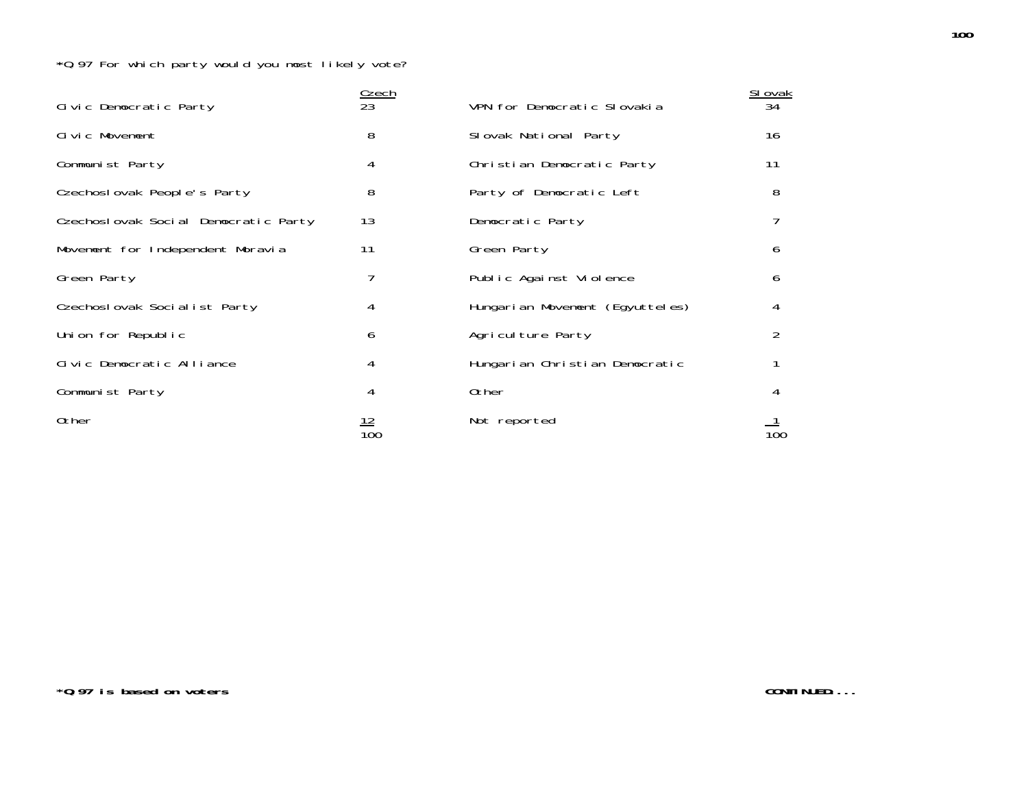*Q.97 For which party would you most likely vote?

| | Czech | | Slovak |
|---|---|---|---|
| Civic Democratic Party | 23 | VPN for Democratic Slovakia | 34 |
| Civic Movement | 8 | Slovak National Party | 16 |
| Communist Party | 4 | Christian Democratic Party | 11 |
| Czechoslovak People's Party | 8 | Party of Democratic Left | 8 |
| Czechoslovak Social Democratic Party | 13 | Democratic Party | 7 |
| Movement for Independent Moravia | 11 | Green Party | 6 |
| Green Party | 7 | Public Against Violence | 6 |
| Czechoslovak Socialist Party | 4 | Hungarian Movement (Egyutteles) | 4 |
| Union for Republic | 6 | Agriculture Party | 2 |
| Civic Democratic Alliance | 4 | Hungarian Christian Democratic | 1 |
| Communist Party | 4 | Other | 4 |
| Other | 12 | Not reported | 1 |
| | 100 | | 100 |

**\*Q.97 is based on voters**

**CONTINUED....**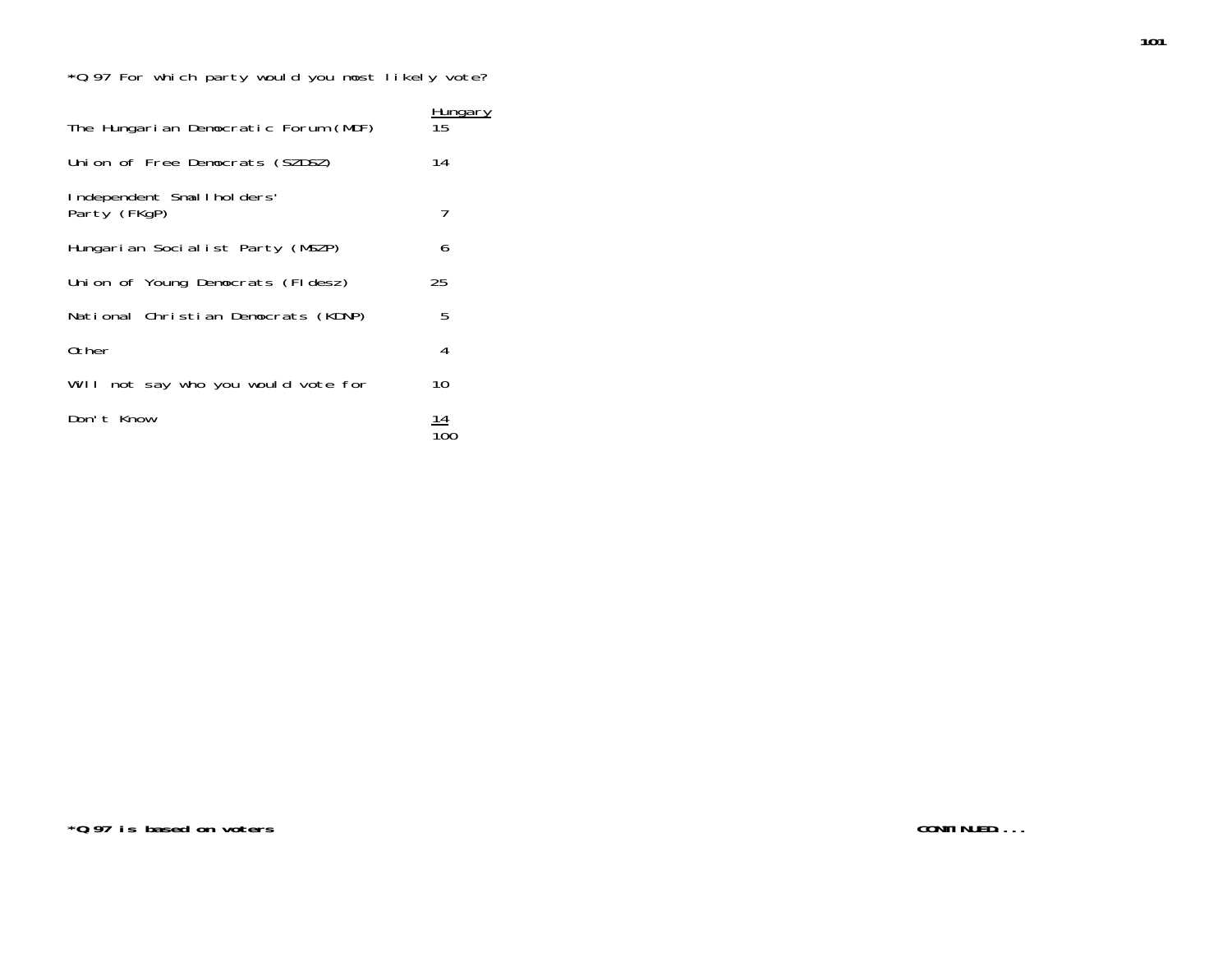*Q.97 For which party would you most likely vote?

| | Hungary |
|---|---|
| The Hungarian Democratic Forum (MDF) | 15 |
| Union of Free Democrats (SZDSZ) | 14 |
| Independent Smallholders' Party (FKgP) | 7 |
| Hungarian Socialist Party (MSZP) | 6 |
| Union of Young Democrats (FIdesz) | 25 |
| National Christian Democrats (KDNP) | 5 |
| Other | 4 |
| Will not say who you would vote for | 10 |
| Don't Know | 14 |
| | 100 |

**\*Q.97 is based on voters**

**CONTINUED....**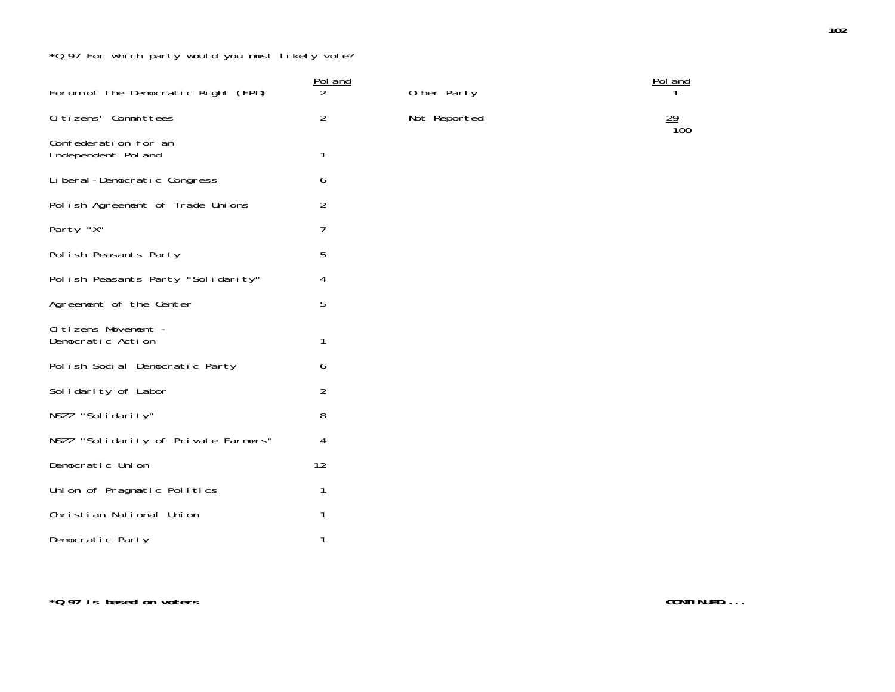*Q.97 For which party would you most likely vote?

| | Poland |
|---|---|
| Forum of the Democratic Right (FPD) | 2 |
| Citizens' Committees | 2 |
| Confederation for an Independent Poland | 1 |
| Liberal-Democratic Congress | 6 |
| Polish Agreement of Trade Unions | 2 |
| Party "X" | 7 |
| Polish Peasants Party | 5 |
| Polish Peasants Party "Solidarity" | 4 |
| Agreement of the Center | 5 |
| Citizens Movement - Democratic Action | 1 |
| Polish Social Democratic Party | 6 |
| Solidarity of Labor | 2 |
| NSZZ "Solidarity" | 8 |
| NSZZ "Solidarity of Private Farmers" | 4 |
| Democratic Union | 12 |
| Union of Pragmatic Politics | 1 |
| Christian National Union | 1 |
| Democratic Party | 1 |
| Other Party | 1 |
| Not Reported | 29 |
| | 100 |

**\*Q.97 is based on voters**

**CONTINUED....**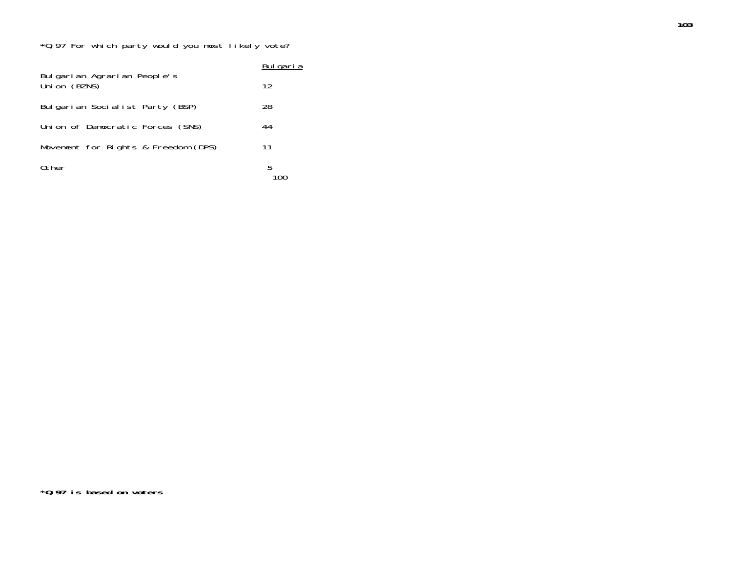*Q.97 For which party would you most likely vote?

| | Bulgaria |
|---|---|
| Bulgarian Agrarian People's Union (BZNS) | 12 |
| Bulgarian Socialist Party (BSP) | 28 |
| Union of Democratic Forces (SNS) | 44 |
| Movement for Rights & Freedom (DPS) | 11 |
| Other | 5 |
| | 100 |

**\*Q.97 is based on voters**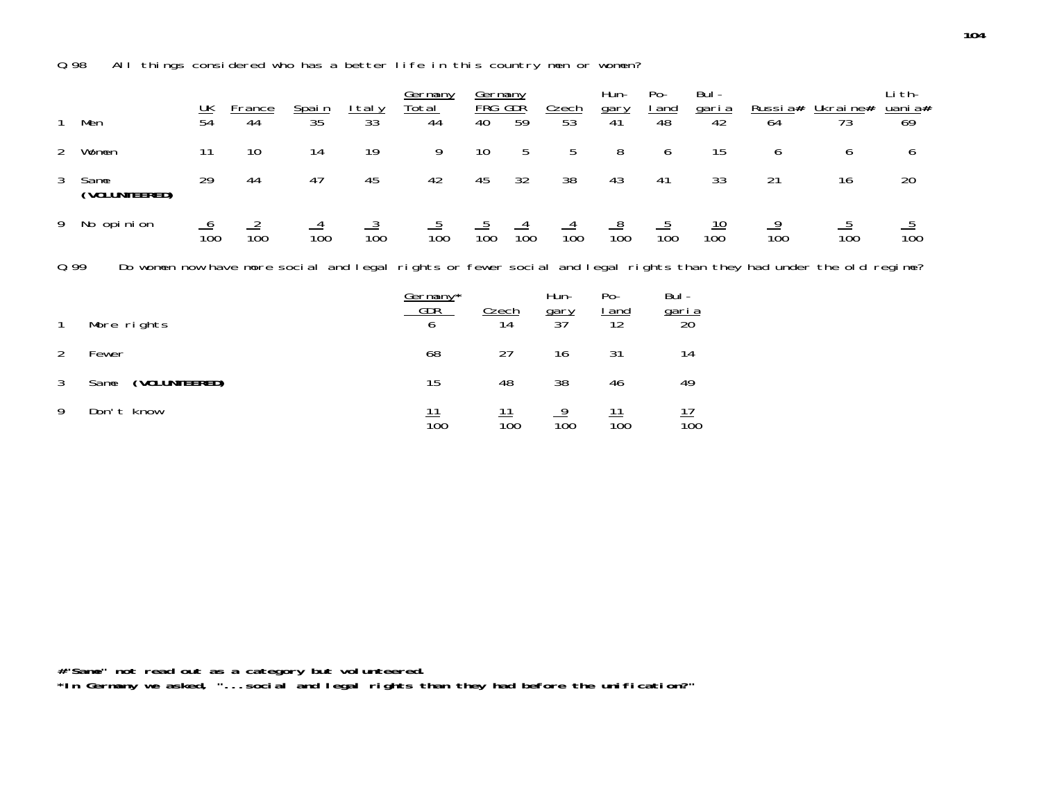Q.98 All things considered who has a better life in this country men or women?

| | | UK | France | Spain | Italy | Germany Total | Germany FRG | Germany GDR | Czech | Hungary | Poland | Bulgaria | Russia# | Ukraine# | Lithuania# |
|---|---|---|---|---|---|---|---|---|---|---|---|---|---|---|---|
| 1 | Men | 54 | 44 | 35 | 33 | 44 | 40 | 59 | 53 | 41 | 48 | 42 | 64 | 73 | 69 |
| 2 | Women | 11 | 10 | 14 | 19 | 9 | 10 | 5 | 5 | 8 | 6 | 15 | 6 | 6 | 6 |
| 3 | Same **(VOLUNTEERED)** | 29 | 44 | 47 | 45 | 42 | 45 | 32 | 38 | 43 | 41 | 33 | 21 | 16 | 20 |
| 9 | No opinion | 6 | 2 | 4 | 3 | 5 | 5 | 4 | 4 | 8 | 5 | 10 | 9 | 5 | 5 |
| | | 100 | 100 | 100 | 100 | 100 | 100 | 100 | 100 | 100 | 100 | 100 | 100 | 100 | 100 |

Q.99 Do women now have more social and legal rights or fewer social and legal rights than they had under the old regime?

| | | Germany* GDR | Czech | Hungary | Poland | Bulgaria |
|---|---|---|---|---|---|---|
| 1 | More rights | 6 | 14 | 37 | 12 | 20 |
| 2 | Fewer | 68 | 27 | 16 | 31 | 14 |
| 3 | Same **(VOLUNTEERED)** | 15 | 48 | 38 | 46 | 49 |
| 9 | Don't know | 11 | 11 | 9 | 11 | 17 |
| | | 100 | 100 | 100 | 100 | 100 |

**#"Same" not read out as a category but volunteered.**

**\*In Germany we asked, "...social and legal rights than they had before the unification?"**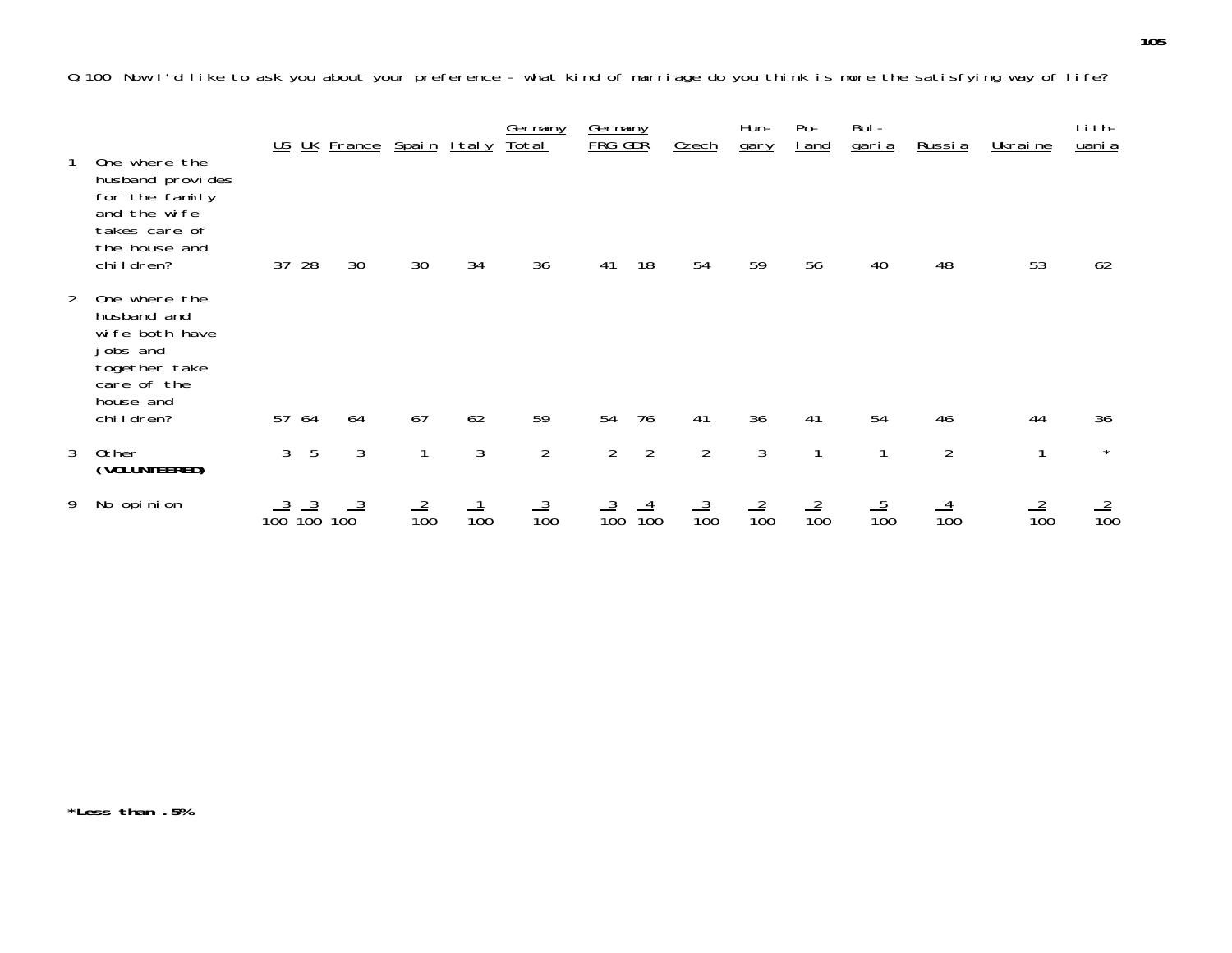Q 100 Now I'd like to ask you about your preference - what kind of marriage do you think is more the satisfying way of life?

| | US | UK | France | Spain | Italy | Germany Total | Germany FRG | Germany GDR | Czech | Hungary | Poland | Bulgaria | Russia | Ukraine | Lithuania |
|---|---|---|---|---|---|---|---|---|---|---|---|---|---|---|---|
| 1 One where the husband provides for the family and the wife takes care of the house and children? | 37 | 28 | 30 | 30 | 34 | 36 | 41 | 18 | 54 | 59 | 56 | 40 | 48 | 53 | 62 |
| 2 One where the husband and wife both have jobs and together take care of the house and children? | 57 | 64 | 64 | 67 | 62 | 59 | 54 | 76 | 41 | 36 | 41 | 54 | 46 | 44 | 36 |
| 3 Other **(VOLUNTEERED)** | 3 | 5 | 3 | 1 | 3 | 2 | 2 | 2 | 2 | 3 | 1 | 1 | 2 | 1 | * |
| 9 No opinion | 3 | 3 | 3 | 2 | 1 | 3 | 3 | 4 | 3 | 2 | 2 | 5 | 4 | 2 | 2 |
| | 100 | 100 | 100 | 100 | 100 | 100 | 100 | 100 | 100 | 100 | 100 | 100 | 100 | 100 | 100 |

**\*Less than .5%**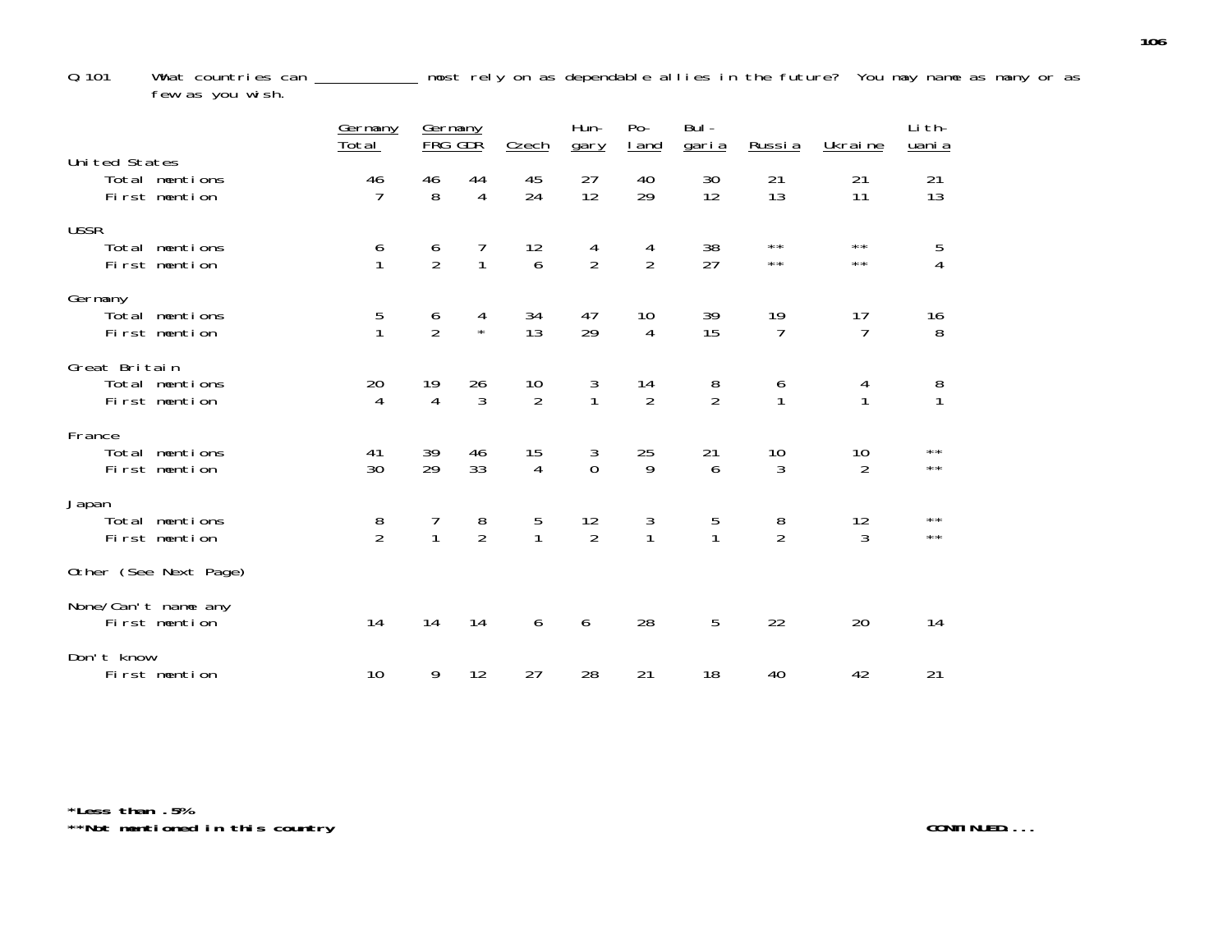Q 101 What countries can ____________ most rely on as dependable allies in the future? You may name as many or as few as you wish.

| | Germany Total | Germany FRG | Germany GDR | Czech | Hungary | Poland | Bulgaria | Russia | Ukraine | Lithuania |
|---|---|---|---|---|---|---|---|---|---|---|
| **United States** | | | | | | | | | | |
| Total mentions | 46 | 46 | 44 | 45 | 27 | 40 | 30 | 21 | 21 | 21 |
| First mention | 7 | 8 | 4 | 24 | 12 | 29 | 12 | 13 | 11 | 13 |
| **USSR** | | | | | | | | | | |
| Total mentions | 6 | 6 | 7 | 12 | 4 | 4 | 38 | ** | ** | 5 |
| First mention | 1 | 2 | 1 | 6 | 2 | 2 | 27 | ** | ** | 4 |
| **Germany** | | | | | | | | | | |
| Total mentions | 5 | 6 | 4 | 34 | 47 | 10 | 39 | 19 | 17 | 16 |
| First mention | 1 | 2 | * | 13 | 29 | 4 | 15 | 7 | 7 | 8 |
| **Great Britain** | | | | | | | | | | |
| Total mentions | 20 | 19 | 26 | 10 | 3 | 14 | 8 | 6 | 4 | 8 |
| First mention | 4 | 4 | 3 | 2 | 1 | 2 | 2 | 1 | 1 | 1 |
| **France** | | | | | | | | | | |
| Total mentions | 41 | 39 | 46 | 15 | 3 | 25 | 21 | 10 | 10 | ** |
| First mention | 30 | 29 | 33 | 4 | 0 | 9 | 6 | 3 | 2 | ** |
| **Japan** | | | | | | | | | | |
| Total mentions | 8 | 7 | 8 | 5 | 12 | 3 | 5 | 8 | 12 | ** |
| First mention | 2 | 1 | 2 | 1 | 2 | 1 | 1 | 2 | 3 | ** |
| **Other (See Next Page)** | | | | | | | | | | |
| **None/Can't name any** | | | | | | | | | | |
| First mention | 14 | 14 | 14 | 6 | 6 | 28 | 5 | 22 | 20 | 14 |
| **Don't know** | | | | | | | | | | |
| First mention | 10 | 9 | 12 | 27 | 28 | 21 | 18 | 40 | 42 | 21 |

**\*Less than .5%**

**\*\*Not mentioned in this country**

**CONTINUED....**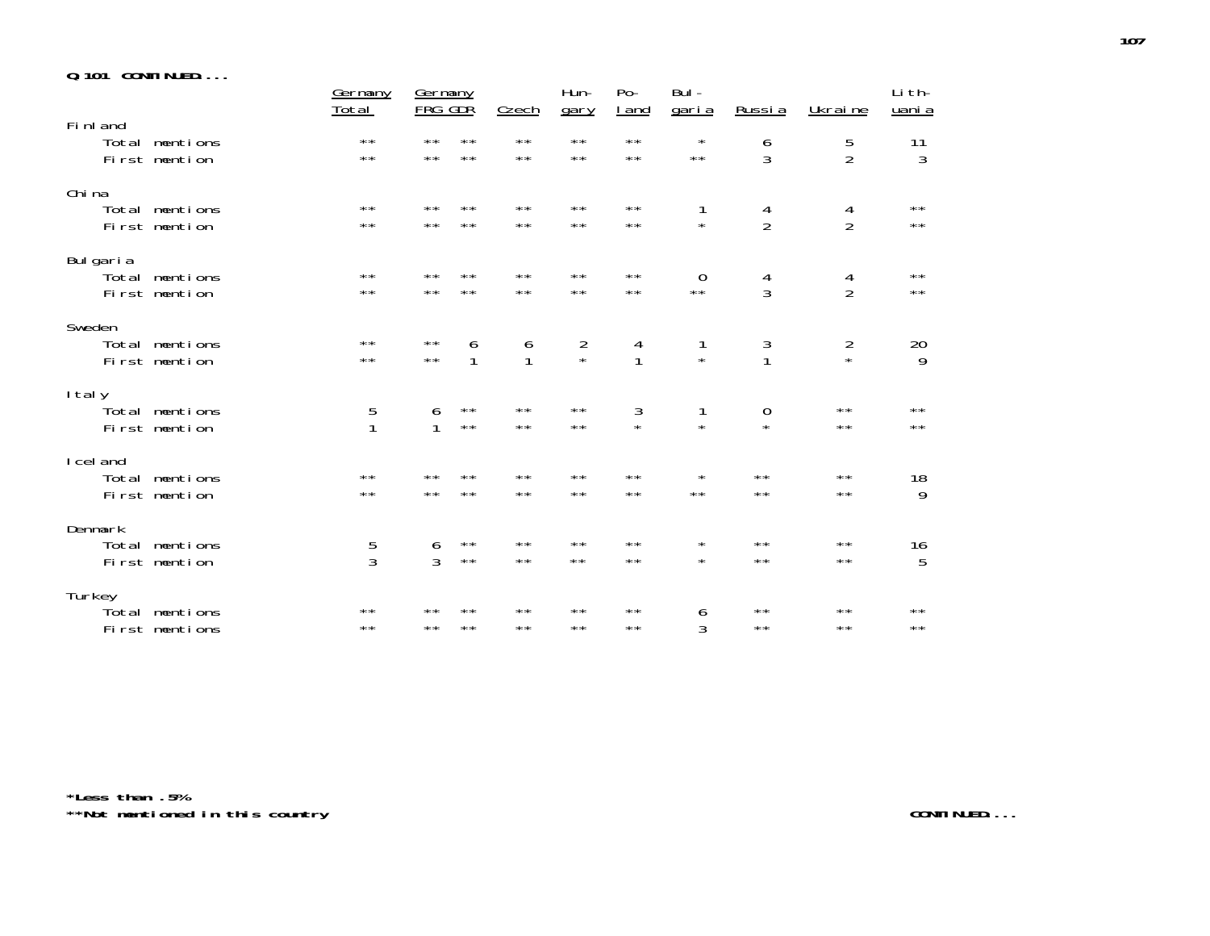**Q.101 CONTINUED....**

| | Germany Total | Germany FRG | Germany GDR | Czech | Hun-gary | Po-land | Bul-garia | Russia | Ukraine | Lith-uania |
|---|---|---|---|---|---|---|---|---|---|---|
| **Finland** | | | | | | | | | | |
| Total mentions | ** | ** | ** | ** | ** | ** | * | 6 | 5 | 11 |
| First mention | ** | ** | ** | ** | ** | ** | ** | 3 | 2 | 3 |
| **China** | | | | | | | | | | |
| Total mentions | ** | ** | ** | ** | ** | ** | 1 | 4 | 4 | ** |
| First mention | ** | ** | ** | ** | ** | ** | * | 2 | 2 | ** |
| **Bulgaria** | | | | | | | | | | |
| Total mentions | ** | ** | ** | ** | ** | ** | 0 | 4 | 4 | ** |
| First mention | ** | ** | ** | ** | ** | ** | ** | 3 | 2 | ** |
| **Sweden** | | | | | | | | | | |
| Total mentions | ** | ** | 6 | 6 | 2 | 4 | 1 | 3 | 2 | 20 |
| First mention | ** | ** | 1 | 1 | * | 1 | * | 1 | * | 9 |
| **Italy** | | | | | | | | | | |
| Total mentions | 5 | 6 | ** | ** | ** | 3 | 1 | 0 | ** | ** |
| First mention | 1 | 1 | ** | ** | ** | * | * | * | ** | ** |
| **Iceland** | | | | | | | | | | |
| Total mentions | ** | ** | ** | ** | ** | ** | * | ** | ** | 18 |
| First mention | ** | ** | ** | ** | ** | ** | ** | ** | ** | 9 |
| **Denmark** | | | | | | | | | | |
| Total mentions | 5 | 6 | ** | ** | ** | ** | * | ** | ** | 16 |
| First mention | 3 | 3 | ** | ** | ** | ** | * | ** | ** | 5 |
| **Turkey** | | | | | | | | | | |
| Total mentions | ** | ** | ** | ** | ** | ** | 6 | ** | ** | ** |
| First mentions | ** | ** | ** | ** | ** | ** | 3 | ** | ** | ** |

**\*Less than .5%**
**\*\*Not mentioned in this country**

**CONTINUED....**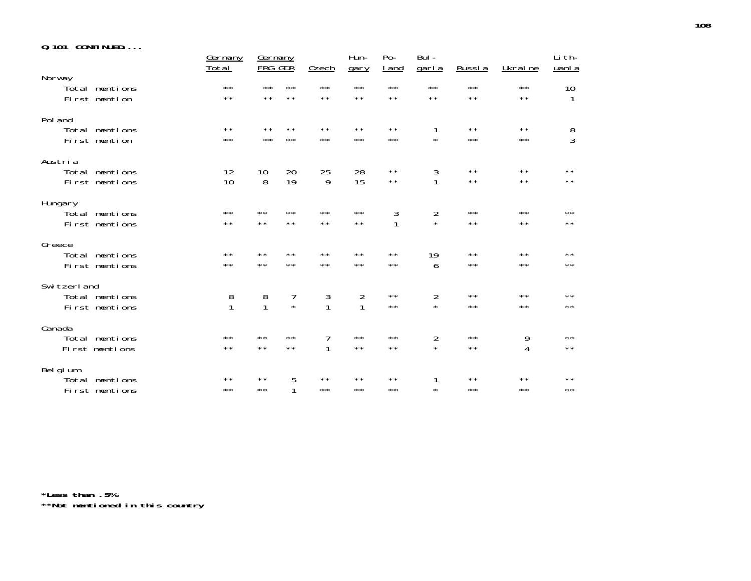**Q.101 CONTINUED....**

| | Germany Total | Germany FRG | Germany GDR | Czech | Hungary | Poland | Bulgaria | Russia | Ukraine | Lithuania |
|---|---|---|---|---|---|---|---|---|---|---|
| **Norway** | | | | | | | | | | |
| Total mentions | ** | ** | ** | ** | ** | ** | ** | ** | ** | 10 |
| First mention | ** | ** | ** | ** | ** | ** | ** | ** | ** | 1 |
| **Poland** | | | | | | | | | | |
| Total mentions | ** | ** | ** | ** | ** | ** | 1 | ** | ** | 8 |
| First mention | ** | ** | ** | ** | ** | ** | * | ** | ** | 3 |
| **Austria** | | | | | | | | | | |
| Total mentions | 12 | 10 | 20 | 25 | 28 | ** | 3 | ** | ** | ** |
| First mentions | 10 | 8 | 19 | 9 | 15 | ** | 1 | ** | ** | ** |
| **Hungary** | | | | | | | | | | |
| Total mentions | ** | ** | ** | ** | ** | 3 | 2 | ** | ** | ** |
| First mentions | ** | ** | ** | ** | ** | 1 | * | ** | ** | ** |
| **Greece** | | | | | | | | | | |
| Total mentions | ** | ** | ** | ** | ** | ** | 19 | ** | ** | ** |
| First mentions | ** | ** | ** | ** | ** | ** | 6 | ** | ** | ** |
| **Switzerland** | | | | | | | | | | |
| Total mentions | 8 | 8 | 7 | 3 | 2 | ** | 2 | ** | ** | ** |
| First mentions | 1 | 1 | * | 1 | 1 | ** | * | ** | ** | ** |
| **Canada** | | | | | | | | | | |
| Total mentions | ** | ** | ** | 7 | ** | ** | 2 | ** | 9 | ** |
| First mentions | ** | ** | ** | 1 | ** | ** | * | ** | 4 | ** |
| **Belgium** | | | | | | | | | | |
| Total mentions | ** | ** | 5 | ** | ** | ** | 1 | ** | ** | ** |
| First mentions | ** | ** | 1 | ** | ** | ** | * | ** | ** | ** |

**\*Less than .5%**

**\*\*Not mentioned in this country**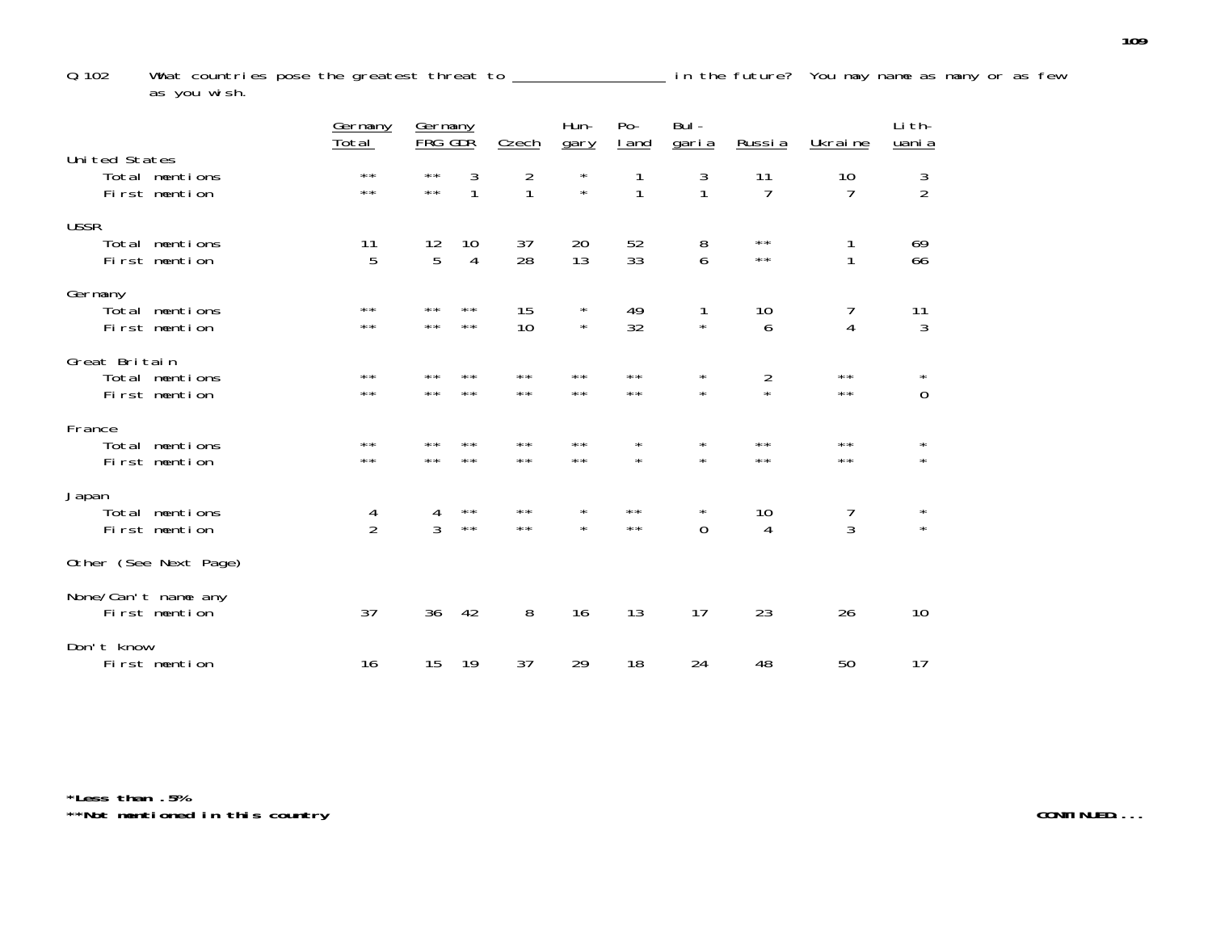Q 102 What countries pose the greatest threat to ____________________ in the future? You may name as many or as few as you wish.

| | Germany Total | Germany FRG | Germany GDR | Czech | Hungary | Poland | Bulgaria | Russia | Ukraine | Lithuania |
|---|---|---|---|---|---|---|---|---|---|---|
| **United States** | | | | | | | | | | |
| Total mentions | ** | ** | 3 | 2 | * | 1 | 3 | 11 | 10 | 3 |
| First mention | ** | ** | 1 | 1 | * | 1 | 1 | 7 | 7 | 2 |
| **USSR** | | | | | | | | | | |
| Total mentions | 11 | 12 | 10 | 37 | 20 | 52 | 8 | ** | 1 | 69 |
| First mention | 5 | 5 | 4 | 28 | 13 | 33 | 6 | ** | 1 | 66 |
| **Germany** | | | | | | | | | | |
| Total mentions | ** | ** | ** | 15 | * | 49 | 1 | 10 | 7 | 11 |
| First mention | ** | ** | ** | 10 | * | 32 | * | 6 | 4 | 3 |
| **Great Britain** | | | | | | | | | | |
| Total mentions | ** | ** | ** | ** | ** | ** | * | 2 | ** | * |
| First mention | ** | ** | ** | ** | ** | ** | * | * | ** | 0 |
| **France** | | | | | | | | | | |
| Total mentions | ** | ** | ** | ** | ** | * | * | ** | ** | * |
| First mention | ** | ** | ** | ** | ** | * | * | ** | ** | * |
| **Japan** | | | | | | | | | | |
| Total mentions | 4 | 4 | ** | ** | * | ** | * | 10 | 7 | * |
| First mention | 2 | 3 | ** | ** | * | ** | 0 | 4 | 3 | * |
| **Other (See Next Page)** | | | | | | | | | | |
| **None/Can't name any** | | | | | | | | | | |
| First mention | 37 | 36 | 42 | 8 | 16 | 13 | 17 | 23 | 26 | 10 |
| **Don't know** | | | | | | | | | | |
| First mention | 16 | 15 | 19 | 37 | 29 | 18 | 24 | 48 | 50 | 17 |

**\*Less than .5%**
**\*\*Not mentioned in this country**

***CONTINUED....***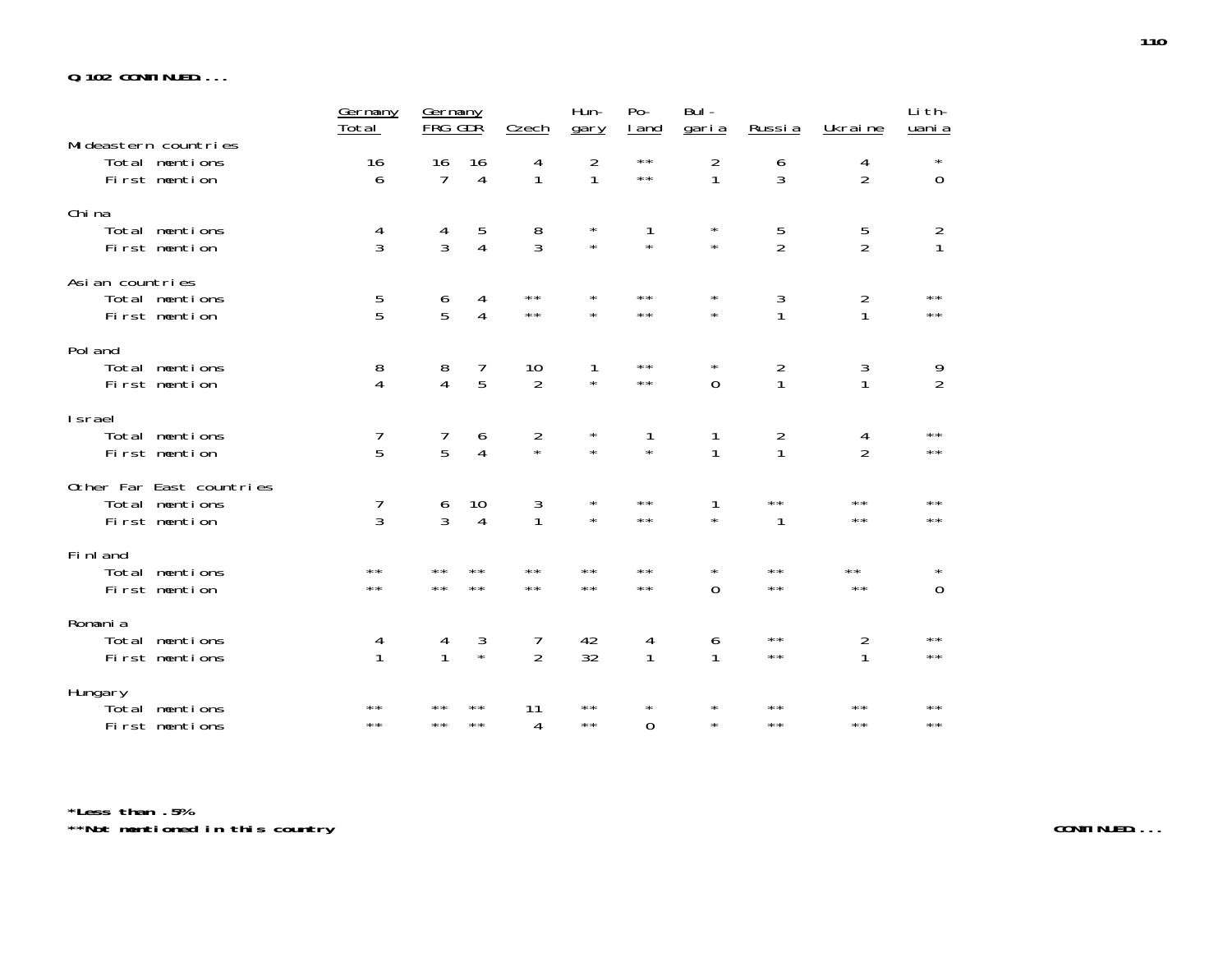**Q.102 CONTINUED...**

| | Germany Total | Germany FRG | Germany GDR | Czech | Hun-gary | Po-land | Bul-garia | Russia | Ukraine | Lith-uania |
|---|---|---|---|---|---|---|---|---|---|---|
| Mideastern countries | | | | | | | | | | |
| Total mentions | 16 | 16 | 16 | 4 | 2 | ** | 2 | 6 | 4 | * |
| First mention | 6 | 7 | 4 | 1 | 1 | ** | 1 | 3 | 2 | 0 |
| China | | | | | | | | | | |
| Total mentions | 4 | 4 | 5 | 8 | * | 1 | * | 5 | 5 | 2 |
| First mention | 3 | 3 | 4 | 3 | * | * | * | 2 | 2 | 1 |
| Asian countries | | | | | | | | | | |
| Total mentions | 5 | 6 | 4 | ** | * | ** | * | 3 | 2 | ** |
| First mention | 5 | 5 | 4 | ** | * | ** | * | 1 | 1 | ** |
| Poland | | | | | | | | | | |
| Total mentions | 8 | 8 | 7 | 10 | 1 | ** | * | 2 | 3 | 9 |
| First mention | 4 | 4 | 5 | 2 | * | ** | 0 | 1 | 1 | 2 |
| Israel | | | | | | | | | | |
| Total mentions | 7 | 7 | 6 | 2 | * | 1 | 1 | 2 | 4 | ** |
| First mention | 5 | 5 | 4 | * | * | * | 1 | 1 | 2 | ** |
| Other Far East countries | | | | | | | | | | |
| Total mentions | 7 | 6 | 10 | 3 | * | ** | 1 | ** | ** | ** |
| First mention | 3 | 3 | 4 | 1 | * | ** | * | 1 | ** | ** |
| Finland | | | | | | | | | | |
| Total mentions | ** | ** | ** | ** | ** | ** | * | ** | ** | * |
| First mention | ** | ** | ** | ** | ** | ** | 0 | ** | ** | 0 |
| Romania | | | | | | | | | | |
| Total mentions | 4 | 4 | 3 | 7 | 42 | 4 | 6 | ** | 2 | ** |
| First mentions | 1 | 1 | * | 2 | 32 | 1 | 1 | ** | 1 | ** |
| Hungary | | | | | | | | | | |
| Total mentions | ** | ** | ** | 11 | ** | * | * | ** | ** | ** |
| First mentions | ** | ** | ** | 4 | ** | 0 | * | ** | ** | ** |

**\*Less than .5%**
**\*\*Not mentioned in this country**

**CONTINUED...**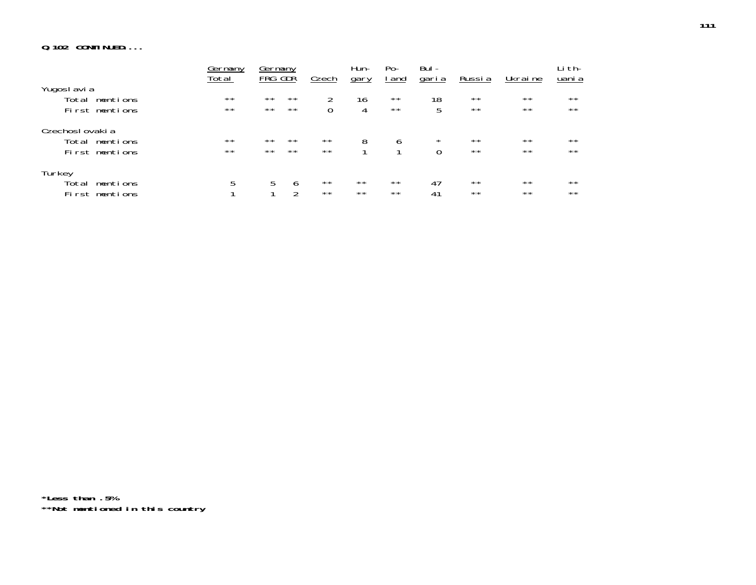**Q.102 CONTINUED....**

| | Germany Total | Germany FRG | Germany GDR | Czech | Hungary | Poland | Bulgaria | Russia | Ukraine | Lithuania |
|---|---|---|---|---|---|---|---|---|---|---|
| Yugoslavia | | | | | | | | | | |
| Total mentions | ** | ** | ** | 2 | 16 | ** | 18 | ** | ** | ** |
| First mentions | ** | ** | ** | 0 | 4 | ** | 5 | ** | ** | ** |
| Czechoslovakia | | | | | | | | | | |
| Total mentions | ** | ** | ** | ** | 8 | 6 | * | ** | ** | ** |
| First mentions | ** | ** | ** | ** | 1 | 1 | 0 | ** | ** | ** |
| Turkey | | | | | | | | | | |
| Total mentions | 5 | 5 | 6 | ** | ** | ** | 47 | ** | ** | ** |
| First mentions | 1 | 1 | 2 | ** | ** | ** | 41 | ** | ** | ** |

**\*Less than .5%**

**\*\*Not mentioned in this country**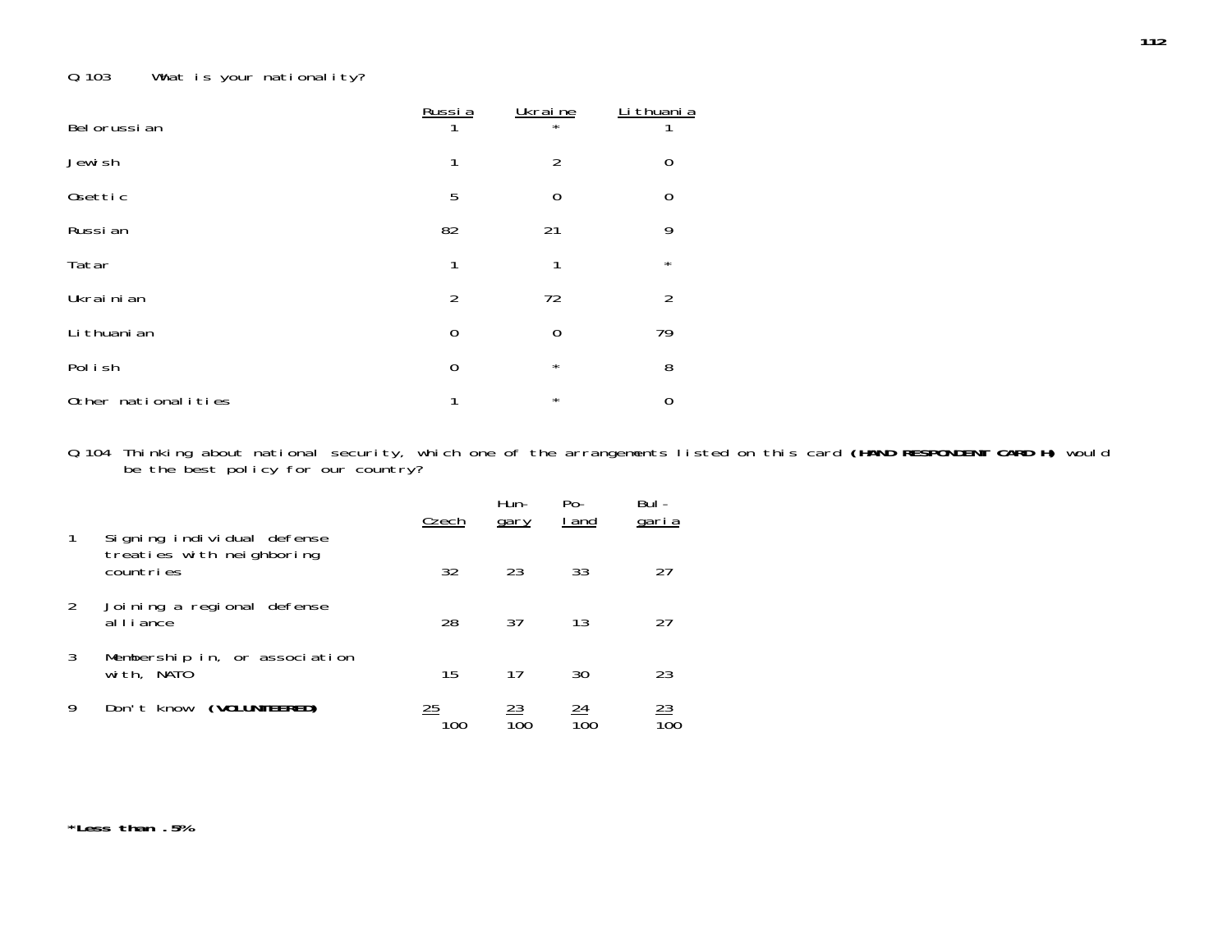Q.103 What is your nationality?

| | Russia | Ukraine | Lithuania |
|---|---|---|---|
| Belorussian | 1 | * | 1 |
| Jewish | 1 | 2 | 0 |
| Osettic | 5 | 0 | 0 |
| Russian | 82 | 21 | 9 |
| Tatar | 1 | 1 | * |
| Ukrainian | 2 | 72 | 2 |
| Lithuanian | 0 | 0 | 79 |
| Polish | 0 | * | 8 |
| Other nationalities | 1 | * | 0 |

Q.104 Thinking about national security, which one of the arrangements listed on this card **(HAND RESPONDENT CARD H)** would be the best policy for our country?

| | | Czech | Hungary | Poland | Bulgaria |
|---|---|---|---|---|---|
| 1 | Signing individual defense treaties with neighboring countries | 32 | 23 | 33 | 27 |
| 2 | Joining a regional defense alliance | 28 | 37 | 13 | 27 |
| 3 | Membership in, or association with, NATO | 15 | 17 | 30 | 23 |
| 9 | Don't know **(VOLUNTEERED)** | 25 | 23 | 24 | 23 |
| | | 100 | 100 | 100 | 100 |

**\*Less than .5%**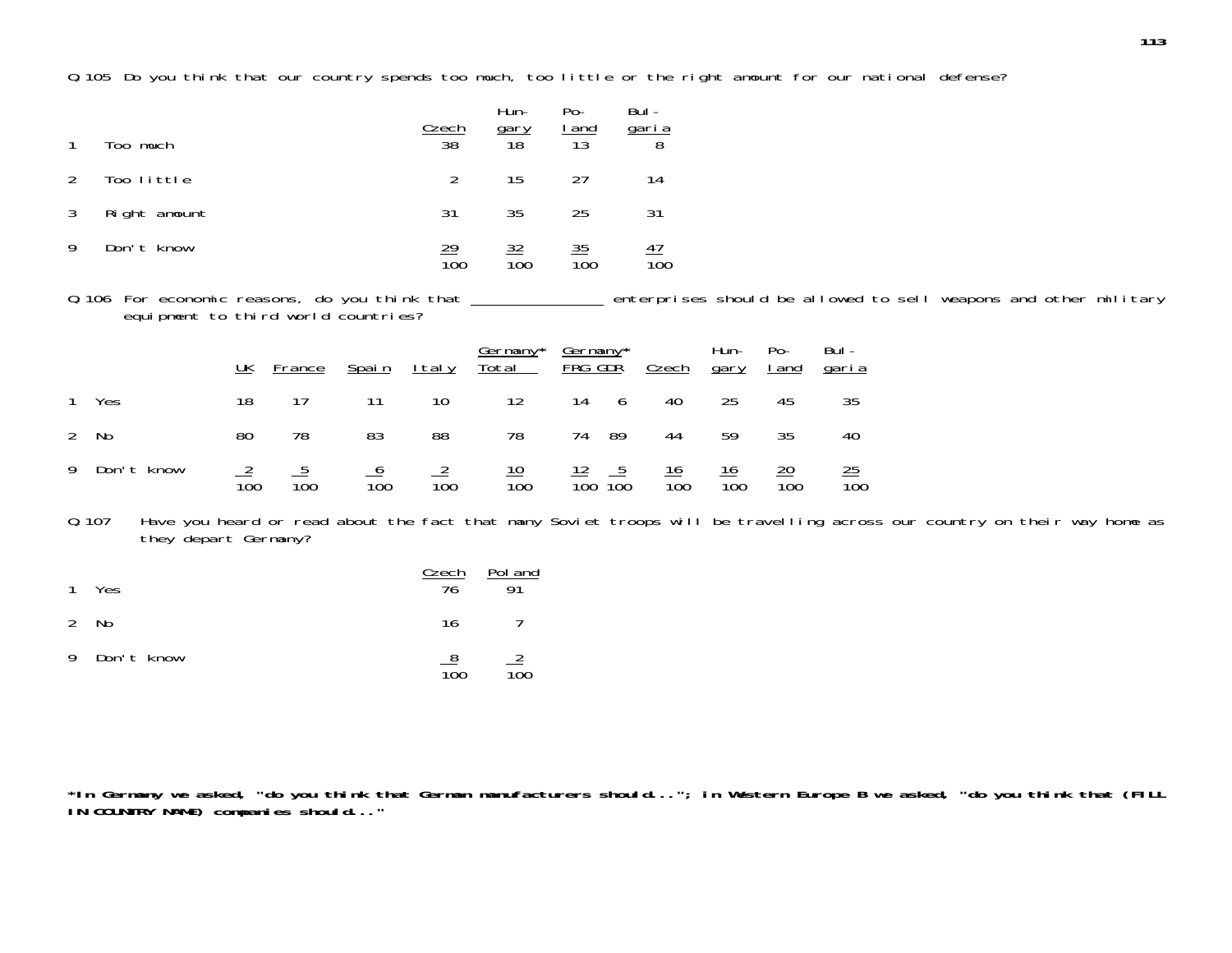Q.105 Do you think that our country spends too much, too little or the right amount for our national defense?

| | | Czech | Hun-gary | Po-land | Bul-garia |
|---|---|---|---|---|---|
| 1 | Too much | 38 | 18 | 13 | 8 |
| 2 | Too little | 2 | 15 | 27 | 14 |
| 3 | Right amount | 31 | 35 | 25 | 31 |
| 9 | Don't know | 29 | 32 | 35 | 47 |
| | | 100 | 100 | 100 | 100 |

Q.106 For economic reasons, do you think that ________________ enterprises should be allowed to sell weapons and other military equipment to third world countries?

| | | UK | France | Spain | Italy | Germany* Total | Germany* FRG | GDR | Czech | Hun-gary | Po-land | Bul-garia |
|---|---|---|---|---|---|---|---|---|---|---|---|---|
| 1 | Yes | 18 | 17 | 11 | 10 | 12 | 14 | 6 | 40 | 25 | 45 | 35 |
| 2 | No | 80 | 78 | 83 | 88 | 78 | 74 | 89 | 44 | 59 | 35 | 40 |
| 9 | Don't know | 2 | 5 | 6 | 2 | 10 | 12 | 5 | 16 | 16 | 20 | 25 |
| | | 100 | 100 | 100 | 100 | 100 | 100 | 100 | 100 | 100 | 100 | 100 |

Q.107 Have you heard or read about the fact that many Soviet troops will be travelling across our country on their way home as they depart Germany?

| | | Czech | Poland |
|---|---|---|---|
| 1 | Yes | 76 | 91 |
| 2 | No | 16 | 7 |
| 9 | Don't know | 8 | 2 |
| | | 100 | 100 |

**\*In Germany we asked, "do you think that German manufacturers should..."; in Western Europe B we asked, "do you think that (FILL IN COUNTRY NAME) companies should..."**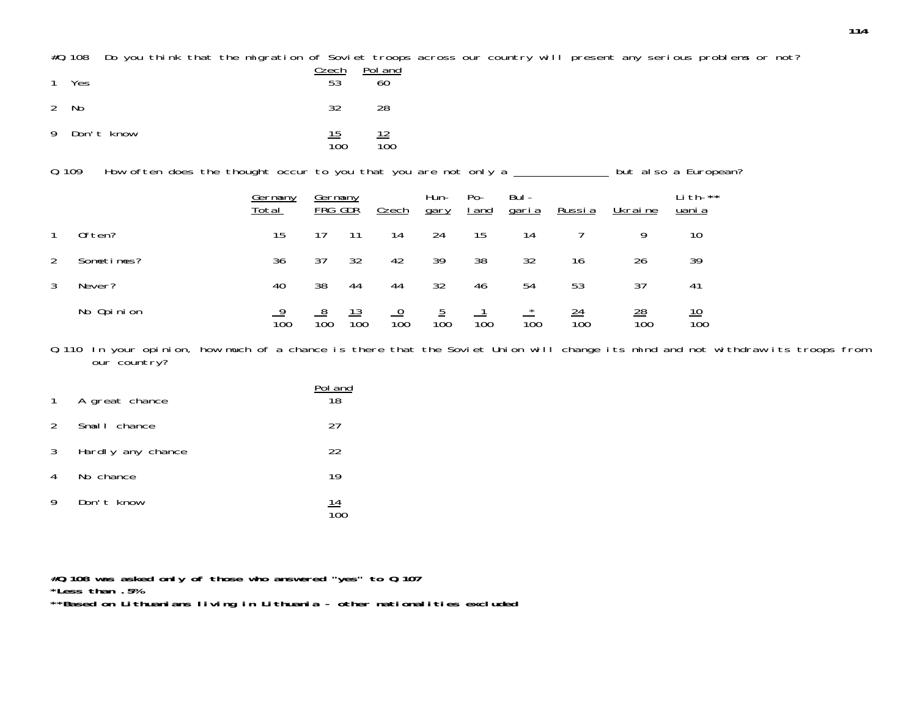#Q.108 Do you think that the migration of Soviet troops across our country will present any serious problems or not?

| | | Czech | Poland |
|---|---|---|---|
| 1 | Yes | 53 | 60 |
| 2 | No | 32 | 28 |
| 9 | Don't know | 15 | 12 |
| | | 100 | 100 |

Q.109 How often does the thought occur to you that you are not only a ________________ but also a European?

| | | Germany Total | Germany FRG | Germany GDR | Czech | Hungary | Poland | Bulgaria | Russia | Ukraine | Lithuania** |
|---|---|---|---|---|---|---|---|---|---|---|---|
| 1 | Often? | 15 | 17 | 11 | 14 | 24 | 15 | 14 | 7 | 9 | 10 |
| 2 | Sometimes? | 36 | 37 | 32 | 42 | 39 | 38 | 32 | 16 | 26 | 39 |
| 3 | Never? | 40 | 38 | 44 | 44 | 32 | 46 | 54 | 53 | 37 | 41 |
| | No Opinion | 9 | 8 | 13 | 0 | 5 | 1 | * | 24 | 28 | 10 |
| | | 100 | 100 | 100 | 100 | 100 | 100 | 100 | 100 | 100 | 100 |

Q.110 In your opinion, how much of a chance is there that the Soviet Union will change its mind and not withdraw its troops from our country?

| | | Poland |
|---|---|---|
| 1 | A great chance | 18 |
| 2 | Small chance | 27 |
| 3 | Hardly any chance | 22 |
| 4 | No chance | 19 |
| 9 | Don't know | 14 |
| | | 100 |

**#Q.108 was asked only of those who answered "yes" to Q.107**

***Less than .5%**

****Based on Lithuanians living in Lithuania - other nationalities excluded**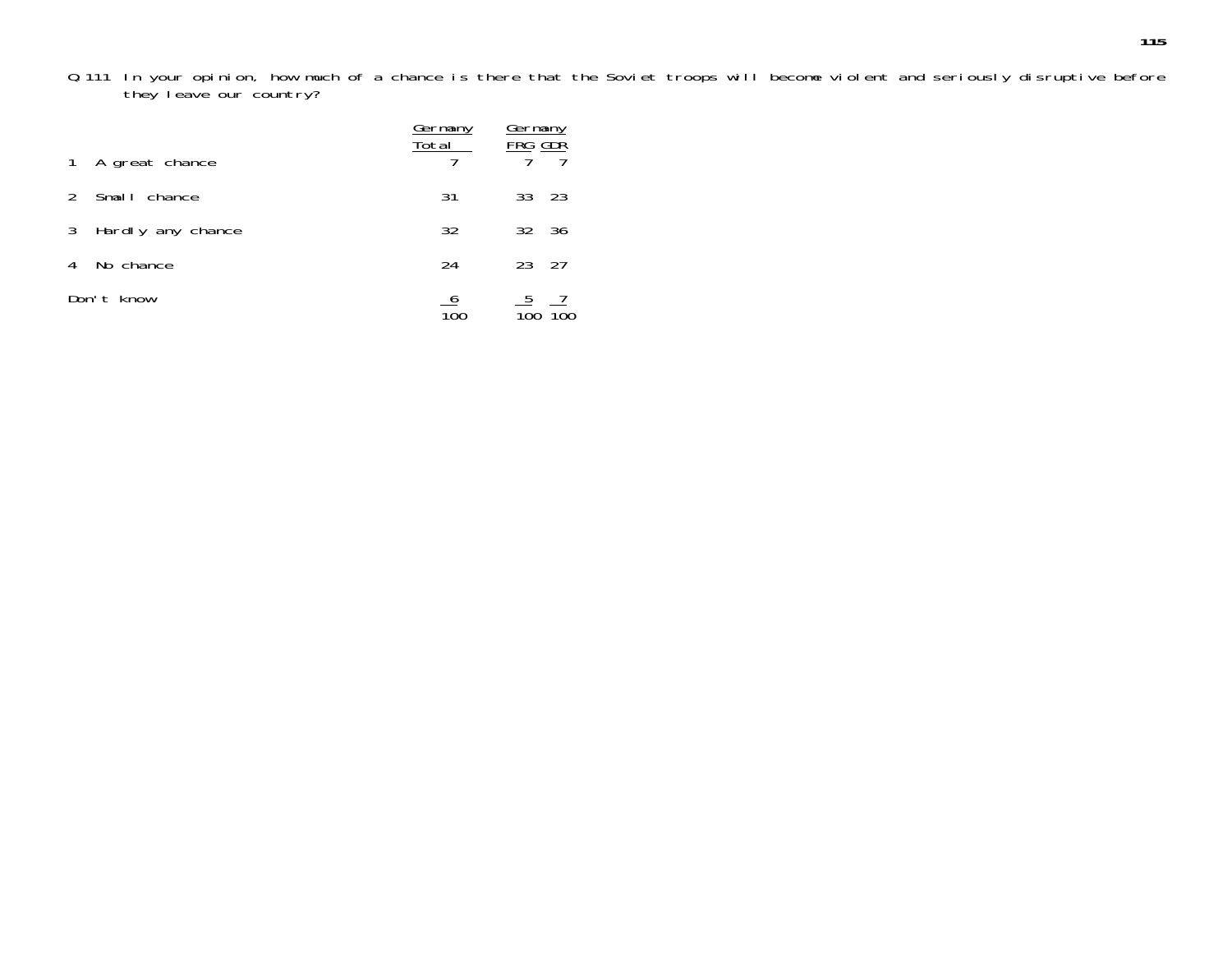Q 111 In your opinion, how much of a chance is there that the Soviet troops will become violent and seriously disruptive before they leave our country?

| | Germany Total | Germany FRG | GDR |
|---|---|---|---|
| 1 A great chance | 7 | 7 | 7 |
| 2 Small chance | 31 | 33 | 23 |
| 3 Hardly any chance | 32 | 32 | 36 |
| 4 No chance | 24 | 23 | 27 |
| Don't know | 6 | 5 | 7 |
| | 100 | 100 | 100 |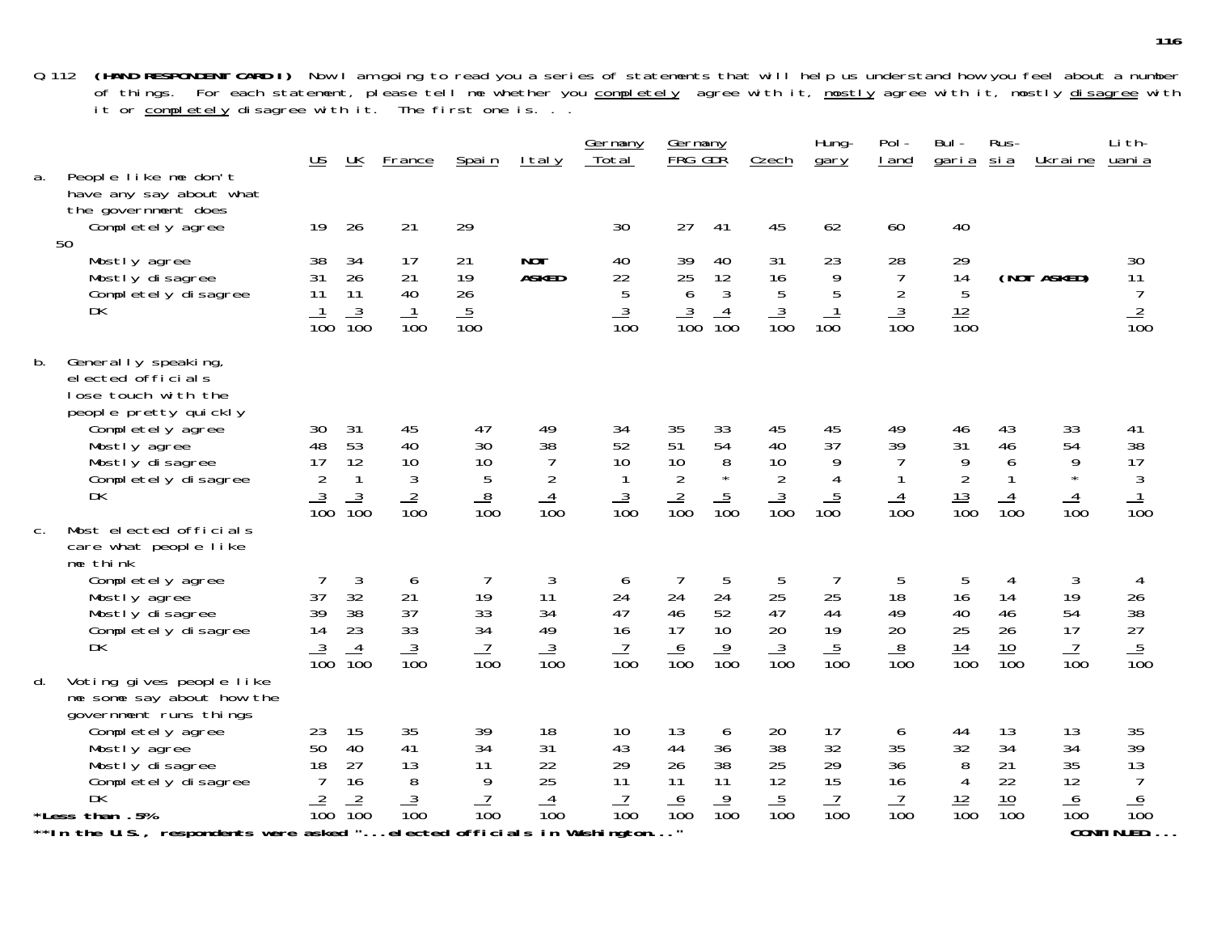Q.112 **(HAND RESPONDENT CARD I)** Now I am going to read you a series of statements that will help us understand how you feel about a number of things. For each statement, please tell me whether you completely agree with it, mostly agree with it, mostly disagree with it or completely disagree with it. The first one is. . .

| | US | UK | France | Spain | Italy | Germany Total | Germany FRG | Germany GDR | Czech | Hungary | Poland | Bulgaria | Russia | Ukraine | Lithuania |
|---|---|---|---|---|---|---|---|---|---|---|---|---|---|---|---|
| **a. People like me don't have any say about what the government does** | | | | | | | | | | | | | | | |
| Completely agree | 19 | 26 | 21 | 29 | | 30 | 27 | 41 | 45 | 62 | 60 | 40 | | | 50 |
| Mostly agree | 38 | 34 | 17 | 21 | **NOT** | 40 | 39 | 40 | 31 | 23 | 28 | 29 | | | 30 |
| Mostly disagree | 31 | 26 | 21 | 19 | **ASKED** | 22 | 25 | 12 | 16 | 9 | 7 | 14 | **(NOT ASKED)** | | 11 |
| Completely disagree | 11 | 11 | 40 | 26 | | 5 | 6 | 3 | 5 | 5 | 2 | 5 | | | 7 |
| DK | 1 | 3 | 1 | 5 | | 3 | 3 | 4 | 3 | 1 | 3 | 12 | | | 2 |
| | 100 | 100 | 100 | 100 | | 100 | 100 | 100 | 100 | 100 | 100 | 100 | | | 100 |
| **b. Generally speaking, elected officials lose touch with the people pretty quickly** | | | | | | | | | | | | | | | |
| Completely agree | 30 | 31 | 45 | 47 | 49 | 34 | 35 | 33 | 45 | 45 | 49 | 46 | 43 | 33 | 41 |
| Mostly agree | 48 | 53 | 40 | 30 | 38 | 52 | 51 | 54 | 40 | 37 | 39 | 31 | 46 | 54 | 38 |
| Mostly disagree | 17 | 12 | 10 | 10 | 7 | 10 | 10 | 8 | 10 | 9 | 7 | 9 | 6 | 9 | 17 |
| Completely disagree | 2 | 1 | 3 | 5 | 2 | 1 | 2 | * | 2 | 4 | 1 | 2 | 1 | * | 3 |
| DK | 3 | 3 | 2 | 8 | 4 | 3 | 2 | 5 | 3 | 5 | 4 | 13 | 4 | 4 | 1 |
| | 100 | 100 | 100 | 100 | 100 | 100 | 100 | 100 | 100 | 100 | 100 | 100 | 100 | 100 | 100 |
| **c. Most elected officials care what people like me think** | | | | | | | | | | | | | | | |
| Completely agree | 7 | 3 | 6 | 7 | 3 | 6 | 7 | 5 | 5 | 7 | 5 | 5 | 4 | 3 | 4 |
| Mostly agree | 37 | 32 | 21 | 19 | 11 | 24 | 24 | 24 | 25 | 25 | 18 | 16 | 14 | 19 | 26 |
| Mostly disagree | 39 | 38 | 37 | 33 | 34 | 47 | 46 | 52 | 47 | 44 | 49 | 40 | 46 | 54 | 38 |
| Completely disagree | 14 | 23 | 33 | 34 | 49 | 16 | 17 | 10 | 20 | 19 | 20 | 25 | 26 | 17 | 27 |
| DK | 3 | 4 | 3 | 7 | 3 | 7 | 6 | 9 | 3 | 5 | 8 | 14 | 10 | 7 | 5 |
| | 100 | 100 | 100 | 100 | 100 | 100 | 100 | 100 | 100 | 100 | 100 | 100 | 100 | 100 | 100 |
| **d. Voting gives people like me some say about how the government runs things** | | | | | | | | | | | | | | | |
| Completely agree | 23 | 15 | 35 | 39 | 18 | 10 | 13 | 6 | 20 | 17 | 6 | 44 | 13 | 13 | 35 |
| Mostly agree | 50 | 40 | 41 | 34 | 31 | 43 | 44 | 36 | 38 | 32 | 35 | 32 | 34 | 34 | 39 |
| Mostly disagree | 18 | 27 | 13 | 11 | 22 | 29 | 26 | 38 | 25 | 29 | 36 | 8 | 21 | 35 | 13 |
| Completely disagree | 7 | 16 | 8 | 9 | 25 | 11 | 11 | 11 | 12 | 15 | 16 | 4 | 22 | 12 | 7 |
| DK | 2 | 2 | 3 | 7 | 4 | 7 | 6 | 9 | 5 | 7 | 7 | 12 | 10 | 6 | 6 |
| | 100 | 100 | 100 | 100 | 100 | 100 | 100 | 100 | 100 | 100 | 100 | 100 | 100 | 100 | 100 |

***Less than .5%**

****In the U.S., respondents were asked "...elected officials in Washington..."**

**CONTINUED...**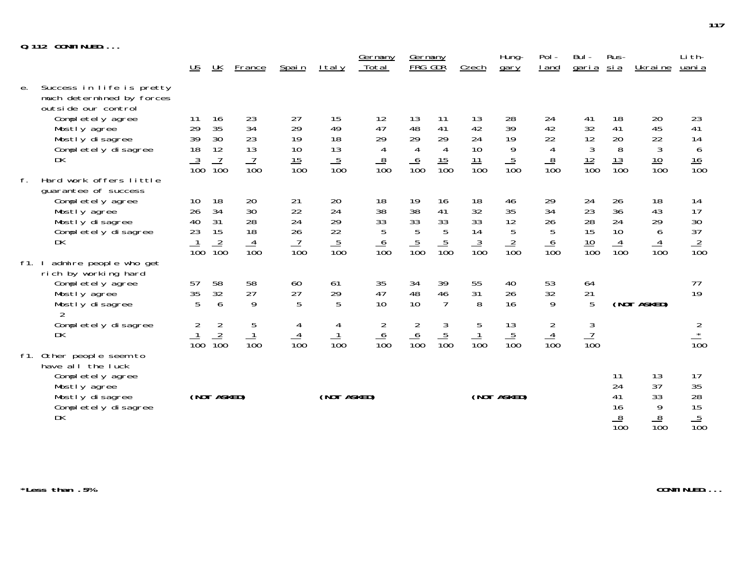**Q.112 CONTINUED...**

| | US | UK | France | Spain | Italy | Germany Total | Germany FRG | Germany GDR | Czech | Hungary | Poland | Bulgaria | Russia | Ukraine | Lithuania |
|---|---|---|---|---|---|---|---|---|---|---|---|---|---|---|---|
| **e. Success in life is pretty much determined by forces outside our control** | | | | | | | | | | | | | | | |
| Completely agree | 11 | 16 | 23 | 27 | 15 | 12 | 13 | 11 | 13 | 28 | 24 | 41 | 18 | 20 | 23 |
| Mostly agree | 29 | 35 | 34 | 29 | 49 | 47 | 48 | 41 | 42 | 39 | 42 | 32 | 41 | 45 | 41 |
| Mostly disagree | 39 | 30 | 23 | 19 | 18 | 29 | 29 | 29 | 24 | 19 | 22 | 12 | 20 | 22 | 14 |
| Completely disagree | 18 | 12 | 13 | 10 | 13 | 4 | 4 | 4 | 10 | 9 | 4 | 3 | 8 | 3 | 6 |
| DK | 3 | 7 | 7 | 15 | 5 | 8 | 6 | 15 | 11 | 5 | 8 | 12 | 13 | 10 | 16 |
| | 100 | 100 | 100 | 100 | 100 | 100 | 100 | 100 | 100 | 100 | 100 | 100 | 100 | 100 | 100 |
| **f. Hard work offers little guarantee of success** | | | | | | | | | | | | | | | |
| Completely agree | 10 | 18 | 20 | 21 | 20 | 18 | 19 | 16 | 18 | 46 | 29 | 24 | 26 | 18 | 14 |
| Mostly agree | 26 | 34 | 30 | 22 | 24 | 38 | 38 | 41 | 32 | 35 | 34 | 23 | 36 | 43 | 17 |
| Mostly disagree | 40 | 31 | 28 | 24 | 29 | 33 | 33 | 33 | 33 | 12 | 26 | 28 | 24 | 29 | 30 |
| Completely disagree | 23 | 15 | 18 | 26 | 22 | 5 | 5 | 5 | 14 | 5 | 5 | 15 | 10 | 6 | 37 |
| DK | 1 | 2 | 4 | 7 | 5 | 6 | 5 | 5 | 3 | 2 | 6 | 10 | 4 | 4 | 2 |
| | 100 | 100 | 100 | 100 | 100 | 100 | 100 | 100 | 100 | 100 | 100 | 100 | 100 | 100 | 100 |
| **f1. I admire people who get rich by working hard** | | | | | | | | | | | | | | | |
| Completely agree | 57 | 58 | 58 | 60 | 61 | 35 | 34 | 39 | 55 | 40 | 53 | 64 | | | 77 |
| Mostly agree | 35 | 32 | 27 | 27 | 29 | 47 | 48 | 46 | 31 | 26 | 32 | 21 | | | 19 |
| Mostly disagree | 5 | 6 | 9 | 5 | 5 | 10 | 10 | 7 | 8 | 16 | 9 | 5 | **(NOT ASKED)** | | 2 |
| Completely disagree | 2 | 2 | 5 | 4 | 4 | 2 | 2 | 3 | 5 | 13 | 2 | 3 | | | 2 |
| DK | 1 | 2 | 1 | 4 | 1 | 6 | 6 | 5 | 1 | 5 | 4 | 7 | | | * |
| | 100 | 100 | 100 | 100 | 100 | 100 | 100 | 100 | 100 | 100 | 100 | 100 | | | 100 |
| **f1. Other people seem to have all the luck** | | | | | | | | | | | | | | | |
| Completely agree | | | | | | | | | | | | | 11 | 13 | 17 |
| Mostly agree | | | | | | | | | | | | | 24 | 37 | 35 |
| Mostly disagree | **(NOT ASKED)** | | | | **(NOT ASKED)** | | | | **(NOT ASKED)** | | | | 41 | 33 | 28 |
| Completely disagree | | | | | | | | | | | | | 16 | 9 | 15 |
| DK | | | | | | | | | | | | | 8 | 8 | 5 |
| | | | | | | | | | | | | | 100 | 100 | 100 |

**\*Less than .5%**

**CONTINUED...**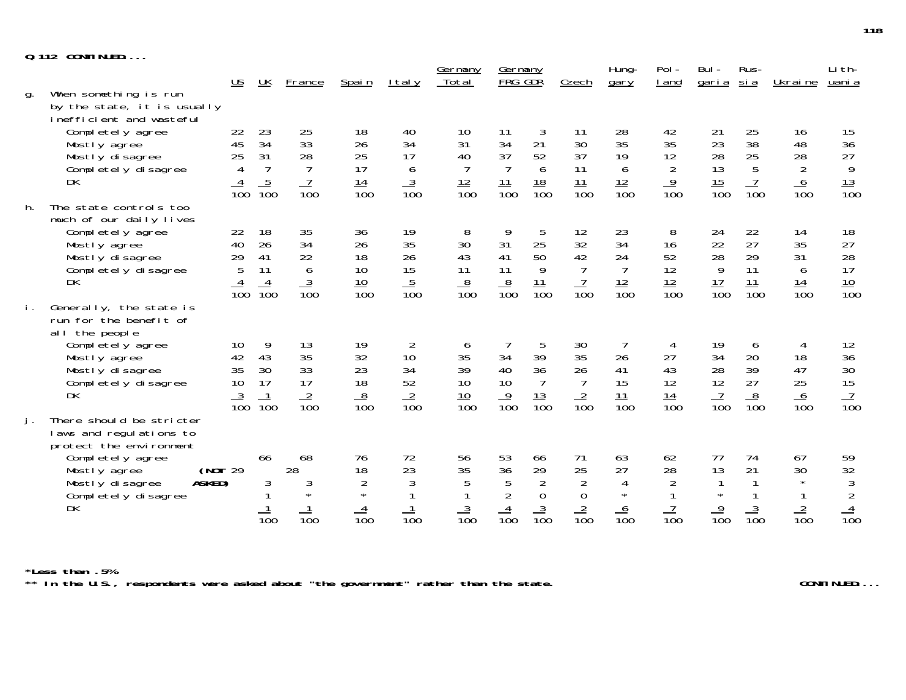**Q.112 CONTINUED...**

| | US | UK | France | Spain | Italy | Germany Total | Germany FRG | Germany GDR | Czech | Hungary | Poland | Bulgaria | Russia | Ukraine | Lithuania |
|---|---|---|---|---|---|---|---|---|---|---|---|---|---|---|---|
| **g. When something is run by the state, it is usually inefficient and wasteful** | | | | | | | | | | | | | | | |
| Completely agree | 22 | 23 | 25 | 18 | 40 | 10 | 11 | 3 | 11 | 28 | 42 | 21 | 25 | 16 | 15 |
| Mostly agree | 45 | 34 | 33 | 26 | 34 | 31 | 34 | 21 | 30 | 35 | 35 | 23 | 38 | 48 | 36 |
| Mostly disagree | 25 | 31 | 28 | 25 | 17 | 40 | 37 | 52 | 37 | 19 | 12 | 28 | 25 | 28 | 27 |
| Completely disagree | 4 | 7 | 7 | 17 | 6 | 7 | 7 | 6 | 11 | 6 | 2 | 13 | 5 | 2 | 9 |
| DK | 4 | 5 | 7 | 14 | 3 | 12 | 11 | 18 | 11 | 12 | 9 | 15 | 7 | 6 | 13 |
| | 100 | 100 | 100 | 100 | 100 | 100 | 100 | 100 | 100 | 100 | 100 | 100 | 100 | 100 | 100 |
| **h. The state controls too much of our daily lives** | | | | | | | | | | | | | | | |
| Completely agree | 22 | 18 | 35 | 36 | 19 | 8 | 9 | 5 | 12 | 23 | 8 | 24 | 22 | 14 | 18 |
| Mostly agree | 40 | 26 | 34 | 26 | 35 | 30 | 31 | 25 | 32 | 34 | 16 | 22 | 27 | 35 | 27 |
| Mostly disagree | 29 | 41 | 22 | 18 | 26 | 43 | 41 | 50 | 42 | 24 | 52 | 28 | 29 | 31 | 28 |
| Completely disagree | 5 | 11 | 6 | 10 | 15 | 11 | 11 | 9 | 7 | 7 | 12 | 9 | 11 | 6 | 17 |
| DK | 4 | 4 | 3 | 10 | 5 | 8 | 8 | 11 | 7 | 12 | 12 | 17 | 11 | 14 | 10 |
| | 100 | 100 | 100 | 100 | 100 | 100 | 100 | 100 | 100 | 100 | 100 | 100 | 100 | 100 | 100 |
| **i. Generally, the state is run for the benefit of all the people** | | | | | | | | | | | | | | | |
| Completely agree | 10 | 9 | 13 | 19 | 2 | 6 | 7 | 5 | 30 | 7 | 4 | 19 | 6 | 4 | 12 |
| Mostly agree | 42 | 43 | 35 | 32 | 10 | 35 | 34 | 39 | 35 | 26 | 27 | 34 | 20 | 18 | 36 |
| Mostly disagree | 35 | 30 | 33 | 23 | 34 | 39 | 40 | 36 | 26 | 41 | 43 | 28 | 39 | 47 | 30 |
| Completely disagree | 10 | 17 | 17 | 18 | 52 | 10 | 10 | 7 | 7 | 15 | 12 | 12 | 27 | 25 | 15 |
| DK | 3 | 1 | 2 | 8 | 2 | 10 | 9 | 13 | 2 | 11 | 14 | 7 | 8 | 6 | 7 |
| | 100 | 100 | 100 | 100 | 100 | 100 | 100 | 100 | 100 | 100 | 100 | 100 | 100 | 100 | 100 |
| **j. There should be stricter laws and regulations to protect the environment** | | | | | | | | | | | | | | | |
| Completely agree | (NOT ASKED) | 66 | 68 | 76 | 72 | 56 | 53 | 66 | 71 | 63 | 62 | 77 | 74 | 67 | 59 |
| Mostly agree | | 29 | 28 | 18 | 23 | 35 | 36 | 29 | 25 | 27 | 28 | 13 | 21 | 30 | 32 |
| Mostly disagree | | 3 | 3 | 2 | 3 | 5 | 5 | 2 | 2 | 4 | 2 | 1 | 1 | * | 3 |
| Completely disagree | | 1 | * | * | 1 | 1 | 2 | 0 | 0 | * | 1 | * | 1 | 1 | 2 |
| DK | | 1 | 1 | 4 | 1 | 3 | 4 | 3 | 2 | 6 | 7 | 9 | 3 | 2 | 4 |
| | | 100 | 100 | 100 | 100 | 100 | 100 | 100 | 100 | 100 | 100 | 100 | 100 | 100 | 100 |

**\*Less than .5%**

**\*\* In the U.S., respondents were asked about "the government" rather than the state.**

**CONTINUED...**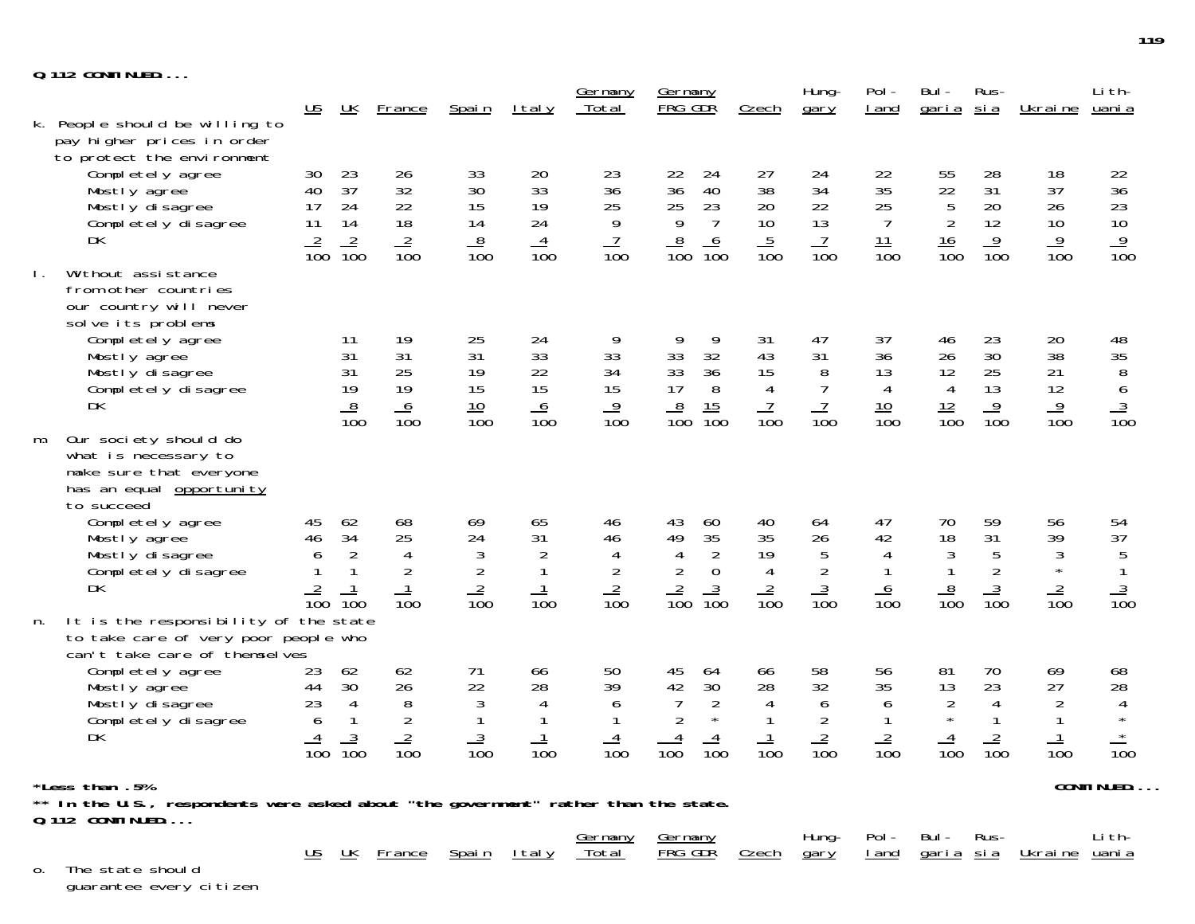**Q.112 CONTINUED...**

| | US | UK | France | Spain | Italy | Germany Total | Germany FRG | Germany GDR | Czech | Hungary | Poland | Bulgaria | Russia | Ukraine | Lithuania |
|---|---|---|---|---|---|---|---|---|---|---|---|---|---|---|---|
| **k. People should be willing to pay higher prices in order to protect the environment** | | | | | | | | | | | | | | | |
| Completely agree | 30 | 23 | 26 | 33 | 20 | 23 | 22 | 24 | 27 | 24 | 22 | 55 | 28 | 18 | 22 |
| Mostly agree | 40 | 37 | 32 | 30 | 33 | 36 | 36 | 40 | 38 | 34 | 35 | 22 | 31 | 37 | 36 |
| Mostly disagree | 17 | 24 | 22 | 15 | 19 | 25 | 25 | 23 | 20 | 22 | 25 | 5 | 20 | 26 | 23 |
| Completely disagree | 11 | 14 | 18 | 14 | 24 | 9 | 9 | 7 | 10 | 13 | 7 | 2 | 12 | 10 | 10 |
| DK | 2 | 2 | 2 | 8 | 4 | 7 | 8 | 6 | 5 | 7 | 11 | 16 | 9 | 9 | 9 |
| | 100 | 100 | 100 | 100 | 100 | 100 | 100 | 100 | 100 | 100 | 100 | 100 | 100 | 100 | 100 |
| **l. Without assistance from other countries our country will never solve its problems** | | | | | | | | | | | | | | | |
| Completely agree | | 11 | 19 | 25 | 24 | 9 | 9 | 9 | 31 | 47 | 37 | 46 | 23 | 20 | 48 |
| Mostly agree | | 31 | 31 | 31 | 33 | 33 | 33 | 32 | 43 | 31 | 36 | 26 | 30 | 38 | 35 |
| Mostly disagree | | 31 | 25 | 19 | 22 | 34 | 33 | 36 | 15 | 8 | 13 | 12 | 25 | 21 | 8 |
| Completely disagree | | 19 | 19 | 15 | 15 | 15 | 17 | 8 | 4 | 7 | 4 | 4 | 13 | 12 | 6 |
| DK | | 8 | 6 | 10 | 6 | 9 | 8 | 15 | 7 | 7 | 10 | 12 | 9 | 9 | 3 |
| | | 100 | 100 | 100 | 100 | 100 | 100 | 100 | 100 | 100 | 100 | 100 | 100 | 100 | 100 |
| **m. Our society should do what is necessary to make sure that everyone has an equal opportunity to succeed** | | | | | | | | | | | | | | | |
| Completely agree | 45 | 62 | 68 | 69 | 65 | 46 | 43 | 60 | 40 | 64 | 47 | 70 | 59 | 56 | 54 |
| Mostly agree | 46 | 34 | 25 | 24 | 31 | 46 | 49 | 35 | 35 | 26 | 42 | 18 | 31 | 39 | 37 |
| Mostly disagree | 6 | 2 | 4 | 3 | 2 | 4 | 4 | 2 | 19 | 5 | 4 | 3 | 5 | 3 | 5 |
| Completely disagree | 1 | 1 | 2 | 2 | 1 | 2 | 2 | 0 | 4 | 2 | 1 | 1 | 2 | * | 1 |
| DK | 2 | 1 | 1 | 2 | 1 | 2 | 2 | 3 | 2 | 3 | 6 | 8 | 3 | 2 | 3 |
| | 100 | 100 | 100 | 100 | 100 | 100 | 100 | 100 | 100 | 100 | 100 | 100 | 100 | 100 | 100 |
| **n. It is the responsibility of the state to take care of very poor people who can't take care of themselves** | | | | | | | | | | | | | | | |
| Completely agree | 23 | 62 | 62 | 71 | 66 | 50 | 45 | 64 | 66 | 58 | 56 | 81 | 70 | 69 | 68 |
| Mostly agree | 44 | 30 | 26 | 22 | 28 | 39 | 42 | 30 | 28 | 32 | 35 | 13 | 23 | 27 | 28 |
| Mostly disagree | 23 | 4 | 8 | 3 | 4 | 6 | 7 | 2 | 4 | 6 | 6 | 2 | 4 | 2 | 4 |
| Completely disagree | 6 | 1 | 2 | 1 | 1 | 1 | 2 | * | 1 | 2 | 1 | * | 1 | 1 | * |
| DK | 4 | 3 | 2 | 3 | 1 | 4 | 4 | 4 | 1 | 2 | 2 | 4 | 2 | 1 | * |
| | 100 | 100 | 100 | 100 | 100 | 100 | 100 | 100 | 100 | 100 | 100 | 100 | 100 | 100 | 100 |

**\*Less than .5%**

**CONTINUED...**

**\*\* In the U.S., respondents were asked about "the government" rather than the state.**

**Q.112 CONTINUED...**

| | US | UK | France | Spain | Italy | Germany Total | Germany FRG | Germany GDR | Czech | Hungary | Poland | Bulgaria | Russia | Ukraine | Lithuania |
|---|---|---|---|---|---|---|---|---|---|---|---|---|---|---|---|
| **o. The state should guarantee every citizen** | | | | | | | | | | | | | | | |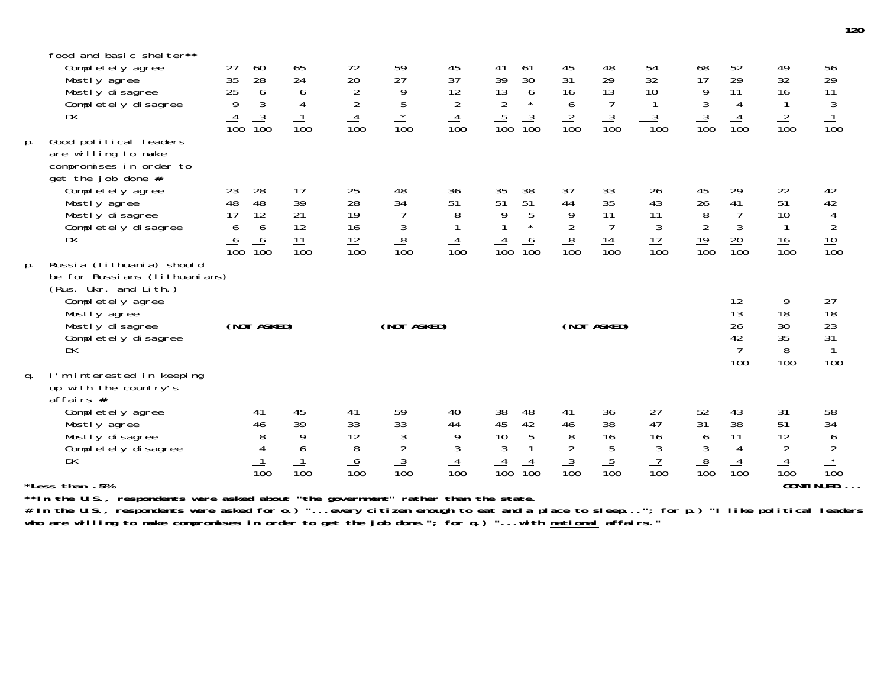| | | | | | | | | | | | | | | | |
|---|---|---|---|---|---|---|---|---|---|---|---|---|---|---|---|
| food and basic shelter** | | | | | | | | | | | | | | | |
| Completely agree | 27 | 60 | 65 | 72 | 59 | 45 | 41 | 61 | 45 | 48 | 54 | 68 | 52 | 49 | 56 |
| Mostly agree | 35 | 28 | 24 | 20 | 27 | 37 | 39 | 30 | 31 | 29 | 32 | 17 | 29 | 32 | 29 |
| Mostly disagree | 25 | 6 | 6 | 2 | 9 | 12 | 13 | 6 | 16 | 13 | 10 | 9 | 11 | 16 | 11 |
| Completely disagree | 9 | 3 | 4 | 2 | 5 | 2 | 2 | * | 6 | 7 | 1 | 3 | 4 | 1 | 3 |
| DK | 4 | 3 | 1 | 4 | * | 4 | 5 | 3 | 2 | 3 | 3 | 3 | 4 | 2 | 1 |
| | 100 | 100 | 100 | 100 | 100 | 100 | 100 | 100 | 100 | 100 | 100 | 100 | 100 | 100 | 100 |
| p. Good political leaders are willing to make compromises in order to get the job done # | | | | | | | | | | | | | | | |
| Completely agree | 23 | 28 | 17 | 25 | 48 | 36 | 35 | 38 | 37 | 33 | 26 | 45 | 29 | 22 | 42 |
| Mostly agree | 48 | 48 | 39 | 28 | 34 | 51 | 51 | 51 | 44 | 35 | 43 | 26 | 41 | 51 | 42 |
| Mostly disagree | 17 | 12 | 21 | 19 | 7 | 8 | 9 | 5 | 9 | 11 | 11 | 8 | 7 | 10 | 4 |
| Completely disagree | 6 | 6 | 12 | 16 | 3 | 1 | 1 | * | 2 | 7 | 3 | 2 | 3 | 1 | 2 |
| DK | 6 | 6 | 11 | 12 | 8 | 4 | 4 | 6 | 8 | 14 | 17 | 19 | 20 | 16 | 10 |
| | 100 | 100 | 100 | 100 | 100 | 100 | 100 | 100 | 100 | 100 | 100 | 100 | 100 | 100 | 100 |
| p. Russia (Lithuania) should be for Russians (Lithuanians) (Rus. Ukr. and Lith.) | | | | | | | | | | | | | | | |
| Completely agree | | | | | | | | | | | | | 12 | 9 | 27 |
| Mostly agree | | | | | | | | | | | | | 13 | 18 | 18 |
| Mostly disagree | (NOT ASKED) | | | | (NOT ASKED) | | | | (NOT ASKED) | | | | 26 | 30 | 23 |
| Completely disagree | | | | | | | | | | | | | 42 | 35 | 31 |
| DK | | | | | | | | | | | | | 7 | 8 | 1 |
| | | | | | | | | | | | | | 100 | 100 | 100 |
| q. I'm interested in keeping up with the country's affairs # | | | | | | | | | | | | | | | |
| Completely agree | | 41 | 45 | 41 | 59 | 40 | 38 | 48 | 41 | 36 | 27 | 52 | 43 | 31 | 58 |
| Mostly agree | | 46 | 39 | 33 | 33 | 44 | 45 | 42 | 46 | 38 | 47 | 31 | 38 | 51 | 34 |
| Mostly disagree | | 8 | 9 | 12 | 3 | 9 | 10 | 5 | 8 | 16 | 16 | 6 | 11 | 12 | 6 |
| Completely disagree | | 4 | 6 | 8 | 2 | 3 | 3 | 1 | 2 | 5 | 3 | 3 | 4 | 2 | 2 |
| DK | | 1 | 1 | 6 | 3 | 4 | 4 | 4 | 3 | 5 | 7 | 8 | 4 | 4 | * |
| | | 100 | 100 | 100 | 100 | 100 | 100 | 100 | 100 | 100 | 100 | 100 | 100 | 100 | 100 |

**\*Less than .5%**

**CONTINUED....**

**\*\*In the U.S., respondents were asked about "the government" rather than the state.**

**# In the U.S., respondents were asked for o.) "...every citizen enough to eat and a place to sleep..."; for p.) "I like political leaders who are willing to make compromises in order to get the job done."; for q.) "...with national affairs."**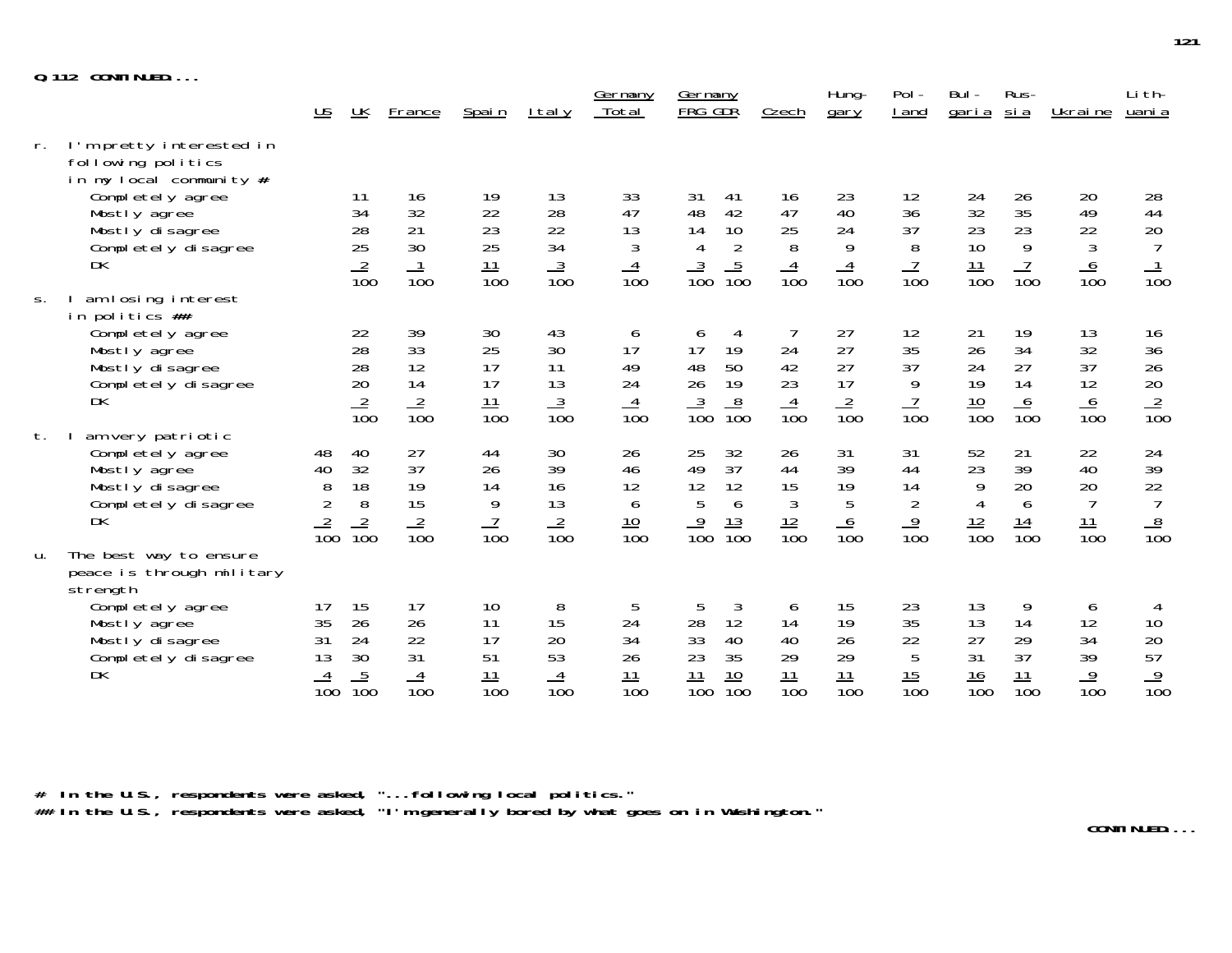**Q.112 CONTINUED...**

| | US | UK | France | Spain | Italy | Germany Total | Germany FRG | Germany GDR | Czech | Hungary | Poland | Bulgaria | Russia | Ukraine | Lithuania |
|---|---|---|---|---|---|---|---|---|---|---|---|---|---|---|---|
| **r. I'm pretty interested in following politics in my local community #** | | | | | | | | | | | | | | | |
| Completely agree | | 11 | 16 | 19 | 13 | 33 | 31 | 41 | 16 | 23 | 12 | 24 | 26 | 20 | 28 |
| Mostly agree | | 34 | 32 | 22 | 28 | 47 | 48 | 42 | 47 | 40 | 36 | 32 | 35 | 49 | 44 |
| Mostly disagree | | 28 | 21 | 23 | 22 | 13 | 14 | 10 | 25 | 24 | 37 | 23 | 23 | 22 | 20 |
| Completely disagree | | 25 | 30 | 25 | 34 | 3 | 4 | 2 | 8 | 9 | 8 | 10 | 9 | 3 | 7 |
| DK | | 2 | 1 | 11 | 3 | 4 | 3 | 5 | 4 | 4 | 7 | 11 | 7 | 6 | 1 |
| | | 100 | 100 | 100 | 100 | 100 | 100 | 100 | 100 | 100 | 100 | 100 | 100 | 100 | 100 |
| **s. I am losing interest in politics ##** | | | | | | | | | | | | | | | |
| Completely agree | | 22 | 39 | 30 | 43 | 6 | 6 | 4 | 7 | 27 | 12 | 21 | 19 | 13 | 16 |
| Mostly agree | | 28 | 33 | 25 | 30 | 17 | 17 | 19 | 24 | 27 | 35 | 26 | 34 | 32 | 36 |
| Mostly disagree | | 28 | 12 | 17 | 11 | 49 | 48 | 50 | 42 | 27 | 37 | 24 | 27 | 37 | 26 |
| Completely disagree | | 20 | 14 | 17 | 13 | 24 | 26 | 19 | 23 | 17 | 9 | 19 | 14 | 12 | 20 |
| DK | | 2 | 2 | 11 | 3 | 4 | 3 | 8 | 4 | 2 | 7 | 10 | 6 | 6 | 2 |
| | | 100 | 100 | 100 | 100 | 100 | 100 | 100 | 100 | 100 | 100 | 100 | 100 | 100 | 100 |
| **t. I am very patriotic** | | | | | | | | | | | | | | | |
| Completely agree | 48 | 40 | 27 | 44 | 30 | 26 | 25 | 32 | 26 | 31 | 31 | 52 | 21 | 22 | 24 |
| Mostly agree | 40 | 32 | 37 | 26 | 39 | 46 | 49 | 37 | 44 | 39 | 44 | 23 | 39 | 40 | 39 |
| Mostly disagree | 8 | 18 | 19 | 14 | 16 | 12 | 12 | 12 | 15 | 19 | 14 | 9 | 20 | 20 | 22 |
| Completely disagree | 2 | 8 | 15 | 9 | 13 | 6 | 5 | 6 | 3 | 5 | 2 | 4 | 6 | 7 | 7 |
| DK | 2 | 2 | 2 | 7 | 2 | 10 | 9 | 13 | 12 | 6 | 9 | 12 | 14 | 11 | 8 |
| | 100 | 100 | 100 | 100 | 100 | 100 | 100 | 100 | 100 | 100 | 100 | 100 | 100 | 100 | 100 |
| **u. The best way to ensure peace is through military strength** | | | | | | | | | | | | | | | |
| Completely agree | 17 | 15 | 17 | 10 | 8 | 5 | 5 | 3 | 6 | 15 | 23 | 13 | 9 | 6 | 4 |
| Mostly agree | 35 | 26 | 26 | 11 | 15 | 24 | 28 | 12 | 14 | 19 | 35 | 13 | 14 | 12 | 10 |
| Mostly disagree | 31 | 24 | 22 | 17 | 20 | 34 | 33 | 40 | 40 | 26 | 22 | 27 | 29 | 34 | 20 |
| Completely disagree | 13 | 30 | 31 | 51 | 53 | 26 | 23 | 35 | 29 | 29 | 5 | 31 | 37 | 39 | 57 |
| DK | 4 | 5 | 4 | 11 | 4 | 11 | 11 | 10 | 11 | 11 | 15 | 16 | 11 | 9 | 9 |
| | 100 | 100 | 100 | 100 | 100 | 100 | 100 | 100 | 100 | 100 | 100 | 100 | 100 | 100 | 100 |

**# In the U.S., respondents were asked, "...following local politics."**

**## In the U.S., respondents were asked, "I'm generally bored by what goes on in Washington."**

**CONTINUED...**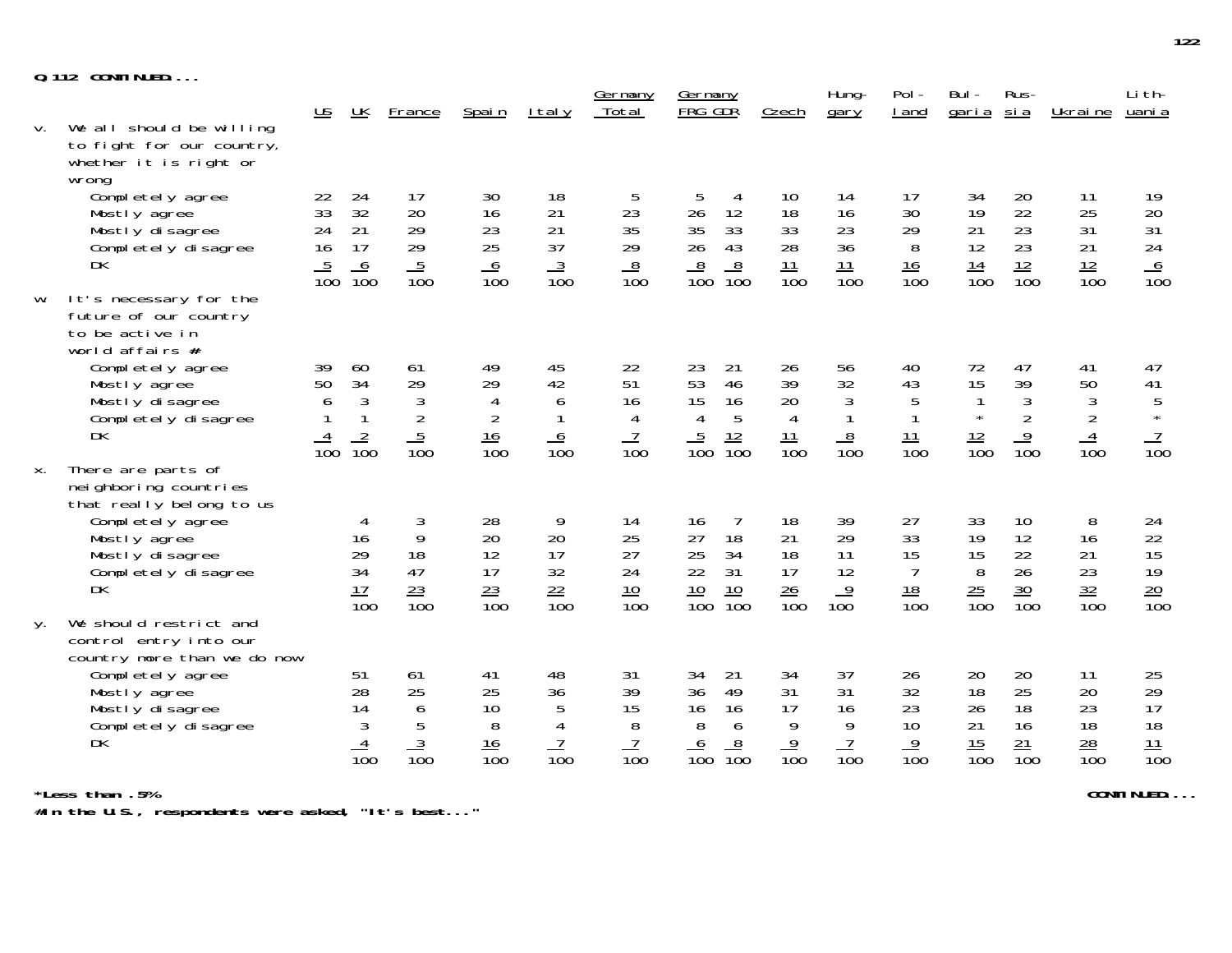**Q.112 CONTINUED...**

| | US | UK | France | Spain | Italy | Germany Total | Germany FRG | Germany GDR | Czech | Hungary | Poland | Bulgaria | Russia | Ukraine | Lithuania |
|---|---|---|---|---|---|---|---|---|---|---|---|---|---|---|---|
| **v. We all should be willing to fight for our country, whether it is right or wrong** | | | | | | | | | | | | | | | |
| Completely agree | 22 | 24 | 17 | 30 | 18 | 5 | 5 | 4 | 10 | 14 | 17 | 34 | 20 | 11 | 19 |
| Mostly agree | 33 | 32 | 20 | 16 | 21 | 23 | 26 | 12 | 18 | 16 | 30 | 19 | 22 | 25 | 20 |
| Mostly disagree | 24 | 21 | 29 | 23 | 21 | 35 | 35 | 33 | 33 | 23 | 29 | 21 | 23 | 31 | 31 |
| Completely disagree | 16 | 17 | 29 | 25 | 37 | 29 | 26 | 43 | 28 | 36 | 8 | 12 | 23 | 21 | 24 |
| DK | 5 | 6 | 5 | 6 | 3 | 8 | 8 | 8 | 11 | 11 | 16 | 14 | 12 | 12 | 6 |
| | 100 | 100 | 100 | 100 | 100 | 100 | 100 | 100 | 100 | 100 | 100 | 100 | 100 | 100 | 100 |
| **w. It's necessary for the future of our country to be active in world affairs #** | | | | | | | | | | | | | | | |
| Completely agree | 39 | 60 | 61 | 49 | 45 | 22 | 23 | 21 | 26 | 56 | 40 | 72 | 47 | 41 | 47 |
| Mostly agree | 50 | 34 | 29 | 29 | 42 | 51 | 53 | 46 | 39 | 32 | 43 | 15 | 39 | 50 | 41 |
| Mostly disagree | 6 | 3 | 3 | 4 | 6 | 16 | 15 | 16 | 20 | 3 | 5 | 1 | 3 | 3 | 5 |
| Completely disagree | 1 | 1 | 2 | 2 | 1 | 4 | 4 | 5 | 4 | 1 | 1 | * | 2 | 2 | * |
| DK | 4 | 2 | 5 | 16 | 6 | 7 | 5 | 12 | 11 | 8 | 11 | 12 | 9 | 4 | 7 |
| | 100 | 100 | 100 | 100 | 100 | 100 | 100 | 100 | 100 | 100 | 100 | 100 | 100 | 100 | 100 |
| **x. There are parts of neighboring countries that really belong to us** | | | | | | | | | | | | | | | |
| Completely agree | | 4 | 3 | 28 | 9 | 14 | 16 | 7 | 18 | 39 | 27 | 33 | 10 | 8 | 24 |
| Mostly agree | | 16 | 9 | 20 | 20 | 25 | 27 | 18 | 21 | 29 | 33 | 19 | 12 | 16 | 22 |
| Mostly disagree | | 29 | 18 | 12 | 17 | 27 | 25 | 34 | 18 | 11 | 15 | 15 | 22 | 21 | 15 |
| Completely disagree | | 34 | 47 | 17 | 32 | 24 | 22 | 31 | 17 | 12 | 7 | 8 | 26 | 23 | 19 |
| DK | | 17 | 23 | 23 | 22 | 10 | 10 | 10 | 26 | 9 | 18 | 25 | 30 | 32 | 20 |
| | | 100 | 100 | 100 | 100 | 100 | 100 | 100 | 100 | 100 | 100 | 100 | 100 | 100 | 100 |
| **y. We should restrict and control entry into our country more than we do now** | | | | | | | | | | | | | | | |
| Completely agree | | 51 | 61 | 41 | 48 | 31 | 34 | 21 | 34 | 37 | 26 | 20 | 20 | 11 | 25 |
| Mostly agree | | 28 | 25 | 25 | 36 | 39 | 36 | 49 | 31 | 31 | 32 | 18 | 25 | 20 | 29 |
| Mostly disagree | | 14 | 6 | 10 | 5 | 15 | 16 | 16 | 17 | 16 | 23 | 26 | 18 | 23 | 17 |
| Completely disagree | | 3 | 5 | 8 | 4 | 8 | 8 | 6 | 9 | 9 | 10 | 21 | 16 | 18 | 18 |
| DK | | 4 | 3 | 16 | 7 | 7 | 6 | 8 | 9 | 7 | 9 | 15 | 21 | 28 | 11 |
| | | 100 | 100 | 100 | 100 | 100 | 100 | 100 | 100 | 100 | 100 | 100 | 100 | 100 | 100 |

**\*Less than .5%**

**#In the U.S., respondents were asked, "It's best..."**

**CONTINUED...**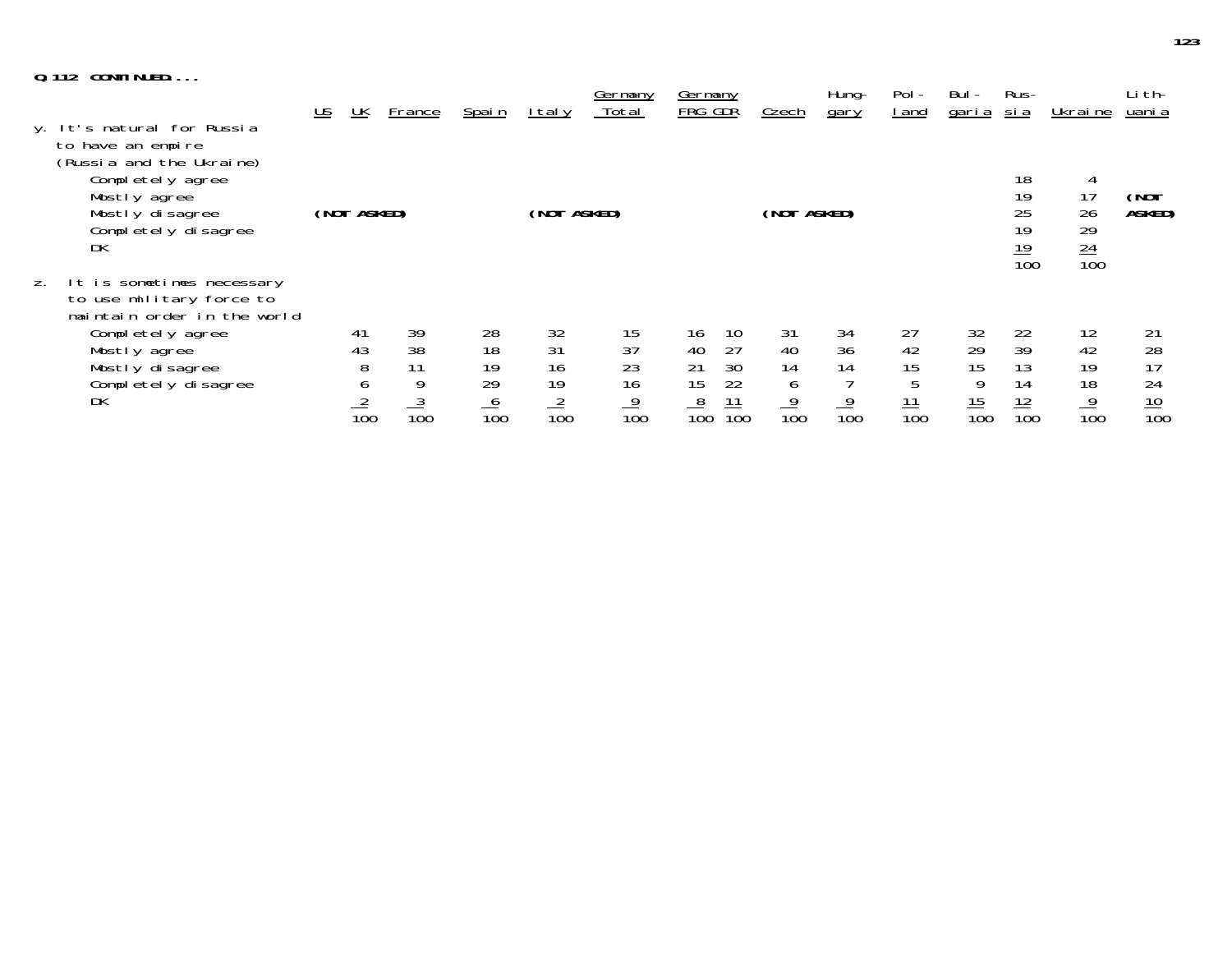**Q.112 CONTINUED....**

| | US | UK | France | Spain | Italy | Germany Total | Germany FRG | Germany GDR | Czech | Hungary | Poland | Bulgaria | Russia | Ukraine | Lithuania |
|---|---|---|---|---|---|---|---|---|---|---|---|---|---|---|---|
| y. It's natural for Russia to have an empire (Russia and the Ukraine) | | | | | | | | | | | | | | | |
| Completely agree | | | | | | | | | | | | | 18 | 4 | |
| Mostly agree | | | | | | | | | | | | | 19 | 17 | (NOT ASKED) |
| Mostly disagree | (NOT ASKED) | | | | (NOT ASKED) | | | | (NOT ASKED) | | | | 25 | 26 | |
| Completely disagree | | | | | | | | | | | | | 19 | 29 | |
| DK | | | | | | | | | | | | | 19 | 24 | |
| | | | | | | | | | | | | | 100 | 100 | |
| z. It is sometimes necessary to use military force to maintain order in the world | | | | | | | | | | | | | | | |
| Completely agree | | 41 | 39 | 28 | 32 | 15 | 16 | 10 | 31 | 34 | 27 | 32 | 22 | 12 | 21 |
| Mostly agree | | 43 | 38 | 18 | 31 | 37 | 40 | 27 | 40 | 36 | 42 | 29 | 39 | 42 | 28 |
| Mostly disagree | | 8 | 11 | 19 | 16 | 23 | 21 | 30 | 14 | 14 | 15 | 15 | 13 | 19 | 17 |
| Completely disagree | | 6 | 9 | 29 | 19 | 16 | 15 | 22 | 6 | 7 | 5 | 9 | 14 | 18 | 24 |
| DK | | 2 | 3 | 6 | 2 | 9 | 8 | 11 | 9 | 9 | 11 | 15 | 12 | 9 | 10 |
| | | 100 | 100 | 100 | 100 | 100 | 100 | 100 | 100 | 100 | 100 | 100 | 100 | 100 | 100 |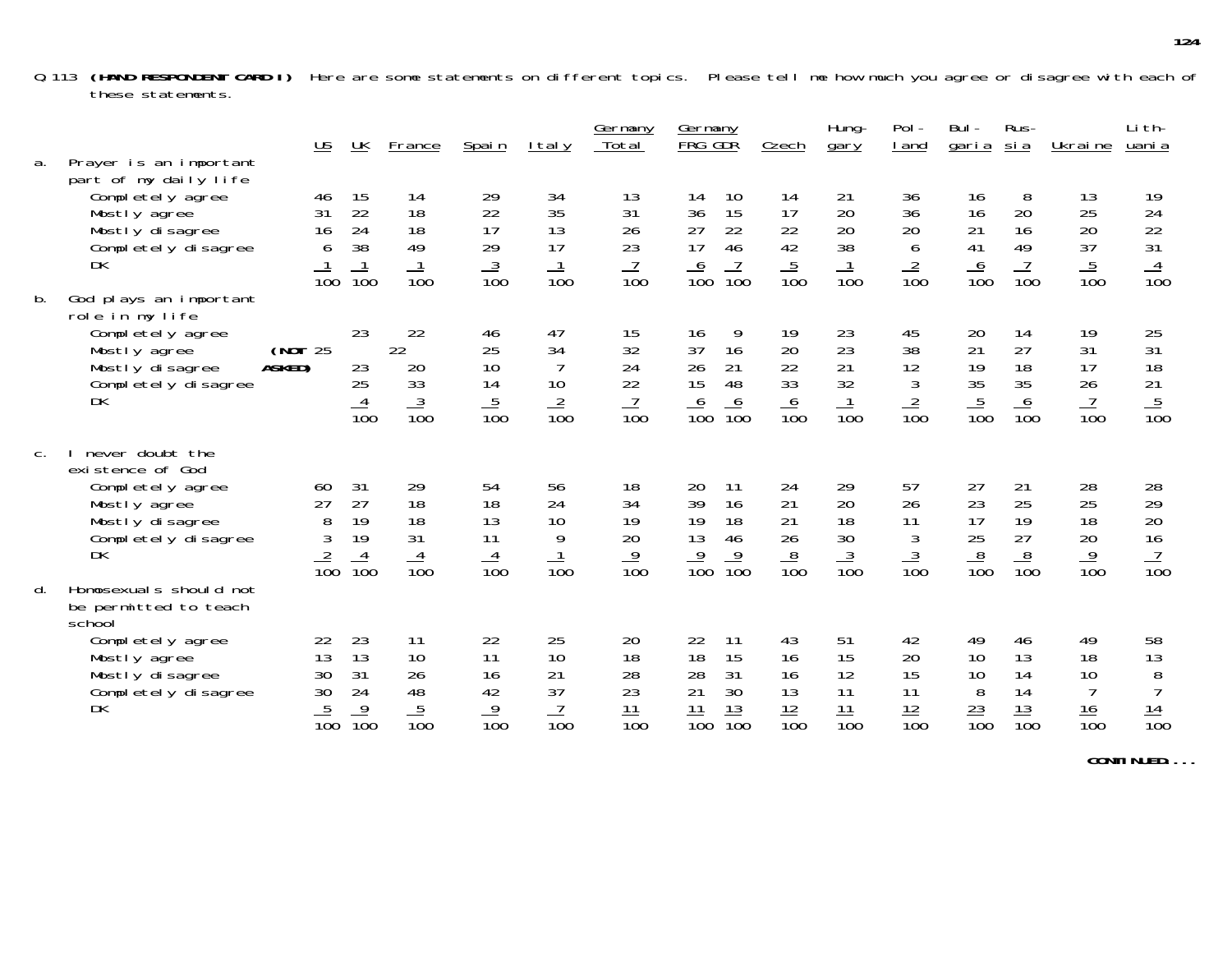Q 113 **(HAND RESPONDENT CARD I)** Here are some statements on different topics. Please tell me how much you agree or disagree with each of these statements.

| | US | UK | France | Spain | Italy | Germany Total | Germany FRG | Germany GDR | Czech | Hungary | Poland | Bulgaria | Russia | Ukraine | Lithuania |
|---|---|---|---|---|---|---|---|---|---|---|---|---|---|---|---|
| **a. Prayer is an important part of my daily life** | | | | | | | | | | | | | | | |
| Completely agree | 46 | 15 | 14 | 29 | 34 | 13 | 14 | 10 | 14 | 21 | 36 | 16 | 8 | 13 | 19 |
| Mostly agree | 31 | 22 | 18 | 22 | 35 | 31 | 36 | 15 | 17 | 20 | 36 | 16 | 20 | 25 | 24 |
| Mostly disagree | 16 | 24 | 18 | 17 | 13 | 26 | 27 | 22 | 22 | 20 | 20 | 21 | 16 | 20 | 22 |
| Completely disagree | 6 | 38 | 49 | 29 | 17 | 23 | 17 | 46 | 42 | 38 | 6 | 41 | 49 | 37 | 31 |
| DK | 1 | 1 | 1 | 3 | 1 | 7 | 6 | 7 | 5 | 1 | 2 | 6 | 7 | 5 | 4 |
| | 100 | 100 | 100 | 100 | 100 | 100 | 100 | 100 | 100 | 100 | 100 | 100 | 100 | 100 | 100 |
| **b. God plays an important role in my life** | | | | | | | | | | | | | | | |
| Completely agree | (NOT ASKED) | 23 | 22 | 46 | 47 | 15 | 16 | 9 | 19 | 23 | 45 | 20 | 14 | 19 | 25 |
| Mostly agree | | 25 | 22 | 25 | 34 | 32 | 37 | 16 | 20 | 23 | 38 | 21 | 27 | 31 | 31 |
| Mostly disagree | | 23 | 20 | 10 | 7 | 24 | 26 | 21 | 22 | 21 | 12 | 19 | 18 | 17 | 18 |
| Completely disagree | | 25 | 33 | 14 | 10 | 22 | 15 | 48 | 33 | 32 | 3 | 35 | 35 | 26 | 21 |
| DK | | 4 | 3 | 5 | 2 | 7 | 6 | 6 | 6 | 1 | 2 | 5 | 6 | 7 | 5 |
| | | 100 | 100 | 100 | 100 | 100 | 100 | 100 | 100 | 100 | 100 | 100 | 100 | 100 | 100 |
| **c. I never doubt the existence of God** | | | | | | | | | | | | | | | |
| Completely agree | 60 | 31 | 29 | 54 | 56 | 18 | 20 | 11 | 24 | 29 | 57 | 27 | 21 | 28 | 28 |
| Mostly agree | 27 | 27 | 18 | 18 | 24 | 34 | 39 | 16 | 21 | 20 | 26 | 23 | 25 | 25 | 29 |
| Mostly disagree | 8 | 19 | 18 | 13 | 10 | 19 | 19 | 18 | 21 | 18 | 11 | 17 | 19 | 18 | 20 |
| Completely disagree | 3 | 19 | 31 | 11 | 9 | 20 | 13 | 46 | 26 | 30 | 3 | 25 | 27 | 20 | 16 |
| DK | 2 | 4 | 4 | 4 | 1 | 9 | 9 | 9 | 8 | 3 | 3 | 8 | 8 | 9 | 7 |
| | 100 | 100 | 100 | 100 | 100 | 100 | 100 | 100 | 100 | 100 | 100 | 100 | 100 | 100 | 100 |
| **d. Homosexuals should not be permitted to teach school** | | | | | | | | | | | | | | | |
| Completely agree | 22 | 23 | 11 | 22 | 25 | 20 | 22 | 11 | 43 | 51 | 42 | 49 | 46 | 49 | 58 |
| Mostly agree | 13 | 13 | 10 | 11 | 10 | 18 | 18 | 15 | 16 | 15 | 20 | 10 | 13 | 18 | 13 |
| Mostly disagree | 30 | 31 | 26 | 16 | 21 | 28 | 28 | 31 | 16 | 12 | 15 | 10 | 14 | 10 | 8 |
| Completely disagree | 30 | 24 | 48 | 42 | 37 | 23 | 21 | 30 | 13 | 11 | 11 | 8 | 14 | 7 | 7 |
| DK | 5 | 9 | 5 | 9 | 7 | 11 | 11 | 13 | 12 | 11 | 12 | 23 | 13 | 16 | 14 |
| | 100 | 100 | 100 | 100 | 100 | 100 | 100 | 100 | 100 | 100 | 100 | 100 | 100 | 100 | 100 |

**CONTINUED....**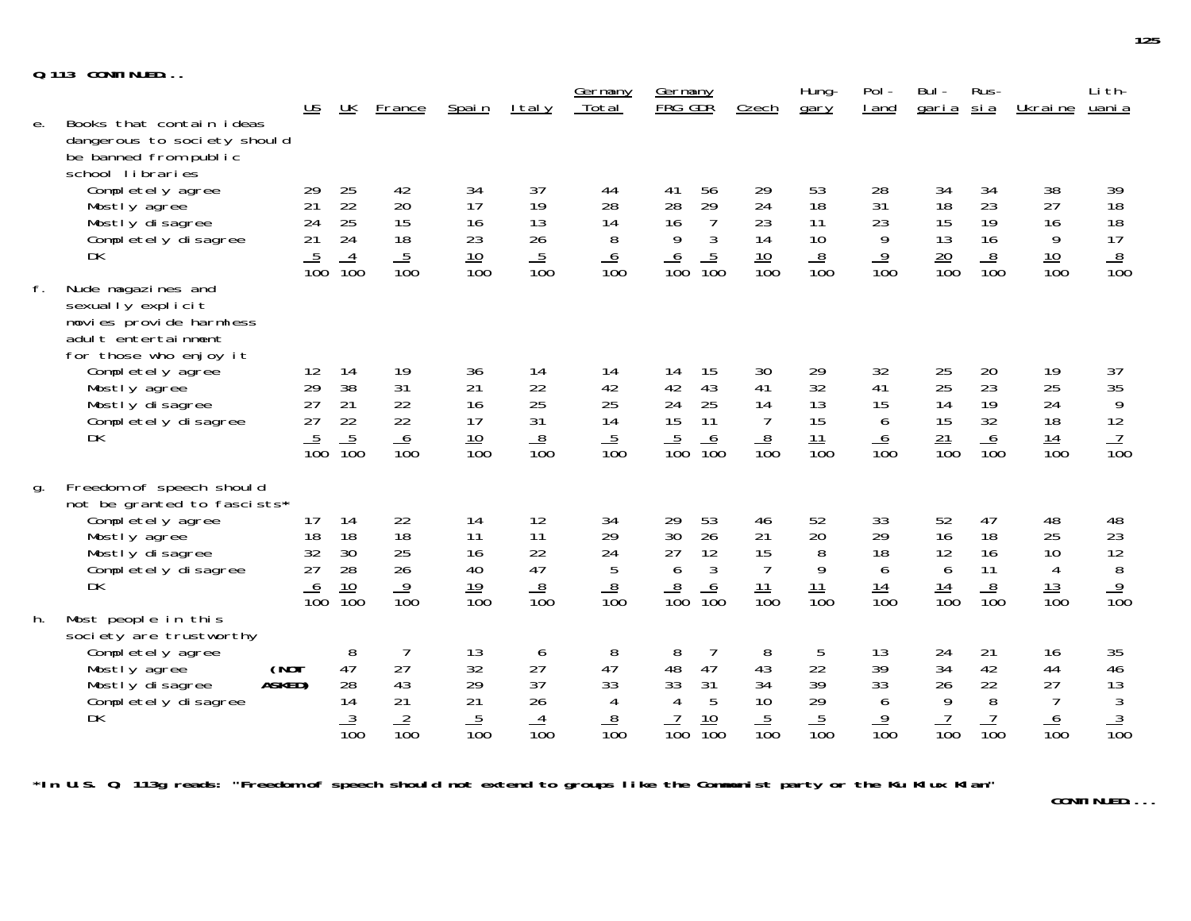**Q.113 CONTINUED...**

| | US | UK | France | Spain | Italy | Germany Total | Germany FRG | Germany GDR | Czech | Hungary | Poland | Bulgaria | Russia | Ukraine | Lithuania |
|---|---|---|---|---|---|---|---|---|---|---|---|---|---|---|---|
| **e. Books that contain ideas dangerous to society should be banned from public school libraries** | | | | | | | | | | | | | | | |
| Completely agree | 29 | 25 | 42 | 34 | 37 | 44 | 41 | 56 | 29 | 53 | 28 | 34 | 34 | 38 | 39 |
| Mostly agree | 21 | 22 | 20 | 17 | 19 | 28 | 28 | 29 | 24 | 18 | 31 | 18 | 23 | 27 | 18 |
| Mostly disagree | 24 | 25 | 15 | 16 | 13 | 14 | 16 | 7 | 23 | 11 | 23 | 15 | 19 | 16 | 18 |
| Completely disagree | 21 | 24 | 18 | 23 | 26 | 8 | 9 | 3 | 14 | 10 | 9 | 13 | 16 | 9 | 17 |
| DK | 5 | 4 | 5 | 10 | 5 | 6 | 6 | 5 | 10 | 8 | 9 | 20 | 8 | 10 | 8 |
| | 100 | 100 | 100 | 100 | 100 | 100 | 100 | 100 | 100 | 100 | 100 | 100 | 100 | 100 | 100 |
| **f. Nude magazines and sexually explicit movies provide harmless adult entertainment for those who enjoy it** | | | | | | | | | | | | | | | |
| Completely agree | 12 | 14 | 19 | 36 | 14 | 14 | 14 | 15 | 30 | 29 | 32 | 25 | 20 | 19 | 37 |
| Mostly agree | 29 | 38 | 31 | 21 | 22 | 42 | 42 | 43 | 41 | 32 | 41 | 25 | 23 | 25 | 35 |
| Mostly disagree | 27 | 21 | 22 | 16 | 25 | 25 | 24 | 25 | 14 | 13 | 15 | 14 | 19 | 24 | 9 |
| Completely disagree | 27 | 22 | 22 | 17 | 31 | 14 | 15 | 11 | 7 | 15 | 6 | 15 | 32 | 18 | 12 |
| DK | 5 | 5 | 6 | 10 | 8 | 5 | 5 | 6 | 8 | 11 | 6 | 21 | 6 | 14 | 7 |
| | 100 | 100 | 100 | 100 | 100 | 100 | 100 | 100 | 100 | 100 | 100 | 100 | 100 | 100 | 100 |
| **g. Freedom of speech should not be granted to fascists*** | | | | | | | | | | | | | | | |
| Completely agree | 17 | 14 | 22 | 14 | 12 | 34 | 29 | 53 | 46 | 52 | 33 | 52 | 47 | 48 | 48 |
| Mostly agree | 18 | 18 | 18 | 11 | 11 | 29 | 30 | 26 | 21 | 20 | 29 | 16 | 18 | 25 | 23 |
| Mostly disagree | 32 | 30 | 25 | 16 | 22 | 24 | 27 | 12 | 15 | 8 | 18 | 12 | 16 | 10 | 12 |
| Completely disagree | 27 | 28 | 26 | 40 | 47 | 5 | 6 | 3 | 7 | 9 | 6 | 6 | 11 | 4 | 8 |
| DK | 6 | 10 | 9 | 19 | 8 | 8 | 8 | 6 | 11 | 11 | 14 | 14 | 8 | 13 | 9 |
| | 100 | 100 | 100 | 100 | 100 | 100 | 100 | 100 | 100 | 100 | 100 | 100 | 100 | 100 | 100 |
| **h. Most people in this society are trustworthy** | | | | | | | | | | | | | | | |
| Completely agree | (NOT ASKED) | 8 | 7 | 13 | 6 | 8 | 8 | 7 | 8 | 5 | 13 | 24 | 21 | 16 | 35 |
| Mostly agree | | 47 | 27 | 32 | 27 | 47 | 48 | 47 | 43 | 22 | 39 | 34 | 42 | 44 | 46 |
| Mostly disagree | | 28 | 43 | 29 | 37 | 33 | 33 | 31 | 34 | 39 | 33 | 26 | 22 | 27 | 13 |
| Completely disagree | | 14 | 21 | 21 | 26 | 4 | 4 | 5 | 10 | 29 | 6 | 9 | 8 | 7 | 3 |
| DK | | 3 | 2 | 5 | 4 | 8 | 7 | 10 | 5 | 5 | 9 | 7 | 7 | 6 | 3 |
| | | 100 | 100 | 100 | 100 | 100 | 100 | 100 | 100 | 100 | 100 | 100 | 100 | 100 | 100 |

**\*In U.S. Q. 113g reads: "Freedom of speech should not extend to groups like the Communist party or the Ku Klux Klan"**

**CONTINUED....**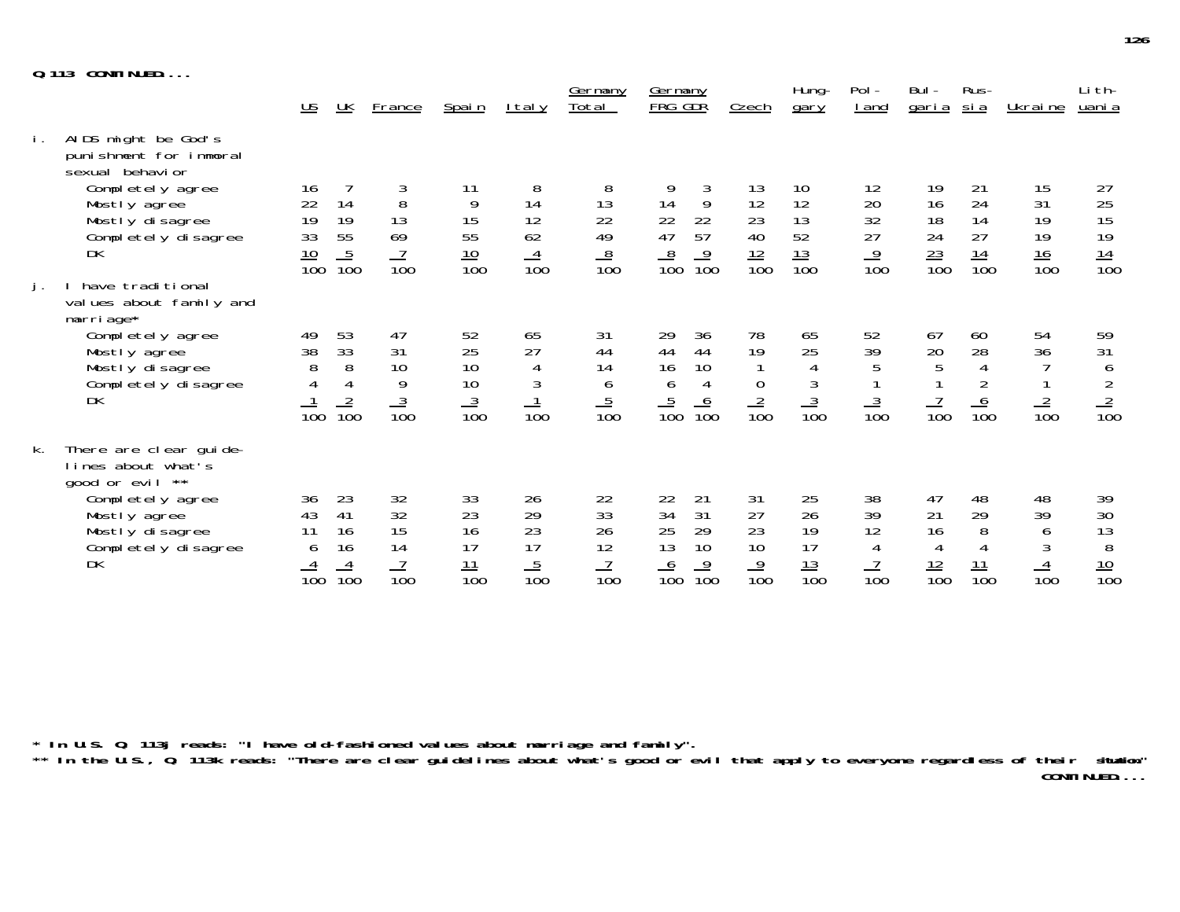**Q.113 CONTINUED...**

| | US | UK | France | Spain | Italy | Germany Total | Germany FRG | Germany GDR | Czech | Hungary | Poland | Bulgaria | Russia | Ukraine | Lithuania |
|---|---|---|---|---|---|---|---|---|---|---|---|---|---|---|---|
| **i. AIDS might be God's punishment for immoral sexual behavior** | | | | | | | | | | | | | | | |
| Completely agree | 16 | 7 | 3 | 11 | 8 | 8 | 9 | 3 | 13 | 10 | 12 | 19 | 21 | 15 | 27 |
| Mostly agree | 22 | 14 | 8 | 9 | 14 | 13 | 14 | 9 | 12 | 12 | 20 | 16 | 24 | 31 | 25 |
| Mostly disagree | 19 | 19 | 13 | 15 | 12 | 22 | 22 | 22 | 23 | 13 | 32 | 18 | 14 | 19 | 15 |
| Completely disagree | 33 | 55 | 69 | 55 | 62 | 49 | 47 | 57 | 40 | 52 | 27 | 24 | 27 | 19 | 19 |
| DK | 10 | 5 | 7 | 10 | 4 | 8 | 8 | 9 | 12 | 13 | 9 | 23 | 14 | 16 | 14 |
| | 100 | 100 | 100 | 100 | 100 | 100 | 100 | 100 | 100 | 100 | 100 | 100 | 100 | 100 | 100 |
| **j. I have traditional values about family and marriage*** | | | | | | | | | | | | | | | |
| Completely agree | 49 | 53 | 47 | 52 | 65 | 31 | 29 | 36 | 78 | 65 | 52 | 67 | 60 | 54 | 59 |
| Mostly agree | 38 | 33 | 31 | 25 | 27 | 44 | 44 | 44 | 19 | 25 | 39 | 20 | 28 | 36 | 31 |
| Mostly disagree | 8 | 8 | 10 | 10 | 4 | 14 | 16 | 10 | 1 | 4 | 5 | 5 | 4 | 7 | 6 |
| Completely disagree | 4 | 4 | 9 | 10 | 3 | 6 | 6 | 4 | 0 | 3 | 1 | 1 | 2 | 1 | 2 |
| DK | 1 | 2 | 3 | 3 | 1 | 5 | 5 | 6 | 2 | 3 | 3 | 7 | 6 | 2 | 2 |
| | 100 | 100 | 100 | 100 | 100 | 100 | 100 | 100 | 100 | 100 | 100 | 100 | 100 | 100 | 100 |
| **k. There are clear guidelines about what's good or evil **** | | | | | | | | | | | | | | | |
| Completely agree | 36 | 23 | 32 | 33 | 26 | 22 | 22 | 21 | 31 | 25 | 38 | 47 | 48 | 48 | 39 |
| Mostly agree | 43 | 41 | 32 | 23 | 29 | 33 | 34 | 31 | 27 | 26 | 39 | 21 | 29 | 39 | 30 |
| Mostly disagree | 11 | 16 | 15 | 16 | 23 | 26 | 25 | 29 | 23 | 19 | 12 | 16 | 8 | 6 | 13 |
| Completely disagree | 6 | 16 | 14 | 17 | 17 | 12 | 13 | 10 | 10 | 17 | 4 | 4 | 4 | 3 | 8 |
| DK | 4 | 4 | 7 | 11 | 5 | 7 | 6 | 9 | 9 | 13 | 7 | 12 | 11 | 4 | 10 |
| | 100 | 100 | 100 | 100 | 100 | 100 | 100 | 100 | 100 | 100 | 100 | 100 | 100 | 100 | 100 |

**\* In U.S. Q. 113j reads: "I have old-fashioned values about marriage and family".**

**\*\* In the U.S., Q. 113k reads: "There are clear guidelines about what's good or evil that apply to everyone regardless of their situation"**

**CONTINUED...**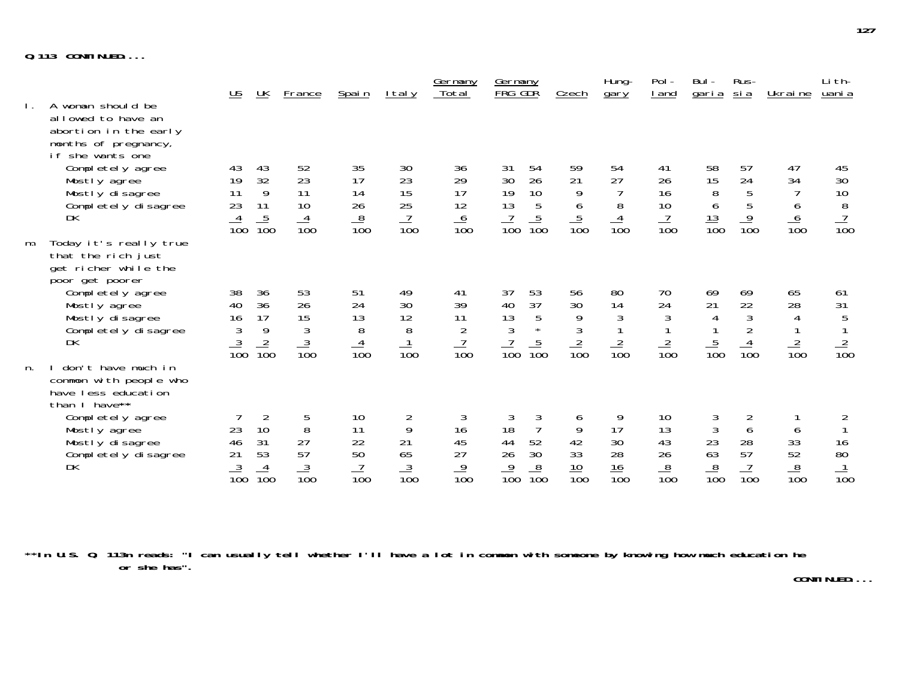**Q.113 CONTINUED...**

| | US | UK | France | Spain | Italy | Germany Total | Germany FRG | Germany GDR | Czech | Hungary | Poland | Bulgaria | Russia | Ukraine | Lithuania |
|---|---|---|---|---|---|---|---|---|---|---|---|---|---|---|---|
| **l. A woman should be allowed to have an abortion in the early months of pregnancy, if she wants one** | | | | | | | | | | | | | | | |
| Completely agree | 43 | 43 | 52 | 35 | 30 | 36 | 31 | 54 | 59 | 54 | 41 | 58 | 57 | 47 | 45 |
| Mostly agree | 19 | 32 | 23 | 17 | 23 | 29 | 30 | 26 | 21 | 27 | 26 | 15 | 24 | 34 | 30 |
| Mostly disagree | 11 | 9 | 11 | 14 | 15 | 17 | 19 | 10 | 9 | 7 | 16 | 8 | 5 | 7 | 10 |
| Completely disagree | 23 | 11 | 10 | 26 | 25 | 12 | 13 | 5 | 6 | 8 | 10 | 6 | 5 | 6 | 8 |
| DK | 4 | 5 | 4 | 8 | 7 | 6 | 7 | 5 | 5 | 4 | 7 | 13 | 9 | 6 | 7 |
| | 100 | 100 | 100 | 100 | 100 | 100 | 100 | 100 | 100 | 100 | 100 | 100 | 100 | 100 | 100 |
| **m. Today it's really true that the rich just get richer while the poor get poorer** | | | | | | | | | | | | | | | |
| Completely agree | 38 | 36 | 53 | 51 | 49 | 41 | 37 | 53 | 56 | 80 | 70 | 69 | 69 | 65 | 61 |
| Mostly agree | 40 | 36 | 26 | 24 | 30 | 39 | 40 | 37 | 30 | 14 | 24 | 21 | 22 | 28 | 31 |
| Mostly disagree | 16 | 17 | 15 | 13 | 12 | 11 | 13 | 5 | 9 | 3 | 3 | 4 | 3 | 4 | 5 |
| Completely disagree | 3 | 9 | 3 | 8 | 8 | 2 | 3 | * | 3 | 1 | 1 | 1 | 2 | 1 | 1 |
| DK | 3 | 2 | 3 | 4 | 1 | 7 | 7 | 5 | 2 | 2 | 2 | 5 | 4 | 2 | 2 |
| | 100 | 100 | 100 | 100 | 100 | 100 | 100 | 100 | 100 | 100 | 100 | 100 | 100 | 100 | 100 |
| **n. I don't have much in common with people who have less education than I have\*\*** | | | | | | | | | | | | | | | |
| Completely agree | 7 | 2 | 5 | 10 | 2 | 3 | 3 | 3 | 6 | 9 | 10 | 3 | 2 | 1 | 2 |
| Mostly agree | 23 | 10 | 8 | 11 | 9 | 16 | 18 | 7 | 9 | 17 | 13 | 3 | 6 | 6 | 1 |
| Mostly disagree | 46 | 31 | 27 | 22 | 21 | 45 | 44 | 52 | 42 | 30 | 43 | 23 | 28 | 33 | 16 |
| Completely disagree | 21 | 53 | 57 | 50 | 65 | 27 | 26 | 30 | 33 | 28 | 26 | 63 | 57 | 52 | 80 |
| DK | 3 | 4 | 3 | 7 | 3 | 9 | 9 | 8 | 10 | 16 | 8 | 8 | 7 | 8 | 1 |
| | 100 | 100 | 100 | 100 | 100 | 100 | 100 | 100 | 100 | 100 | 100 | 100 | 100 | 100 | 100 |

**\*\*In U.S. Q. 113n reads: "I can usually tell whether I'll have a lot in common with someone by knowing how much education he or she has".**

**CONTINUED...**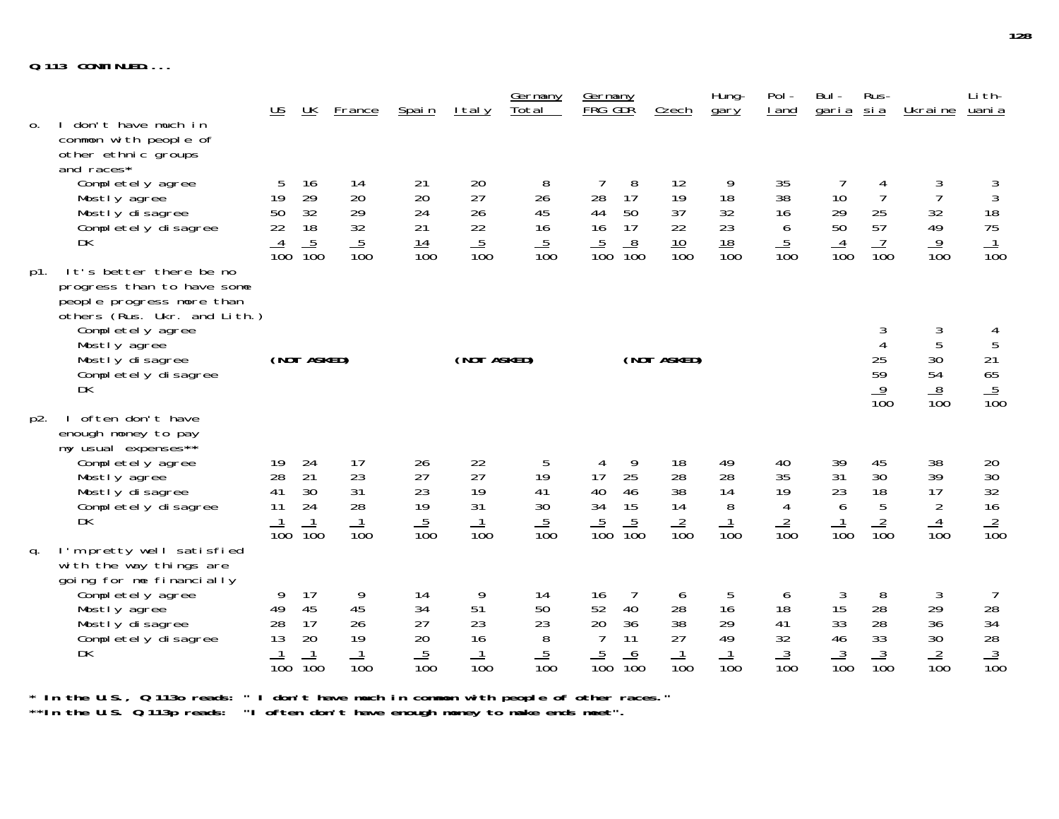**Q.113 CONTINUED...**

| | US | UK | France | Spain | Italy | Germany Total | Germany FRG | Germany GDR | Czech | Hungary | Poland | Bulgaria | Russia | Ukraine | Lithuania |
|---|---|---|---|---|---|---|---|---|---|---|---|---|---|---|---|
| **o. I don't have much in common with people of other ethnic groups and races*** | | | | | | | | | | | | | | | |
| Completely agree | 5 | 16 | 14 | 21 | 20 | 8 | 7 | 8 | 12 | 9 | 35 | 7 | 4 | 3 | 3 |
| Mostly agree | 19 | 29 | 20 | 20 | 27 | 26 | 28 | 17 | 19 | 18 | 38 | 10 | 7 | 7 | 3 |
| Mostly disagree | 50 | 32 | 29 | 24 | 26 | 45 | 44 | 50 | 37 | 32 | 16 | 29 | 25 | 32 | 18 |
| Completely disagree | 22 | 18 | 32 | 21 | 22 | 16 | 16 | 17 | 22 | 23 | 6 | 50 | 57 | 49 | 75 |
| DK | 4 | 5 | 5 | 14 | 5 | 5 | 5 | 8 | 10 | 18 | 5 | 4 | 7 | 9 | 1 |
| | 100 | 100 | 100 | 100 | 100 | 100 | 100 | 100 | 100 | 100 | 100 | 100 | 100 | 100 | 100 |
| **p1. It's better there be no progress than to have some people progress more than others (Rus. Ukr. and Lith.)** | | | | | | | | | | | | | | | |
| Completely agree | (NOT ASKED) | | | | (NOT ASKED) | | | | (NOT ASKED) | | | | 3 | 3 | 4 |
| Mostly agree | | | | | | | | | | | | | 4 | 5 | 5 |
| Mostly disagree | | | | | | | | | | | | | 25 | 30 | 21 |
| Completely disagree | | | | | | | | | | | | | 59 | 54 | 65 |
| DK | | | | | | | | | | | | | 9 | 8 | 5 |
| | | | | | | | | | | | | | 100 | 100 | 100 |
| **p2. I often don't have enough money to pay my usual expenses**** | | | | | | | | | | | | | | | |
| Completely agree | 19 | 24 | 17 | 26 | 22 | 5 | 4 | 9 | 18 | 49 | 40 | 39 | 45 | 38 | 20 |
| Mostly agree | 28 | 21 | 23 | 27 | 27 | 19 | 17 | 25 | 28 | 28 | 35 | 31 | 30 | 39 | 30 |
| Mostly disagree | 41 | 30 | 31 | 23 | 19 | 41 | 40 | 46 | 38 | 14 | 19 | 23 | 18 | 17 | 32 |
| Completely disagree | 11 | 24 | 28 | 19 | 31 | 30 | 34 | 15 | 14 | 8 | 4 | 6 | 5 | 2 | 16 |
| DK | 1 | 1 | 1 | 5 | 1 | 5 | 5 | 5 | 2 | 1 | 2 | 1 | 2 | 4 | 2 |
| | 100 | 100 | 100 | 100 | 100 | 100 | 100 | 100 | 100 | 100 | 100 | 100 | 100 | 100 | 100 |
| **q. I'm pretty well satisfied with the way things are going for me financially** | | | | | | | | | | | | | | | |
| Completely agree | 9 | 17 | 9 | 14 | 9 | 14 | 16 | 7 | 6 | 5 | 6 | 3 | 8 | 3 | 7 |
| Mostly agree | 49 | 45 | 45 | 34 | 51 | 50 | 52 | 40 | 28 | 16 | 18 | 15 | 28 | 29 | 28 |
| Mostly disagree | 28 | 17 | 26 | 27 | 23 | 23 | 20 | 36 | 38 | 29 | 41 | 33 | 28 | 36 | 34 |
| Completely disagree | 13 | 20 | 19 | 20 | 16 | 8 | 7 | 11 | 27 | 49 | 32 | 46 | 33 | 30 | 28 |
| DK | 1 | 1 | 1 | 5 | 1 | 5 | 5 | 6 | 1 | 1 | 3 | 3 | 3 | 2 | 3 |
| | 100 | 100 | 100 | 100 | 100 | 100 | 100 | 100 | 100 | 100 | 100 | 100 | 100 | 100 | 100 |

**\* In the U.S., Q.113o reads: " I don't have much in common with people of other races."**

**\*\*In the U.S. Q.113p reads: "I often don't have enough money to make ends meet".**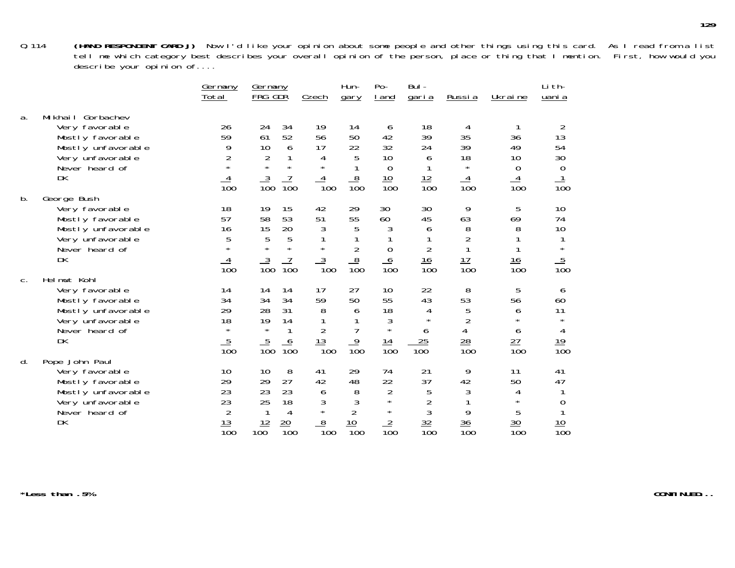Q.114 **(HAND RESPONDENT CARD J)** Now I'd like your opinion about some people and other things using this card. As I read from a list tell me which category best describes your overall opinion of the person, place or thing that I mention. First, how would you describe your opinion of....

| | Germany Total | Germany FRG | Germany GDR | Czech | Hungary | Poland | Bulgaria | Russia | Ukraine | Lithuania |
|---|---|---|---|---|---|---|---|---|---|---|
| **a. Mikhail Gorbachev** | | | | | | | | | | |
| Very favorable | 26 | 24 | 34 | 19 | 14 | 6 | 18 | 4 | 1 | 2 |
| Mostly favorable | 59 | 61 | 52 | 56 | 50 | 42 | 39 | 35 | 36 | 13 |
| Mostly unfavorable | 9 | 10 | 6 | 17 | 22 | 32 | 24 | 39 | 49 | 54 |
| Very unfavorable | 2 | 2 | 1 | 4 | 5 | 10 | 6 | 18 | 10 | 30 |
| Never heard of | * | * | * | * | 1 | 0 | 1 | * | 0 | 0 |
| DK | 4 | 3 | 7 | 4 | 8 | 10 | 12 | 4 | 4 | 1 |
| | 100 | 100 | 100 | 100 | 100 | 100 | 100 | 100 | 100 | 100 |
| **b. George Bush** | | | | | | | | | | |
| Very favorable | 18 | 19 | 15 | 42 | 29 | 30 | 30 | 9 | 5 | 10 |
| Mostly favorable | 57 | 58 | 53 | 51 | 55 | 60 | 45 | 63 | 69 | 74 |
| Mostly unfavorable | 16 | 15 | 20 | 3 | 5 | 3 | 6 | 8 | 8 | 10 |
| Very unfavorable | 5 | 5 | 5 | 1 | 1 | 1 | 1 | 2 | 1 | 1 |
| Never heard of | * | * | * | * | 2 | 0 | 2 | 1 | 1 | * |
| DK | 4 | 3 | 7 | 3 | 8 | 6 | 16 | 17 | 16 | 5 |
| | 100 | 100 | 100 | 100 | 100 | 100 | 100 | 100 | 100 | 100 |
| **c. Helmut Kohl** | | | | | | | | | | |
| Very favorable | 14 | 14 | 14 | 17 | 27 | 10 | 22 | 8 | 5 | 6 |
| Mostly favorable | 34 | 34 | 34 | 59 | 50 | 55 | 43 | 53 | 56 | 60 |
| Mostly unfavorable | 29 | 28 | 31 | 8 | 6 | 18 | 4 | 5 | 6 | 11 |
| Very unfavorable | 18 | 19 | 14 | 1 | 1 | 3 | * | 2 | * | * |
| Never heard of | * | * | 1 | 2 | 7 | * | 6 | 4 | 6 | 4 |
| DK | 5 | 5 | 6 | 13 | 9 | 14 | 25 | 28 | 27 | 19 |
| | 100 | 100 | 100 | 100 | 100 | 100 | 100 | 100 | 100 | 100 |
| **d. Pope John Paul** | | | | | | | | | | |
| Very favorable | 10 | 10 | 8 | 41 | 29 | 74 | 21 | 9 | 11 | 41 |
| Mostly favorable | 29 | 29 | 27 | 42 | 48 | 22 | 37 | 42 | 50 | 47 |
| Mostly unfavorable | 23 | 23 | 23 | 6 | 8 | 2 | 5 | 3 | 4 | 1 |
| Very unfavorable | 23 | 25 | 18 | 3 | 3 | * | 2 | 1 | * | 0 |
| Never heard of | 2 | 1 | 4 | * | 2 | * | 3 | 9 | 5 | 1 |
| DK | 13 | 12 | 20 | 8 | 10 | 2 | 32 | 36 | 30 | 10 |
| | 100 | 100 | 100 | 100 | 100 | 100 | 100 | 100 | 100 | 100 |

**\*Less than .5%**

**CONTINUED...**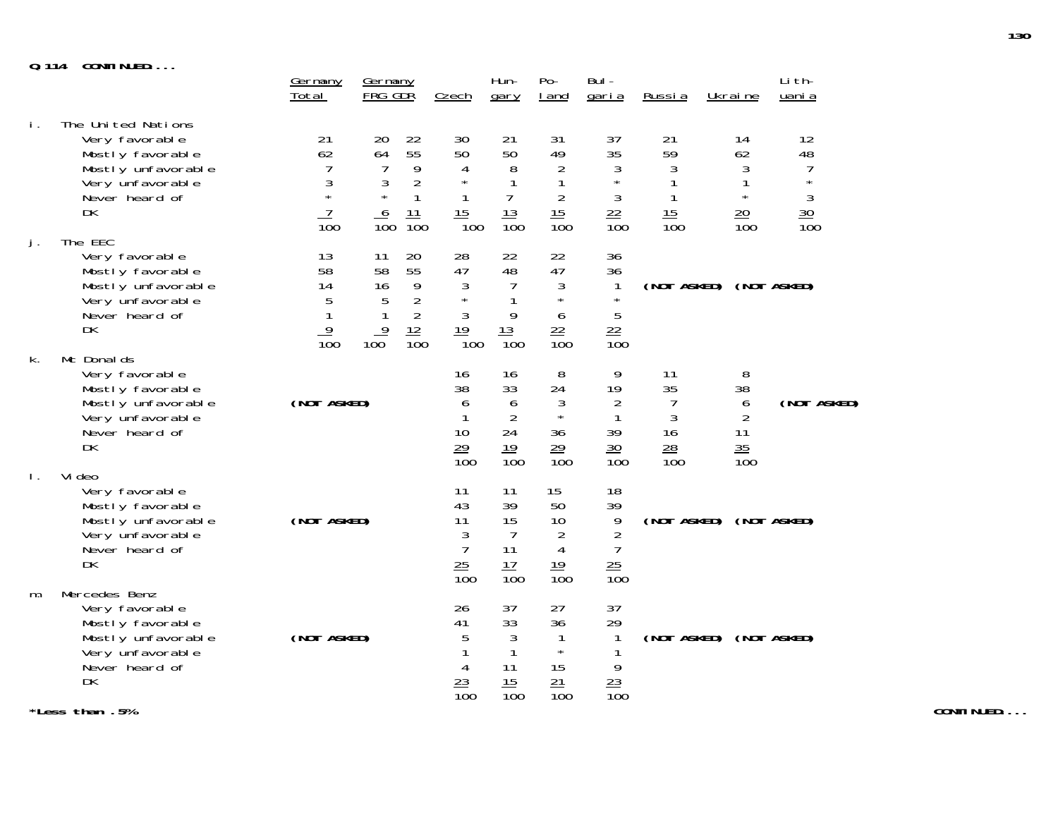**Q.114 CONTINUED...**

| | Germany Total | Germany FRG | Germany GDR | Czech | Hun-gary | Po-land | Bul-garia | Russia | Ukraine | Lith-uania |
|---|---|---|---|---|---|---|---|---|---|---|
| **i. The United Nations** | | | | | | | | | | |
| Very favorable | 21 | 20 | 22 | 30 | 21 | 31 | 37 | 21 | 14 | 12 |
| Mostly favorable | 62 | 64 | 55 | 50 | 50 | 49 | 35 | 59 | 62 | 48 |
| Mostly unfavorable | 7 | 7 | 9 | 4 | 8 | 2 | 3 | 3 | 3 | 7 |
| Very unfavorable | 3 | 3 | 2 | * | 1 | 1 | * | 1 | 1 | * |
| Never heard of | * | * | 1 | 1 | 7 | 2 | 3 | 1 | * | 3 |
| DK | 7 | 6 | 11 | 15 | 13 | 15 | 22 | 15 | 20 | 30 |
| | 100 | 100 | 100 | 100 | 100 | 100 | 100 | 100 | 100 | 100 |
| **j. The EEC** | | | | | | | | | | |
| Very favorable | 13 | 11 | 20 | 28 | 22 | 22 | 36 | (NOT ASKED) | (NOT ASKED) | |
| Mostly favorable | 58 | 58 | 55 | 47 | 48 | 47 | 36 | | | |
| Mostly unfavorable | 14 | 16 | 9 | 3 | 7 | 3 | 1 | | | |
| Very unfavorable | 5 | 5 | 2 | * | 1 | * | * | | | |
| Never heard of | 1 | 1 | 2 | 3 | 9 | 6 | 5 | | | |
| DK | 9 | 9 | 12 | 19 | 13 | 22 | 22 | | | |
| | 100 | 100 | 100 | 100 | 100 | 100 | 100 | | | |
| **k. Mc Donalds** | | | | | | | | | | |
| Very favorable | (NOT ASKED) | | | 16 | 16 | 8 | 9 | 11 | 8 | (NOT ASKED) |
| Mostly favorable | | | | 38 | 33 | 24 | 19 | 35 | 38 | |
| Mostly unfavorable | | | | 6 | 6 | 3 | 2 | 7 | 6 | |
| Very unfavorable | | | | 1 | 2 | * | 1 | 3 | 2 | |
| Never heard of | | | | 10 | 24 | 36 | 39 | 16 | 11 | |
| DK | | | | 29 | 19 | 29 | 30 | 28 | 35 | |
| | | | | 100 | 100 | 100 | 100 | 100 | 100 | |
| **l. Video** | | | | | | | | | | |
| Very favorable | (NOT ASKED) | | | 11 | 11 | 15 | 18 | (NOT ASKED) | (NOT ASKED) | |
| Mostly favorable | | | | 43 | 39 | 50 | 39 | | | |
| Mostly unfavorable | | | | 11 | 15 | 10 | 9 | | | |
| Very unfavorable | | | | 3 | 7 | 2 | 2 | | | |
| Never heard of | | | | 7 | 11 | 4 | 7 | | | |
| DK | | | | 25 | 17 | 19 | 25 | | | |
| | | | | 100 | 100 | 100 | 100 | | | |
| **m. Mercedes Benz** | | | | | | | | | | |
| Very favorable | (NOT ASKED) | | | 26 | 37 | 27 | 37 | (NOT ASKED) | (NOT ASKED) | |
| Mostly favorable | | | | 41 | 33 | 36 | 29 | | | |
| Mostly unfavorable | | | | 5 | 3 | 1 | 1 | | | |
| Very unfavorable | | | | 1 | 1 | * | 1 | | | |
| Never heard of | | | | 4 | 11 | 15 | 9 | | | |
| DK | | | | 23 | 15 | 21 | 23 | | | |
| | | | | 100 | 100 | 100 | 100 | | | |

**\*Less than .5%**

**CONTINUED...**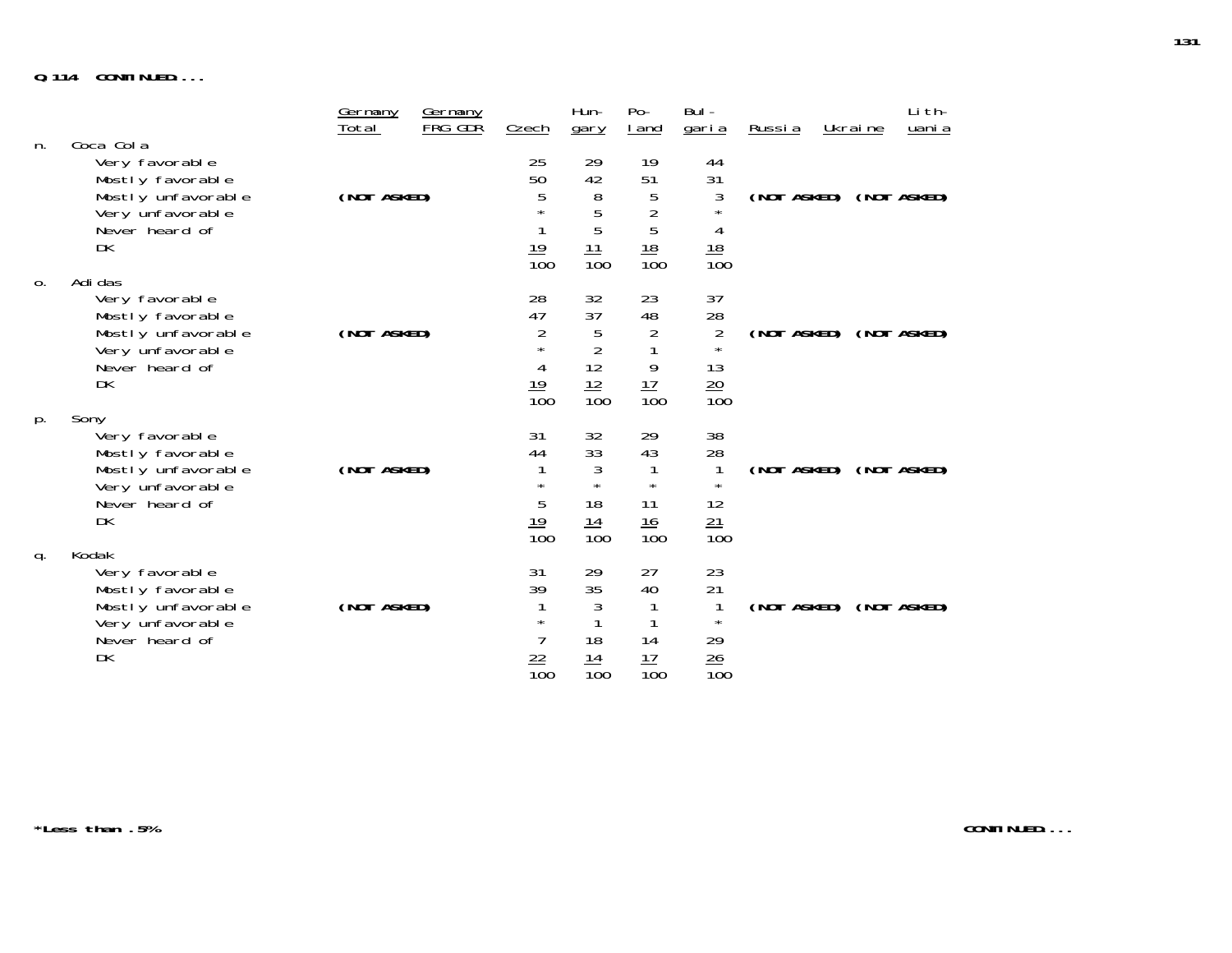**Q.114 CONTINUED...**

| | Germany Total | Germany FRG GDR | Czech | Hun-gary | Po-land | Bul-garia | Russia | Ukraine | Lith-uania |
|---|---|---|---|---|---|---|---|---|---|
| **n. Coca Cola** | | | | | | | | | |
| Very favorable | | | 25 | 29 | 19 | 44 | | | |
| Mostly favorable | | | 50 | 42 | 51 | 31 | | | |
| Mostly unfavorable | (NOT ASKED) | | 5 | 8 | 5 | 3 | (NOT ASKED) | (NOT ASKED) | |
| Very unfavorable | | | * | 5 | 2 | * | | | |
| Never heard of | | | 1 | 5 | 5 | 4 | | | |
| DK | | | 19 | 11 | 18 | 18 | | | |
| | | | 100 | 100 | 100 | 100 | | | |
| **o. Adidas** | | | | | | | | | |
| Very favorable | | | 28 | 32 | 23 | 37 | | | |
| Mostly favorable | | | 47 | 37 | 48 | 28 | | | |
| Mostly unfavorable | (NOT ASKED) | | 2 | 5 | 2 | 2 | (NOT ASKED) | (NOT ASKED) | |
| Very unfavorable | | | * | 2 | 1 | * | | | |
| Never heard of | | | 4 | 12 | 9 | 13 | | | |
| DK | | | 19 | 12 | 17 | 20 | | | |
| | | | 100 | 100 | 100 | 100 | | | |
| **p. Sony** | | | | | | | | | |
| Very favorable | | | 31 | 32 | 29 | 38 | | | |
| Mostly favorable | | | 44 | 33 | 43 | 28 | | | |
| Mostly unfavorable | (NOT ASKED) | | 1 | 3 | 1 | 1 | (NOT ASKED) | (NOT ASKED) | |
| Very unfavorable | | | * | * | * | * | | | |
| Never heard of | | | 5 | 18 | 11 | 12 | | | |
| DK | | | 19 | 14 | 16 | 21 | | | |
| | | | 100 | 100 | 100 | 100 | | | |
| **q. Kodak** | | | | | | | | | |
| Very favorable | | | 31 | 29 | 27 | 23 | | | |
| Mostly favorable | | | 39 | 35 | 40 | 21 | | | |
| Mostly unfavorable | (NOT ASKED) | | 1 | 3 | 1 | 1 | (NOT ASKED) | (NOT ASKED) | |
| Very unfavorable | | | * | 1 | 1 | * | | | |
| Never heard of | | | 7 | 18 | 14 | 29 | | | |
| DK | | | 22 | 14 | 17 | 26 | | | |
| | | | 100 | 100 | 100 | 100 | | | |

*Less than .5%

CONTINUED...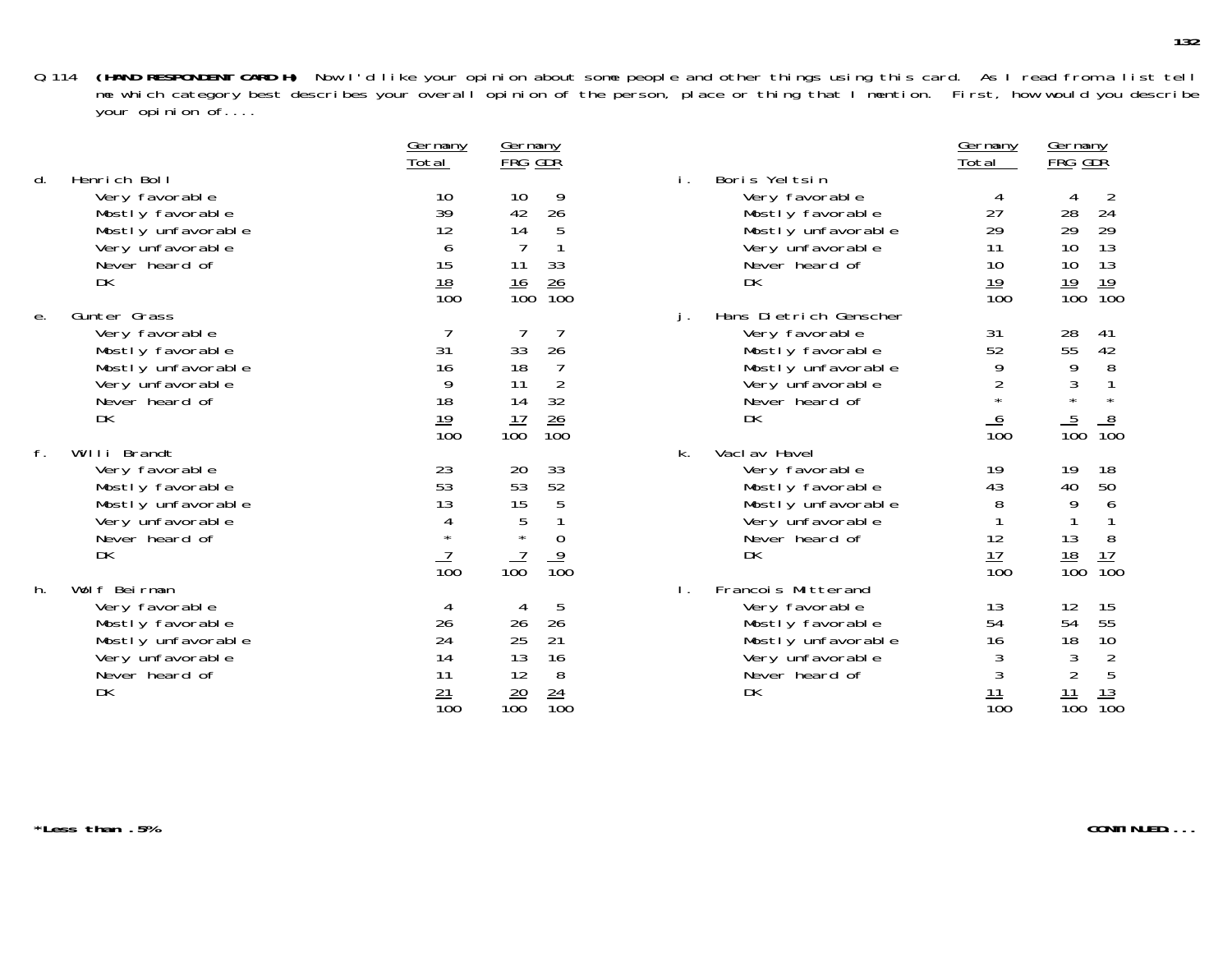Q.114 **(HAND RESPONDENT CARD H)** Now I'd like your opinion about some people and other things using this card. As I read from a list tell me which category best describes your overall opinion of the person, place or thing that I mention. First, how would you describe your opinion of....

| | Germany Total | Germany FRG | Germany GDR |
|---|---|---|---|
| **d. Henrich Boll** | | | |
| Very favorable | 10 | 10 | 9 |
| Mostly favorable | 39 | 42 | 26 |
| Mostly unfavorable | 12 | 14 | 5 |
| Very unfavorable | 6 | 7 | 1 |
| Never heard of | 15 | 11 | 33 |
| DK | 18 | 16 | 26 |
| | 100 | 100 | 100 |
| **e. Gunter Grass** | | | |
| Very favorable | 7 | 7 | 7 |
| Mostly favorable | 31 | 33 | 26 |
| Mostly unfavorable | 16 | 18 | 7 |
| Very unfavorable | 9 | 11 | 2 |
| Never heard of | 18 | 14 | 32 |
| DK | 19 | 17 | 26 |
| | 100 | 100 | 100 |
| **f. Willi Brandt** | | | |
| Very favorable | 23 | 20 | 33 |
| Mostly favorable | 53 | 53 | 52 |
| Mostly unfavorable | 13 | 15 | 5 |
| Very unfavorable | 4 | 5 | 1 |
| Never heard of | * | * | 0 |
| DK | 7 | 7 | 9 |
| | 100 | 100 | 100 |
| **h. Wolf Beirman** | | | |
| Very favorable | 4 | 4 | 5 |
| Mostly favorable | 26 | 26 | 26 |
| Mostly unfavorable | 24 | 25 | 21 |
| Very unfavorable | 14 | 13 | 16 |
| Never heard of | 11 | 12 | 8 |
| DK | 21 | 20 | 24 |
| | 100 | 100 | 100 |
| **i. Boris Yeltsin** | | | |
| Very favorable | 4 | 4 | 2 |
| Mostly favorable | 27 | 28 | 24 |
| Mostly unfavorable | 29 | 29 | 29 |
| Very unfavorable | 11 | 10 | 13 |
| Never heard of | 10 | 10 | 13 |
| DK | 19 | 19 | 19 |
| | 100 | 100 | 100 |
| **j. Hans Dietrich Genscher** | | | |
| Very favorable | 31 | 28 | 41 |
| Mostly favorable | 52 | 55 | 42 |
| Mostly unfavorable | 9 | 9 | 8 |
| Very unfavorable | 2 | 3 | 1 |
| Never heard of | * | * | * |
| DK | 6 | 5 | 8 |
| | 100 | 100 | 100 |
| **k. Vaclav Havel** | | | |
| Very favorable | 19 | 19 | 18 |
| Mostly favorable | 43 | 40 | 50 |
| Mostly unfavorable | 8 | 9 | 6 |
| Very unfavorable | 1 | 1 | 1 |
| Never heard of | 12 | 13 | 8 |
| DK | 17 | 18 | 17 |
| | 100 | 100 | 100 |
| **l. Francois Mitterand** | | | |
| Very favorable | 13 | 12 | 15 |
| Mostly favorable | 54 | 54 | 55 |
| Mostly unfavorable | 16 | 18 | 10 |
| Very unfavorable | 3 | 3 | 2 |
| Never heard of | 3 | 2 | 5 |
| DK | 11 | 11 | 13 |
| | 100 | 100 | 100 |

*Less than .5%

**CONTINUED....**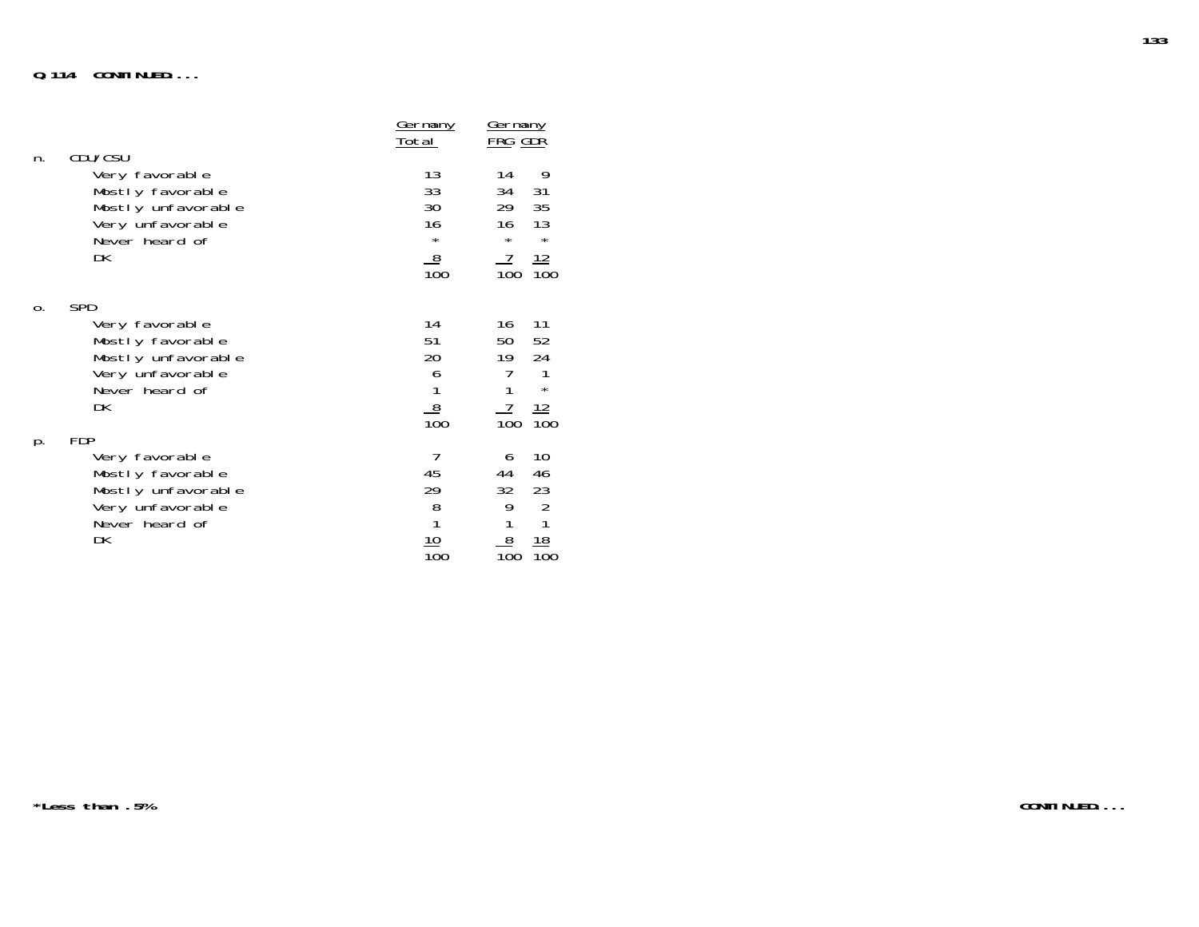**Q.114 CONTINUED...**

| | Germany Total | Germany FRG | Germany GDR |
|---|---|---|---|
| **n. CDU/CSU** | | | |
| Very favorable | 13 | 14 | 9 |
| Mostly favorable | 33 | 34 | 31 |
| Mostly unfavorable | 30 | 29 | 35 |
| Very unfavorable | 16 | 16 | 13 |
| Never heard of | * | * | * |
| DK | 8 | 7 | 12 |
| | 100 | 100 | 100 |
| **o. SPD** | | | |
| Very favorable | 14 | 16 | 11 |
| Mostly favorable | 51 | 50 | 52 |
| Mostly unfavorable | 20 | 19 | 24 |
| Very unfavorable | 6 | 7 | 1 |
| Never heard of | 1 | 1 | * |
| DK | 8 | 7 | 12 |
| | 100 | 100 | 100 |
| **p. FDP** | | | |
| Very favorable | 7 | 6 | 10 |
| Mostly favorable | 45 | 44 | 46 |
| Mostly unfavorable | 29 | 32 | 23 |
| Very unfavorable | 8 | 9 | 2 |
| Never heard of | 1 | 1 | 1 |
| DK | 10 | 8 | 18 |
| | 100 | 100 | 100 |

**\*Less than .5%**

**CONTINUED...**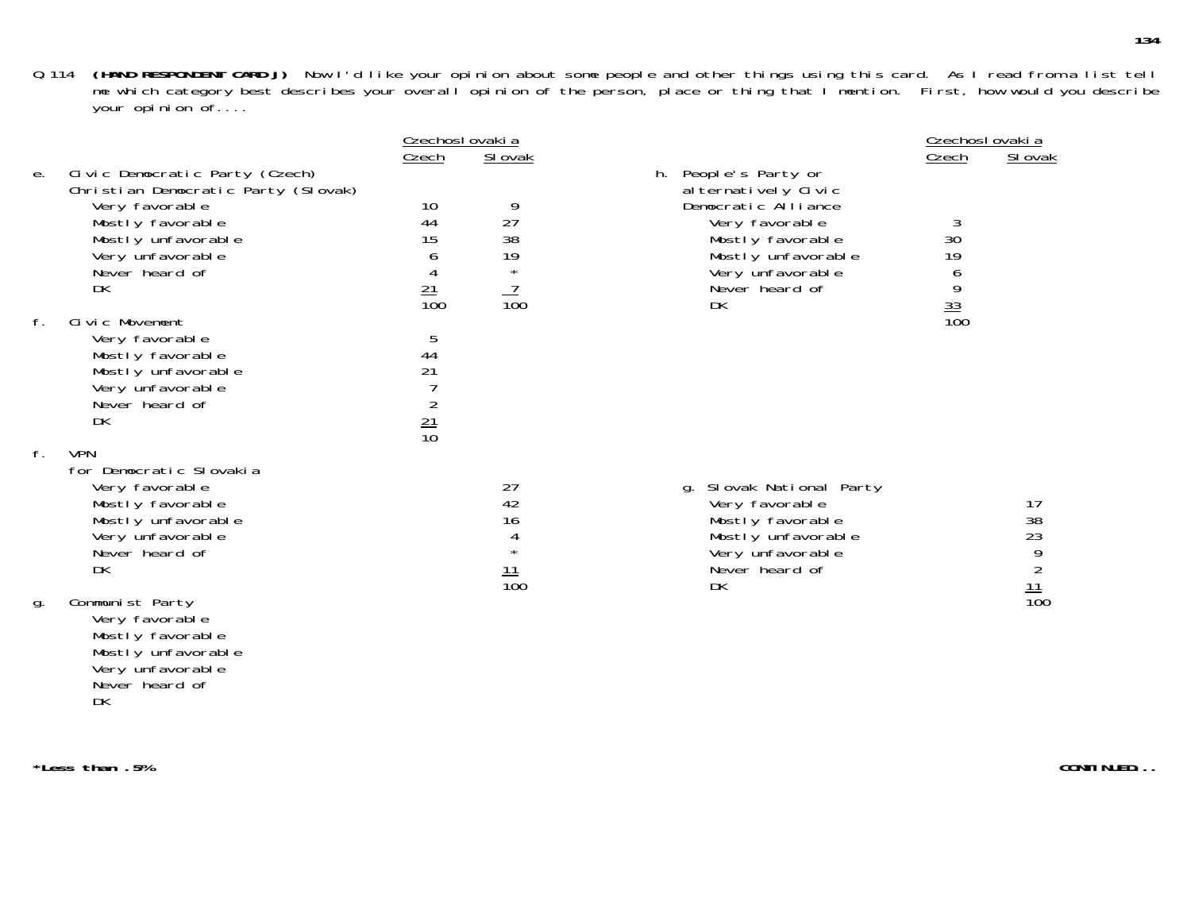Q.114 **(HAND RESPONDENT CARD J)** Now I'd like your opinion about some people and other things using this card. As I read from a list tell me which category best describes your overall opinion of the person, place or thing that I mention. First, how would you describe your opinion of....

| | Czechoslovakia | |
|---|---|---|
| | Czech | Slovak |
| **e. Civic Democratic Party (Czech) Christian Democratic Party (Slovak)** | | |
| Very favorable | 10 | 9 |
| Mostly favorable | 44 | 27 |
| Mostly unfavorable | 15 | 38 |
| Very unfavorable | 6 | 19 |
| Never heard of | 4 | * |
| DK | 21 | 7 |
| | 100 | 100 |
| **f. Civic Movement** | | |
| Very favorable | 5 | |
| Mostly favorable | 44 | |
| Mostly unfavorable | 21 | |
| Very unfavorable | 7 | |
| Never heard of | 2 | |
| DK | 21 | |
| | 10 | |
| **f. VPN for Democratic Slovakia** | | |
| Very favorable | | 27 |
| Mostly favorable | | 42 |
| Mostly unfavorable | | 16 |
| Very unfavorable | | 4 |
| Never heard of | | * |
| DK | | 11 |
| | | 100 |
| **g. Communist Party** | | |
| Very favorable | | |
| Mostly favorable | | |
| Mostly unfavorable | | |
| Very unfavorable | | |
| Never heard of | | |
| DK | | |

| | Czechoslovakia | |
|---|---|---|
| | Czech | Slovak |
| **h. People's Party or alternatively Civic Democratic Alliance** | | |
| Very favorable | 3 | |
| Mostly favorable | 30 | |
| Mostly unfavorable | 19 | |
| Very unfavorable | 6 | |
| Never heard of | 9 | |
| DK | 33 | |
| | 100 | |
| **g. Slovak National Party** | | |
| Very favorable | | 17 |
| Mostly favorable | | 38 |
| Mostly unfavorable | | 23 |
| Very unfavorable | | 9 |
| Never heard of | | 2 |
| DK | | 11 |
| | | 100 |

***Less than .5%**

**CONTINUED...**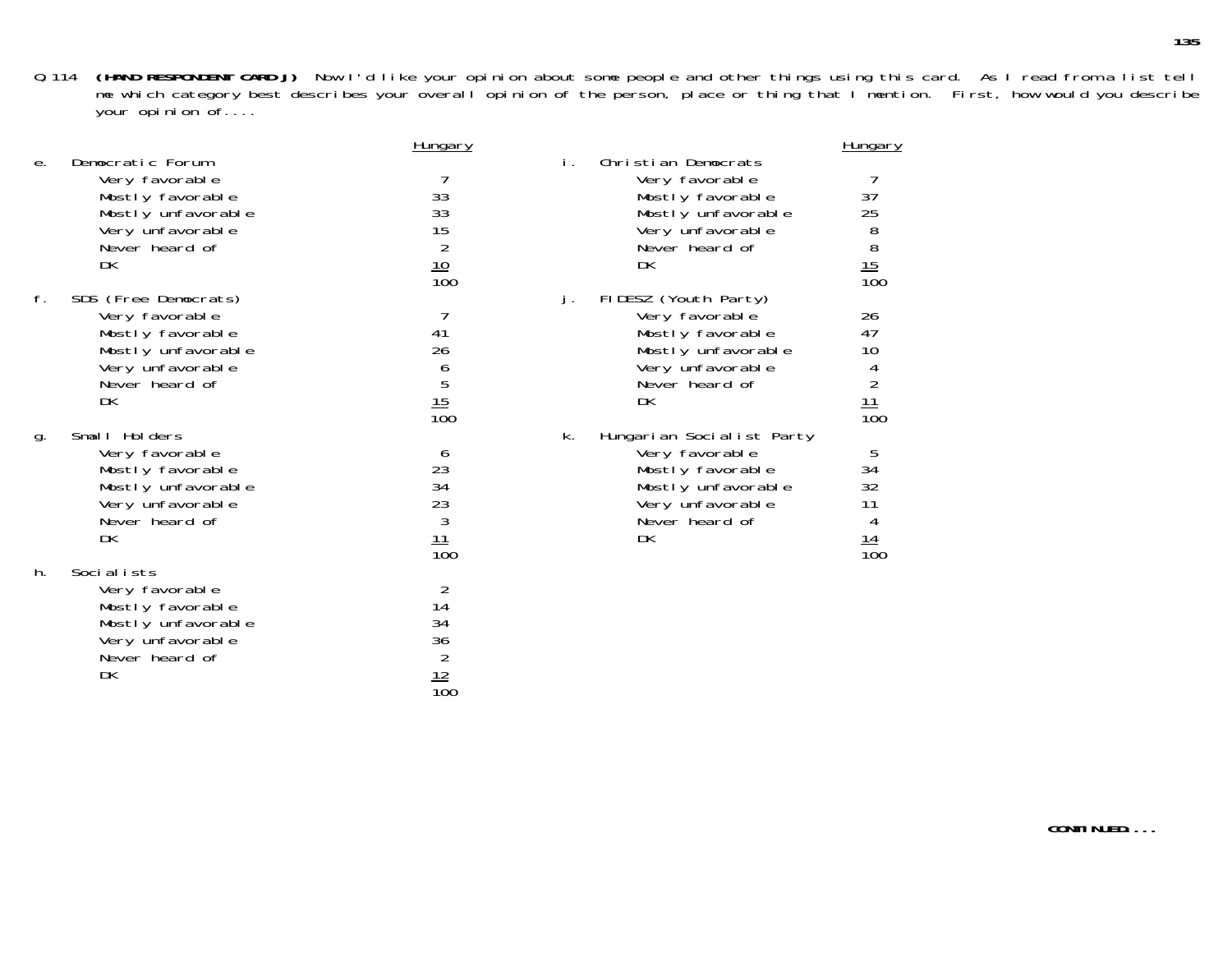Q.114 **(HAND RESPONDENT CARD J)** Now I'd like your opinion about some people and other things using this card. As I read from a list tell me which category best describes your overall opinion of the person, place or thing that I mention. First, how would you describe your opinion of....

| | Hungary |
|---|---|
| **e. Democratic Forum** | |
| Very favorable | 7 |
| Mostly favorable | 33 |
| Mostly unfavorable | 33 |
| Very unfavorable | 15 |
| Never heard of | 2 |
| DK | 10 |
| | 100 |
| **f. SDS (Free Democrats)** | |
| Very favorable | 7 |
| Mostly favorable | 41 |
| Mostly unfavorable | 26 |
| Very unfavorable | 6 |
| Never heard of | 5 |
| DK | 15 |
| | 100 |
| **g. Small Holders** | |
| Very favorable | 6 |
| Mostly favorable | 23 |
| Mostly unfavorable | 34 |
| Very unfavorable | 23 |
| Never heard of | 3 |
| DK | 11 |
| | 100 |
| **h. Socialists** | |
| Very favorable | 2 |
| Mostly favorable | 14 |
| Mostly unfavorable | 34 |
| Very unfavorable | 36 |
| Never heard of | 2 |
| DK | 12 |
| | 100 |
| **i. Christian Democrats** | |
| Very favorable | 7 |
| Mostly favorable | 37 |
| Mostly unfavorable | 25 |
| Very unfavorable | 8 |
| Never heard of | 8 |
| DK | 15 |
| | 100 |
| **j. FIDESZ (Youth Party)** | |
| Very favorable | 26 |
| Mostly favorable | 47 |
| Mostly unfavorable | 10 |
| Very unfavorable | 4 |
| Never heard of | 2 |
| DK | 11 |
| | 100 |
| **k. Hungarian Socialist Party** | |
| Very favorable | 5 |
| Mostly favorable | 34 |
| Mostly unfavorable | 32 |
| Very unfavorable | 11 |
| Never heard of | 4 |
| DK | 14 |
| | 100 |

**CONTINUED....**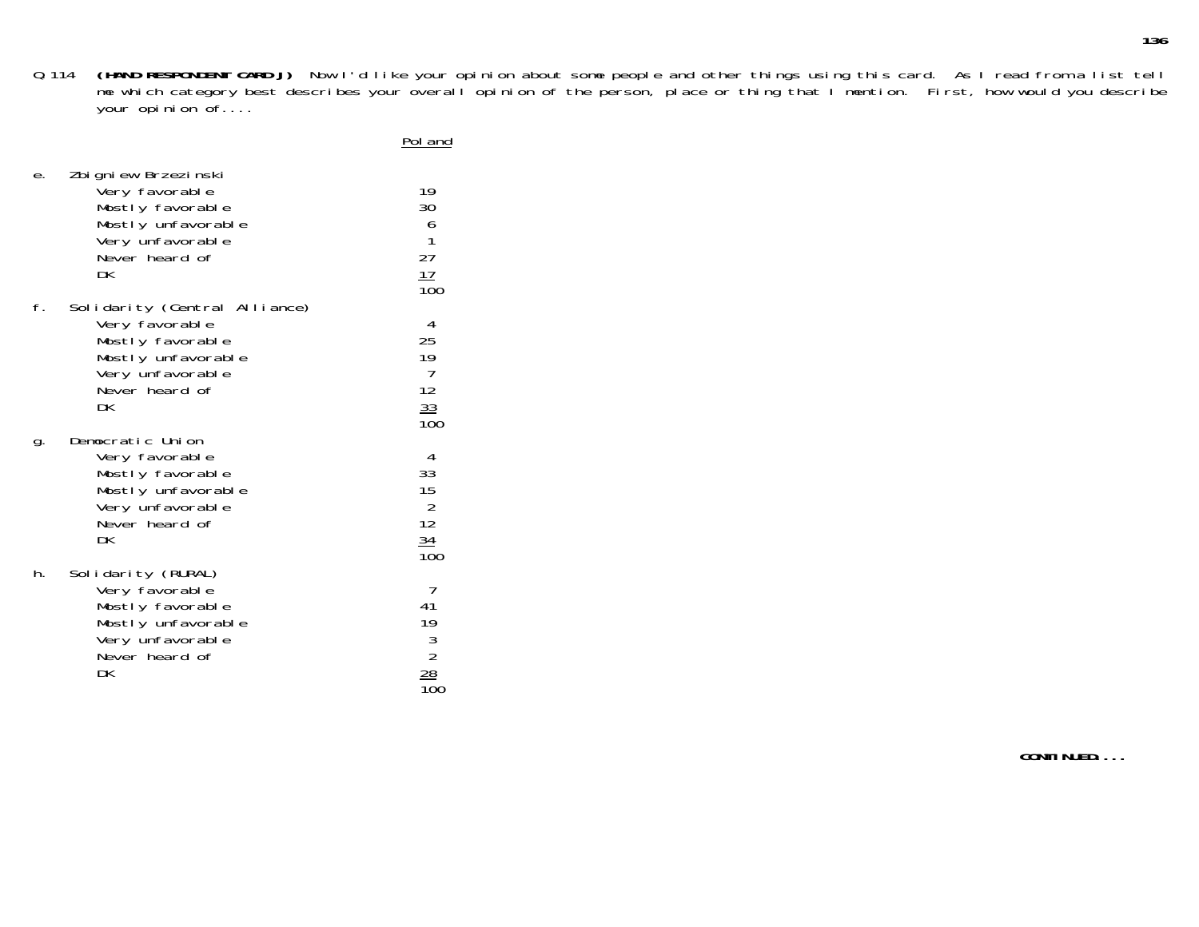Q.114 **(HAND RESPONDENT CARD J)** Now I'd like your opinion about some people and other things using this card. As I read from a list tell me which category best describes your overall opinion of the person, place or thing that I mention. First, how would you describe your opinion of....

| | Poland |
|---|---|
| **e. Zbigniew Brzezinski** | |
| Very favorable | 19 |
| Mostly favorable | 30 |
| Mostly unfavorable | 6 |
| Very unfavorable | 1 |
| Never heard of | 27 |
| DK | 17 |
| | 100 |
| **f. Solidarity (Central Alliance)** | |
| Very favorable | 4 |
| Mostly favorable | 25 |
| Mostly unfavorable | 19 |
| Very unfavorable | 7 |
| Never heard of | 12 |
| DK | 33 |
| | 100 |
| **g. Democratic Union** | |
| Very favorable | 4 |
| Mostly favorable | 33 |
| Mostly unfavorable | 15 |
| Very unfavorable | 2 |
| Never heard of | 12 |
| DK | 34 |
| | 100 |
| **h. Solidarity (RURAL)** | |
| Very favorable | 7 |
| Mostly favorable | 41 |
| Mostly unfavorable | 19 |
| Very unfavorable | 3 |
| Never heard of | 2 |
| DK | 28 |
| | 100 |

**CONTINUED...**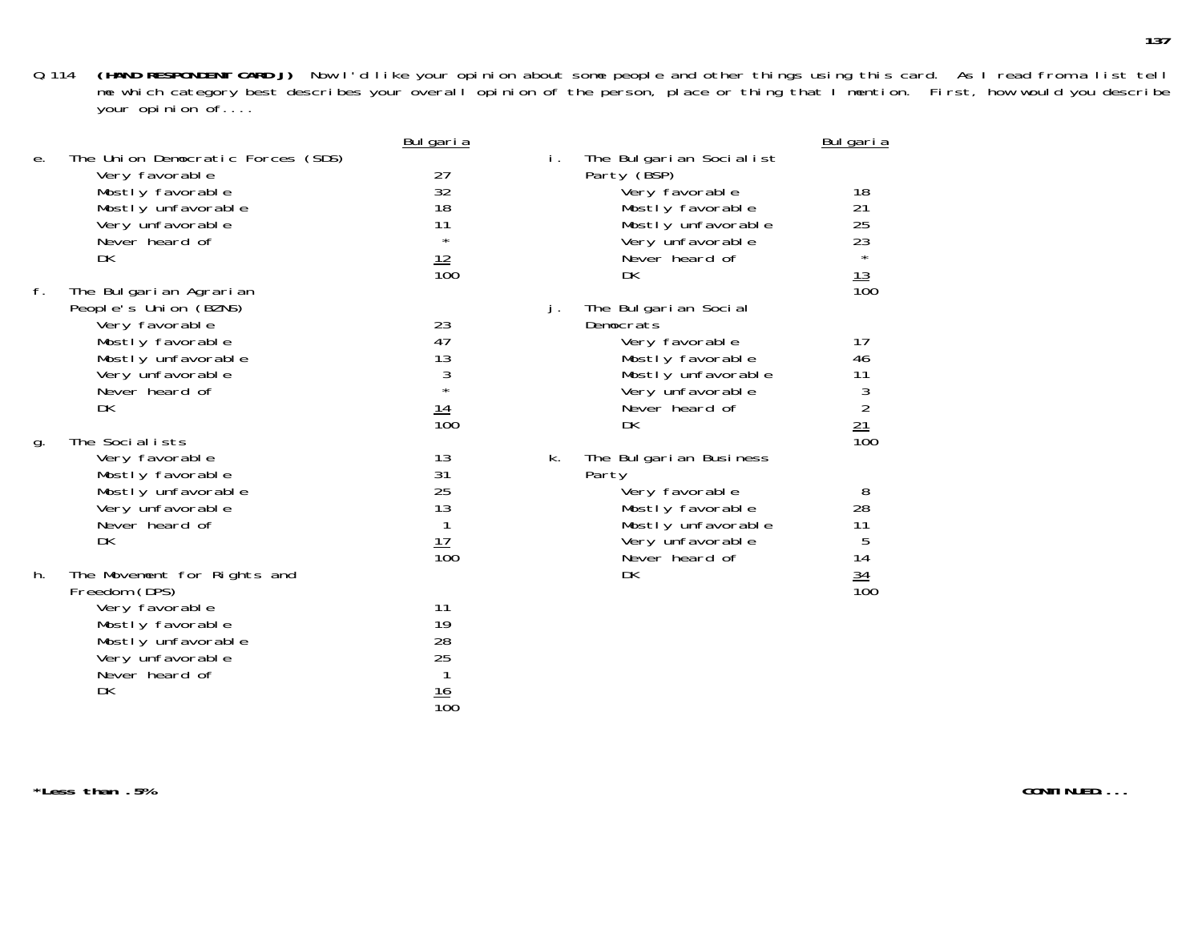Q.114 **(HAND RESPONDENT CARD J)** Now I'd like your opinion about some people and other things using this card. As I read from a list tell me which category best describes your overall opinion of the person, place or thing that I mention. First, how would you describe your opinion of....

| | Bulgaria |
|---|---|
| **e. The Union Democratic Forces (SDS)** | |
| Very favorable | 27 |
| Mostly favorable | 32 |
| Mostly unfavorable | 18 |
| Very unfavorable | 11 |
| Never heard of | * |
| DK | 12 |
| | 100 |
| **f. The Bulgarian Agrarian People's Union (BZNS)** | |
| Very favorable | 23 |
| Mostly favorable | 47 |
| Mostly unfavorable | 13 |
| Very unfavorable | 3 |
| Never heard of | * |
| DK | 14 |
| | 100 |
| **g. The Socialists** | |
| Very favorable | 13 |
| Mostly favorable | 31 |
| Mostly unfavorable | 25 |
| Very unfavorable | 13 |
| Never heard of | 1 |
| DK | 17 |
| | 100 |
| **h. The Movement for Rights and Freedom (DPS)** | |
| Very favorable | 11 |
| Mostly favorable | 19 |
| Mostly unfavorable | 28 |
| Very unfavorable | 25 |
| Never heard of | 1 |
| DK | 16 |
| | 100 |
| **i. The Bulgarian Socialist Party (BSP)** | |
| Very favorable | 18 |
| Mostly favorable | 21 |
| Mostly unfavorable | 25 |
| Very unfavorable | 23 |
| Never heard of | * |
| DK | 13 |
| | 100 |
| **j. The Bulgarian Social Democrats** | |
| Very favorable | 17 |
| Mostly favorable | 46 |
| Mostly unfavorable | 11 |
| Very unfavorable | 3 |
| Never heard of | 2 |
| DK | 21 |
| | 100 |
| **k. The Bulgarian Business Party** | |
| Very favorable | 8 |
| Mostly favorable | 28 |
| Mostly unfavorable | 11 |
| Very unfavorable | 5 |
| Never heard of | 14 |
| DK | 34 |
| | 100 |

***Less than .5%**

**CONTINUED...**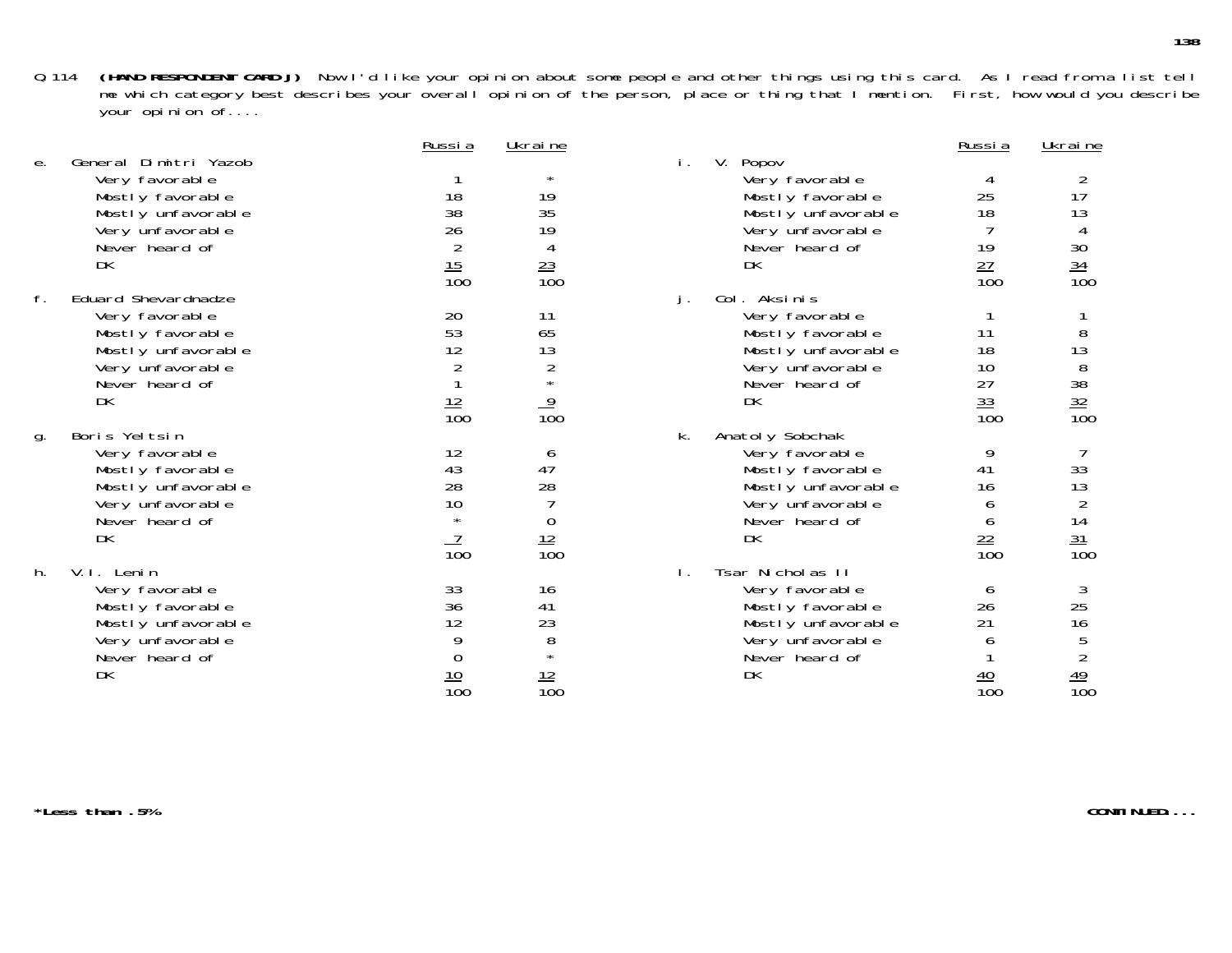Q.114 **(HAND RESPONDENT CARD J)** Now I'd like your opinion about some people and other things using this card. As I read from a list tell me which category best describes your overall opinion of the person, place or thing that I mention. First, how would you describe your opinion of....

| | Russia | Ukraine |
|---|---|---|
| **e. General Dimitri Yazob** | | |
| Very favorable | 1 | * |
| Mostly favorable | 18 | 19 |
| Mostly unfavorable | 38 | 35 |
| Very unfavorable | 26 | 19 |
| Never heard of | 2 | 4 |
| DK | 15 | 23 |
| | 100 | 100 |
| **f. Eduard Shevardnadze** | | |
| Very favorable | 20 | 11 |
| Mostly favorable | 53 | 65 |
| Mostly unfavorable | 12 | 13 |
| Very unfavorable | 2 | 2 |
| Never heard of | 1 | * |
| DK | 12 | 9 |
| | 100 | 100 |
| **g. Boris Yeltsin** | | |
| Very favorable | 12 | 6 |
| Mostly favorable | 43 | 47 |
| Mostly unfavorable | 28 | 28 |
| Very unfavorable | 10 | 7 |
| Never heard of | * | 0 |
| DK | 7 | 12 |
| | 100 | 100 |
| **h. V.I. Lenin** | | |
| Very favorable | 33 | 16 |
| Mostly favorable | 36 | 41 |
| Mostly unfavorable | 12 | 23 |
| Very unfavorable | 9 | 8 |
| Never heard of | 0 | * |
| DK | 10 | 12 |
| | 100 | 100 |
| **i. V. Popov** | | |
| Very favorable | 4 | 2 |
| Mostly favorable | 25 | 17 |
| Mostly unfavorable | 18 | 13 |
| Very unfavorable | 7 | 4 |
| Never heard of | 19 | 30 |
| DK | 27 | 34 |
| | 100 | 100 |
| **j. Col. Aksinis** | | |
| Very favorable | 1 | 1 |
| Mostly favorable | 11 | 8 |
| Mostly unfavorable | 18 | 13 |
| Very unfavorable | 10 | 8 |
| Never heard of | 27 | 38 |
| DK | 33 | 32 |
| | 100 | 100 |
| **k. Anatoly Sobchak** | | |
| Very favorable | 9 | 7 |
| Mostly favorable | 41 | 33 |
| Mostly unfavorable | 16 | 13 |
| Very unfavorable | 6 | 2 |
| Never heard of | 6 | 14 |
| DK | 22 | 31 |
| | 100 | 100 |
| **l. Tsar Nicholas II** | | |
| Very favorable | 6 | 3 |
| Mostly favorable | 26 | 25 |
| Mostly unfavorable | 21 | 16 |
| Very unfavorable | 6 | 5 |
| Never heard of | 1 | 2 |
| DK | 40 | 49 |
| | 100 | 100 |

***Less than .5%**

**CONTINUED....**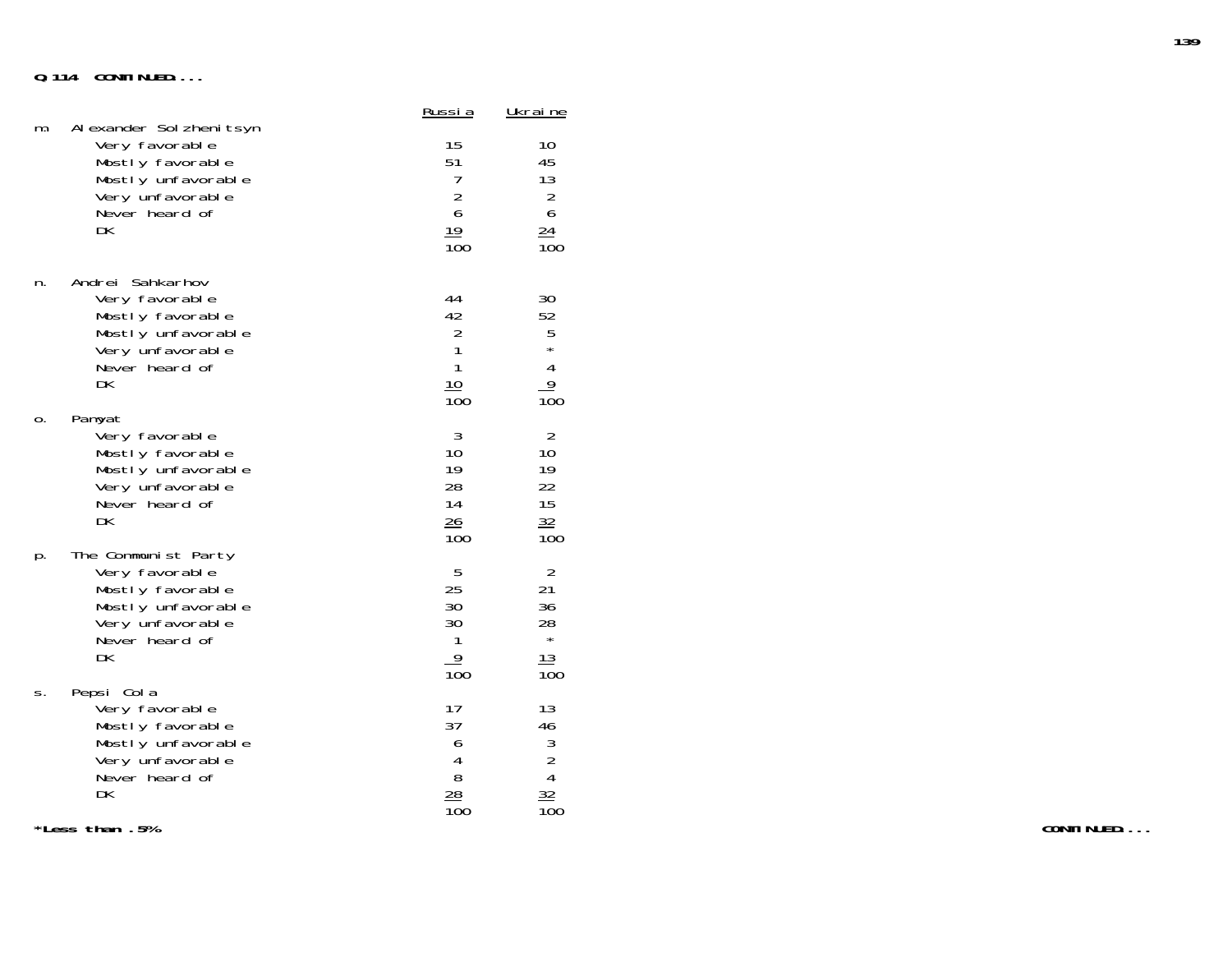**Q.114 CONTINUED...**

| | Russia | Ukraine |
|---|---|---|
| **m. Alexander Solzhenitsyn** | | |
| Very favorable | 15 | 10 |
| Mostly favorable | 51 | 45 |
| Mostly unfavorable | 7 | 13 |
| Very unfavorable | 2 | 2 |
| Never heard of | 6 | 6 |
| DK | 19 | 24 |
| | 100 | 100 |
| **n. Andrei Sahkarhov** | | |
| Very favorable | 44 | 30 |
| Mostly favorable | 42 | 52 |
| Mostly unfavorable | 2 | 5 |
| Very unfavorable | 1 | * |
| Never heard of | 1 | 4 |
| DK | 10 | 9 |
| | 100 | 100 |
| **o. Pamyat** | | |
| Very favorable | 3 | 2 |
| Mostly favorable | 10 | 10 |
| Mostly unfavorable | 19 | 19 |
| Very unfavorable | 28 | 22 |
| Never heard of | 14 | 15 |
| DK | 26 | 32 |
| | 100 | 100 |
| **p. The Communist Party** | | |
| Very favorable | 5 | 2 |
| Mostly favorable | 25 | 21 |
| Mostly unfavorable | 30 | 36 |
| Very unfavorable | 30 | 28 |
| Never heard of | 1 | * |
| DK | 9 | 13 |
| | 100 | 100 |
| **s. Pepsi Cola** | | |
| Very favorable | 17 | 13 |
| Mostly favorable | 37 | 46 |
| Mostly unfavorable | 6 | 3 |
| Very unfavorable | 4 | 2 |
| Never heard of | 8 | 4 |
| DK | 28 | 32 |
| | 100 | 100 |

**\*Less than .5%**

**CONTINUED...**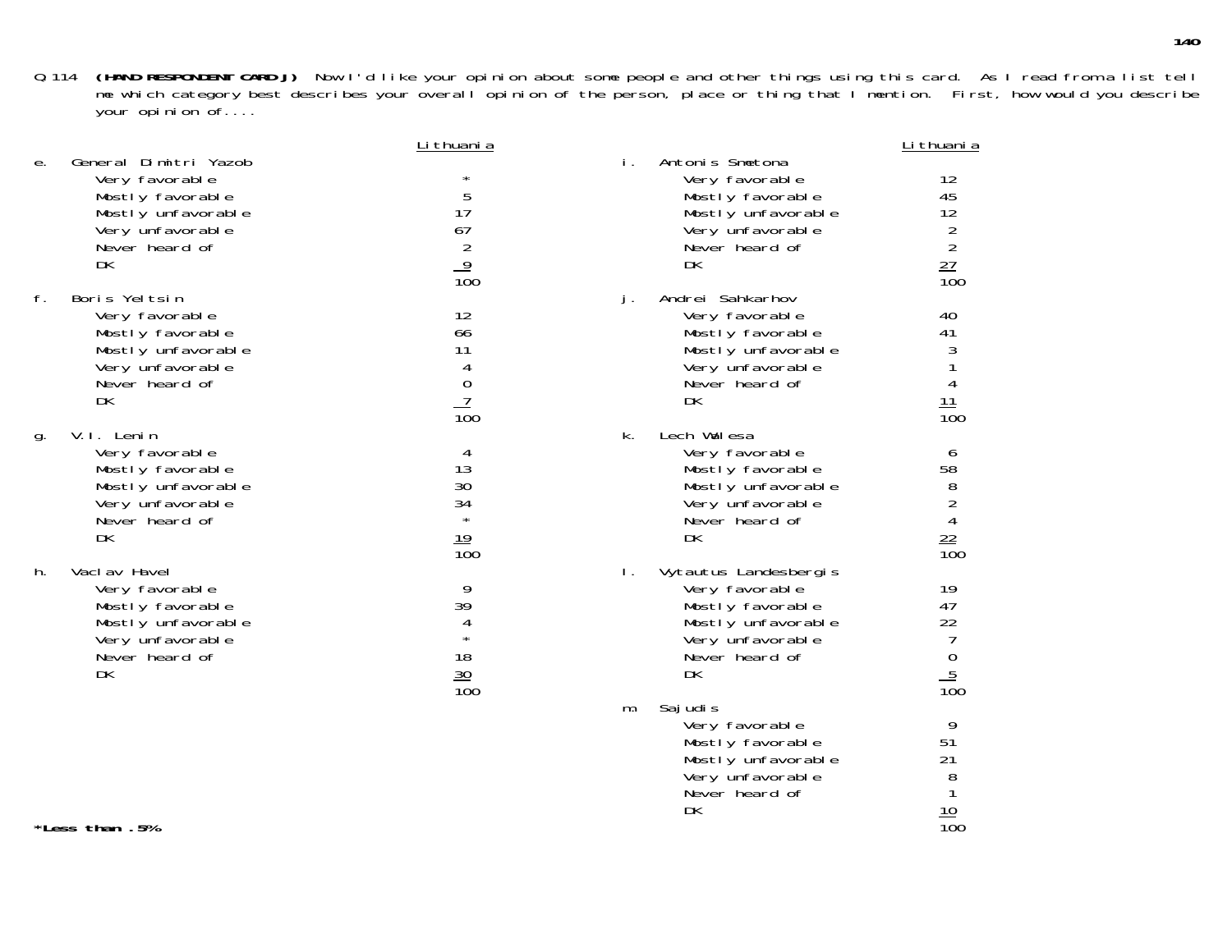Q.114 **(HAND RESPONDENT CARD J)** Now I'd like your opinion about some people and other things using this card. As I read from a list tell me which category best describes your overall opinion of the person, place or thing that I mention. First, how would you describe your opinion of....

| | Lithuania |
|---|---|
| **e. General Dimitri Yazob** | |
| Very favorable | * |
| Mostly favorable | 5 |
| Mostly unfavorable | 17 |
| Very unfavorable | 67 |
| Never heard of | 2 |
| DK | 9 |
| | 100 |
| **f. Boris Yeltsin** | |
| Very favorable | 12 |
| Mostly favorable | 66 |
| Mostly unfavorable | 11 |
| Very unfavorable | 4 |
| Never heard of | 0 |
| DK | 7 |
| | 100 |
| **g. V.I. Lenin** | |
| Very favorable | 4 |
| Mostly favorable | 13 |
| Mostly unfavorable | 30 |
| Very unfavorable | 34 |
| Never heard of | * |
| DK | 19 |
| | 100 |
| **h. Vaclav Havel** | |
| Very favorable | 9 |
| Mostly favorable | 39 |
| Mostly unfavorable | 4 |
| Very unfavorable | * |
| Never heard of | 18 |
| DK | 30 |
| | 100 |

| | Lithuania |
|---|---|
| **i. Antonis Smetona** | |
| Very favorable | 12 |
| Mostly favorable | 45 |
| Mostly unfavorable | 12 |
| Very unfavorable | 2 |
| Never heard of | 2 |
| DK | 27 |
| | 100 |
| **j. Andrei Sahkarhov** | |
| Very favorable | 40 |
| Mostly favorable | 41 |
| Mostly unfavorable | 3 |
| Very unfavorable | 1 |
| Never heard of | 4 |
| DK | 11 |
| | 100 |
| **k. Lech Walesa** | |
| Very favorable | 6 |
| Mostly favorable | 58 |
| Mostly unfavorable | 8 |
| Very unfavorable | 2 |
| Never heard of | 4 |
| DK | 22 |
| | 100 |
| **l. Vytautus Landesbergis** | |
| Very favorable | 19 |
| Mostly favorable | 47 |
| Mostly unfavorable | 22 |
| Very unfavorable | 7 |
| Never heard of | 0 |
| DK | 5 |
| | 100 |
| **m. Sajudis** | |
| Very favorable | 9 |
| Mostly favorable | 51 |
| Mostly unfavorable | 21 |
| Very unfavorable | 8 |
| Never heard of | 1 |
| DK | 10 |
| | 100 |

***Less than .5%**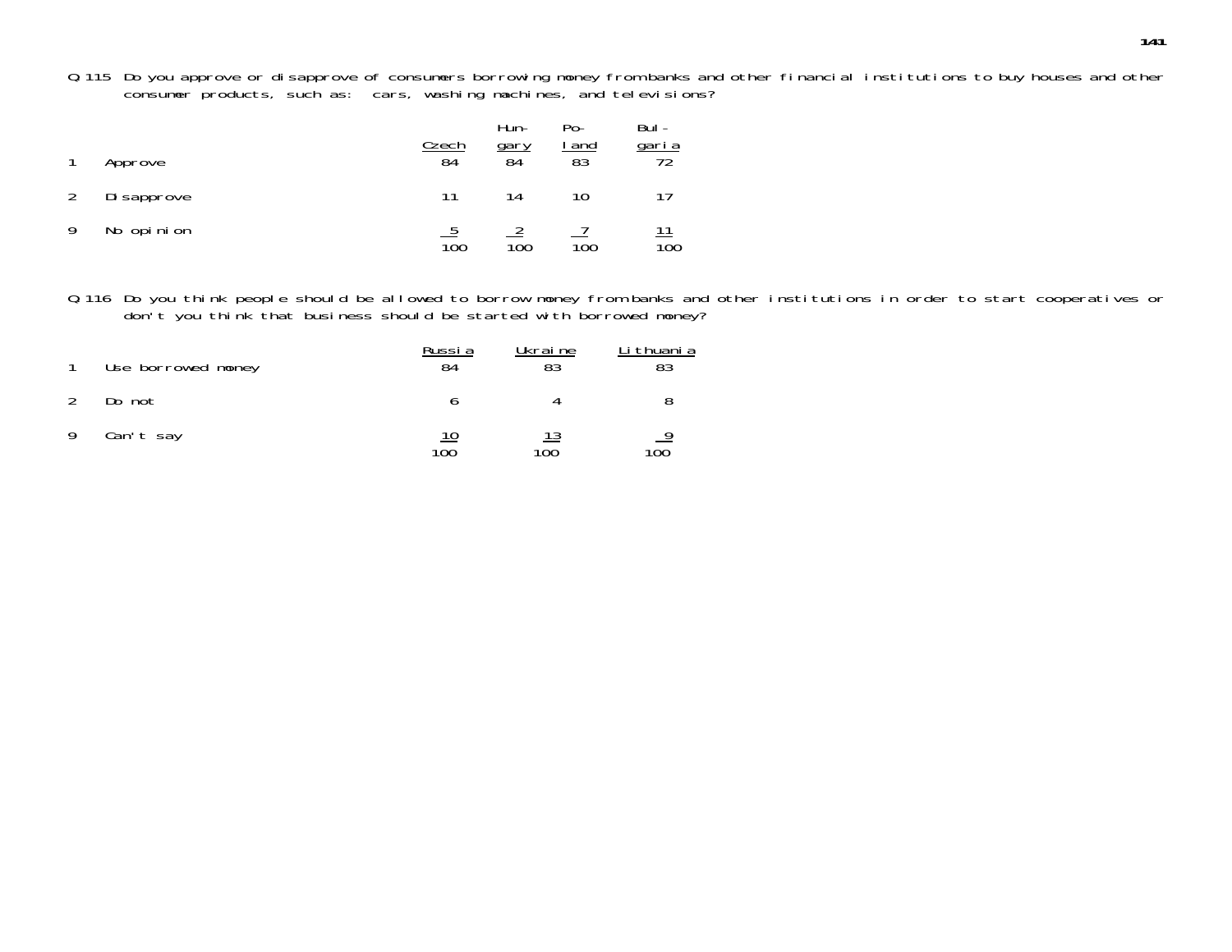Q.115 Do you approve or disapprove of consumers borrowing money from banks and other financial institutions to buy houses and other consumer products, such as: cars, washing machines, and televisions?

| | | Czech | Hungary | Poland | Bulgaria |
|---|---|---|---|---|---|
| 1 | Approve | 84 | 84 | 83 | 72 |
| 2 | Disapprove | 11 | 14 | 10 | 17 |
| 9 | No opinion | 5 | 2 | 7 | 11 |
| | | 100 | 100 | 100 | 100 |

Q.116 Do you think people should be allowed to borrow money from banks and other institutions in order to start cooperatives or don't you think that business should be started with borrowed money?

| | | Russia | Ukraine | Lithuania |
|---|---|---|---|---|
| 1 | Use borrowed money | 84 | 83 | 83 |
| 2 | Do not | 6 | 4 | 8 |
| 9 | Can't say | 10 | 13 | 9 |
| | | 100 | 100 | 100 |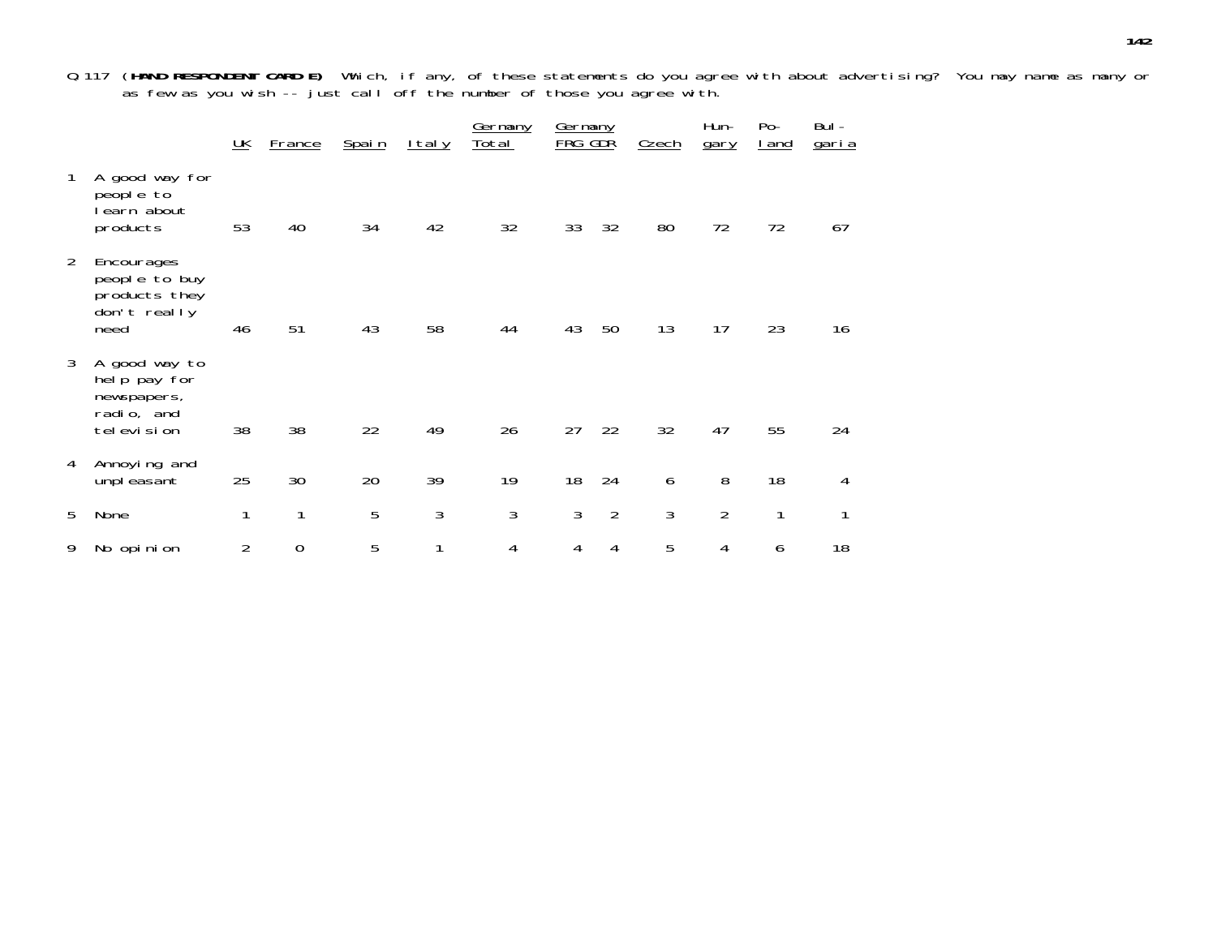Q 117 (**HAND RESPONDENT CARD E**) Which, if any, of these statements do you agree with about advertising? You may name as many or as few as you wish -- just call off the number of those you agree with.

| | | UK | France | Spain | Italy | Germany Total | Germany FRG | Germany GDR | Czech | Hungary | Poland | Bulgaria |
|---|---|---|---|---|---|---|---|---|---|---|---|---|
| 1 | A good way for people to learn about products | 53 | 40 | 34 | 42 | 32 | 33 | 32 | 80 | 72 | 72 | 67 |
| 2 | Encourages people to buy products they don't really need | 46 | 51 | 43 | 58 | 44 | 43 | 50 | 13 | 17 | 23 | 16 |
| 3 | A good way to help pay for newspapers, radio, and television | 38 | 38 | 22 | 49 | 26 | 27 | 22 | 32 | 47 | 55 | 24 |
| 4 | Annoying and unpleasant | 25 | 30 | 20 | 39 | 19 | 18 | 24 | 6 | 8 | 18 | 4 |
| 5 | None | 1 | 1 | 5 | 3 | 3 | 3 | 2 | 3 | 2 | 1 | 1 |
| 9 | No opinion | 2 | 0 | 5 | 1 | 4 | 4 | 4 | 5 | 4 | 6 | 18 |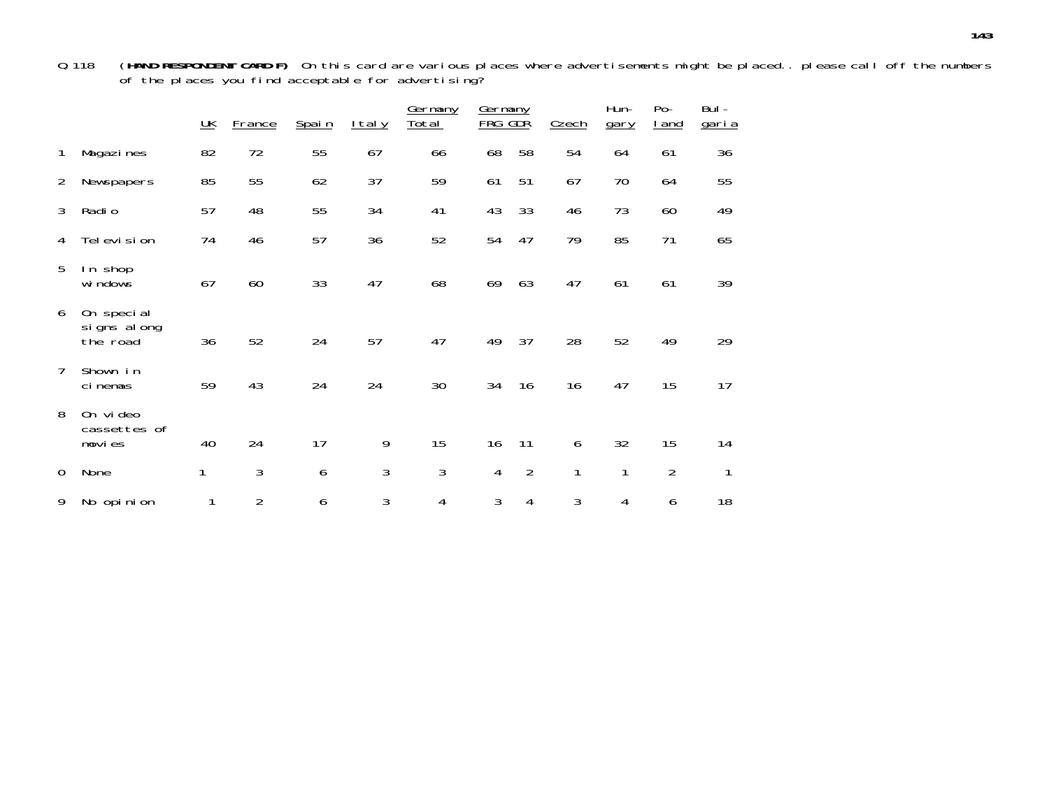Q 118 **(HAND RESPONDENT CARD F)** On this card are various places where advertisements might be placed.. please call off the numbers of the places you find acceptable for advertising?

| | | UK | France | Spain | Italy | Germany Total | Germany FRG | Germany GDR | Czech | Hungary | Poland | Bulgaria |
|---|---|---|---|---|---|---|---|---|---|---|---|---|
| 1 | Magazines | 82 | 72 | 55 | 67 | 66 | 68 | 58 | 54 | 64 | 61 | 36 |
| 2 | Newspapers | 85 | 55 | 62 | 37 | 59 | 61 | 51 | 67 | 70 | 64 | 55 |
| 3 | Radio | 57 | 48 | 55 | 34 | 41 | 43 | 33 | 46 | 73 | 60 | 49 |
| 4 | Television | 74 | 46 | 57 | 36 | 52 | 54 | 47 | 79 | 85 | 71 | 65 |
| 5 | In shop windows | 67 | 60 | 33 | 47 | 68 | 69 | 63 | 47 | 61 | 61 | 39 |
| 6 | On special signs along the road | 36 | 52 | 24 | 57 | 47 | 49 | 37 | 28 | 52 | 49 | 29 |
| 7 | Shown in cinemas | 59 | 43 | 24 | 24 | 30 | 34 | 16 | 16 | 47 | 15 | 17 |
| 8 | On video cassettes of movies | 40 | 24 | 17 | 9 | 15 | 16 | 11 | 6 | 32 | 15 | 14 |
| 0 | None | 1 | 3 | 6 | 3 | 3 | 4 | 2 | 1 | 1 | 2 | 1 |
| 9 | No opinion | 1 | 2 | 6 | 3 | 4 | 3 | 4 | 3 | 4 | 6 | 18 |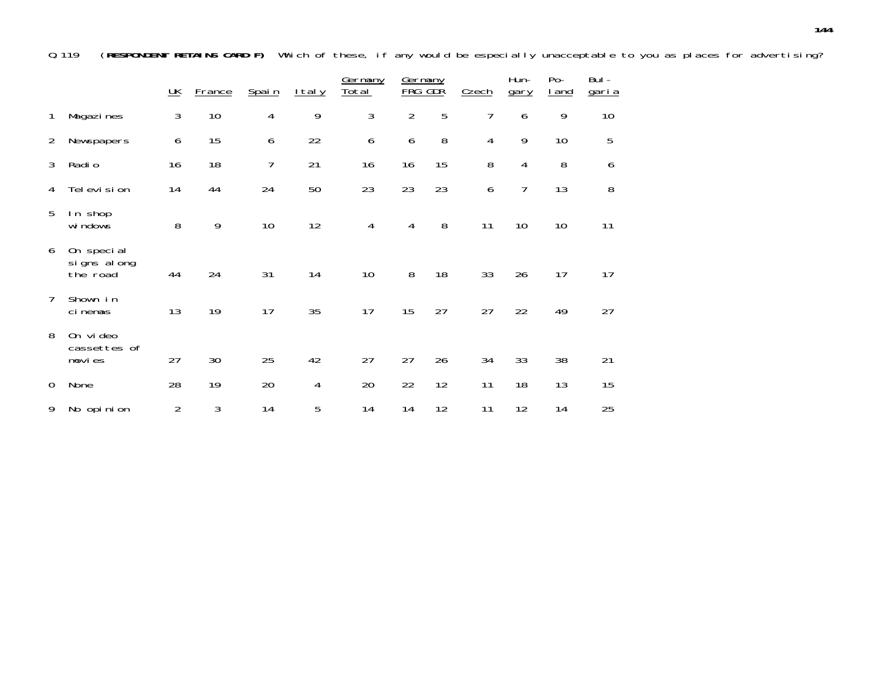Q 119 (**RESPONDENT RETAINS CARD F**) Which of these, if any would be especially unacceptable to you as places for advertising?

| | | UK | France | Spain | Italy | Germany Total | Germany FRG | GDR | Czech | Hun-gary | Po-land | Bul-garia |
|---|---|---|---|---|---|---|---|---|---|---|---|---|
| 1 | Magazines | 3 | 10 | 4 | 9 | 3 | 2 | 5 | 7 | 6 | 9 | 10 |
| 2 | Newspapers | 6 | 15 | 6 | 22 | 6 | 6 | 8 | 4 | 9 | 10 | 5 |
| 3 | Radio | 16 | 18 | 7 | 21 | 16 | 16 | 15 | 8 | 4 | 8 | 6 |
| 4 | Television | 14 | 44 | 24 | 50 | 23 | 23 | 23 | 6 | 7 | 13 | 8 |
| 5 | In shop windows | 8 | 9 | 10 | 12 | 4 | 4 | 8 | 11 | 10 | 10 | 11 |
| 6 | On special signs along the road | 44 | 24 | 31 | 14 | 10 | 8 | 18 | 33 | 26 | 17 | 17 |
| 7 | Shown in cinemas | 13 | 19 | 17 | 35 | 17 | 15 | 27 | 27 | 22 | 49 | 27 |
| 8 | On video cassettes of movies | 27 | 30 | 25 | 42 | 27 | 27 | 26 | 34 | 33 | 38 | 21 |
| 0 | None | 28 | 19 | 20 | 4 | 20 | 22 | 12 | 11 | 18 | 13 | 15 |
| 9 | No opinion | 2 | 3 | 14 | 5 | 14 | 14 | 12 | 11 | 12 | 14 | 25 |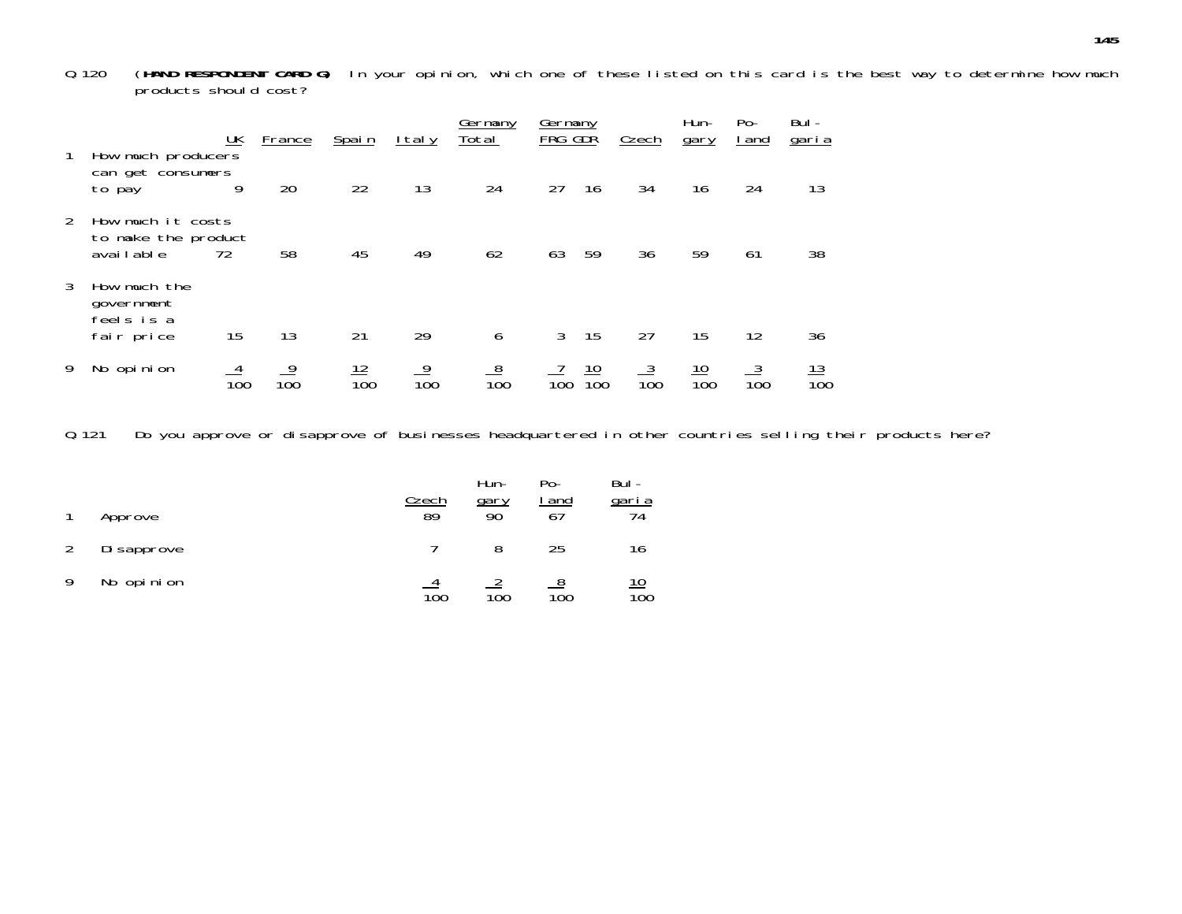Q.120 (**HAND RESPONDENT CARD G**) In your opinion, which one of these listed on this card is the best way to determine how much products should cost?

| | | UK | France | Spain | Italy | Germany Total | Germany FRG | Germany GDR | Czech | Hungary | Poland | Bulgaria |
|---|---|---|---|---|---|---|---|---|---|---|---|---|
| 1 | How much producers can get consumers to pay | 9 | 20 | 22 | 13 | 24 | 27 | 16 | 34 | 16 | 24 | 13 |
| 2 | How much it costs to make the product available | 72 | 58 | 45 | 49 | 62 | 63 | 59 | 36 | 59 | 61 | 38 |
| 3 | How much the government feels is a fair price | 15 | 13 | 21 | 29 | 6 | 3 | 15 | 27 | 15 | 12 | 36 |
| 9 | No opinion | 4 | 9 | 12 | 9 | 8 | 7 | 10 | 3 | 10 | 3 | 13 |
| | | 100 | 100 | 100 | 100 | 100 | 100 | 100 | 100 | 100 | 100 | 100 |

Q.121 Do you approve or disapprove of businesses headquartered in other countries selling their products here?

| | | Czech | Hungary | Poland | Bulgaria |
|---|---|---|---|---|---|
| 1 | Approve | 89 | 90 | 67 | 74 |
| 2 | Disapprove | 7 | 8 | 25 | 16 |
| 9 | No opinion | 4 | 2 | 8 | 10 |
| | | 100 | 100 | 100 | 100 |